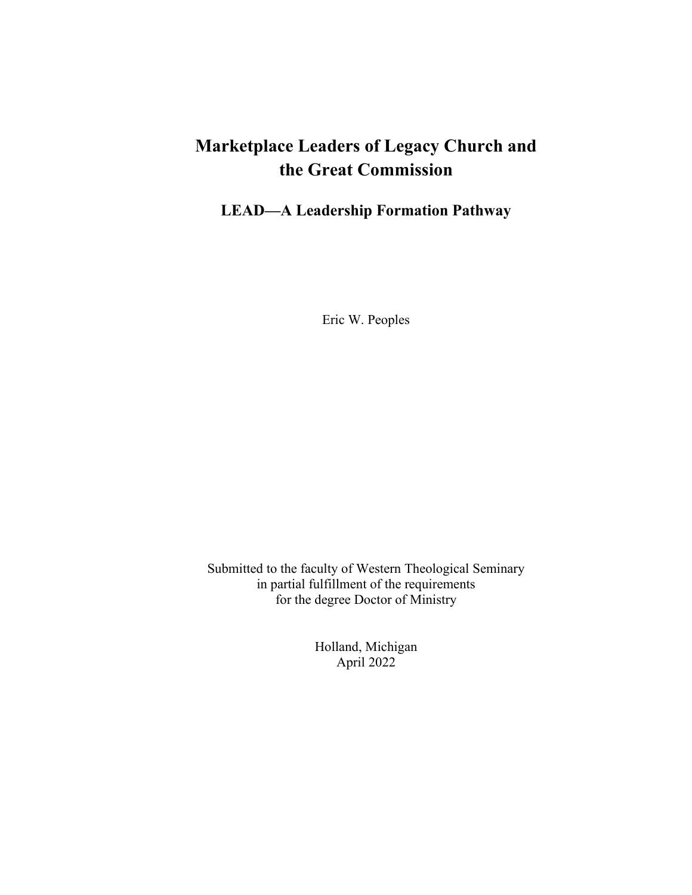# Marketplace Leaders of Legacy Church and the Great Commission

## LEAD—A Leadership Formation Pathway

Eric W. Peoples

Submitted to the faculty of Western Theological Seminary
in partial fulfillment of the requirements
for the degree Doctor of Ministry

Holland, Michigan
April 2022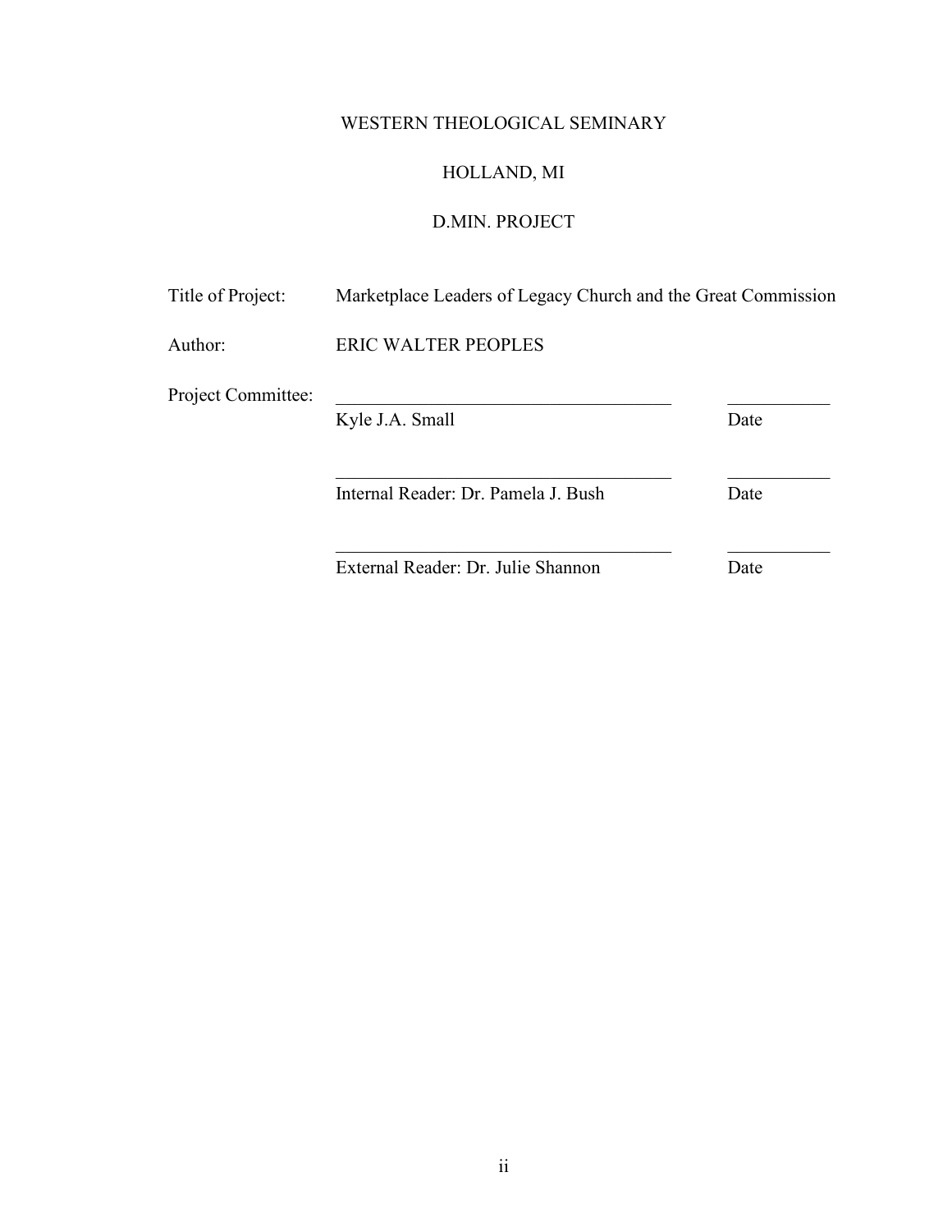WESTERN THEOLOGICAL SEMINARY

HOLLAND, MI

D.MIN. PROJECT

Title of Project: Marketplace Leaders of Legacy Church and the Great Commission

Author: ERIC WALTER PEOPLES

Project Committee:

| | |
|---|---|
| ____________________________________ | ___________ |
| Kyle J.A. Small | Date |
| ____________________________________ | ___________ |
| Internal Reader: Dr. Pamela J. Bush | Date |
| ____________________________________ | ___________ |
| External Reader: Dr. Julie Shannon | Date |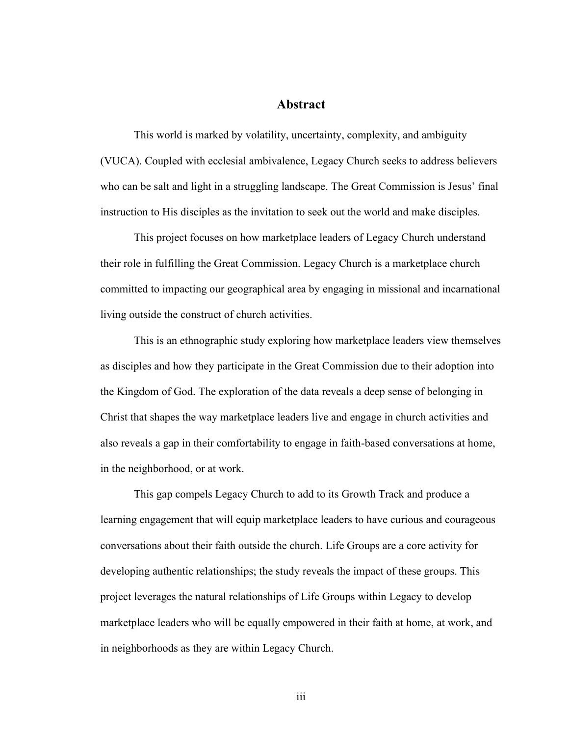# Abstract

This world is marked by volatility, uncertainty, complexity, and ambiguity (VUCA). Coupled with ecclesial ambivalence, Legacy Church seeks to address believers who can be salt and light in a struggling landscape. The Great Commission is Jesus' final instruction to His disciples as the invitation to seek out the world and make disciples.

This project focuses on how marketplace leaders of Legacy Church understand their role in fulfilling the Great Commission. Legacy Church is a marketplace church committed to impacting our geographical area by engaging in missional and incarnational living outside the construct of church activities.

This is an ethnographic study exploring how marketplace leaders view themselves as disciples and how they participate in the Great Commission due to their adoption into the Kingdom of God. The exploration of the data reveals a deep sense of belonging in Christ that shapes the way marketplace leaders live and engage in church activities and also reveals a gap in their comfortability to engage in faith-based conversations at home, in the neighborhood, or at work.

This gap compels Legacy Church to add to its Growth Track and produce a learning engagement that will equip marketplace leaders to have curious and courageous conversations about their faith outside the church. Life Groups are a core activity for developing authentic relationships; the study reveals the impact of these groups. This project leverages the natural relationships of Life Groups within Legacy to develop marketplace leaders who will be equally empowered in their faith at home, at work, and in neighborhoods as they are within Legacy Church.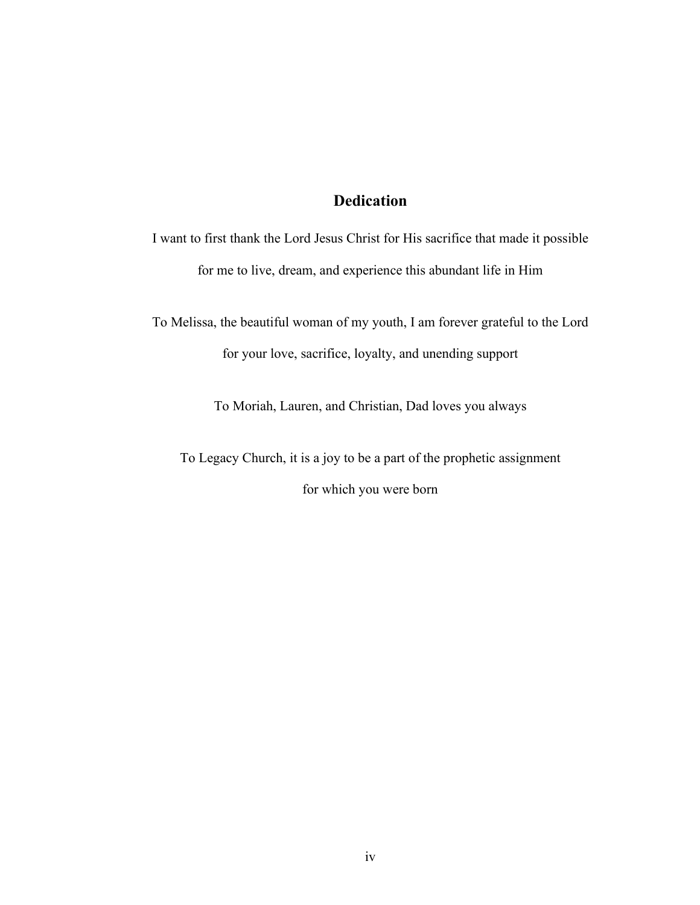# Dedication

I want to first thank the Lord Jesus Christ for His sacrifice that made it possible for me to live, dream, and experience this abundant life in Him

To Melissa, the beautiful woman of my youth, I am forever grateful to the Lord for your love, sacrifice, loyalty, and unending support

To Moriah, Lauren, and Christian, Dad loves you always

To Legacy Church, it is a joy to be a part of the prophetic assignment for which you were born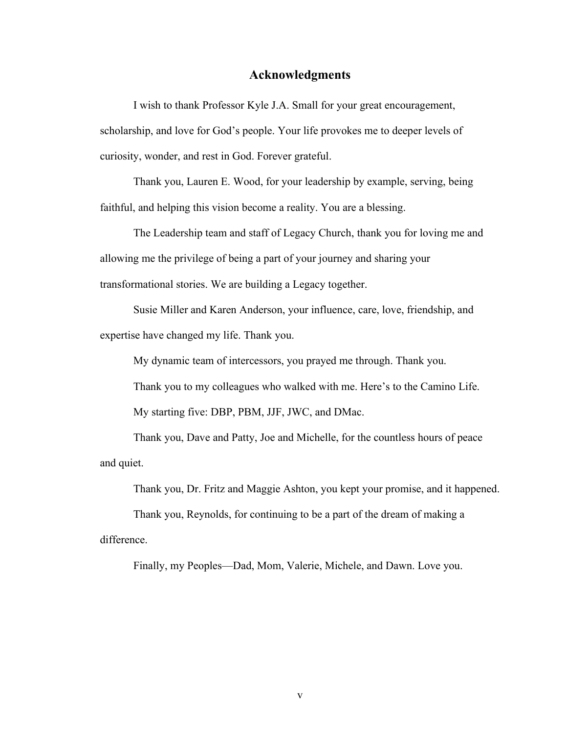# Acknowledgments

I wish to thank Professor Kyle J.A. Small for your great encouragement, scholarship, and love for God's people. Your life provokes me to deeper levels of curiosity, wonder, and rest in God. Forever grateful.

Thank you, Lauren E. Wood, for your leadership by example, serving, being faithful, and helping this vision become a reality. You are a blessing.

The Leadership team and staff of Legacy Church, thank you for loving me and allowing me the privilege of being a part of your journey and sharing your transformational stories. We are building a Legacy together.

Susie Miller and Karen Anderson, your influence, care, love, friendship, and expertise have changed my life. Thank you.

My dynamic team of intercessors, you prayed me through. Thank you.

Thank you to my colleagues who walked with me. Here's to the Camino Life.

My starting five: DBP, PBM, JJF, JWC, and DMac.

Thank you, Dave and Patty, Joe and Michelle, for the countless hours of peace and quiet.

Thank you, Dr. Fritz and Maggie Ashton, you kept your promise, and it happened.

Thank you, Reynolds, for continuing to be a part of the dream of making a difference.

Finally, my Peoples—Dad, Mom, Valerie, Michele, and Dawn. Love you.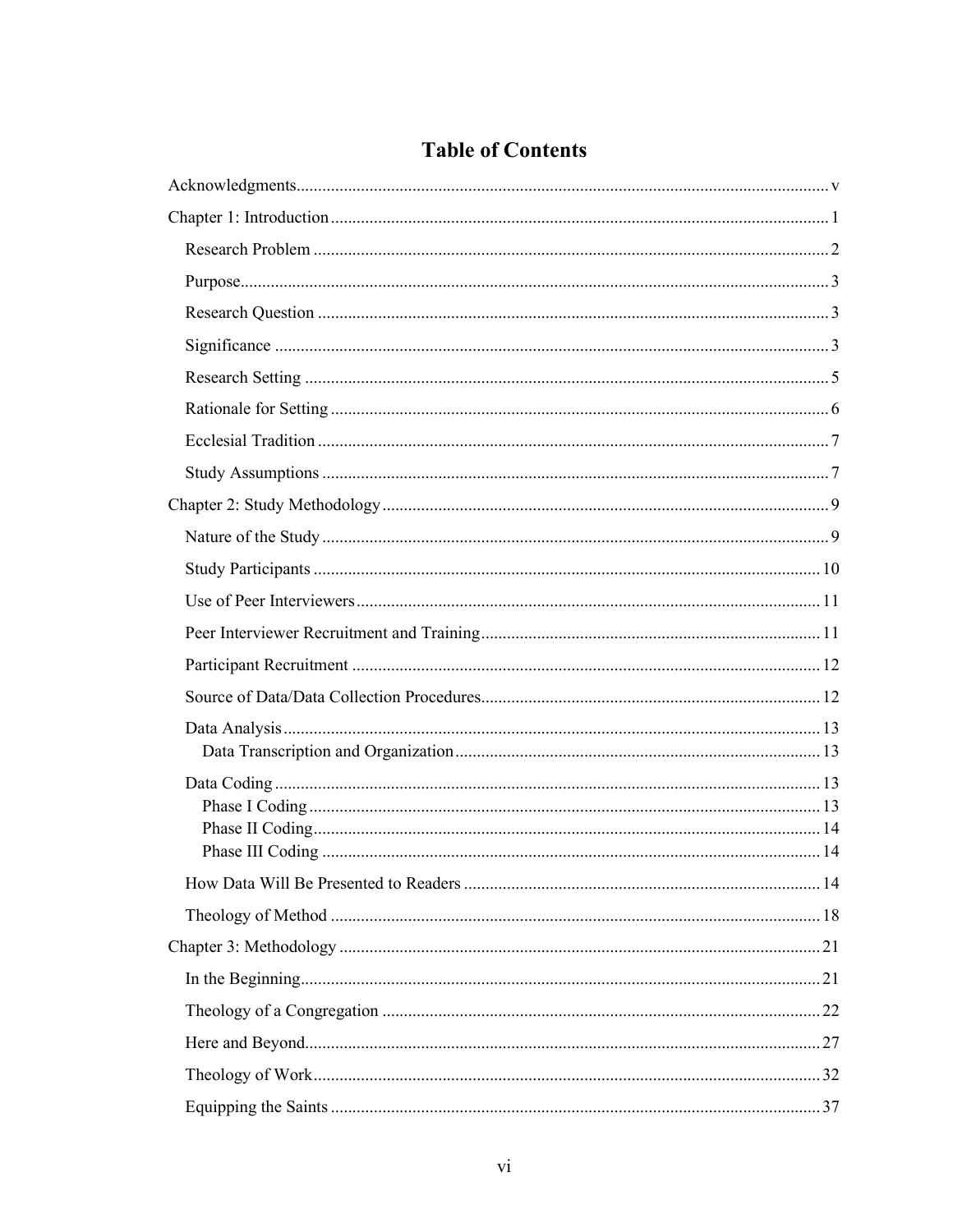# Table of Contents

Acknowledgments ..... v

Chapter 1: Introduction ..... 1

- Research Problem ..... 2
- Purpose ..... 3
- Research Question ..... 3
- Significance ..... 3
- Research Setting ..... 5
- Rationale for Setting ..... 6
- Ecclesial Tradition ..... 7
- Study Assumptions ..... 7

Chapter 2: Study Methodology ..... 9

- Nature of the Study ..... 9
- Study Participants ..... 10
- Use of Peer Interviewers ..... 11
- Peer Interviewer Recruitment and Training ..... 11
- Participant Recruitment ..... 12
- Source of Data/Data Collection Procedures ..... 12
- Data Analysis ..... 13
  - Data Transcription and Organization ..... 13
- Data Coding ..... 13
  - Phase I Coding ..... 13
  - Phase II Coding ..... 14
  - Phase III Coding ..... 14
- How Data Will Be Presented to Readers ..... 14
- Theology of Method ..... 18

Chapter 3: Methodology ..... 21

- In the Beginning ..... 21
- Theology of a Congregation ..... 22
- Here and Beyond ..... 27
- Theology of Work ..... 32
- Equipping the Saints ..... 37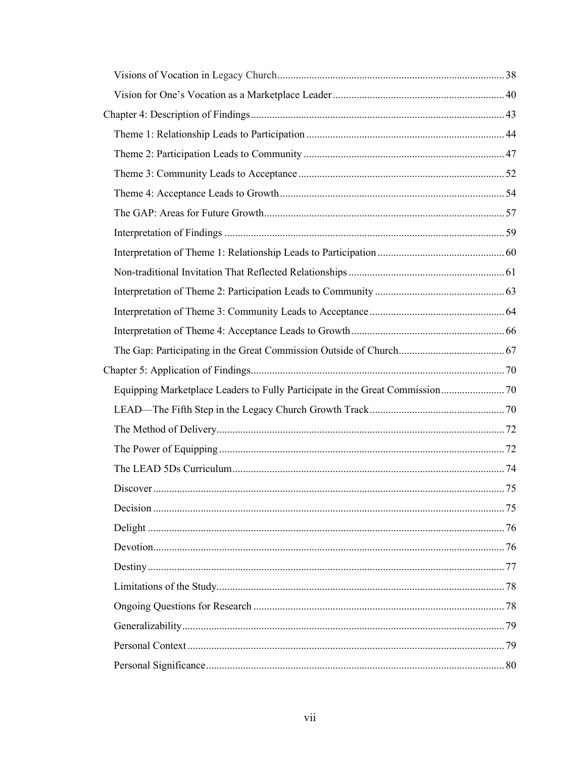Visions of Vocation in Legacy Church....................................................................................38

Vision for One's Vocation as a Marketplace Leader................................................................40

Chapter 4: Description of Findings..............................................................................................43

Theme 1: Relationship Leads to Participation ..........................................................................44

Theme 2: Participation Leads to Community ...........................................................................47

Theme 3: Community Leads to Acceptance.............................................................................52

Theme 4: Acceptance Leads to Growth....................................................................................54

The GAP: Areas for Future Growth..........................................................................................57

Interpretation of Findings .........................................................................................................59

Interpretation of Theme 1: Relationship Leads to Participation ...............................................60

Non-traditional Invitation That Reflected Relationships ..........................................................61

Interpretation of Theme 2: Participation Leads to Community ................................................63

Interpretation of Theme 3: Community Leads to Acceptance..................................................64

Interpretation of Theme 4: Acceptance Leads to Growth.........................................................66

The Gap: Participating in the Great Commission Outside of Church........................................67

Chapter 5: Application of Findings..............................................................................................70

Equipping Marketplace Leaders to Fully Participate in the Great Commission........................70

LEAD—The Fifth Step in the Legacy Church Growth Track..................................................70

The Method of Delivery............................................................................................................72

The Power of Equipping...........................................................................................................72

The LEAD 5Ds Curriculum......................................................................................................74

Discover....................................................................................................................................75

Decision....................................................................................................................................75

Delight......................................................................................................................................76

Devotion....................................................................................................................................76

Destiny......................................................................................................................................77

Limitations of the Study............................................................................................................78

Ongoing Questions for Research ..............................................................................................78

Generalizability.........................................................................................................................79

Personal Context.......................................................................................................................79

Personal Significance................................................................................................................80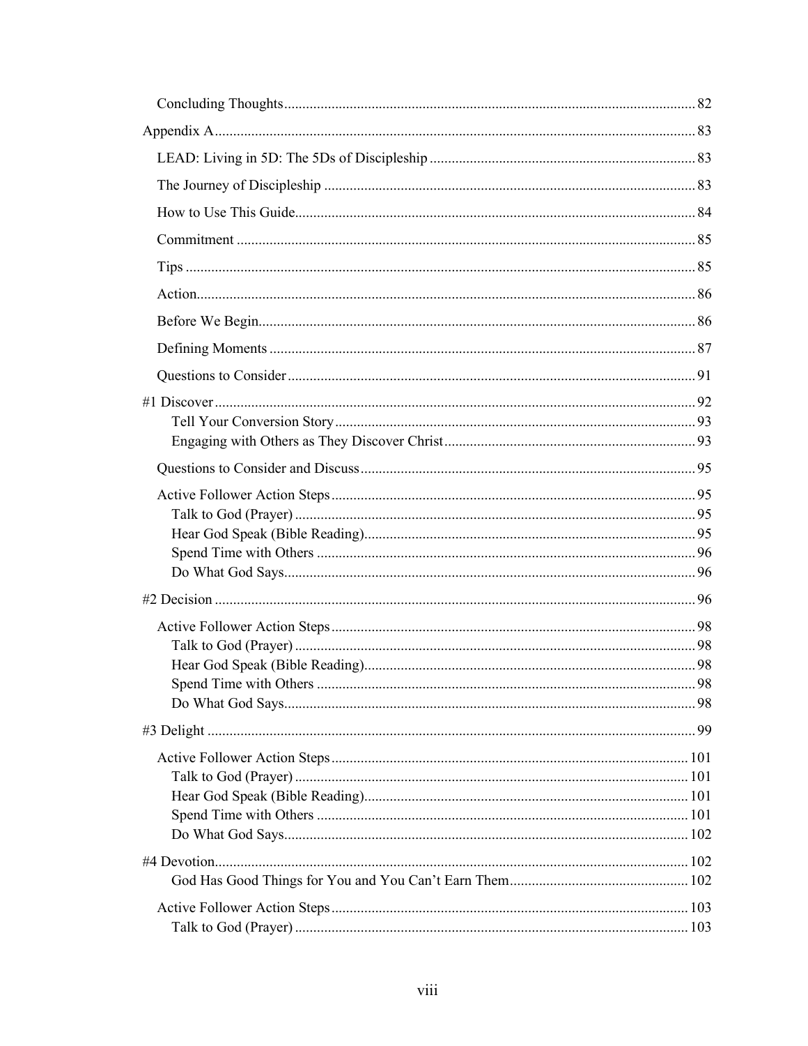- Concluding Thoughts ... 82

Appendix A ... 83

- LEAD: Living in 5D: The 5Ds of Discipleship ... 83
- The Journey of Discipleship ... 83
- How to Use This Guide ... 84
- Commitment ... 85
- Tips ... 85
- Action ... 86
- Before We Begin ... 86
- Defining Moments ... 87
- Questions to Consider ... 91

#1 Discover ... 92

- Tell Your Conversion Story ... 93
- Engaging with Others as They Discover Christ ... 93
- Questions to Consider and Discuss ... 95
- Active Follower Action Steps ... 95
  - Talk to God (Prayer) ... 95
  - Hear God Speak (Bible Reading) ... 95
  - Spend Time with Others ... 96
  - Do What God Says ... 96

#2 Decision ... 96

- Active Follower Action Steps ... 98
  - Talk to God (Prayer) ... 98
  - Hear God Speak (Bible Reading) ... 98
  - Spend Time with Others ... 98
  - Do What God Says ... 98

#3 Delight ... 99

- Active Follower Action Steps ... 101
  - Talk to God (Prayer) ... 101
  - Hear God Speak (Bible Reading) ... 101
  - Spend Time with Others ... 101
  - Do What God Says ... 102

#4 Devotion ... 102

- God Has Good Things for You and You Can't Earn Them ... 102
- Active Follower Action Steps ... 103
  - Talk to God (Prayer) ... 103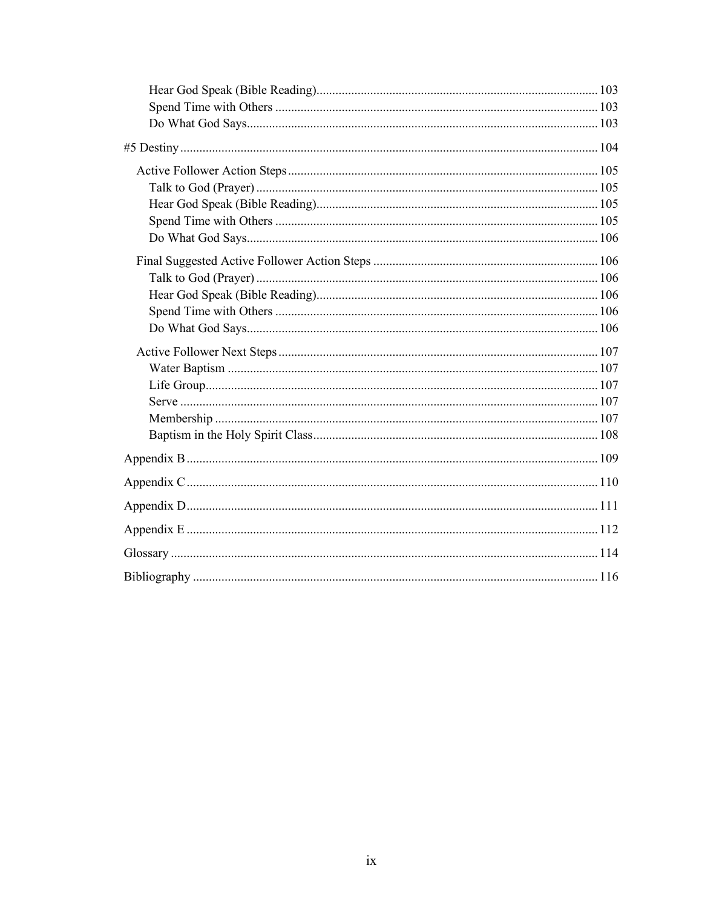Hear God Speak (Bible Reading)........................................................................................ 103
Spend Time with Others ..................................................................................................... 103
Do What God Says.............................................................................................................. 103

#5 Destiny ................................................................................................................................... 104

Active Follower Action Steps ................................................................................................. 105
Talk to God (Prayer) ........................................................................................................... 105
Hear God Speak (Bible Reading)........................................................................................ 105
Spend Time with Others ..................................................................................................... 105
Do What God Says.............................................................................................................. 106

Final Suggested Active Follower Action Steps ...................................................................... 106
Talk to God (Prayer) ........................................................................................................... 106
Hear God Speak (Bible Reading)........................................................................................ 106
Spend Time with Others ..................................................................................................... 106
Do What God Says.............................................................................................................. 106

Active Follower Next Steps .................................................................................................... 107
Water Baptism .................................................................................................................... 107
Life Group........................................................................................................................... 107
Serve ................................................................................................................................... 107
Membership ........................................................................................................................ 107
Baptism in the Holy Spirit Class......................................................................................... 108

Appendix B ................................................................................................................................ 109

Appendix C ................................................................................................................................ 110

Appendix D................................................................................................................................ 111

Appendix E ................................................................................................................................ 112

Glossary ..................................................................................................................................... 114

Bibliography .............................................................................................................................. 116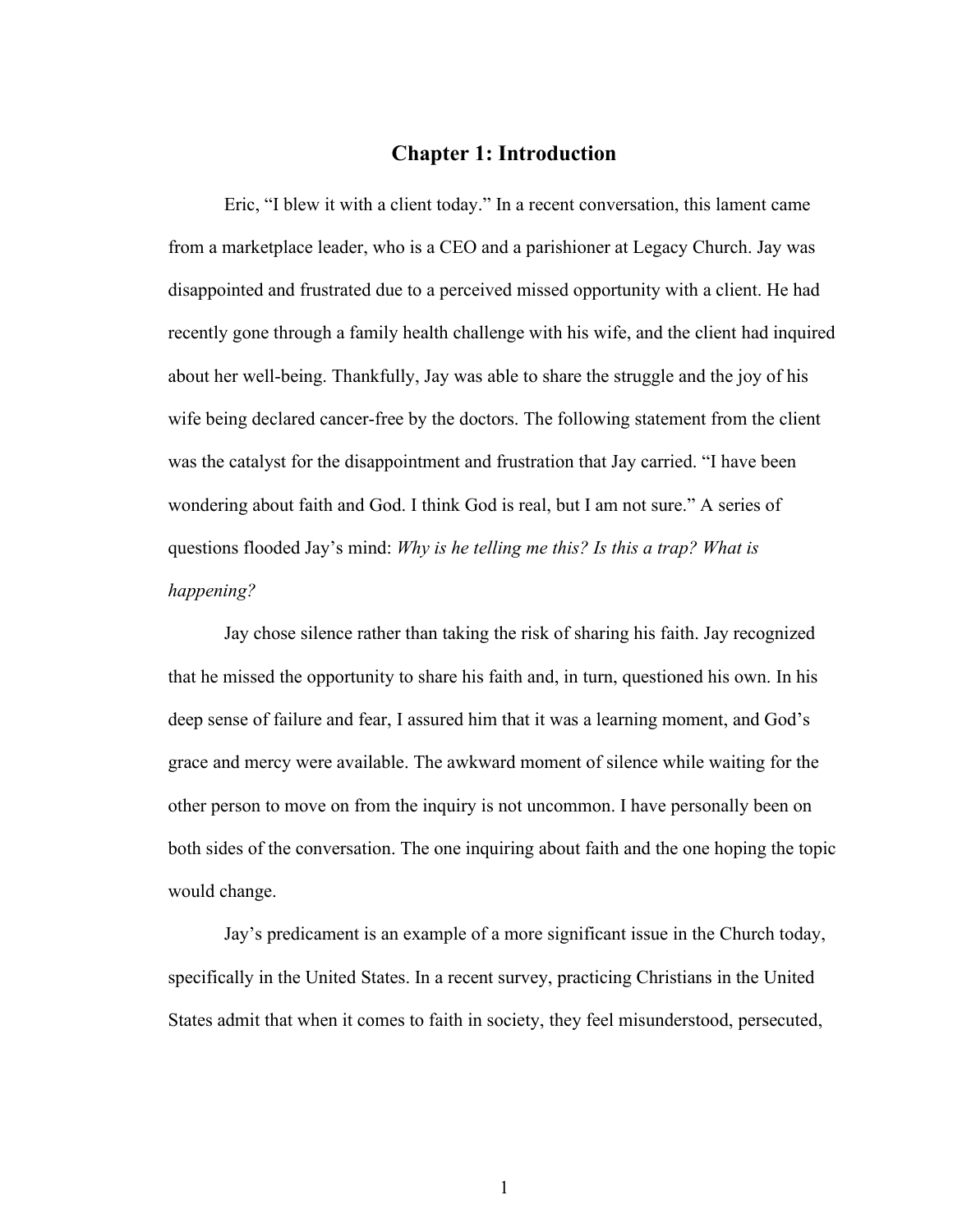# Chapter 1: Introduction

Eric, "I blew it with a client today." In a recent conversation, this lament came from a marketplace leader, who is a CEO and a parishioner at Legacy Church. Jay was disappointed and frustrated due to a perceived missed opportunity with a client. He had recently gone through a family health challenge with his wife, and the client had inquired about her well-being. Thankfully, Jay was able to share the struggle and the joy of his wife being declared cancer-free by the doctors. The following statement from the client was the catalyst for the disappointment and frustration that Jay carried. "I have been wondering about faith and God. I think God is real, but I am not sure." A series of questions flooded Jay's mind: *Why is he telling me this? Is this a trap? What is happening?*

Jay chose silence rather than taking the risk of sharing his faith. Jay recognized that he missed the opportunity to share his faith and, in turn, questioned his own. In his deep sense of failure and fear, I assured him that it was a learning moment, and God's grace and mercy were available. The awkward moment of silence while waiting for the other person to move on from the inquiry is not uncommon. I have personally been on both sides of the conversation. The one inquiring about faith and the one hoping the topic would change.

Jay's predicament is an example of a more significant issue in the Church today, specifically in the United States. In a recent survey, practicing Christians in the United States admit that when it comes to faith in society, they feel misunderstood, persecuted,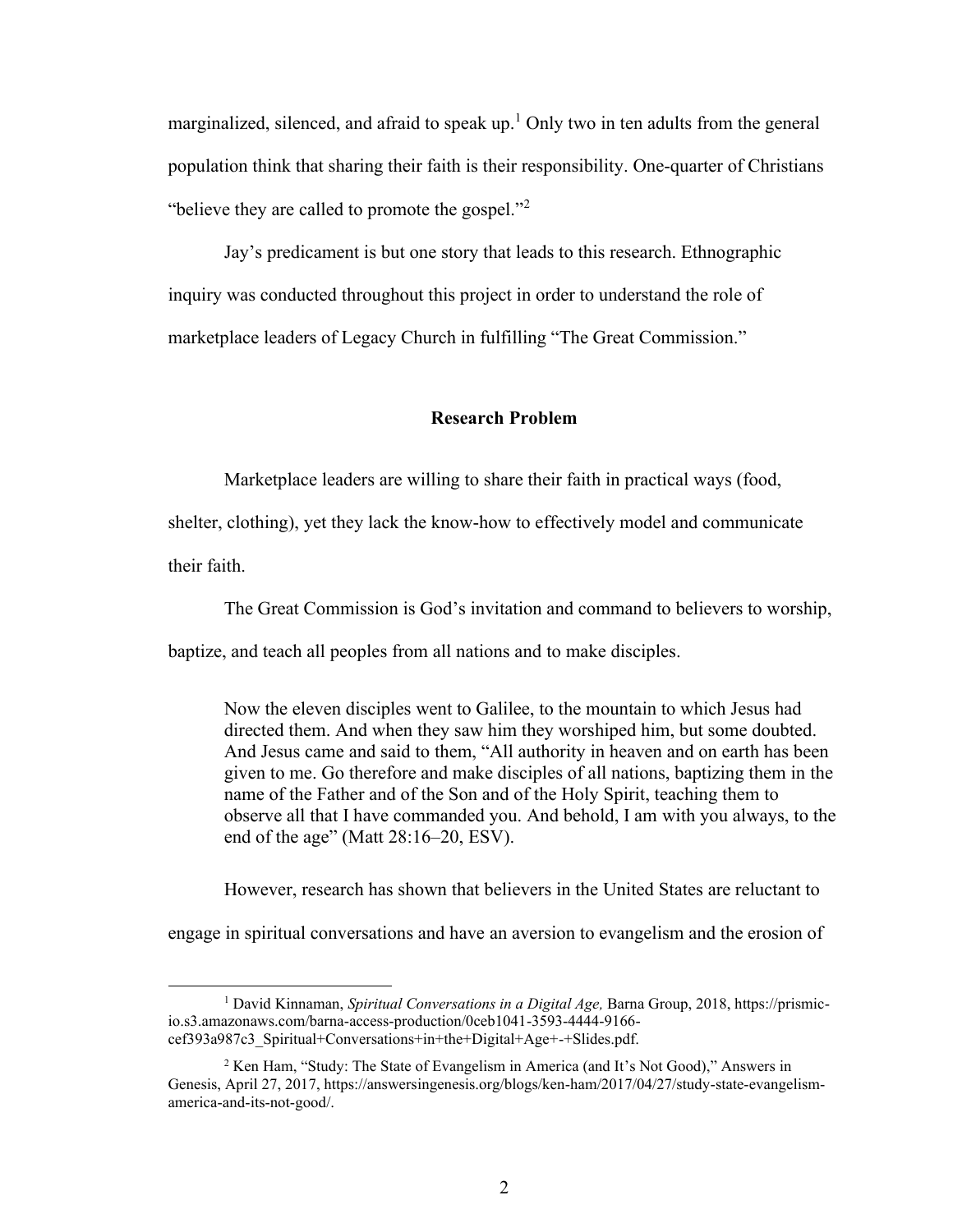marginalized, silenced, and afraid to speak up.[1] Only two in ten adults from the general population think that sharing their faith is their responsibility. One-quarter of Christians "believe they are called to promote the gospel."[2]

Jay's predicament is but one story that leads to this research. Ethnographic inquiry was conducted throughout this project in order to understand the role of marketplace leaders of Legacy Church in fulfilling "The Great Commission."

## Research Problem

Marketplace leaders are willing to share their faith in practical ways (food, shelter, clothing), yet they lack the know-how to effectively model and communicate their faith.

The Great Commission is God's invitation and command to believers to worship, baptize, and teach all peoples from all nations and to make disciples.

> Now the eleven disciples went to Galilee, to the mountain to which Jesus had directed them. And when they saw him they worshiped him, but some doubted. And Jesus came and said to them, "All authority in heaven and on earth has been given to me. Go therefore and make disciples of all nations, baptizing them in the name of the Father and of the Son and of the Holy Spirit, teaching them to observe all that I have commanded you. And behold, I am with you always, to the end of the age" (Matt 28:16–20, ESV).

However, research has shown that believers in the United States are reluctant to engage in spiritual conversations and have an aversion to evangelism and the erosion of

---

[1] David Kinnaman, *Spiritual Conversations in a Digital Age,* Barna Group, 2018, https://prismic-io.s3.amazonaws.com/barna-access-production/0ceb1041-3593-4444-9166-cef393a987c3_Spiritual+Conversations+in+the+Digital+Age+-+Slides.pdf.

[2] Ken Ham, "Study: The State of Evangelism in America (and It's Not Good)," Answers in Genesis, April 27, 2017, https://answersingenesis.org/blogs/ken-ham/2017/04/27/study-state-evangelism-america-and-its-not-good/.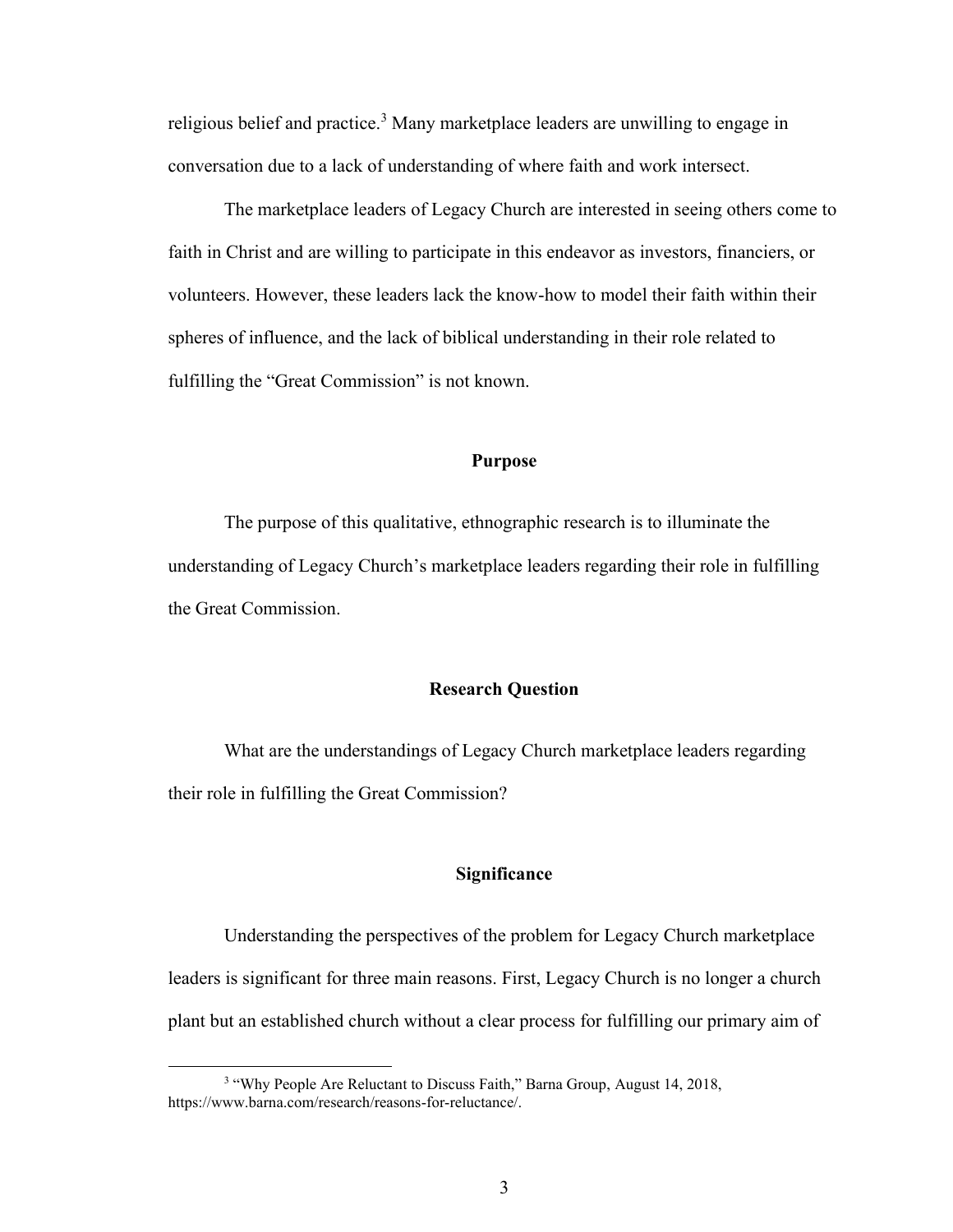religious belief and practice.[3] Many marketplace leaders are unwilling to engage in conversation due to a lack of understanding of where faith and work intersect.

The marketplace leaders of Legacy Church are interested in seeing others come to faith in Christ and are willing to participate in this endeavor as investors, financiers, or volunteers. However, these leaders lack the know-how to model their faith within their spheres of influence, and the lack of biblical understanding in their role related to fulfilling the "Great Commission" is not known.

## Purpose

The purpose of this qualitative, ethnographic research is to illuminate the understanding of Legacy Church's marketplace leaders regarding their role in fulfilling the Great Commission.

## Research Question

What are the understandings of Legacy Church marketplace leaders regarding their role in fulfilling the Great Commission?

## Significance

Understanding the perspectives of the problem for Legacy Church marketplace leaders is significant for three main reasons. First, Legacy Church is no longer a church plant but an established church without a clear process for fulfilling our primary aim of

---

[3] "Why People Are Reluctant to Discuss Faith," Barna Group, August 14, 2018, https://www.barna.com/research/reasons-for-reluctance/.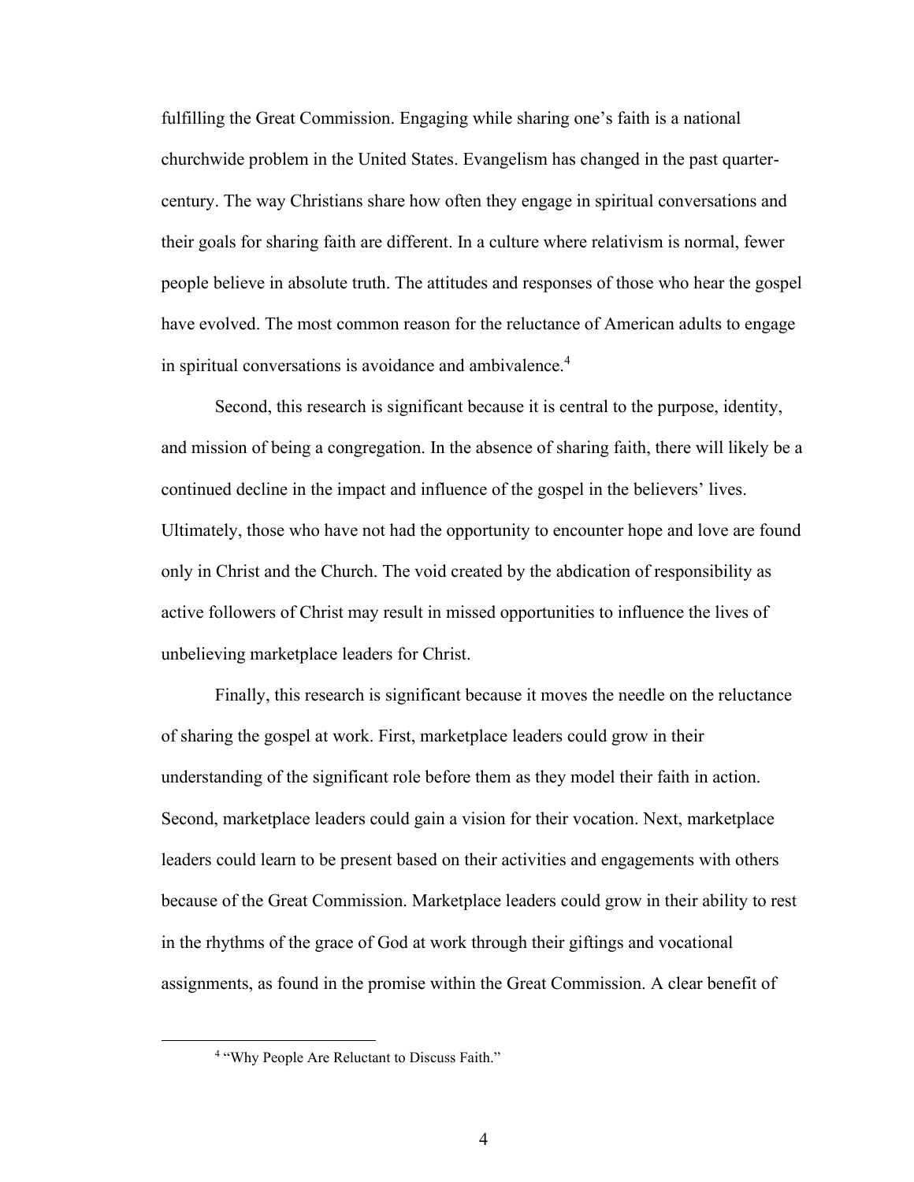fulfilling the Great Commission. Engaging while sharing one's faith is a national churchwide problem in the United States. Evangelism has changed in the past quarter-century. The way Christians share how often they engage in spiritual conversations and their goals for sharing faith are different. In a culture where relativism is normal, fewer people believe in absolute truth. The attitudes and responses of those who hear the gospel have evolved. The most common reason for the reluctance of American adults to engage in spiritual conversations is avoidance and ambivalence.[4]

Second, this research is significant because it is central to the purpose, identity, and mission of being a congregation. In the absence of sharing faith, there will likely be a continued decline in the impact and influence of the gospel in the believers' lives. Ultimately, those who have not had the opportunity to encounter hope and love are found only in Christ and the Church. The void created by the abdication of responsibility as active followers of Christ may result in missed opportunities to influence the lives of unbelieving marketplace leaders for Christ.

Finally, this research is significant because it moves the needle on the reluctance of sharing the gospel at work. First, marketplace leaders could grow in their understanding of the significant role before them as they model their faith in action. Second, marketplace leaders could gain a vision for their vocation. Next, marketplace leaders could learn to be present based on their activities and engagements with others because of the Great Commission. Marketplace leaders could grow in their ability to rest in the rhythms of the grace of God at work through their giftings and vocational assignments, as found in the promise within the Great Commission. A clear benefit of

---

[4] "Why People Are Reluctant to Discuss Faith."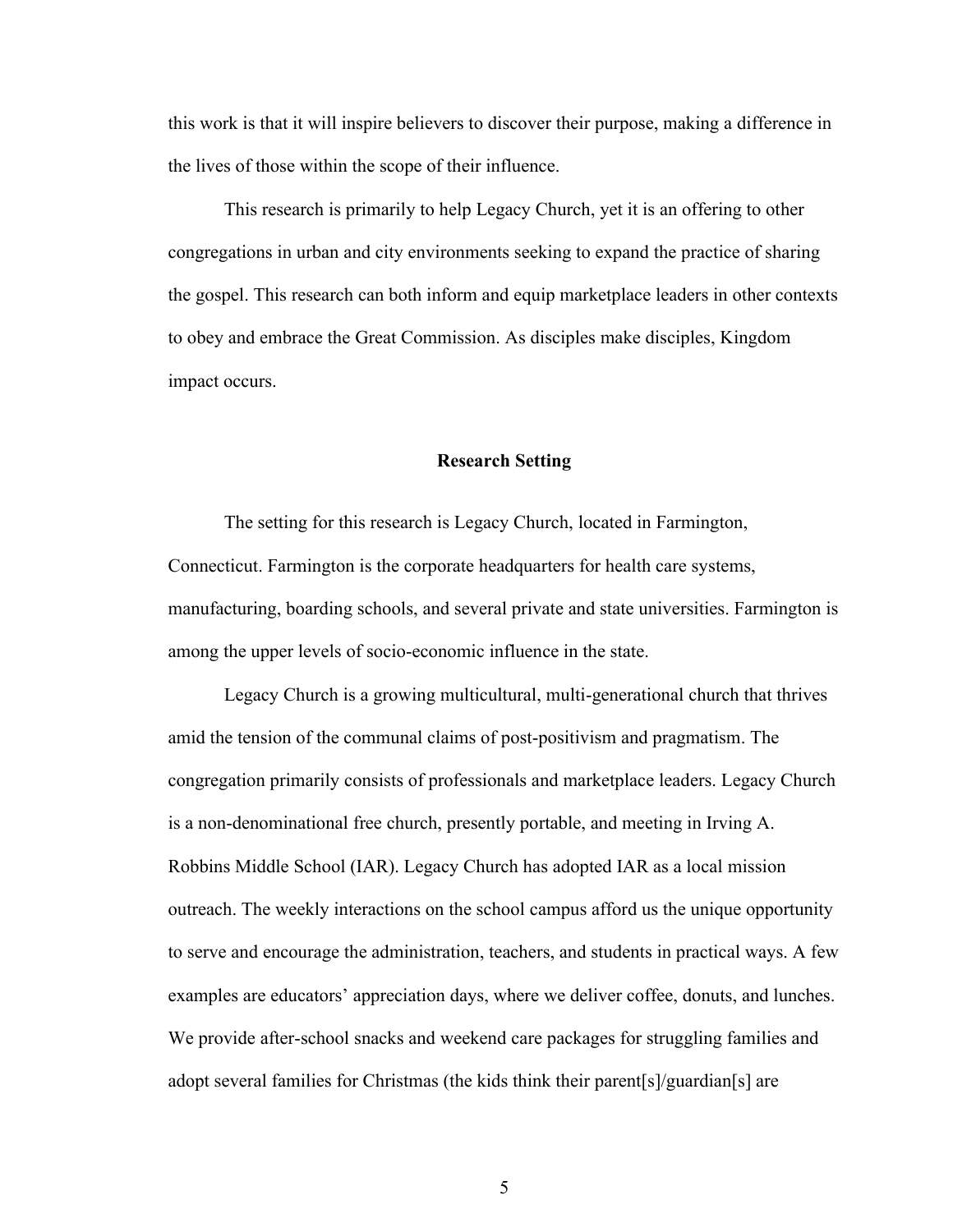this work is that it will inspire believers to discover their purpose, making a difference in the lives of those within the scope of their influence.

This research is primarily to help Legacy Church, yet it is an offering to other congregations in urban and city environments seeking to expand the practice of sharing the gospel. This research can both inform and equip marketplace leaders in other contexts to obey and embrace the Great Commission. As disciples make disciples, Kingdom impact occurs.

## Research Setting

The setting for this research is Legacy Church, located in Farmington, Connecticut. Farmington is the corporate headquarters for health care systems, manufacturing, boarding schools, and several private and state universities. Farmington is among the upper levels of socio-economic influence in the state.

Legacy Church is a growing multicultural, multi-generational church that thrives amid the tension of the communal claims of post-positivism and pragmatism. The congregation primarily consists of professionals and marketplace leaders. Legacy Church is a non-denominational free church, presently portable, and meeting in Irving A. Robbins Middle School (IAR). Legacy Church has adopted IAR as a local mission outreach. The weekly interactions on the school campus afford us the unique opportunity to serve and encourage the administration, teachers, and students in practical ways. A few examples are educators' appreciation days, where we deliver coffee, donuts, and lunches. We provide after-school snacks and weekend care packages for struggling families and adopt several families for Christmas (the kids think their parent[s]/guardian[s] are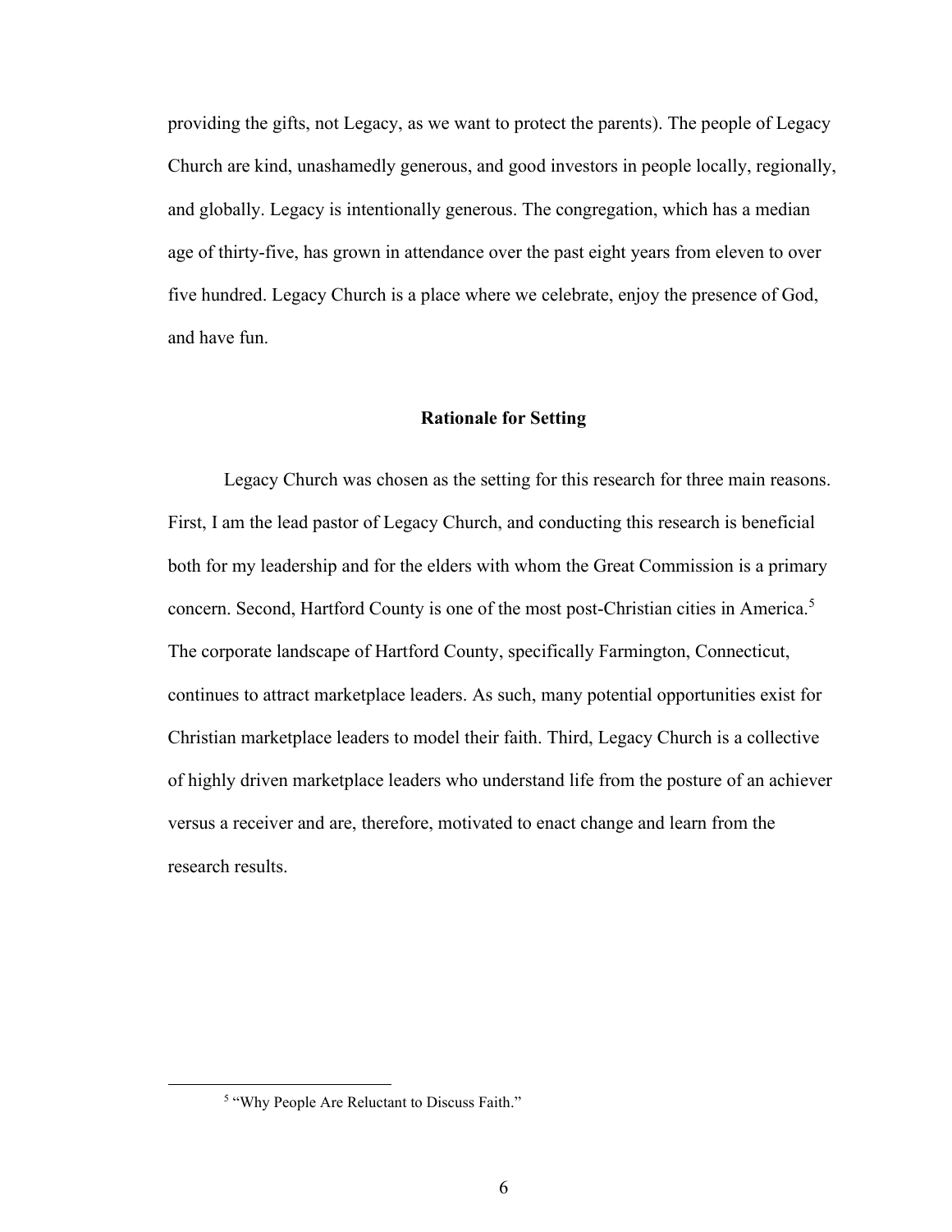providing the gifts, not Legacy, as we want to protect the parents). The people of Legacy Church are kind, unashamedly generous, and good investors in people locally, regionally, and globally. Legacy is intentionally generous. The congregation, which has a median age of thirty-five, has grown in attendance over the past eight years from eleven to over five hundred. Legacy Church is a place where we celebrate, enjoy the presence of God, and have fun.

## Rationale for Setting

Legacy Church was chosen as the setting for this research for three main reasons. First, I am the lead pastor of Legacy Church, and conducting this research is beneficial both for my leadership and for the elders with whom the Great Commission is a primary concern. Second, Hartford County is one of the most post-Christian cities in America.[5] The corporate landscape of Hartford County, specifically Farmington, Connecticut, continues to attract marketplace leaders. As such, many potential opportunities exist for Christian marketplace leaders to model their faith. Third, Legacy Church is a collective of highly driven marketplace leaders who understand life from the posture of an achiever versus a receiver and are, therefore, motivated to enact change and learn from the research results.

---

[5] "Why People Are Reluctant to Discuss Faith."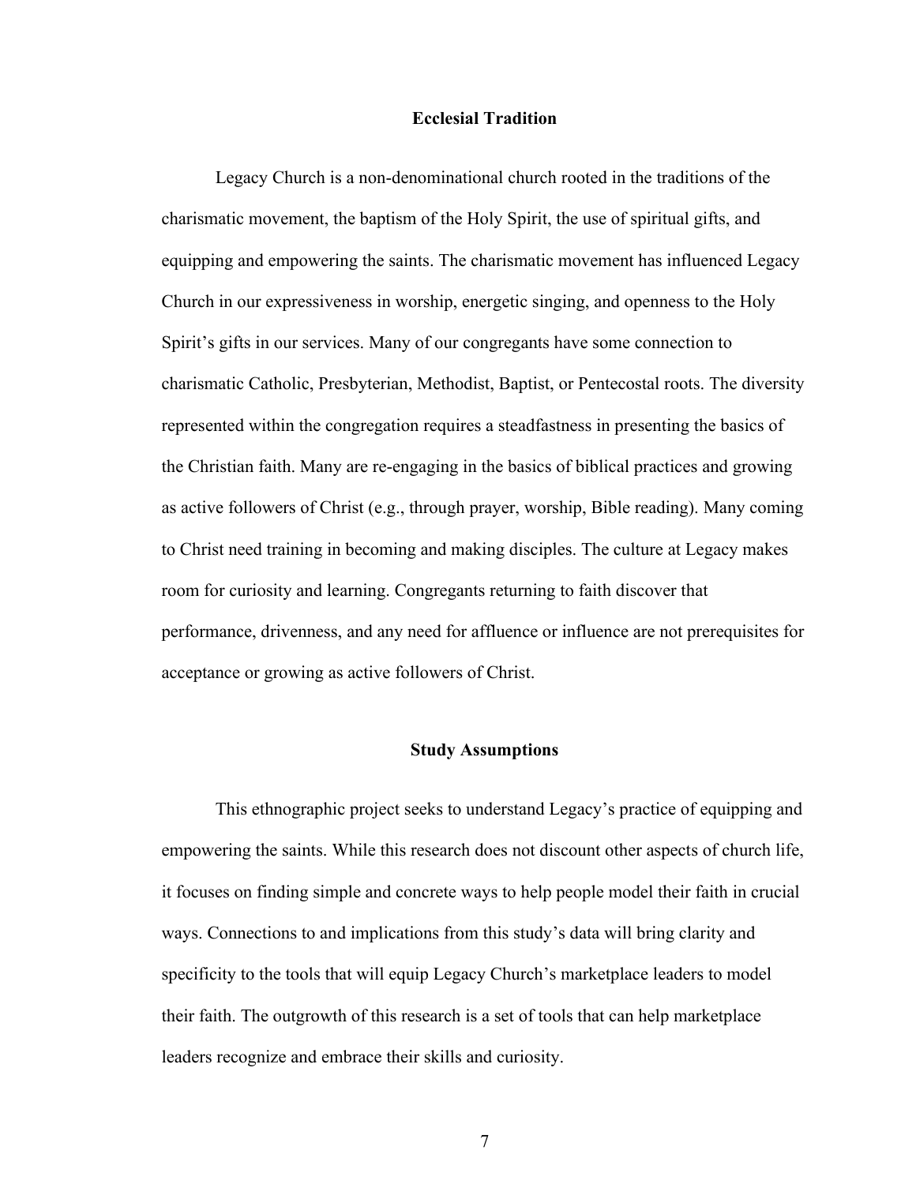## Ecclesial Tradition

Legacy Church is a non-denominational church rooted in the traditions of the charismatic movement, the baptism of the Holy Spirit, the use of spiritual gifts, and equipping and empowering the saints. The charismatic movement has influenced Legacy Church in our expressiveness in worship, energetic singing, and openness to the Holy Spirit's gifts in our services. Many of our congregants have some connection to charismatic Catholic, Presbyterian, Methodist, Baptist, or Pentecostal roots. The diversity represented within the congregation requires a steadfastness in presenting the basics of the Christian faith. Many are re-engaging in the basics of biblical practices and growing as active followers of Christ (e.g., through prayer, worship, Bible reading). Many coming to Christ need training in becoming and making disciples. The culture at Legacy makes room for curiosity and learning. Congregants returning to faith discover that performance, drivenness, and any need for affluence or influence are not prerequisites for acceptance or growing as active followers of Christ.

## Study Assumptions

This ethnographic project seeks to understand Legacy's practice of equipping and empowering the saints. While this research does not discount other aspects of church life, it focuses on finding simple and concrete ways to help people model their faith in crucial ways. Connections to and implications from this study's data will bring clarity and specificity to the tools that will equip Legacy Church's marketplace leaders to model their faith. The outgrowth of this research is a set of tools that can help marketplace leaders recognize and embrace their skills and curiosity.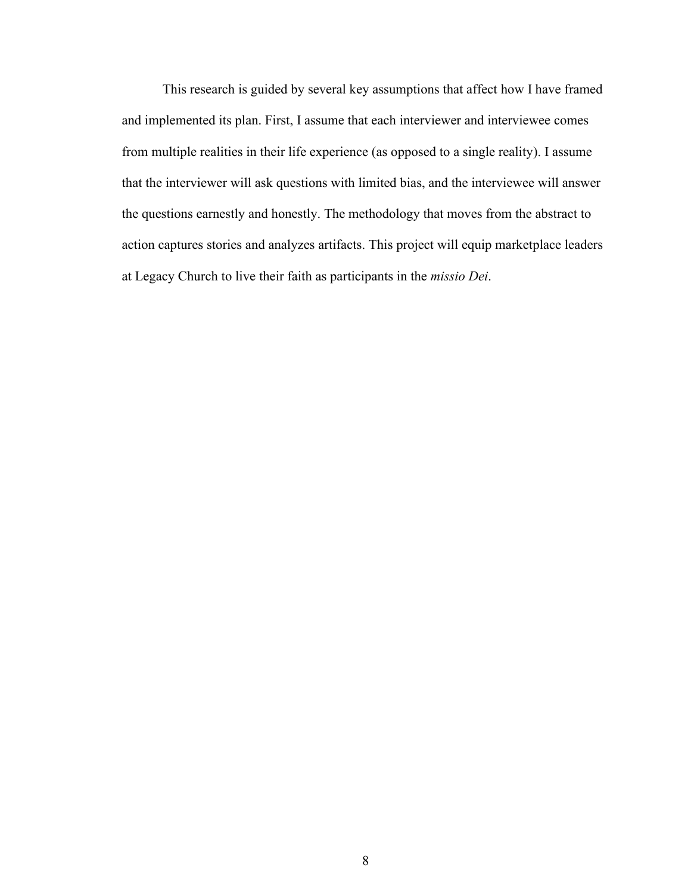This research is guided by several key assumptions that affect how I have framed and implemented its plan. First, I assume that each interviewer and interviewee comes from multiple realities in their life experience (as opposed to a single reality). I assume that the interviewer will ask questions with limited bias, and the interviewee will answer the questions earnestly and honestly. The methodology that moves from the abstract to action captures stories and analyzes artifacts. This project will equip marketplace leaders at Legacy Church to live their faith as participants in the *missio Dei*.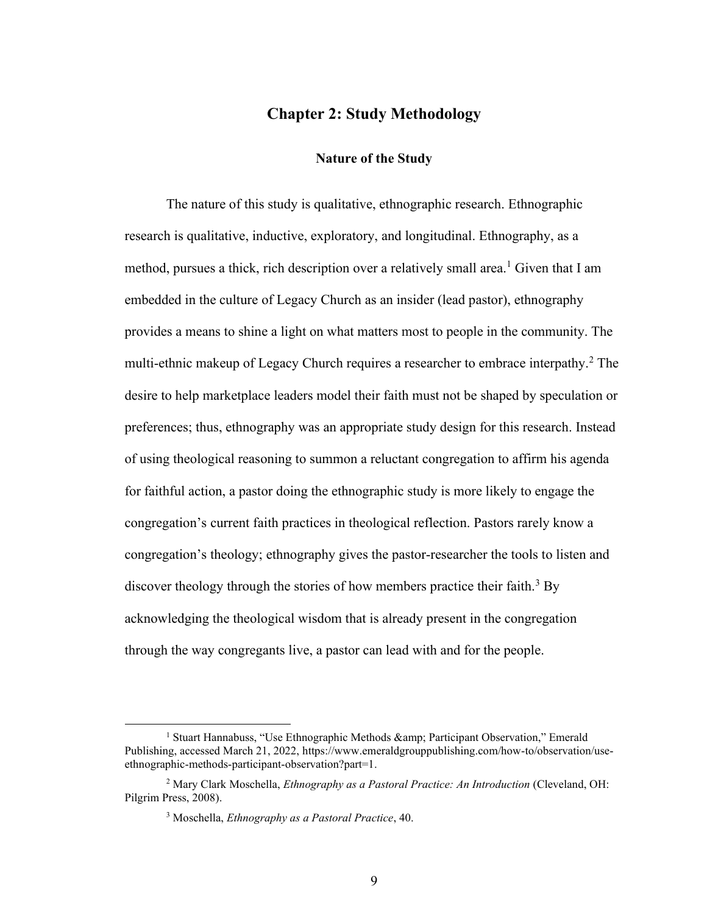# Chapter 2: Study Methodology

## Nature of the Study

The nature of this study is qualitative, ethnographic research. Ethnographic research is qualitative, inductive, exploratory, and longitudinal. Ethnography, as a method, pursues a thick, rich description over a relatively small area.[1] Given that I am embedded in the culture of Legacy Church as an insider (lead pastor), ethnography provides a means to shine a light on what matters most to people in the community. The multi-ethnic makeup of Legacy Church requires a researcher to embrace interpathy.[2] The desire to help marketplace leaders model their faith must not be shaped by speculation or preferences; thus, ethnography was an appropriate study design for this research. Instead of using theological reasoning to summon a reluctant congregation to affirm his agenda for faithful action, a pastor doing the ethnographic study is more likely to engage the congregation's current faith practices in theological reflection. Pastors rarely know a congregation's theology; ethnography gives the pastor-researcher the tools to listen and discover theology through the stories of how members practice their faith.[3] By acknowledging the theological wisdom that is already present in the congregation through the way congregants live, a pastor can lead with and for the people.

---

[1] Stuart Hannabuss, "Use Ethnographic Methods &amp; Participant Observation," Emerald Publishing, accessed March 21, 2022, https://www.emeraldgrouppublishing.com/how-to/observation/use-ethnographic-methods-participant-observation?part=1.

[2] Mary Clark Moschella, *Ethnography as a Pastoral Practice: An Introduction* (Cleveland, OH: Pilgrim Press, 2008).

[3] Moschella, *Ethnography as a Pastoral Practice*, 40.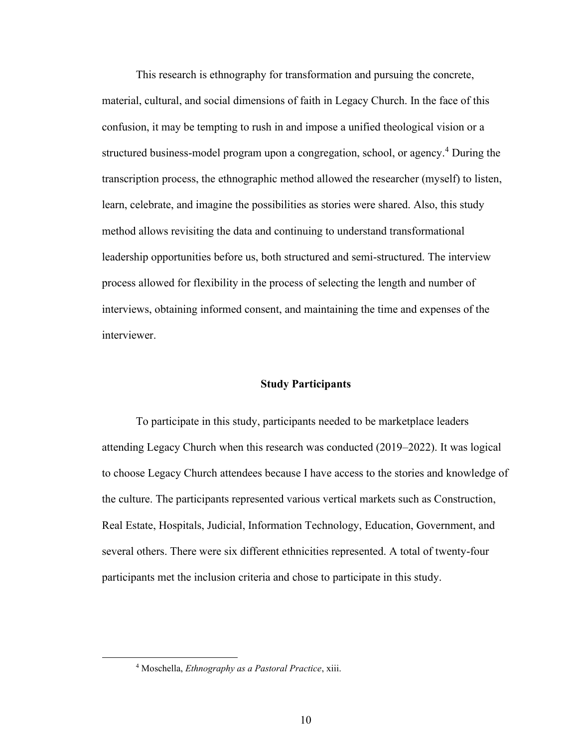This research is ethnography for transformation and pursuing the concrete, material, cultural, and social dimensions of faith in Legacy Church. In the face of this confusion, it may be tempting to rush in and impose a unified theological vision or a structured business-model program upon a congregation, school, or agency.[4] During the transcription process, the ethnographic method allowed the researcher (myself) to listen, learn, celebrate, and imagine the possibilities as stories were shared. Also, this study method allows revisiting the data and continuing to understand transformational leadership opportunities before us, both structured and semi-structured. The interview process allowed for flexibility in the process of selecting the length and number of interviews, obtaining informed consent, and maintaining the time and expenses of the interviewer.

## Study Participants

To participate in this study, participants needed to be marketplace leaders attending Legacy Church when this research was conducted (2019–2022). It was logical to choose Legacy Church attendees because I have access to the stories and knowledge of the culture. The participants represented various vertical markets such as Construction, Real Estate, Hospitals, Judicial, Information Technology, Education, Government, and several others. There were six different ethnicities represented. A total of twenty-four participants met the inclusion criteria and chose to participate in this study.

---

[4] Moschella, *Ethnography as a Pastoral Practice*, xiii.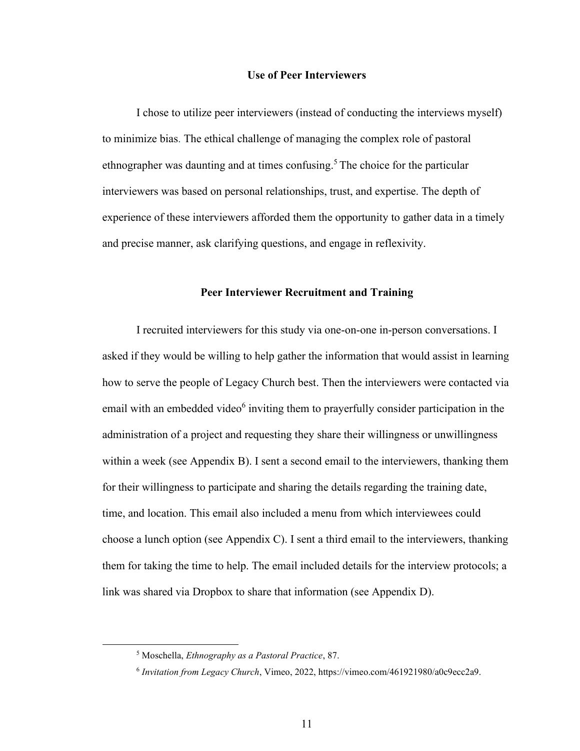## Use of Peer Interviewers

I chose to utilize peer interviewers (instead of conducting the interviews myself) to minimize bias. The ethical challenge of managing the complex role of pastoral ethnographer was daunting and at times confusing.[5] The choice for the particular interviewers was based on personal relationships, trust, and expertise. The depth of experience of these interviewers afforded them the opportunity to gather data in a timely and precise manner, ask clarifying questions, and engage in reflexivity.

## Peer Interviewer Recruitment and Training

I recruited interviewers for this study via one-on-one in-person conversations. I asked if they would be willing to help gather the information that would assist in learning how to serve the people of Legacy Church best. Then the interviewers were contacted via email with an embedded video[6] inviting them to prayerfully consider participation in the administration of a project and requesting they share their willingness or unwillingness within a week (see Appendix B). I sent a second email to the interviewers, thanking them for their willingness to participate and sharing the details regarding the training date, time, and location. This email also included a menu from which interviewees could choose a lunch option (see Appendix C). I sent a third email to the interviewers, thanking them for taking the time to help. The email included details for the interview protocols; a link was shared via Dropbox to share that information (see Appendix D).

---

[5] Moschella, *Ethnography as a Pastoral Practice*, 87.

[6] *Invitation from Legacy Church*, Vimeo, 2022, https://vimeo.com/461921980/a0c9ecc2a9.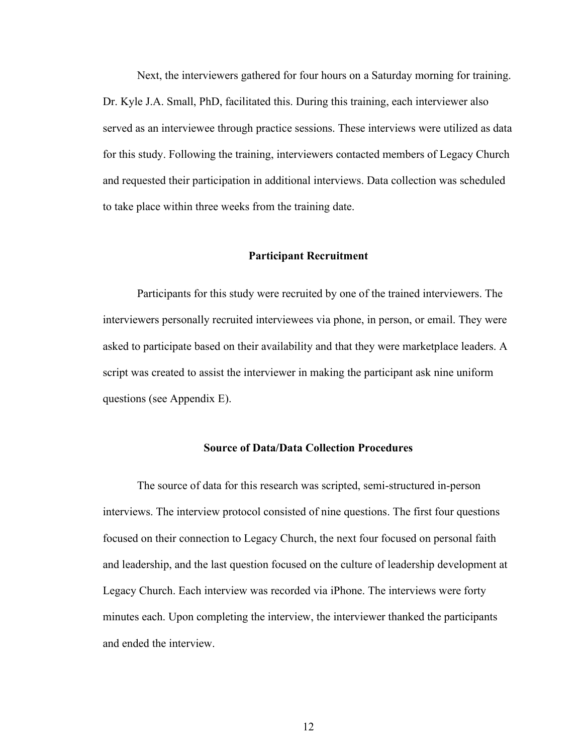Next, the interviewers gathered for four hours on a Saturday morning for training. Dr. Kyle J.A. Small, PhD, facilitated this. During this training, each interviewer also served as an interviewee through practice sessions. These interviews were utilized as data for this study. Following the training, interviewers contacted members of Legacy Church and requested their participation in additional interviews. Data collection was scheduled to take place within three weeks from the training date.

## Participant Recruitment

Participants for this study were recruited by one of the trained interviewers. The interviewers personally recruited interviewees via phone, in person, or email. They were asked to participate based on their availability and that they were marketplace leaders. A script was created to assist the interviewer in making the participant ask nine uniform questions (see Appendix E).

## Source of Data/Data Collection Procedures

The source of data for this research was scripted, semi-structured in-person interviews. The interview protocol consisted of nine questions. The first four questions focused on their connection to Legacy Church, the next four focused on personal faith and leadership, and the last question focused on the culture of leadership development at Legacy Church. Each interview was recorded via iPhone. The interviews were forty minutes each. Upon completing the interview, the interviewer thanked the participants and ended the interview.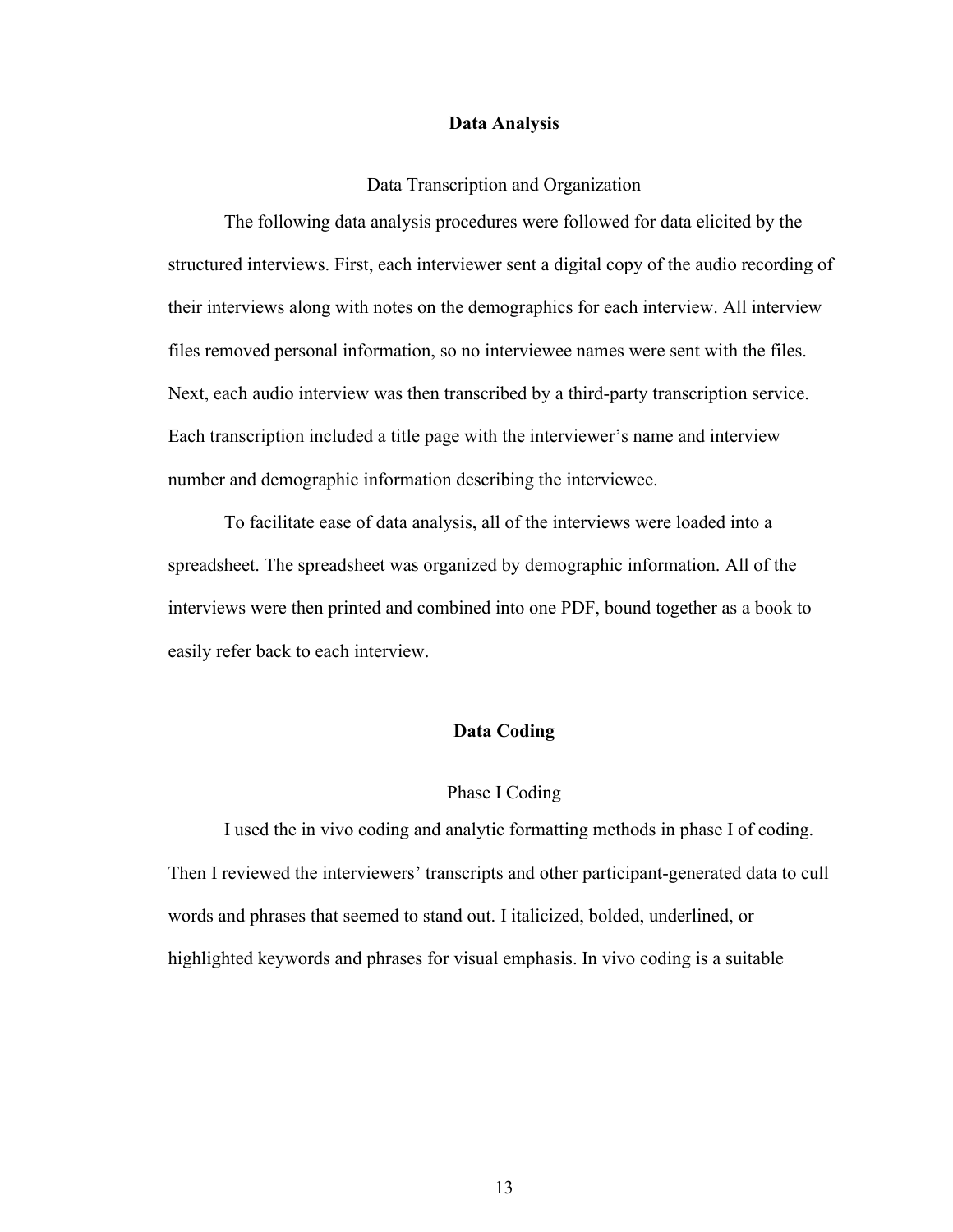## Data Analysis

### Data Transcription and Organization

The following data analysis procedures were followed for data elicited by the structured interviews. First, each interviewer sent a digital copy of the audio recording of their interviews along with notes on the demographics for each interview. All interview files removed personal information, so no interviewee names were sent with the files. Next, each audio interview was then transcribed by a third-party transcription service. Each transcription included a title page with the interviewer's name and interview number and demographic information describing the interviewee.

To facilitate ease of data analysis, all of the interviews were loaded into a spreadsheet. The spreadsheet was organized by demographic information. All of the interviews were then printed and combined into one PDF, bound together as a book to easily refer back to each interview.

## Data Coding

### Phase I Coding

I used the in vivo coding and analytic formatting methods in phase I of coding. Then I reviewed the interviewers' transcripts and other participant-generated data to cull words and phrases that seemed to stand out. I italicized, bolded, underlined, or highlighted keywords and phrases for visual emphasis. In vivo coding is a suitable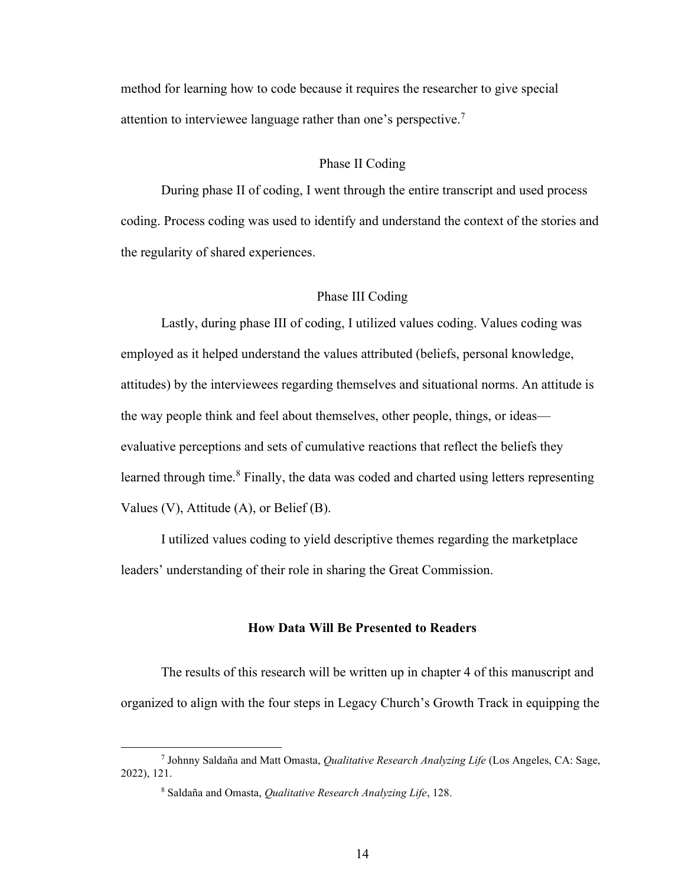method for learning how to code because it requires the researcher to give special attention to interviewee language rather than one's perspective.[7]

### Phase II Coding

During phase II of coding, I went through the entire transcript and used process coding. Process coding was used to identify and understand the context of the stories and the regularity of shared experiences.

### Phase III Coding

Lastly, during phase III of coding, I utilized values coding. Values coding was employed as it helped understand the values attributed (beliefs, personal knowledge, attitudes) by the interviewees regarding themselves and situational norms. An attitude is the way people think and feel about themselves, other people, things, or ideas—evaluative perceptions and sets of cumulative reactions that reflect the beliefs they learned through time.[8] Finally, the data was coded and charted using letters representing Values (V), Attitude (A), or Belief (B).

I utilized values coding to yield descriptive themes regarding the marketplace leaders' understanding of their role in sharing the Great Commission.

## How Data Will Be Presented to Readers

The results of this research will be written up in chapter 4 of this manuscript and organized to align with the four steps in Legacy Church's Growth Track in equipping the

---

[7] Johnny Saldaña and Matt Omasta, *Qualitative Research Analyzing Life* (Los Angeles, CA: Sage, 2022), 121.

[8] Saldaña and Omasta, *Qualitative Research Analyzing Life*, 128.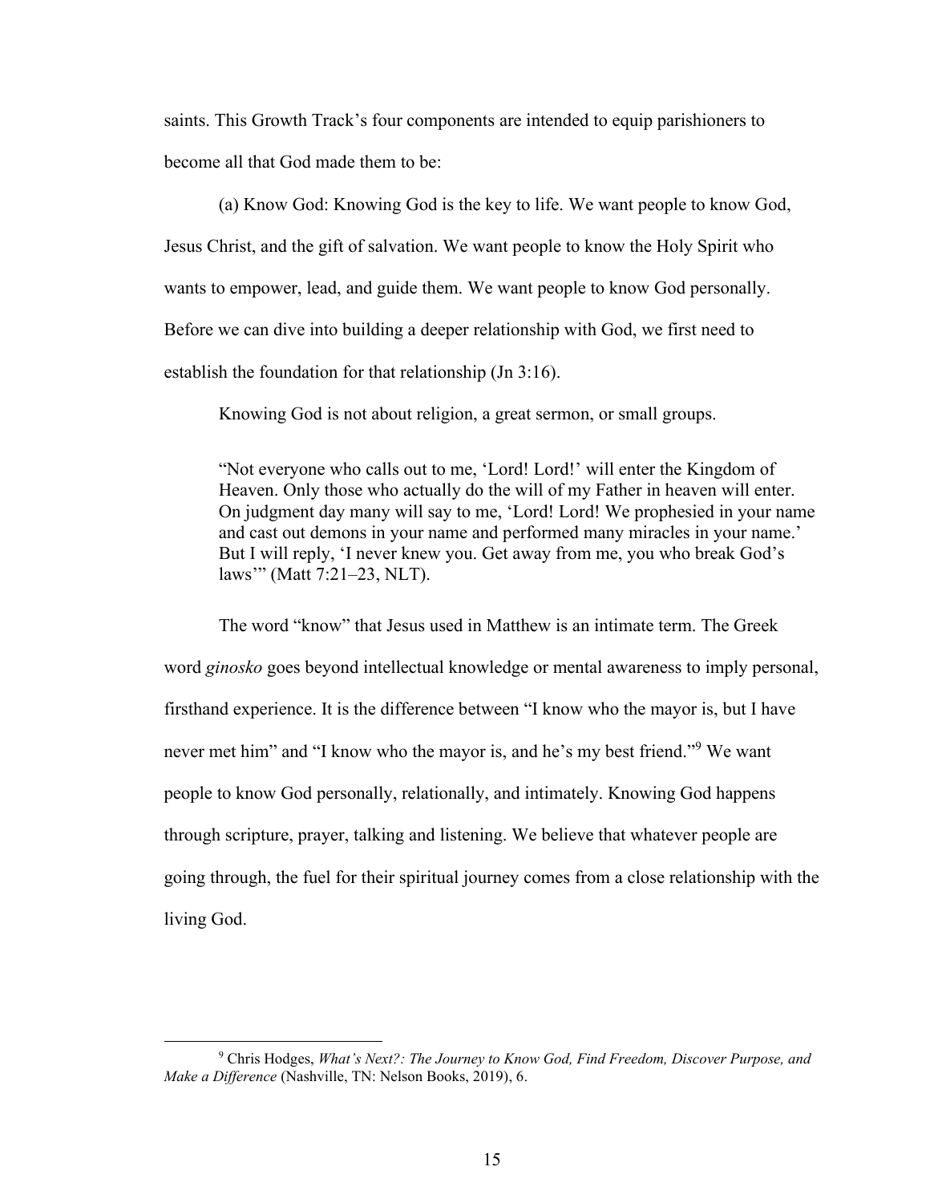saints. This Growth Track's four components are intended to equip parishioners to become all that God made them to be:

(a) Know God: Knowing God is the key to life. We want people to know God, Jesus Christ, and the gift of salvation. We want people to know the Holy Spirit who wants to empower, lead, and guide them. We want people to know God personally. Before we can dive into building a deeper relationship with God, we first need to establish the foundation for that relationship (Jn 3:16).

Knowing God is not about religion, a great sermon, or small groups.

> "Not everyone who calls out to me, 'Lord! Lord!' will enter the Kingdom of Heaven. Only those who actually do the will of my Father in heaven will enter. On judgment day many will say to me, 'Lord! Lord! We prophesied in your name and cast out demons in your name and performed many miracles in your name.' But I will reply, 'I never knew you. Get away from me, you who break God's laws'" (Matt 7:21–23, NLT).

The word "know" that Jesus used in Matthew is an intimate term. The Greek word *ginosko* goes beyond intellectual knowledge or mental awareness to imply personal, firsthand experience. It is the difference between "I know who the mayor is, but I have never met him" and "I know who the mayor is, and he's my best friend."[9] We want people to know God personally, relationally, and intimately. Knowing God happens through scripture, prayer, talking and listening. We believe that whatever people are going through, the fuel for their spiritual journey comes from a close relationship with the living God.

---

[9] Chris Hodges, *What's Next?: The Journey to Know God, Find Freedom, Discover Purpose, and Make a Difference* (Nashville, TN: Nelson Books, 2019), 6.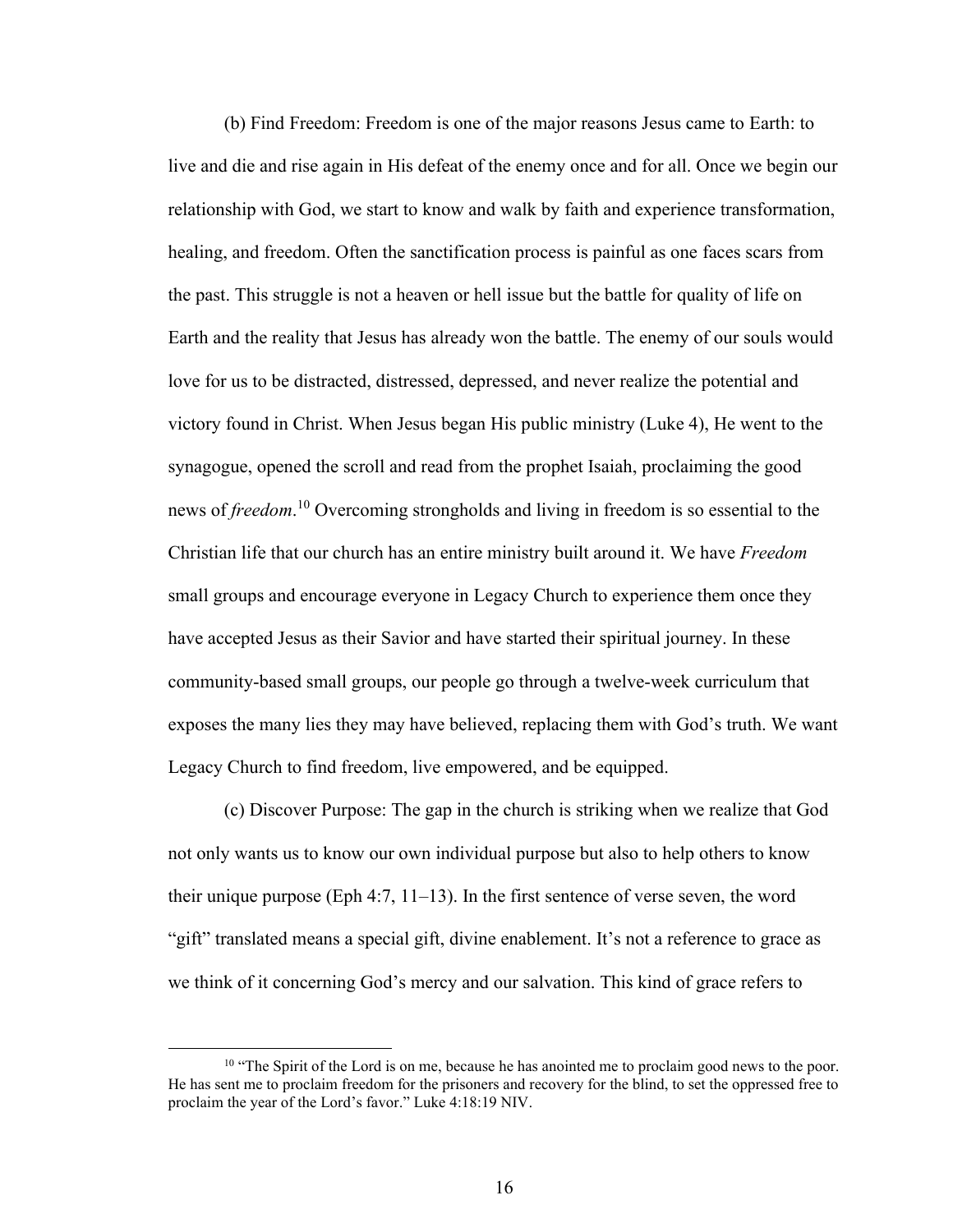(b) Find Freedom: Freedom is one of the major reasons Jesus came to Earth: to live and die and rise again in His defeat of the enemy once and for all. Once we begin our relationship with God, we start to know and walk by faith and experience transformation, healing, and freedom. Often the sanctification process is painful as one faces scars from the past. This struggle is not a heaven or hell issue but the battle for quality of life on Earth and the reality that Jesus has already won the battle. The enemy of our souls would love for us to be distracted, distressed, depressed, and never realize the potential and victory found in Christ. When Jesus began His public ministry (Luke 4), He went to the synagogue, opened the scroll and read from the prophet Isaiah, proclaiming the good news of *freedom*.[10] Overcoming strongholds and living in freedom is so essential to the Christian life that our church has an entire ministry built around it. We have *Freedom* small groups and encourage everyone in Legacy Church to experience them once they have accepted Jesus as their Savior and have started their spiritual journey. In these community-based small groups, our people go through a twelve-week curriculum that exposes the many lies they may have believed, replacing them with God's truth. We want Legacy Church to find freedom, live empowered, and be equipped.

(c) Discover Purpose: The gap in the church is striking when we realize that God not only wants us to know our own individual purpose but also to help others to know their unique purpose (Eph 4:7, 11–13). In the first sentence of verse seven, the word "gift" translated means a special gift, divine enablement. It's not a reference to grace as we think of it concerning God's mercy and our salvation. This kind of grace refers to

---

[10] "The Spirit of the Lord is on me, because he has anointed me to proclaim good news to the poor. He has sent me to proclaim freedom for the prisoners and recovery for the blind, to set the oppressed free to proclaim the year of the Lord's favor." Luke 4:18:19 NIV.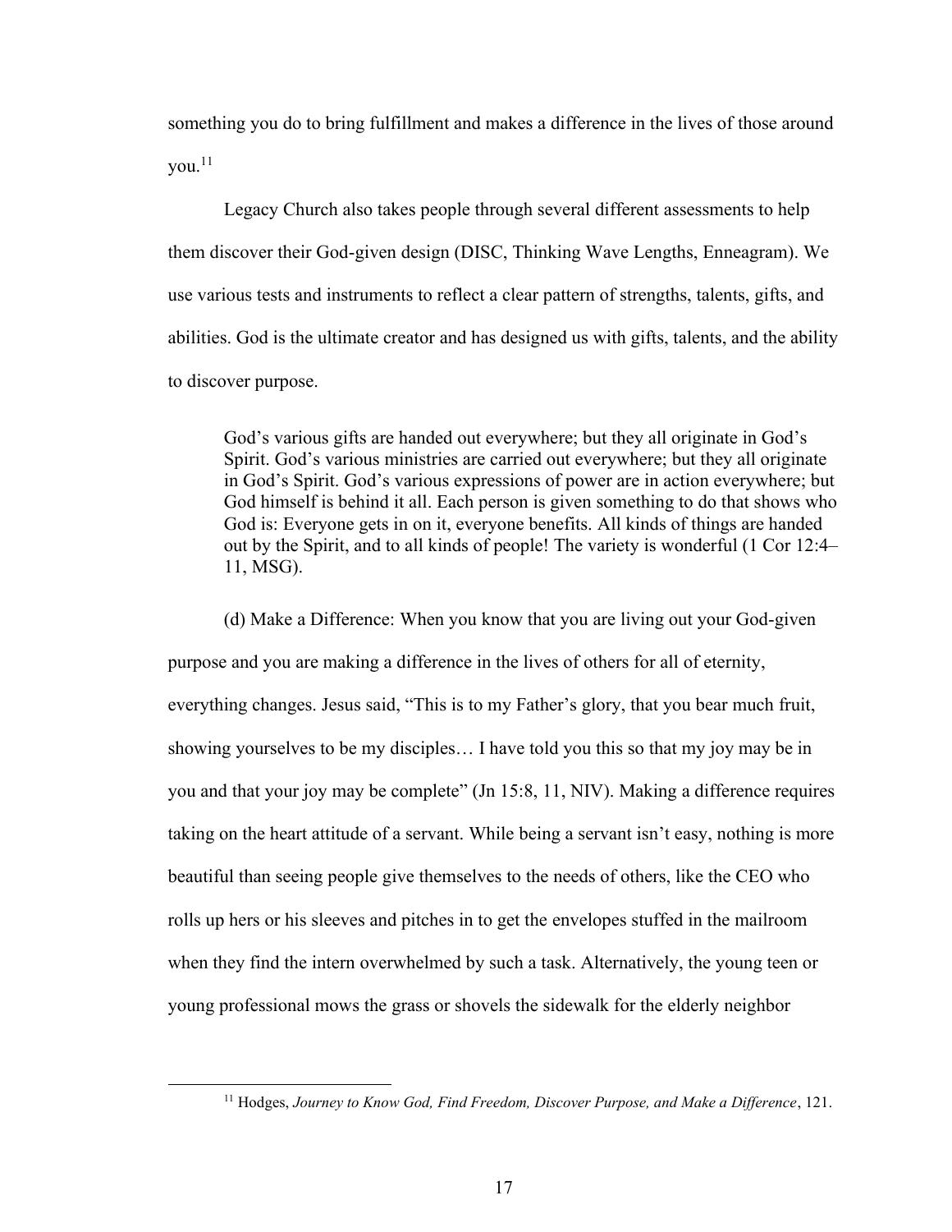something you do to bring fulfillment and makes a difference in the lives of those around you.[11]

Legacy Church also takes people through several different assessments to help them discover their God-given design (DISC, Thinking Wave Lengths, Enneagram). We use various tests and instruments to reflect a clear pattern of strengths, talents, gifts, and abilities. God is the ultimate creator and has designed us with gifts, talents, and the ability to discover purpose.

> God's various gifts are handed out everywhere; but they all originate in God's Spirit. God's various ministries are carried out everywhere; but they all originate in God's Spirit. God's various expressions of power are in action everywhere; but God himself is behind it all. Each person is given something to do that shows who God is: Everyone gets in on it, everyone benefits. All kinds of things are handed out by the Spirit, and to all kinds of people! The variety is wonderful (1 Cor 12:4–11, MSG).

(d) Make a Difference: When you know that you are living out your God-given purpose and you are making a difference in the lives of others for all of eternity, everything changes. Jesus said, "This is to my Father's glory, that you bear much fruit, showing yourselves to be my disciples… I have told you this so that my joy may be in you and that your joy may be complete" (Jn 15:8, 11, NIV). Making a difference requires taking on the heart attitude of a servant. While being a servant isn't easy, nothing is more beautiful than seeing people give themselves to the needs of others, like the CEO who rolls up hers or his sleeves and pitches in to get the envelopes stuffed in the mailroom when they find the intern overwhelmed by such a task. Alternatively, the young teen or young professional mows the grass or shovels the sidewalk for the elderly neighbor

[11] Hodges, *Journey to Know God, Find Freedom, Discover Purpose, and Make a Difference*, 121.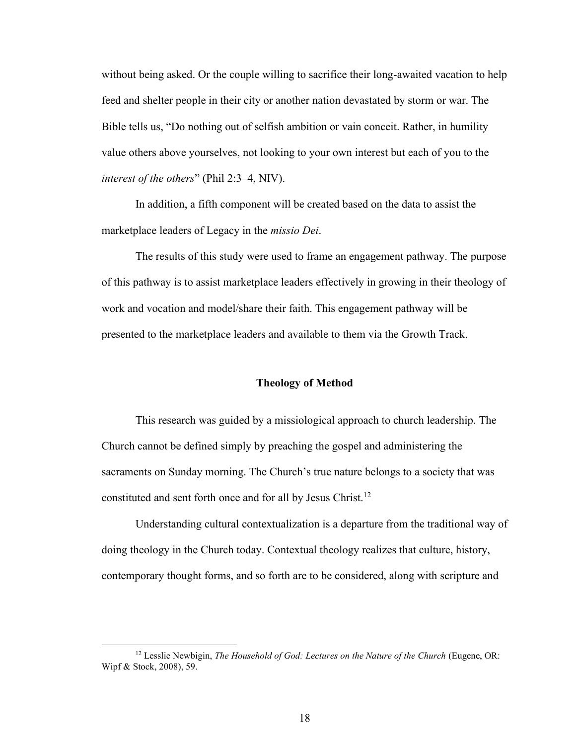without being asked. Or the couple willing to sacrifice their long-awaited vacation to help feed and shelter people in their city or another nation devastated by storm or war. The Bible tells us, "Do nothing out of selfish ambition or vain conceit. Rather, in humility value others above yourselves, not looking to your own interest but each of you to the *interest of the others*" (Phil 2:3–4, NIV).

In addition, a fifth component will be created based on the data to assist the marketplace leaders of Legacy in the *missio Dei*.

The results of this study were used to frame an engagement pathway. The purpose of this pathway is to assist marketplace leaders effectively in growing in their theology of work and vocation and model/share their faith. This engagement pathway will be presented to the marketplace leaders and available to them via the Growth Track.

## Theology of Method

This research was guided by a missiological approach to church leadership. The Church cannot be defined simply by preaching the gospel and administering the sacraments on Sunday morning. The Church's true nature belongs to a society that was constituted and sent forth once and for all by Jesus Christ.[12]

Understanding cultural contextualization is a departure from the traditional way of doing theology in the Church today. Contextual theology realizes that culture, history, contemporary thought forms, and so forth are to be considered, along with scripture and

---

[12] Lesslie Newbigin, *The Household of God: Lectures on the Nature of the Church* (Eugene, OR: Wipf & Stock, 2008), 59.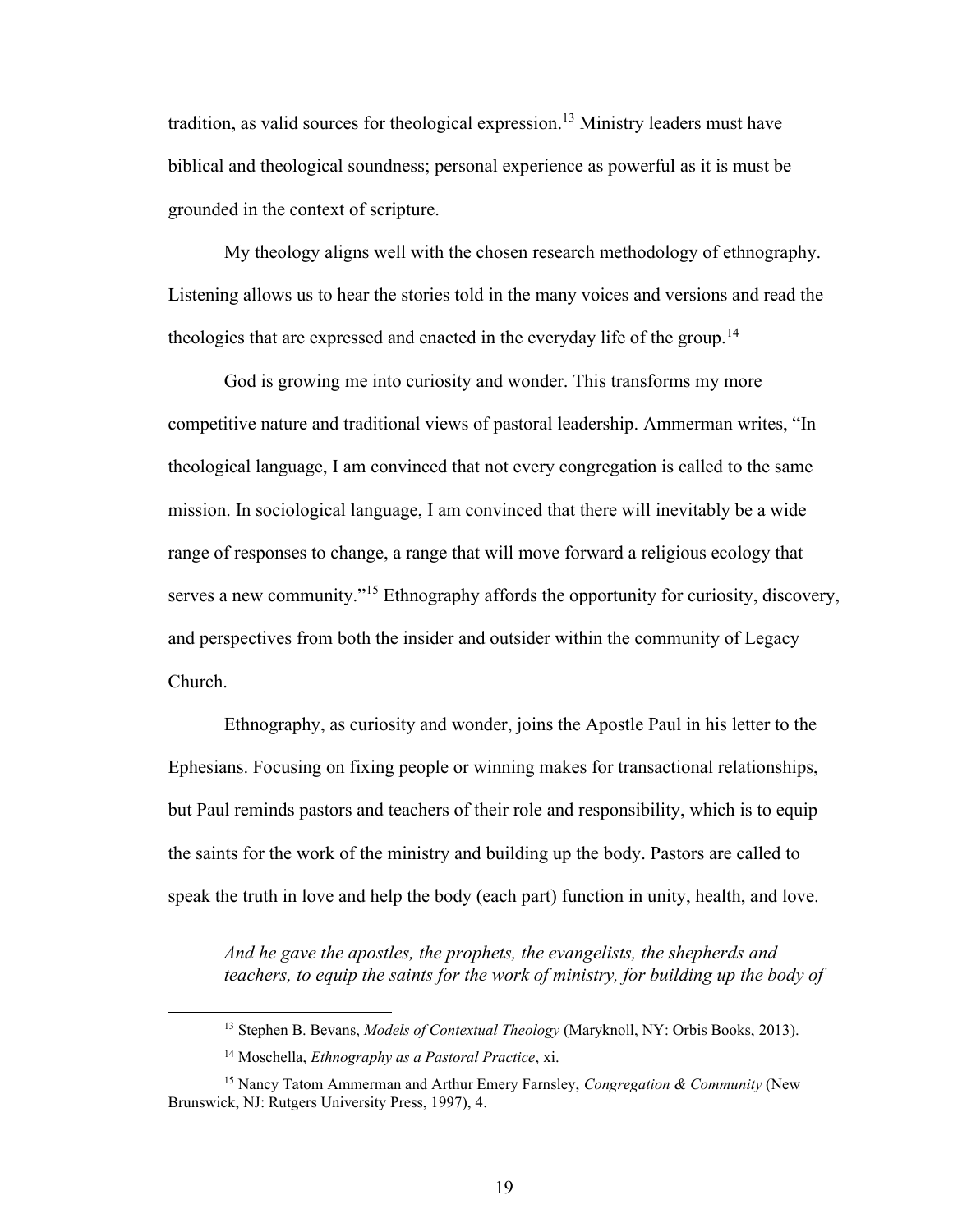tradition, as valid sources for theological expression.[13] Ministry leaders must have biblical and theological soundness; personal experience as powerful as it is must be grounded in the context of scripture.

My theology aligns well with the chosen research methodology of ethnography. Listening allows us to hear the stories told in the many voices and versions and read the theologies that are expressed and enacted in the everyday life of the group.[14]

God is growing me into curiosity and wonder. This transforms my more competitive nature and traditional views of pastoral leadership. Ammerman writes, "In theological language, I am convinced that not every congregation is called to the same mission. In sociological language, I am convinced that there will inevitably be a wide range of responses to change, a range that will move forward a religious ecology that serves a new community."[15] Ethnography affords the opportunity for curiosity, discovery, and perspectives from both the insider and outsider within the community of Legacy Church.

Ethnography, as curiosity and wonder, joins the Apostle Paul in his letter to the Ephesians. Focusing on fixing people or winning makes for transactional relationships, but Paul reminds pastors and teachers of their role and responsibility, which is to equip the saints for the work of the ministry and building up the body. Pastors are called to speak the truth in love and help the body (each part) function in unity, health, and love.

> *And he gave the apostles, the prophets, the evangelists, the shepherds and teachers, to equip the saints for the work of ministry, for building up the body of*

---

[13] Stephen B. Bevans, *Models of Contextual Theology* (Maryknoll, NY: Orbis Books, 2013).

[14] Moschella, *Ethnography as a Pastoral Practice*, xi.

[15] Nancy Tatom Ammerman and Arthur Emery Farnsley, *Congregation & Community* (New Brunswick, NJ: Rutgers University Press, 1997), 4.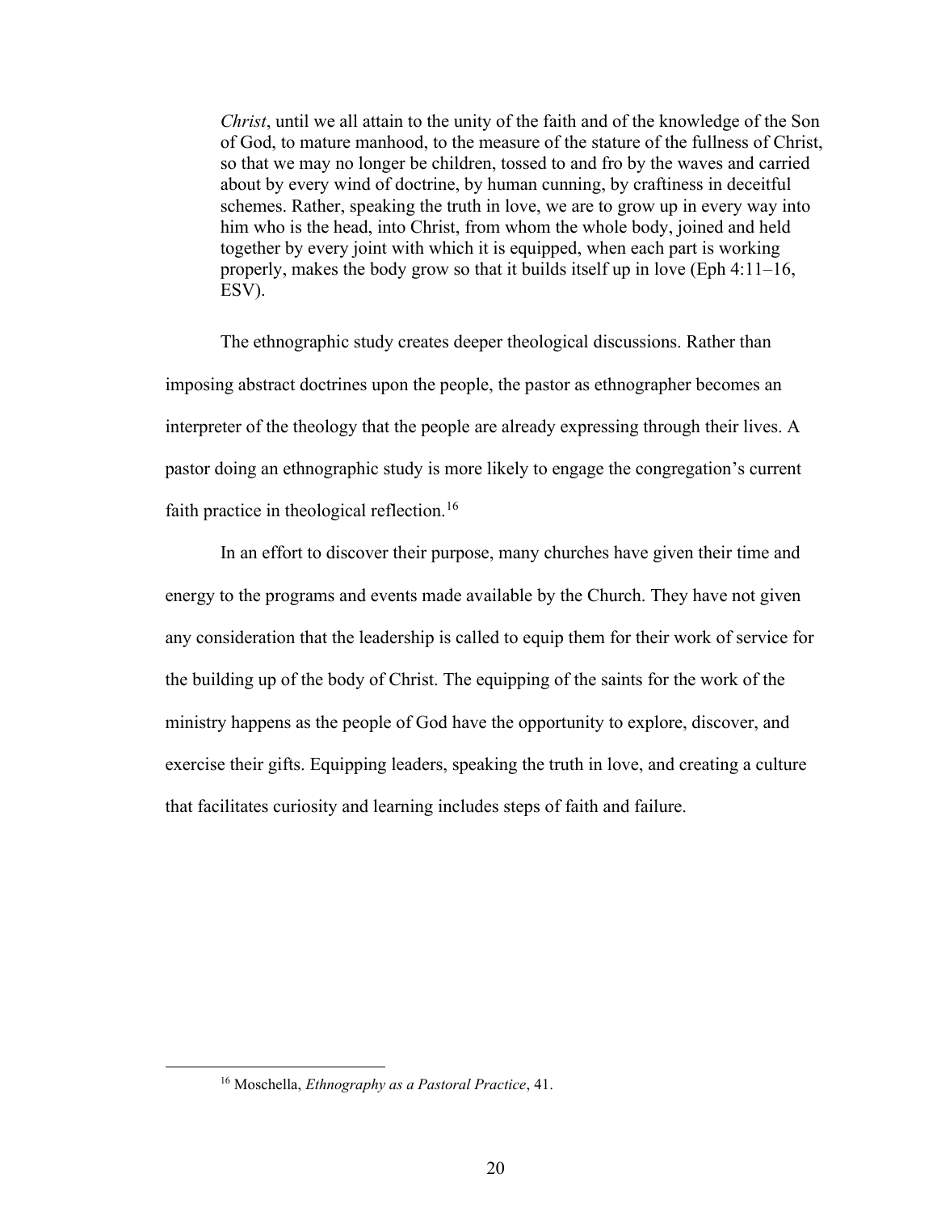> *Christ*, until we all attain to the unity of the faith and of the knowledge of the Son of God, to mature manhood, to the measure of the stature of the fullness of Christ, so that we may no longer be children, tossed to and fro by the waves and carried about by every wind of doctrine, by human cunning, by craftiness in deceitful schemes. Rather, speaking the truth in love, we are to grow up in every way into him who is the head, into Christ, from whom the whole body, joined and held together by every joint with which it is equipped, when each part is working properly, makes the body grow so that it builds itself up in love (Eph 4:11–16, ESV).

The ethnographic study creates deeper theological discussions. Rather than imposing abstract doctrines upon the people, the pastor as ethnographer becomes an interpreter of the theology that the people are already expressing through their lives. A pastor doing an ethnographic study is more likely to engage the congregation's current faith practice in theological reflection.[16]

In an effort to discover their purpose, many churches have given their time and energy to the programs and events made available by the Church. They have not given any consideration that the leadership is called to equip them for their work of service for the building up of the body of Christ. The equipping of the saints for the work of the ministry happens as the people of God have the opportunity to explore, discover, and exercise their gifts. Equipping leaders, speaking the truth in love, and creating a culture that facilitates curiosity and learning includes steps of faith and failure.

---

[16] Moschella, *Ethnography as a Pastoral Practice*, 41.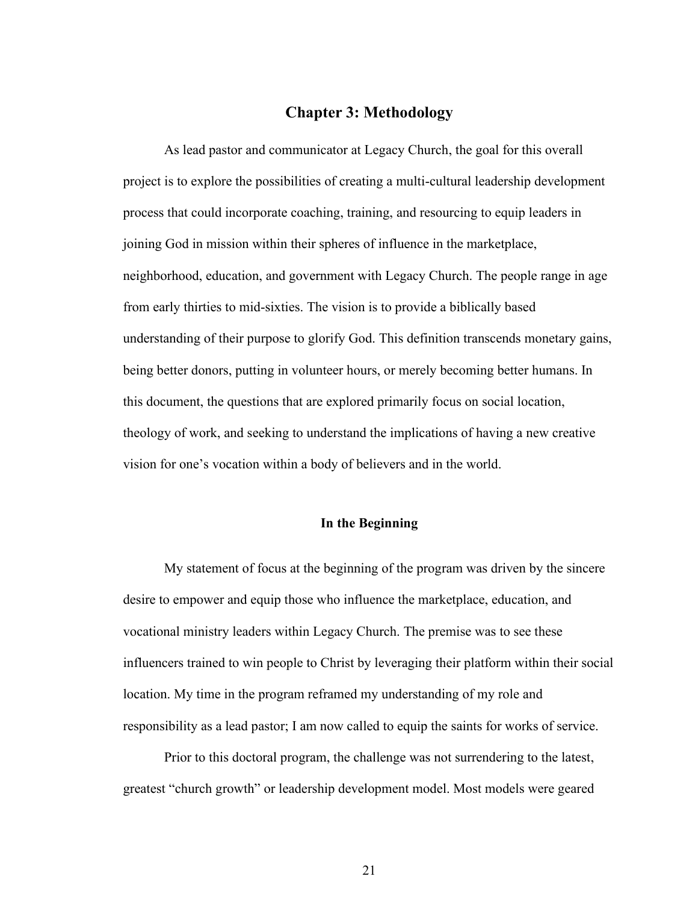## Chapter 3: Methodology

As lead pastor and communicator at Legacy Church, the goal for this overall project is to explore the possibilities of creating a multi-cultural leadership development process that could incorporate coaching, training, and resourcing to equip leaders in joining God in mission within their spheres of influence in the marketplace, neighborhood, education, and government with Legacy Church. The people range in age from early thirties to mid-sixties. The vision is to provide a biblically based understanding of their purpose to glorify God. This definition transcends monetary gains, being better donors, putting in volunteer hours, or merely becoming better humans. In this document, the questions that are explored primarily focus on social location, theology of work, and seeking to understand the implications of having a new creative vision for one's vocation within a body of believers and in the world.

### In the Beginning

My statement of focus at the beginning of the program was driven by the sincere desire to empower and equip those who influence the marketplace, education, and vocational ministry leaders within Legacy Church. The premise was to see these influencers trained to win people to Christ by leveraging their platform within their social location. My time in the program reframed my understanding of my role and responsibility as a lead pastor; I am now called to equip the saints for works of service.

Prior to this doctoral program, the challenge was not surrendering to the latest, greatest "church growth" or leadership development model. Most models were geared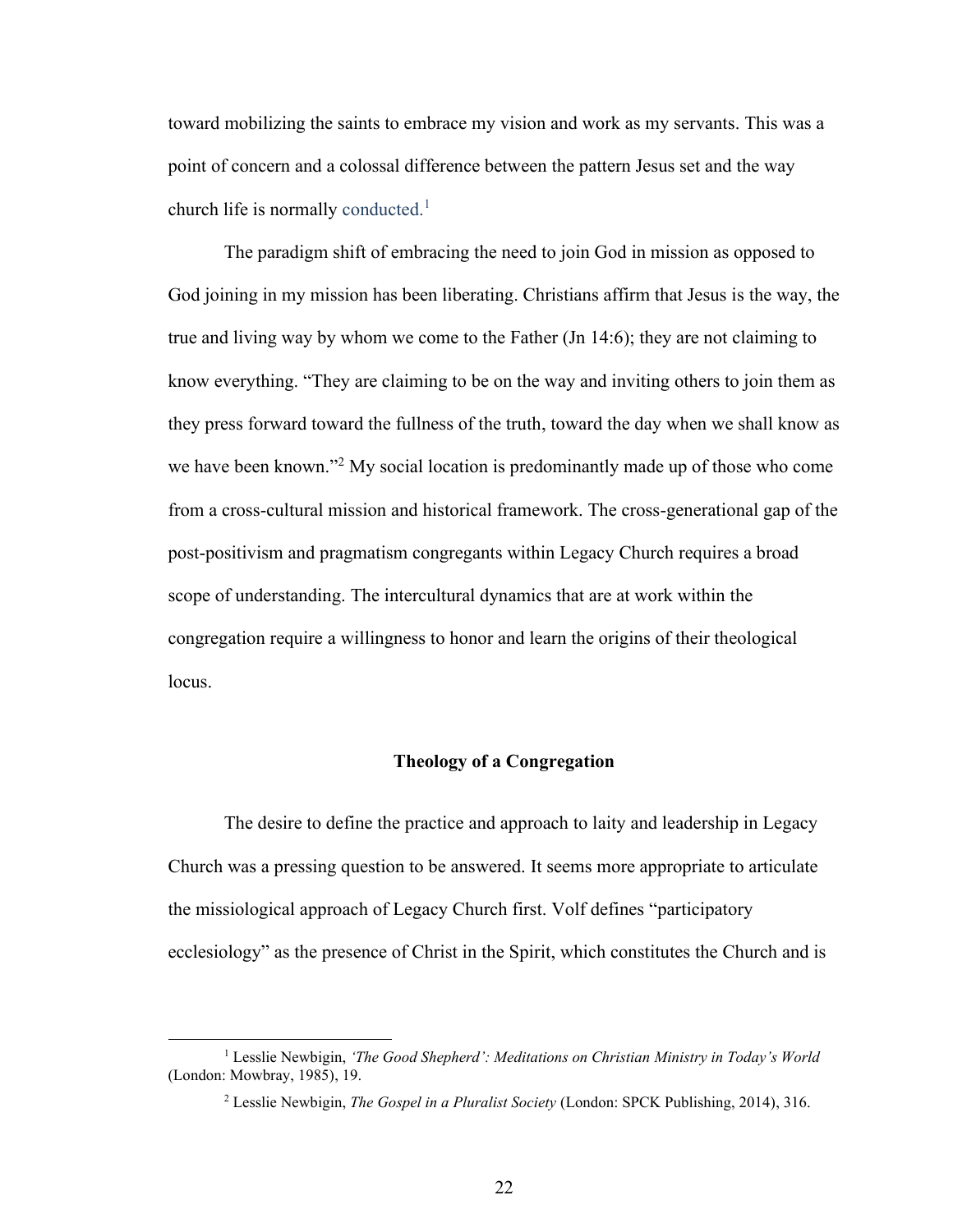toward mobilizing the saints to embrace my vision and work as my servants. This was a point of concern and a colossal difference between the pattern Jesus set and the way church life is normally conducted.[1]

The paradigm shift of embracing the need to join God in mission as opposed to God joining in my mission has been liberating. Christians affirm that Jesus is the way, the true and living way by whom we come to the Father (Jn 14:6); they are not claiming to know everything. "They are claiming to be on the way and inviting others to join them as they press forward toward the fullness of the truth, toward the day when we shall know as we have been known."[2] My social location is predominantly made up of those who come from a cross-cultural mission and historical framework. The cross-generational gap of the post-positivism and pragmatism congregants within Legacy Church requires a broad scope of understanding. The intercultural dynamics that are at work within the congregation require a willingness to honor and learn the origins of their theological locus.

## Theology of a Congregation

The desire to define the practice and approach to laity and leadership in Legacy Church was a pressing question to be answered. It seems more appropriate to articulate the missiological approach of Legacy Church first. Volf defines "participatory ecclesiology" as the presence of Christ in the Spirit, which constitutes the Church and is

---

[1] Lesslie Newbigin, *'The Good Shepherd': Meditations on Christian Ministry in Today's World* (London: Mowbray, 1985), 19.

[2] Lesslie Newbigin, *The Gospel in a Pluralist Society* (London: SPCK Publishing, 2014), 316.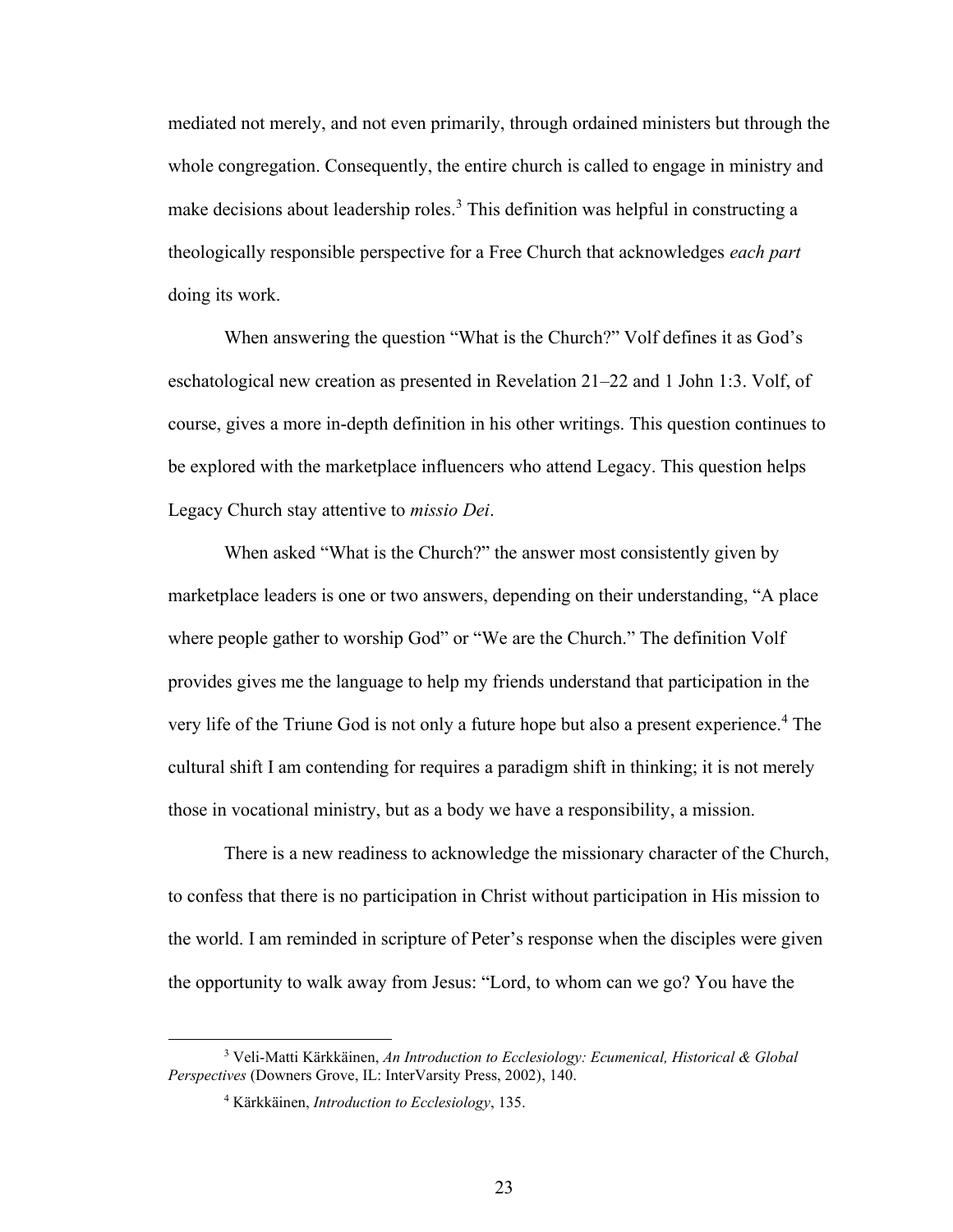mediated not merely, and not even primarily, through ordained ministers but through the whole congregation. Consequently, the entire church is called to engage in ministry and make decisions about leadership roles.[3] This definition was helpful in constructing a theologically responsible perspective for a Free Church that acknowledges *each part* doing its work.

When answering the question "What is the Church?" Volf defines it as God's eschatological new creation as presented in Revelation 21–22 and 1 John 1:3. Volf, of course, gives a more in-depth definition in his other writings. This question continues to be explored with the marketplace influencers who attend Legacy. This question helps Legacy Church stay attentive to *missio Dei*.

When asked "What is the Church?" the answer most consistently given by marketplace leaders is one or two answers, depending on their understanding, "A place where people gather to worship God" or "We are the Church." The definition Volf provides gives me the language to help my friends understand that participation in the very life of the Triune God is not only a future hope but also a present experience.[4] The cultural shift I am contending for requires a paradigm shift in thinking; it is not merely those in vocational ministry, but as a body we have a responsibility, a mission.

There is a new readiness to acknowledge the missionary character of the Church, to confess that there is no participation in Christ without participation in His mission to the world. I am reminded in scripture of Peter's response when the disciples were given the opportunity to walk away from Jesus: "Lord, to whom can we go? You have the

---

[3] Veli-Matti Kärkkäinen, *An Introduction to Ecclesiology: Ecumenical, Historical & Global Perspectives* (Downers Grove, IL: InterVarsity Press, 2002), 140.

[4] Kärkkäinen, *Introduction to Ecclesiology*, 135.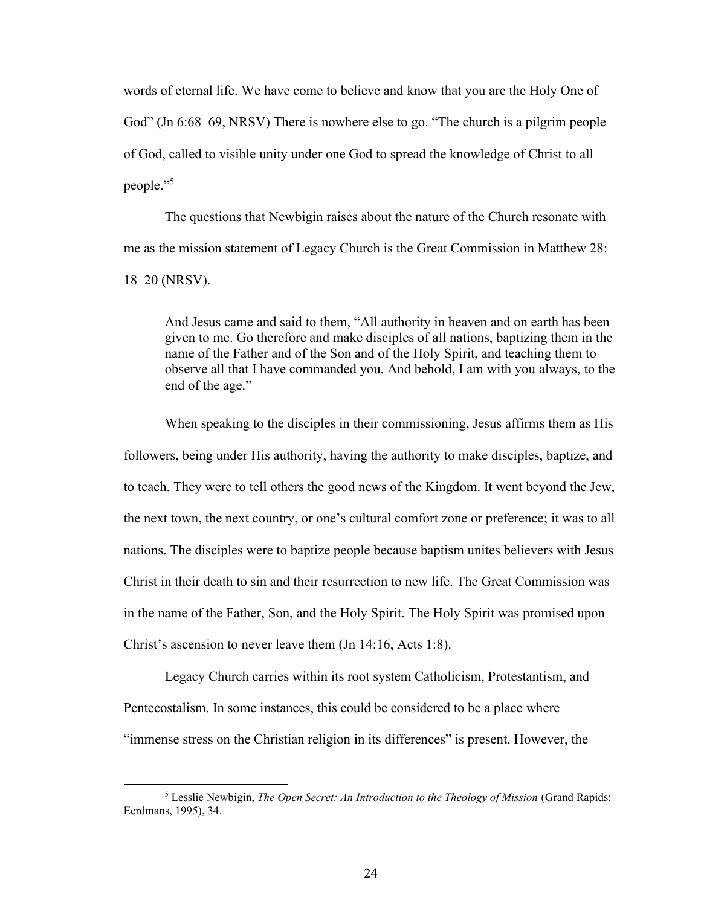words of eternal life. We have come to believe and know that you are the Holy One of God" (Jn 6:68–69, NRSV) There is nowhere else to go. "The church is a pilgrim people of God, called to visible unity under one God to spread the knowledge of Christ to all people."[5]

The questions that Newbigin raises about the nature of the Church resonate with me as the mission statement of Legacy Church is the Great Commission in Matthew 28: 18–20 (NRSV).

> And Jesus came and said to them, "All authority in heaven and on earth has been given to me. Go therefore and make disciples of all nations, baptizing them in the name of the Father and of the Son and of the Holy Spirit, and teaching them to observe all that I have commanded you. And behold, I am with you always, to the end of the age."

When speaking to the disciples in their commissioning, Jesus affirms them as His followers, being under His authority, having the authority to make disciples, baptize, and to teach. They were to tell others the good news of the Kingdom. It went beyond the Jew, the next town, the next country, or one's cultural comfort zone or preference; it was to all nations. The disciples were to baptize people because baptism unites believers with Jesus Christ in their death to sin and their resurrection to new life. The Great Commission was in the name of the Father, Son, and the Holy Spirit. The Holy Spirit was promised upon Christ's ascension to never leave them (Jn 14:16, Acts 1:8).

Legacy Church carries within its root system Catholicism, Protestantism, and Pentecostalism. In some instances, this could be considered to be a place where "immense stress on the Christian religion in its differences" is present. However, the

---

[5] Lesslie Newbigin, *The Open Secret: An Introduction to the Theology of Mission* (Grand Rapids: Eerdmans, 1995), 34.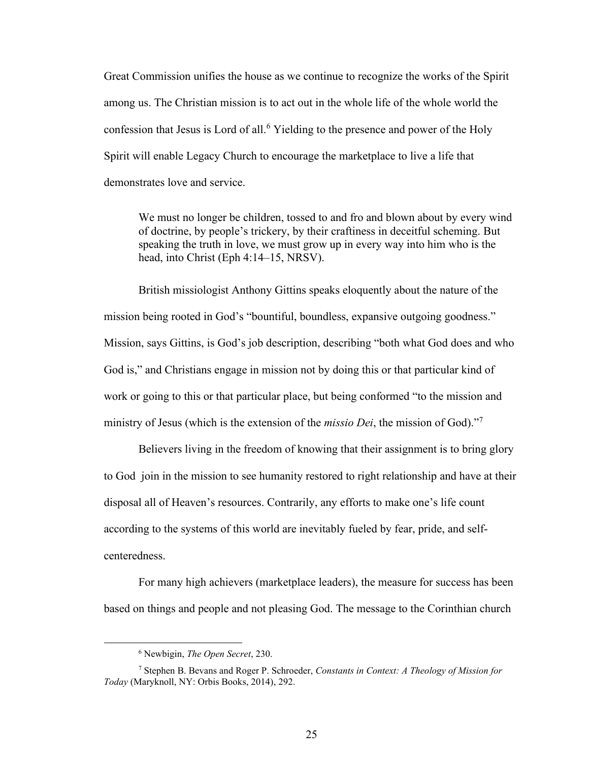Great Commission unifies the house as we continue to recognize the works of the Spirit among us. The Christian mission is to act out in the whole life of the whole world the confession that Jesus is Lord of all.[6] Yielding to the presence and power of the Holy Spirit will enable Legacy Church to encourage the marketplace to live a life that demonstrates love and service.

> We must no longer be children, tossed to and fro and blown about by every wind of doctrine, by people's trickery, by their craftiness in deceitful scheming. But speaking the truth in love, we must grow up in every way into him who is the head, into Christ (Eph 4:14–15, NRSV).

British missiologist Anthony Gittins speaks eloquently about the nature of the mission being rooted in God's "bountiful, boundless, expansive outgoing goodness." Mission, says Gittins, is God's job description, describing "both what God does and who God is," and Christians engage in mission not by doing this or that particular kind of work or going to this or that particular place, but being conformed "to the mission and ministry of Jesus (which is the extension of the *missio Dei*, the mission of God)."[7]

Believers living in the freedom of knowing that their assignment is to bring glory to God join in the mission to see humanity restored to right relationship and have at their disposal all of Heaven's resources. Contrarily, any efforts to make one's life count according to the systems of this world are inevitably fueled by fear, pride, and self-centeredness.

For many high achievers (marketplace leaders), the measure for success has been based on things and people and not pleasing God. The message to the Corinthian church

---

[6] Newbigin, *The Open Secret*, 230.

[7] Stephen B. Bevans and Roger P. Schroeder, *Constants in Context: A Theology of Mission for Today* (Maryknoll, NY: Orbis Books, 2014), 292.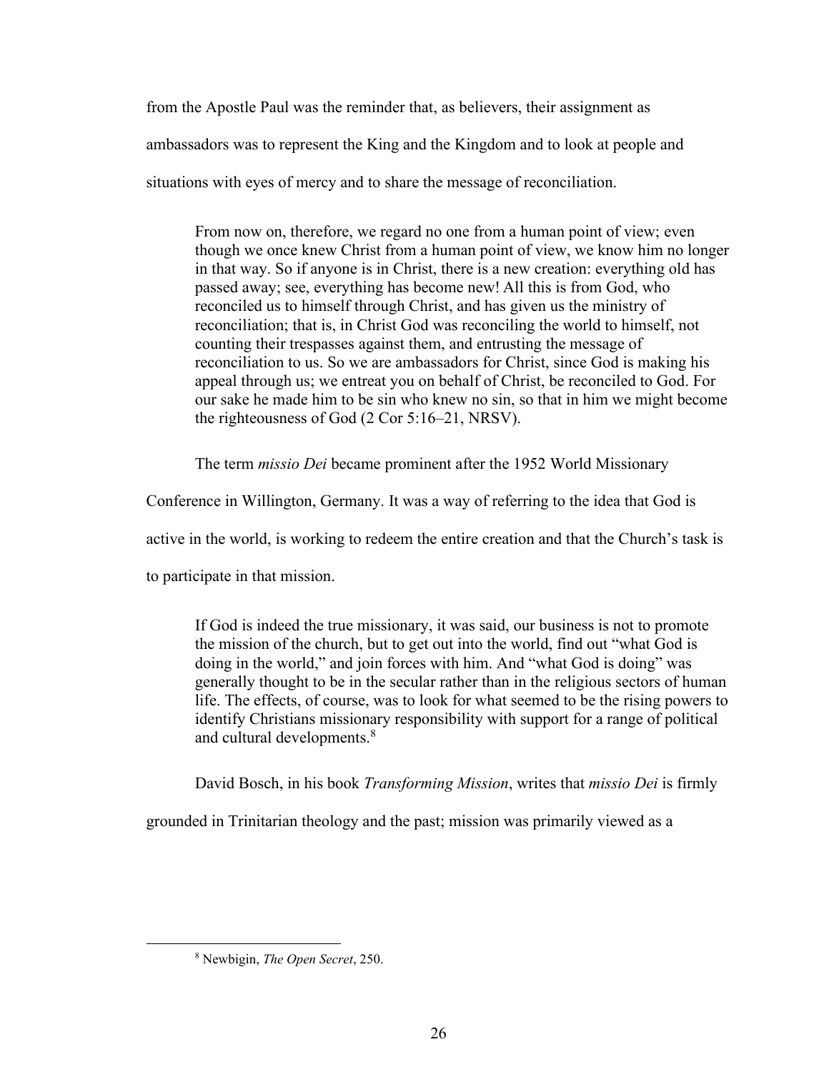from the Apostle Paul was the reminder that, as believers, their assignment as ambassadors was to represent the King and the Kingdom and to look at people and situations with eyes of mercy and to share the message of reconciliation.

> From now on, therefore, we regard no one from a human point of view; even though we once knew Christ from a human point of view, we know him no longer in that way. So if anyone is in Christ, there is a new creation: everything old has passed away; see, everything has become new! All this is from God, who reconciled us to himself through Christ, and has given us the ministry of reconciliation; that is, in Christ God was reconciling the world to himself, not counting their trespasses against them, and entrusting the message of reconciliation to us. So we are ambassadors for Christ, since God is making his appeal through us; we entreat you on behalf of Christ, be reconciled to God. For our sake he made him to be sin who knew no sin, so that in him we might become the righteousness of God (2 Cor 5:16–21, NRSV).

The term *missio Dei* became prominent after the 1952 World Missionary Conference in Willington, Germany. It was a way of referring to the idea that God is active in the world, is working to redeem the entire creation and that the Church's task is to participate in that mission.

> If God is indeed the true missionary, it was said, our business is not to promote the mission of the church, but to get out into the world, find out "what God is doing in the world," and join forces with him. And "what God is doing" was generally thought to be in the secular rather than in the religious sectors of human life. The effects, of course, was to look for what seemed to be the rising powers to identify Christians missionary responsibility with support for a range of political and cultural developments.[8]

David Bosch, in his book *Transforming Mission*, writes that *missio Dei* is firmly grounded in Trinitarian theology and the past; mission was primarily viewed as a

[8] Newbigin, *The Open Secret*, 250.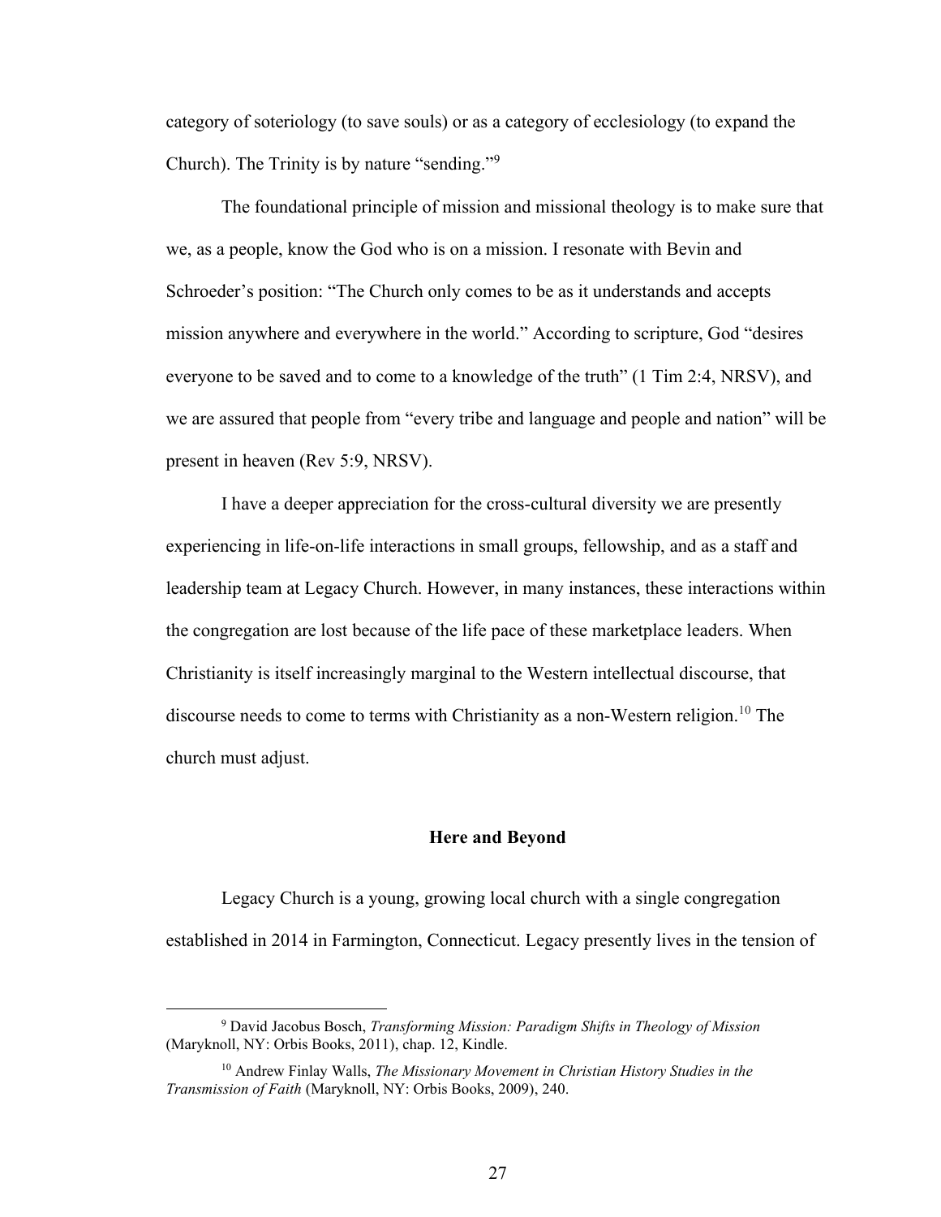category of soteriology (to save souls) or as a category of ecclesiology (to expand the Church). The Trinity is by nature "sending."[9]

The foundational principle of mission and missional theology is to make sure that we, as a people, know the God who is on a mission. I resonate with Bevin and Schroeder's position: "The Church only comes to be as it understands and accepts mission anywhere and everywhere in the world." According to scripture, God "desires everyone to be saved and to come to a knowledge of the truth" (1 Tim 2:4, NRSV), and we are assured that people from "every tribe and language and people and nation" will be present in heaven (Rev 5:9, NRSV).

I have a deeper appreciation for the cross-cultural diversity we are presently experiencing in life-on-life interactions in small groups, fellowship, and as a staff and leadership team at Legacy Church. However, in many instances, these interactions within the congregation are lost because of the life pace of these marketplace leaders. When Christianity is itself increasingly marginal to the Western intellectual discourse, that discourse needs to come to terms with Christianity as a non-Western religion.[10] The church must adjust.

### Here and Beyond

Legacy Church is a young, growing local church with a single congregation established in 2014 in Farmington, Connecticut. Legacy presently lives in the tension of

---

[9] David Jacobus Bosch, *Transforming Mission: Paradigm Shifts in Theology of Mission* (Maryknoll, NY: Orbis Books, 2011), chap. 12, Kindle.

[10] Andrew Finlay Walls, *The Missionary Movement in Christian History Studies in the Transmission of Faith* (Maryknoll, NY: Orbis Books, 2009), 240.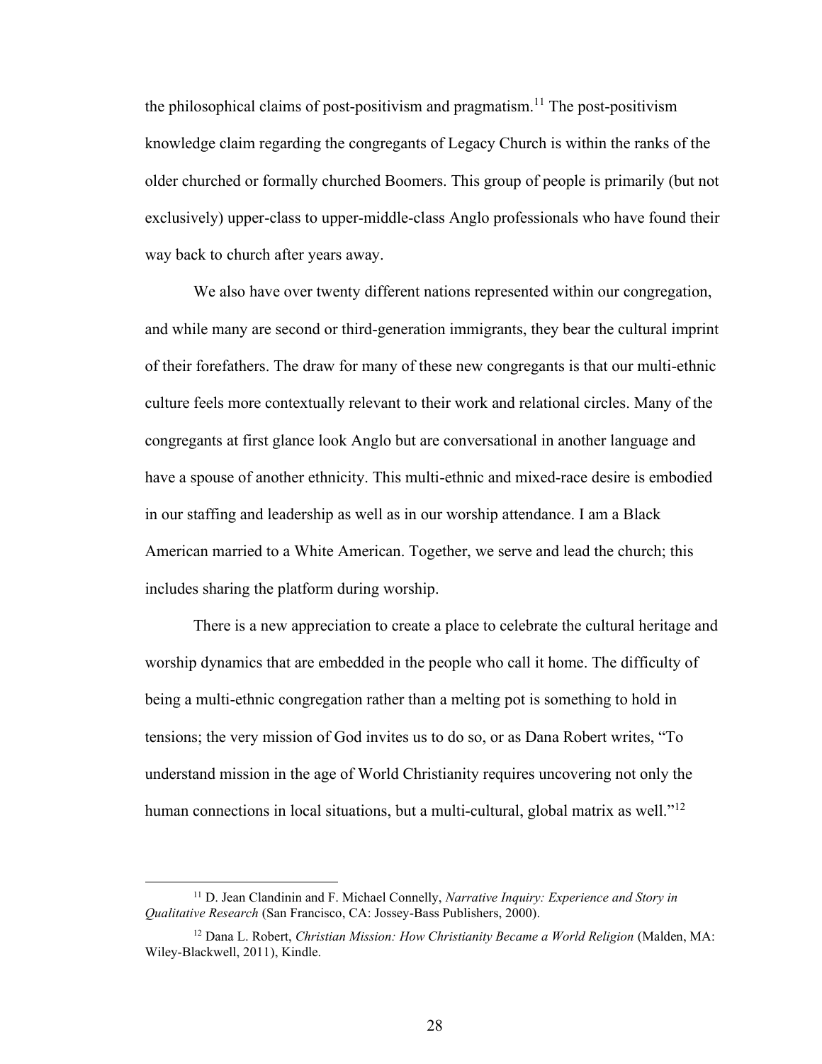the philosophical claims of post-positivism and pragmatism.[11] The post-positivism knowledge claim regarding the congregants of Legacy Church is within the ranks of the older churched or formally churched Boomers. This group of people is primarily (but not exclusively) upper-class to upper-middle-class Anglo professionals who have found their way back to church after years away.

We also have over twenty different nations represented within our congregation, and while many are second or third-generation immigrants, they bear the cultural imprint of their forefathers. The draw for many of these new congregants is that our multi-ethnic culture feels more contextually relevant to their work and relational circles. Many of the congregants at first glance look Anglo but are conversational in another language and have a spouse of another ethnicity. This multi-ethnic and mixed-race desire is embodied in our staffing and leadership as well as in our worship attendance. I am a Black American married to a White American. Together, we serve and lead the church; this includes sharing the platform during worship.

There is a new appreciation to create a place to celebrate the cultural heritage and worship dynamics that are embedded in the people who call it home. The difficulty of being a multi-ethnic congregation rather than a melting pot is something to hold in tensions; the very mission of God invites us to do so, or as Dana Robert writes, "To understand mission in the age of World Christianity requires uncovering not only the human connections in local situations, but a multi-cultural, global matrix as well."[12]

---

[11] D. Jean Clandinin and F. Michael Connelly, *Narrative Inquiry: Experience and Story in Qualitative Research* (San Francisco, CA: Jossey-Bass Publishers, 2000).

[12] Dana L. Robert, *Christian Mission: How Christianity Became a World Religion* (Malden, MA: Wiley-Blackwell, 2011), Kindle.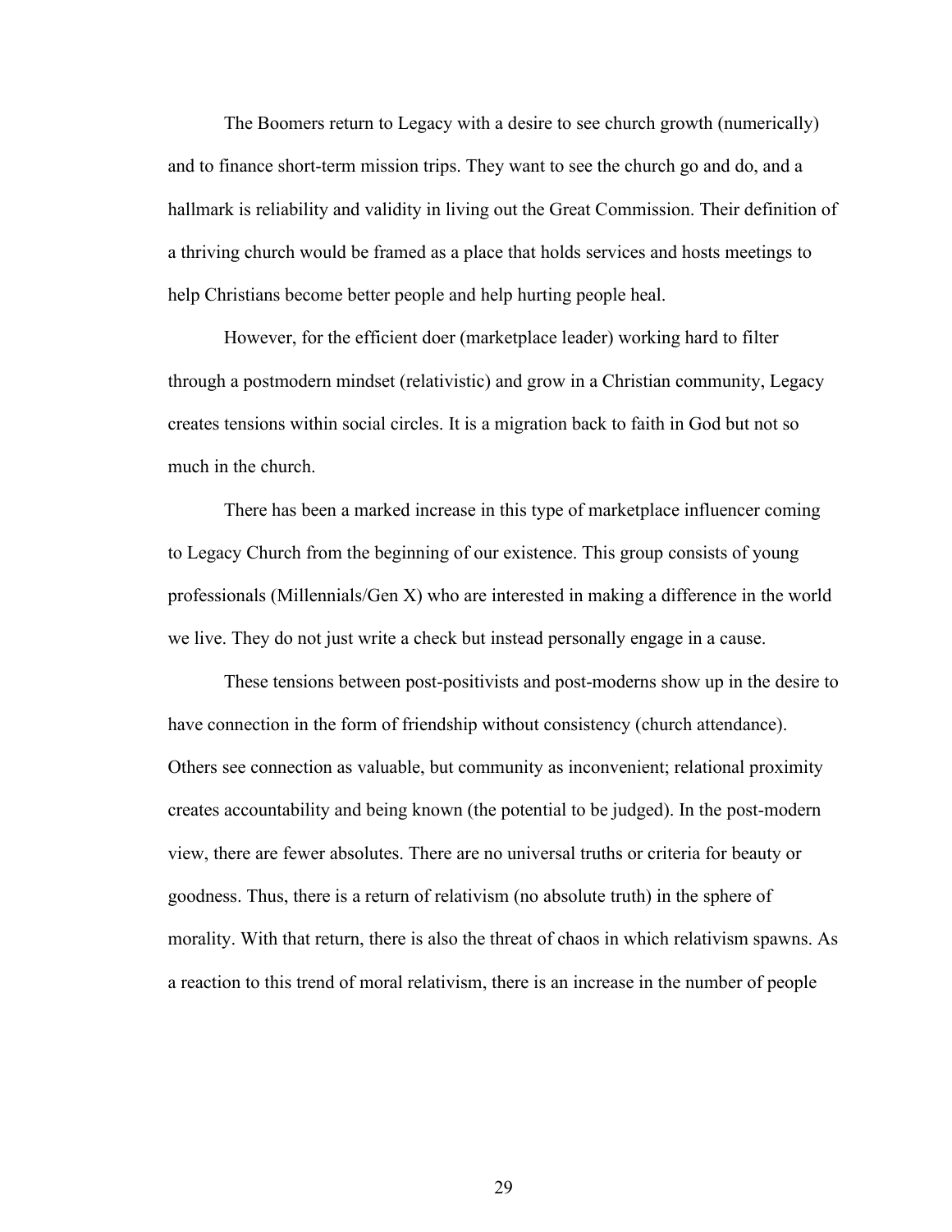The Boomers return to Legacy with a desire to see church growth (numerically) and to finance short-term mission trips. They want to see the church go and do, and a hallmark is reliability and validity in living out the Great Commission. Their definition of a thriving church would be framed as a place that holds services and hosts meetings to help Christians become better people and help hurting people heal.

However, for the efficient doer (marketplace leader) working hard to filter through a postmodern mindset (relativistic) and grow in a Christian community, Legacy creates tensions within social circles. It is a migration back to faith in God but not so much in the church.

There has been a marked increase in this type of marketplace influencer coming to Legacy Church from the beginning of our existence. This group consists of young professionals (Millennials/Gen X) who are interested in making a difference in the world we live. They do not just write a check but instead personally engage in a cause.

These tensions between post-positivists and post-moderns show up in the desire to have connection in the form of friendship without consistency (church attendance). Others see connection as valuable, but community as inconvenient; relational proximity creates accountability and being known (the potential to be judged). In the post-modern view, there are fewer absolutes. There are no universal truths or criteria for beauty or goodness. Thus, there is a return of relativism (no absolute truth) in the sphere of morality. With that return, there is also the threat of chaos in which relativism spawns. As a reaction to this trend of moral relativism, there is an increase in the number of people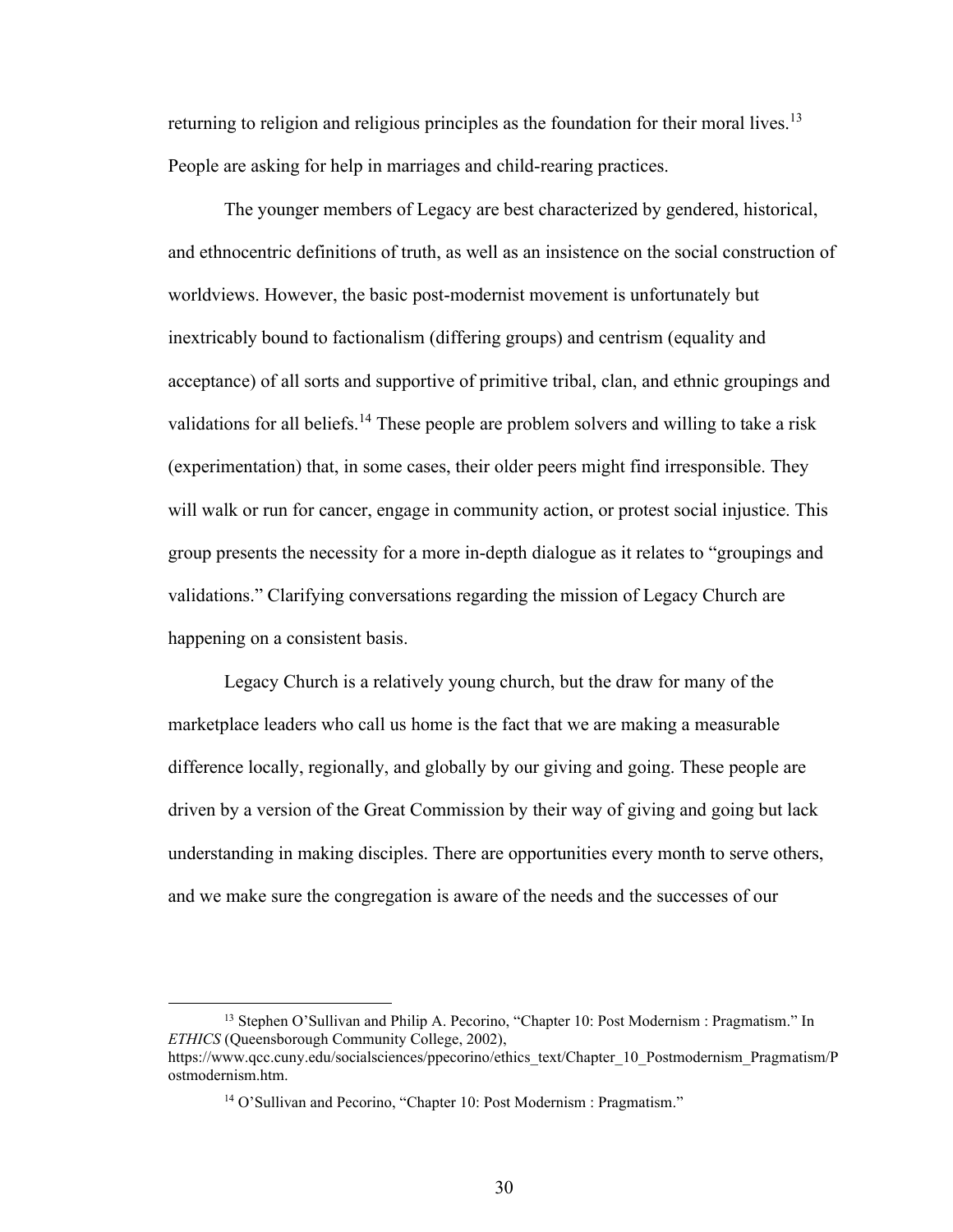returning to religion and religious principles as the foundation for their moral lives.[13] People are asking for help in marriages and child-rearing practices.

The younger members of Legacy are best characterized by gendered, historical, and ethnocentric definitions of truth, as well as an insistence on the social construction of worldviews. However, the basic post-modernist movement is unfortunately but inextricably bound to factionalism (differing groups) and centrism (equality and acceptance) of all sorts and supportive of primitive tribal, clan, and ethnic groupings and validations for all beliefs.[14] These people are problem solvers and willing to take a risk (experimentation) that, in some cases, their older peers might find irresponsible. They will walk or run for cancer, engage in community action, or protest social injustice. This group presents the necessity for a more in-depth dialogue as it relates to "groupings and validations." Clarifying conversations regarding the mission of Legacy Church are happening on a consistent basis.

Legacy Church is a relatively young church, but the draw for many of the marketplace leaders who call us home is the fact that we are making a measurable difference locally, regionally, and globally by our giving and going. These people are driven by a version of the Great Commission by their way of giving and going but lack understanding in making disciples. There are opportunities every month to serve others, and we make sure the congregation is aware of the needs and the successes of our

---

[13] Stephen O'Sullivan and Philip A. Pecorino, "Chapter 10: Post Modernism : Pragmatism." In *ETHICS* (Queensborough Community College, 2002), https://www.qcc.cuny.edu/socialsciences/ppecorino/ethics_text/Chapter_10_Postmodernism_Pragmatism/Postmodernism.htm.

[14] O'Sullivan and Pecorino, "Chapter 10: Post Modernism : Pragmatism."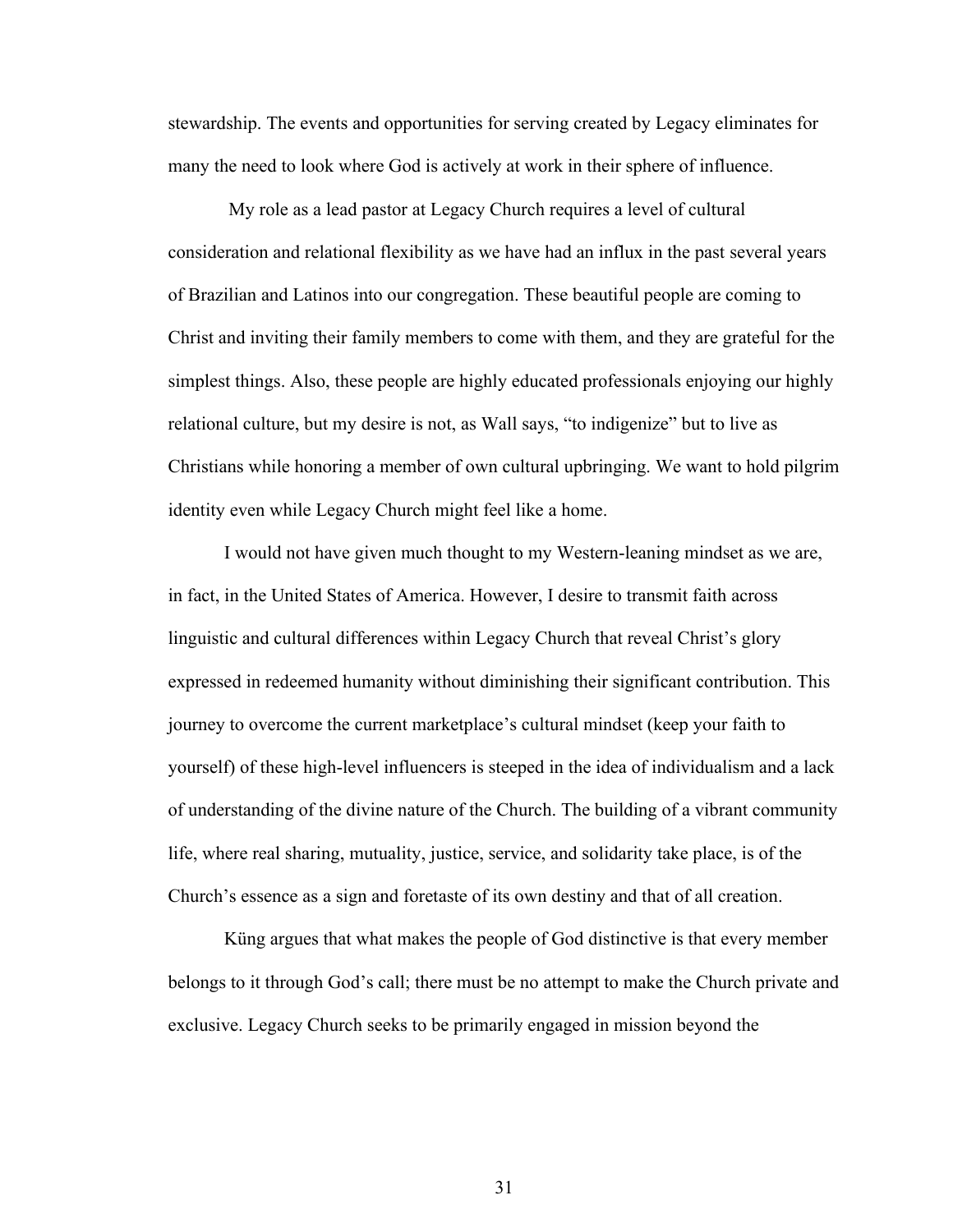stewardship. The events and opportunities for serving created by Legacy eliminates for many the need to look where God is actively at work in their sphere of influence.

My role as a lead pastor at Legacy Church requires a level of cultural consideration and relational flexibility as we have had an influx in the past several years of Brazilian and Latinos into our congregation. These beautiful people are coming to Christ and inviting their family members to come with them, and they are grateful for the simplest things. Also, these people are highly educated professionals enjoying our highly relational culture, but my desire is not, as Wall says, "to indigenize" but to live as Christians while honoring a member of own cultural upbringing. We want to hold pilgrim identity even while Legacy Church might feel like a home.

I would not have given much thought to my Western-leaning mindset as we are, in fact, in the United States of America. However, I desire to transmit faith across linguistic and cultural differences within Legacy Church that reveal Christ's glory expressed in redeemed humanity without diminishing their significant contribution. This journey to overcome the current marketplace's cultural mindset (keep your faith to yourself) of these high-level influencers is steeped in the idea of individualism and a lack of understanding of the divine nature of the Church. The building of a vibrant community life, where real sharing, mutuality, justice, service, and solidarity take place, is of the Church's essence as a sign and foretaste of its own destiny and that of all creation.

Küng argues that what makes the people of God distinctive is that every member belongs to it through God's call; there must be no attempt to make the Church private and exclusive. Legacy Church seeks to be primarily engaged in mission beyond the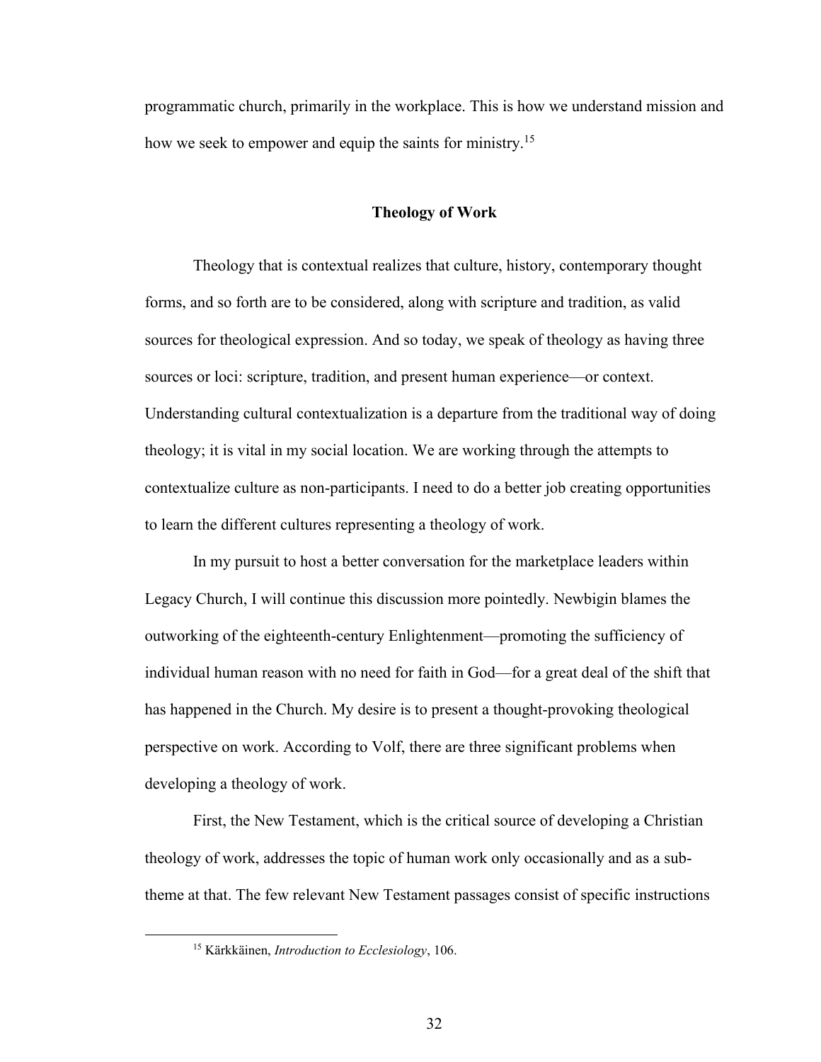programmatic church, primarily in the workplace. This is how we understand mission and how we seek to empower and equip the saints for ministry.[15]

## Theology of Work

Theology that is contextual realizes that culture, history, contemporary thought forms, and so forth are to be considered, along with scripture and tradition, as valid sources for theological expression. And so today, we speak of theology as having three sources or loci: scripture, tradition, and present human experience—or context. Understanding cultural contextualization is a departure from the traditional way of doing theology; it is vital in my social location. We are working through the attempts to contextualize culture as non-participants. I need to do a better job creating opportunities to learn the different cultures representing a theology of work.

In my pursuit to host a better conversation for the marketplace leaders within Legacy Church, I will continue this discussion more pointedly. Newbigin blames the outworking of the eighteenth-century Enlightenment—promoting the sufficiency of individual human reason with no need for faith in God—for a great deal of the shift that has happened in the Church. My desire is to present a thought-provoking theological perspective on work. According to Volf, there are three significant problems when developing a theology of work.

First, the New Testament, which is the critical source of developing a Christian theology of work, addresses the topic of human work only occasionally and as a sub-theme at that. The few relevant New Testament passages consist of specific instructions

[15] Kärkkäinen, *Introduction to Ecclesiology*, 106.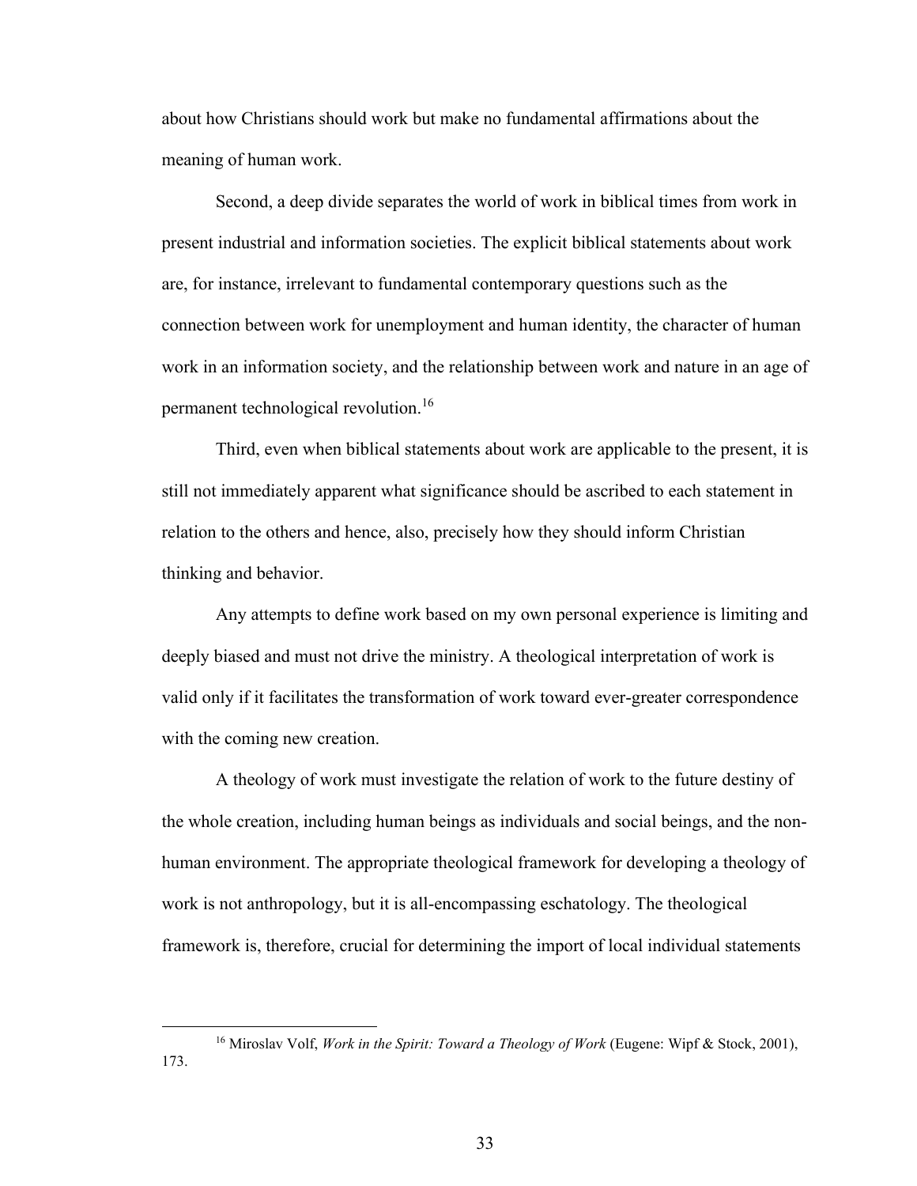about how Christians should work but make no fundamental affirmations about the meaning of human work.

Second, a deep divide separates the world of work in biblical times from work in present industrial and information societies. The explicit biblical statements about work are, for instance, irrelevant to fundamental contemporary questions such as the connection between work for unemployment and human identity, the character of human work in an information society, and the relationship between work and nature in an age of permanent technological revolution.[16]

Third, even when biblical statements about work are applicable to the present, it is still not immediately apparent what significance should be ascribed to each statement in relation to the others and hence, also, precisely how they should inform Christian thinking and behavior.

Any attempts to define work based on my own personal experience is limiting and deeply biased and must not drive the ministry. A theological interpretation of work is valid only if it facilitates the transformation of work toward ever-greater correspondence with the coming new creation.

A theology of work must investigate the relation of work to the future destiny of the whole creation, including human beings as individuals and social beings, and the non-human environment. The appropriate theological framework for developing a theology of work is not anthropology, but it is all-encompassing eschatology. The theological framework is, therefore, crucial for determining the import of local individual statements

---

[16] Miroslav Volf, *Work in the Spirit: Toward a Theology of Work* (Eugene: Wipf & Stock, 2001), 173.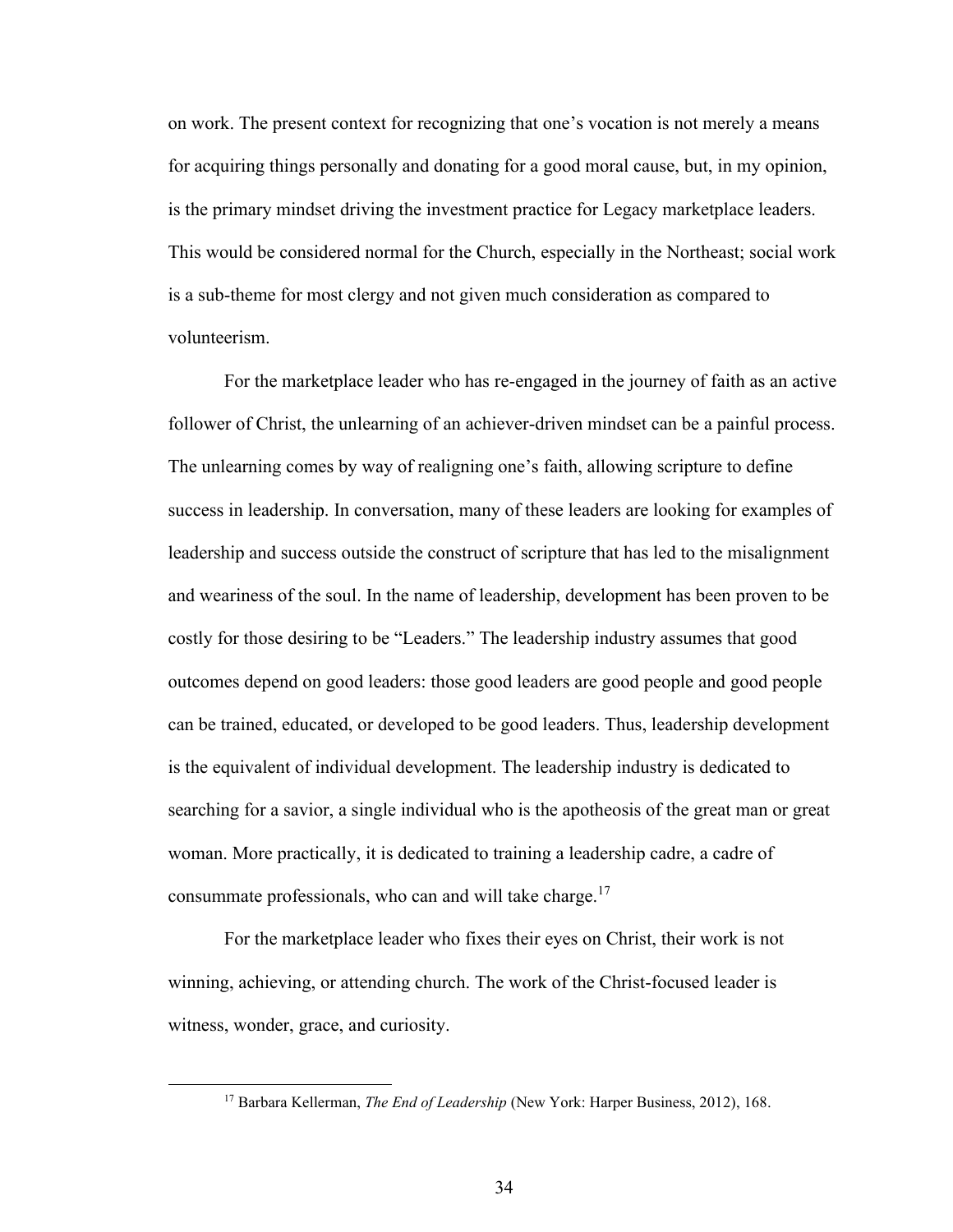on work. The present context for recognizing that one's vocation is not merely a means for acquiring things personally and donating for a good moral cause, but, in my opinion, is the primary mindset driving the investment practice for Legacy marketplace leaders. This would be considered normal for the Church, especially in the Northeast; social work is a sub-theme for most clergy and not given much consideration as compared to volunteerism.

For the marketplace leader who has re-engaged in the journey of faith as an active follower of Christ, the unlearning of an achiever-driven mindset can be a painful process. The unlearning comes by way of realigning one's faith, allowing scripture to define success in leadership. In conversation, many of these leaders are looking for examples of leadership and success outside the construct of scripture that has led to the misalignment and weariness of the soul. In the name of leadership, development has been proven to be costly for those desiring to be "Leaders." The leadership industry assumes that good outcomes depend on good leaders: those good leaders are good people and good people can be trained, educated, or developed to be good leaders. Thus, leadership development is the equivalent of individual development. The leadership industry is dedicated to searching for a savior, a single individual who is the apotheosis of the great man or great woman. More practically, it is dedicated to training a leadership cadre, a cadre of consummate professionals, who can and will take charge.[17]

For the marketplace leader who fixes their eyes on Christ, their work is not winning, achieving, or attending church. The work of the Christ-focused leader is witness, wonder, grace, and curiosity.

---

[17] Barbara Kellerman, *The End of Leadership* (New York: Harper Business, 2012), 168.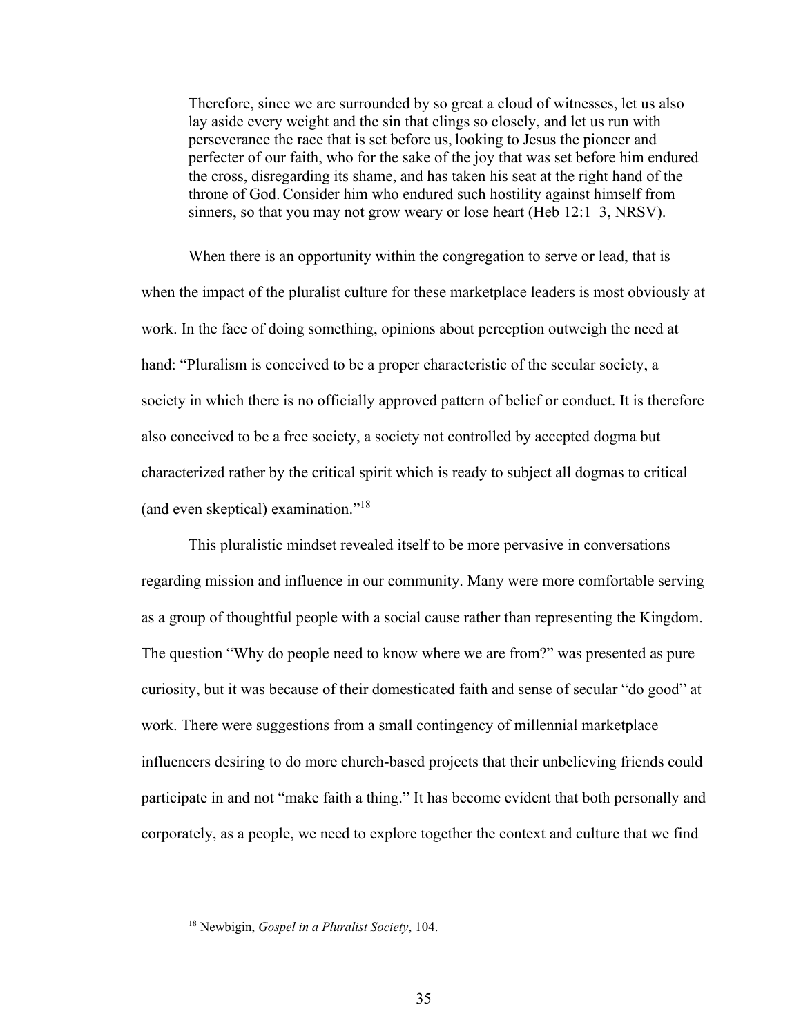> Therefore, since we are surrounded by so great a cloud of witnesses, let us also lay aside every weight and the sin that clings so closely, and let us run with perseverance the race that is set before us, looking to Jesus the pioneer and perfecter of our faith, who for the sake of the joy that was set before him endured the cross, disregarding its shame, and has taken his seat at the right hand of the throne of God. Consider him who endured such hostility against himself from sinners, so that you may not grow weary or lose heart (Heb 12:1–3, NRSV).

When there is an opportunity within the congregation to serve or lead, that is when the impact of the pluralist culture for these marketplace leaders is most obviously at work. In the face of doing something, opinions about perception outweigh the need at hand: "Pluralism is conceived to be a proper characteristic of the secular society, a society in which there is no officially approved pattern of belief or conduct. It is therefore also conceived to be a free society, a society not controlled by accepted dogma but characterized rather by the critical spirit which is ready to subject all dogmas to critical (and even skeptical) examination."[18]

This pluralistic mindset revealed itself to be more pervasive in conversations regarding mission and influence in our community. Many were more comfortable serving as a group of thoughtful people with a social cause rather than representing the Kingdom. The question "Why do people need to know where we are from?" was presented as pure curiosity, but it was because of their domesticated faith and sense of secular "do good" at work. There were suggestions from a small contingency of millennial marketplace influencers desiring to do more church-based projects that their unbelieving friends could participate in and not "make faith a thing." It has become evident that both personally and corporately, as a people, we need to explore together the context and culture that we find

[18] Newbigin, *Gospel in a Pluralist Society*, 104.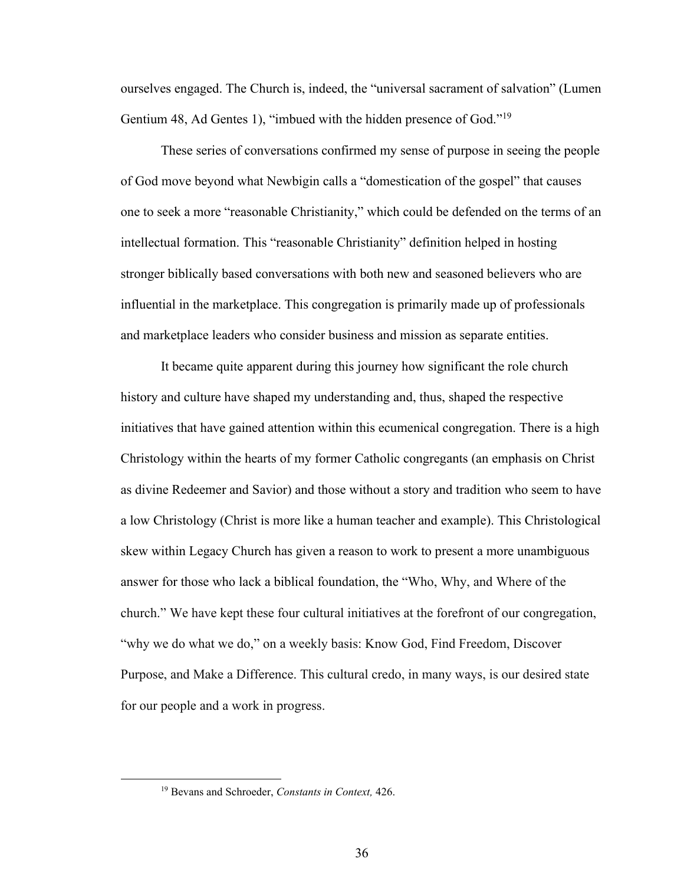ourselves engaged. The Church is, indeed, the "universal sacrament of salvation" (Lumen Gentium 48, Ad Gentes 1), "imbued with the hidden presence of God."[19]

These series of conversations confirmed my sense of purpose in seeing the people of God move beyond what Newbigin calls a "domestication of the gospel" that causes one to seek a more "reasonable Christianity," which could be defended on the terms of an intellectual formation. This "reasonable Christianity" definition helped in hosting stronger biblically based conversations with both new and seasoned believers who are influential in the marketplace. This congregation is primarily made up of professionals and marketplace leaders who consider business and mission as separate entities.

It became quite apparent during this journey how significant the role church history and culture have shaped my understanding and, thus, shaped the respective initiatives that have gained attention within this ecumenical congregation. There is a high Christology within the hearts of my former Catholic congregants (an emphasis on Christ as divine Redeemer and Savior) and those without a story and tradition who seem to have a low Christology (Christ is more like a human teacher and example). This Christological skew within Legacy Church has given a reason to work to present a more unambiguous answer for those who lack a biblical foundation, the "Who, Why, and Where of the church." We have kept these four cultural initiatives at the forefront of our congregation, "why we do what we do," on a weekly basis: Know God, Find Freedom, Discover Purpose, and Make a Difference. This cultural credo, in many ways, is our desired state for our people and a work in progress.

---

[19] Bevans and Schroeder, *Constants in Context,* 426.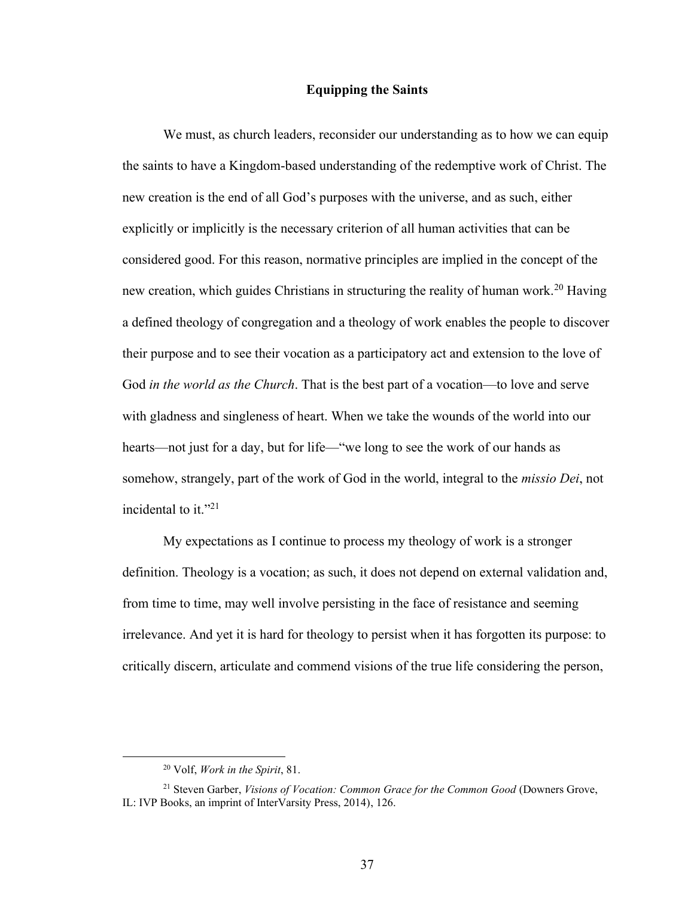## Equipping the Saints

We must, as church leaders, reconsider our understanding as to how we can equip the saints to have a Kingdom-based understanding of the redemptive work of Christ. The new creation is the end of all God's purposes with the universe, and as such, either explicitly or implicitly is the necessary criterion of all human activities that can be considered good. For this reason, normative principles are implied in the concept of the new creation, which guides Christians in structuring the reality of human work.[20] Having a defined theology of congregation and a theology of work enables the people to discover their purpose and to see their vocation as a participatory act and extension to the love of God *in the world as the Church*. That is the best part of a vocation—to love and serve with gladness and singleness of heart. When we take the wounds of the world into our hearts—not just for a day, but for life—"we long to see the work of our hands as somehow, strangely, part of the work of God in the world, integral to the *missio Dei*, not incidental to it."[21]

My expectations as I continue to process my theology of work is a stronger definition. Theology is a vocation; as such, it does not depend on external validation and, from time to time, may well involve persisting in the face of resistance and seeming irrelevance. And yet it is hard for theology to persist when it has forgotten its purpose: to critically discern, articulate and commend visions of the true life considering the person,

---

[20] Volf, *Work in the Spirit*, 81.

[21] Steven Garber, *Visions of Vocation: Common Grace for the Common Good* (Downers Grove, IL: IVP Books, an imprint of InterVarsity Press, 2014), 126.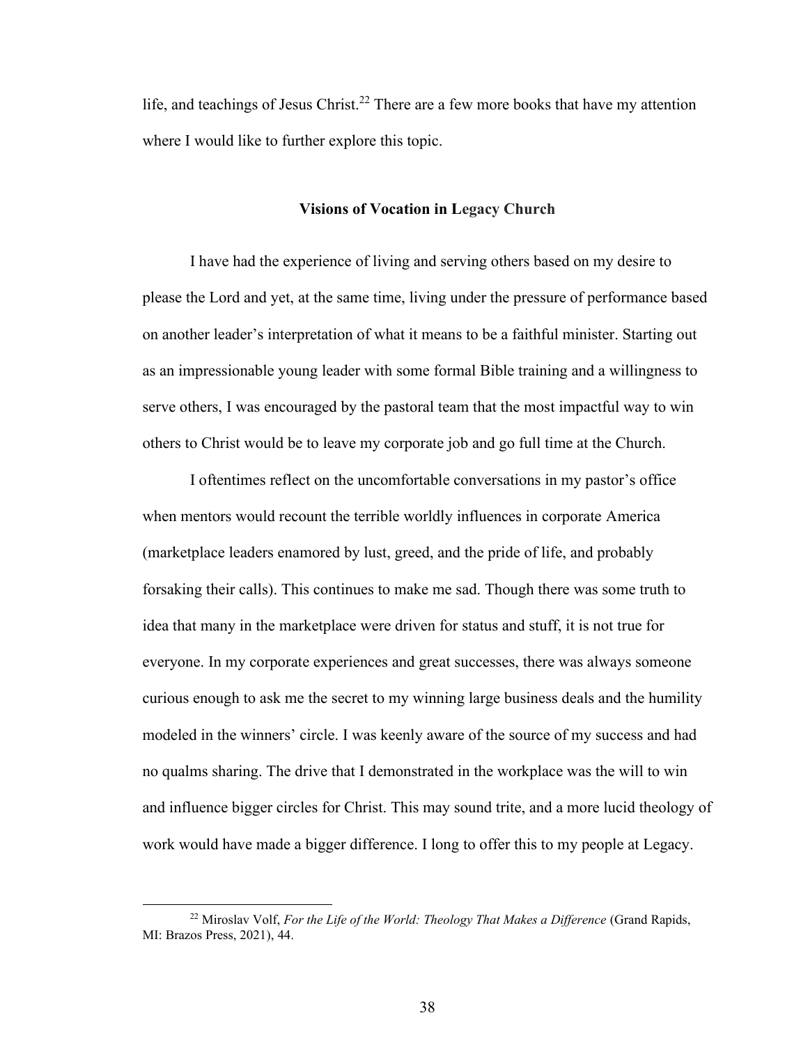life, and teachings of Jesus Christ.[22] There are a few more books that have my attention where I would like to further explore this topic.

### Visions of Vocation in Legacy Church

I have had the experience of living and serving others based on my desire to please the Lord and yet, at the same time, living under the pressure of performance based on another leader's interpretation of what it means to be a faithful minister. Starting out as an impressionable young leader with some formal Bible training and a willingness to serve others, I was encouraged by the pastoral team that the most impactful way to win others to Christ would be to leave my corporate job and go full time at the Church.

I oftentimes reflect on the uncomfortable conversations in my pastor's office when mentors would recount the terrible worldly influences in corporate America (marketplace leaders enamored by lust, greed, and the pride of life, and probably forsaking their calls). This continues to make me sad. Though there was some truth to idea that many in the marketplace were driven for status and stuff, it is not true for everyone. In my corporate experiences and great successes, there was always someone curious enough to ask me the secret to my winning large business deals and the humility modeled in the winners' circle. I was keenly aware of the source of my success and had no qualms sharing. The drive that I demonstrated in the workplace was the will to win and influence bigger circles for Christ. This may sound trite, and a more lucid theology of work would have made a bigger difference. I long to offer this to my people at Legacy.

---

[22] Miroslav Volf, *For the Life of the World: Theology That Makes a Difference* (Grand Rapids, MI: Brazos Press, 2021), 44.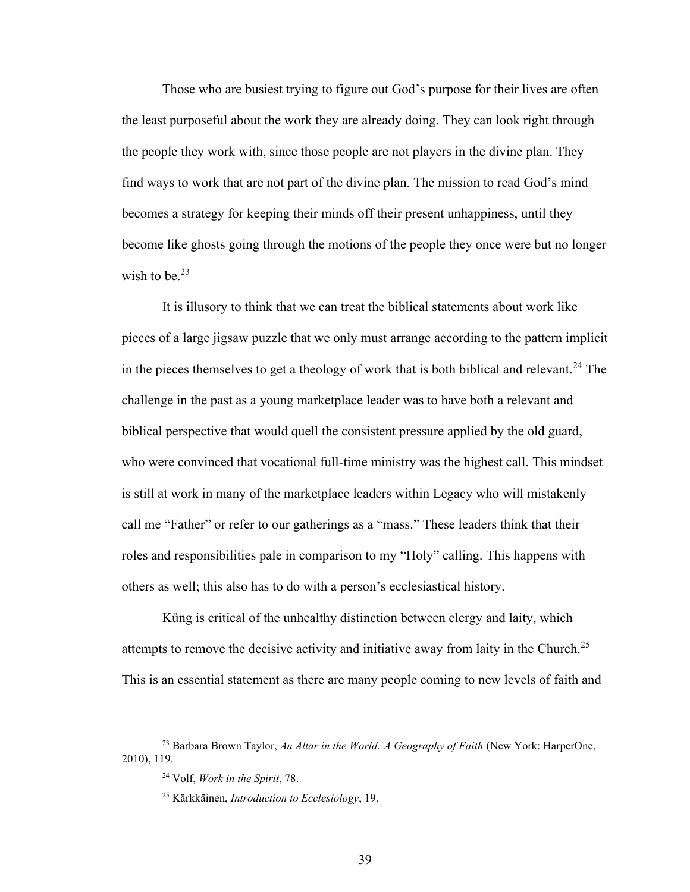Those who are busiest trying to figure out God's purpose for their lives are often the least purposeful about the work they are already doing. They can look right through the people they work with, since those people are not players in the divine plan. They find ways to work that are not part of the divine plan. The mission to read God's mind becomes a strategy for keeping their minds off their present unhappiness, until they become like ghosts going through the motions of the people they once were but no longer wish to be.[23]

It is illusory to think that we can treat the biblical statements about work like pieces of a large jigsaw puzzle that we only must arrange according to the pattern implicit in the pieces themselves to get a theology of work that is both biblical and relevant.[24] The challenge in the past as a young marketplace leader was to have both a relevant and biblical perspective that would quell the consistent pressure applied by the old guard, who were convinced that vocational full-time ministry was the highest call. This mindset is still at work in many of the marketplace leaders within Legacy who will mistakenly call me "Father" or refer to our gatherings as a "mass." These leaders think that their roles and responsibilities pale in comparison to my "Holy" calling. This happens with others as well; this also has to do with a person's ecclesiastical history.

Küng is critical of the unhealthy distinction between clergy and laity, which attempts to remove the decisive activity and initiative away from laity in the Church.[25] This is an essential statement as there are many people coming to new levels of faith and

---

[23] Barbara Brown Taylor, *An Altar in the World: A Geography of Faith* (New York: HarperOne, 2010), 119.

[24] Volf, *Work in the Spirit*, 78.

[25] Kärkkäinen, *Introduction to Ecclesiology*, 19.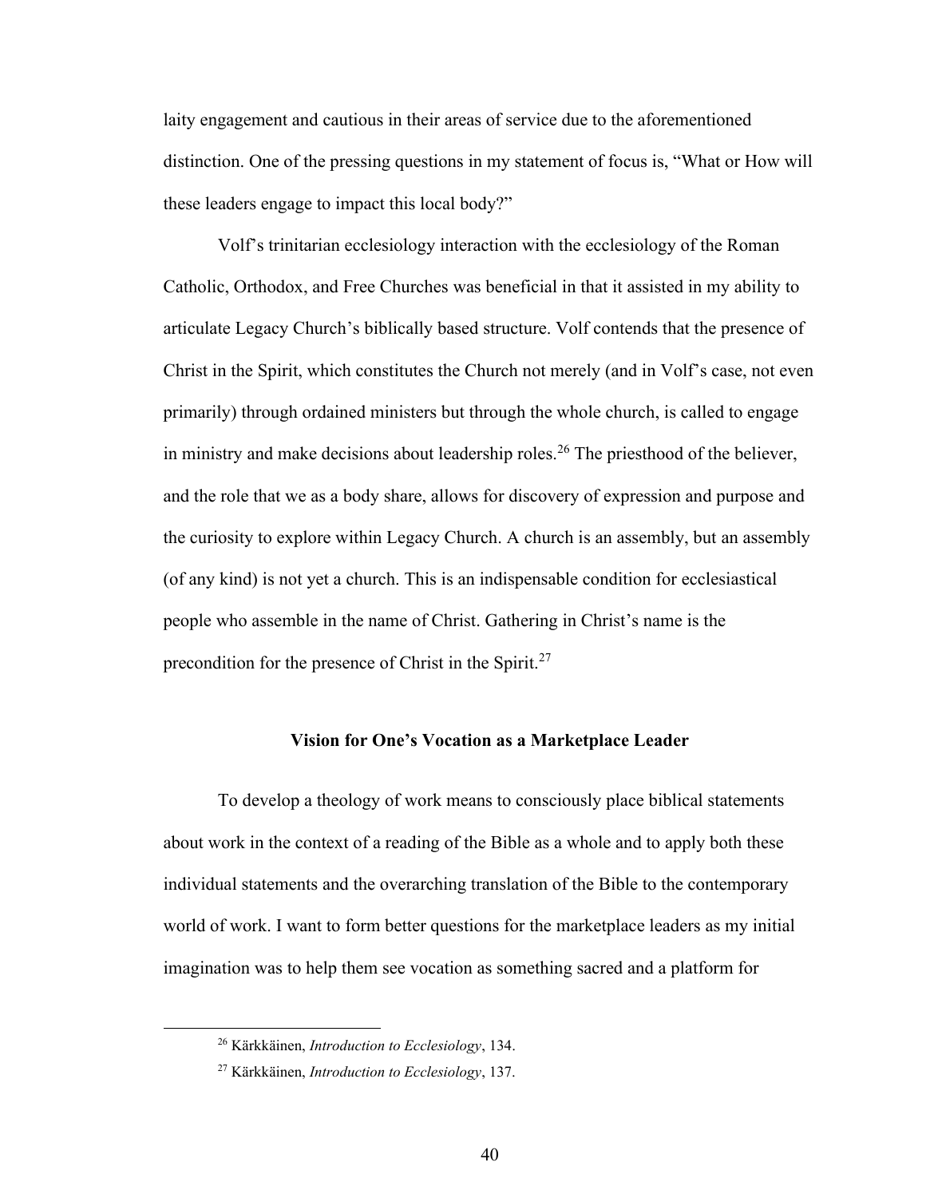laity engagement and cautious in their areas of service due to the aforementioned distinction. One of the pressing questions in my statement of focus is, "What or How will these leaders engage to impact this local body?"

Volf's trinitarian ecclesiology interaction with the ecclesiology of the Roman Catholic, Orthodox, and Free Churches was beneficial in that it assisted in my ability to articulate Legacy Church's biblically based structure. Volf contends that the presence of Christ in the Spirit, which constitutes the Church not merely (and in Volf's case, not even primarily) through ordained ministers but through the whole church, is called to engage in ministry and make decisions about leadership roles.[26] The priesthood of the believer, and the role that we as a body share, allows for discovery of expression and purpose and the curiosity to explore within Legacy Church. A church is an assembly, but an assembly (of any kind) is not yet a church. This is an indispensable condition for ecclesiastical people who assemble in the name of Christ. Gathering in Christ's name is the precondition for the presence of Christ in the Spirit.[27]

### Vision for One's Vocation as a Marketplace Leader

To develop a theology of work means to consciously place biblical statements about work in the context of a reading of the Bible as a whole and to apply both these individual statements and the overarching translation of the Bible to the contemporary world of work. I want to form better questions for the marketplace leaders as my initial imagination was to help them see vocation as something sacred and a platform for

[26] Kärkkäinen, *Introduction to Ecclesiology*, 134.

[27] Kärkkäinen, *Introduction to Ecclesiology*, 137.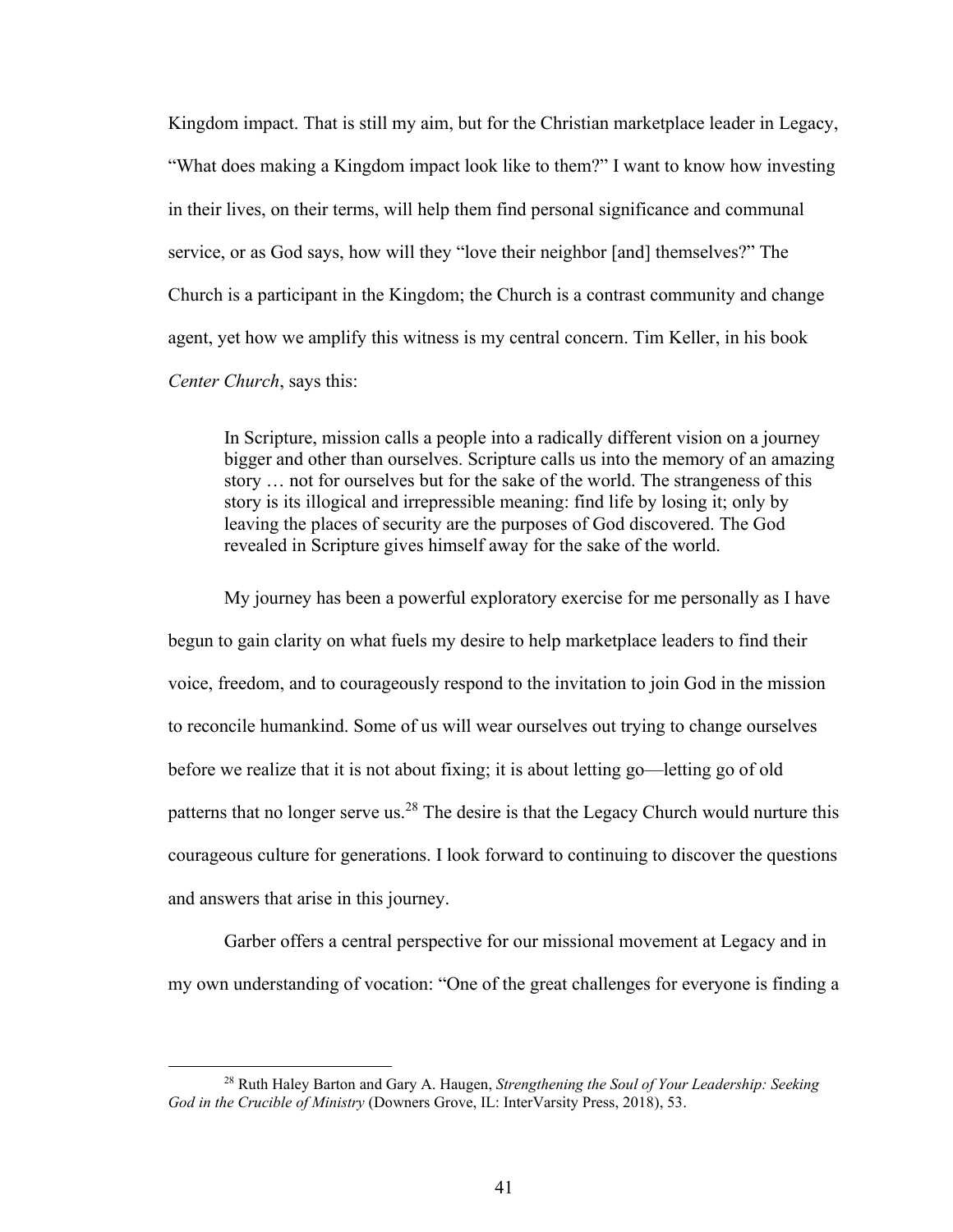Kingdom impact. That is still my aim, but for the Christian marketplace leader in Legacy, "What does making a Kingdom impact look like to them?" I want to know how investing in their lives, on their terms, will help them find personal significance and communal service, or as God says, how will they "love their neighbor [and] themselves?" The Church is a participant in the Kingdom; the Church is a contrast community and change agent, yet how we amplify this witness is my central concern. Tim Keller, in his book *Center Church*, says this:

> In Scripture, mission calls a people into a radically different vision on a journey bigger and other than ourselves. Scripture calls us into the memory of an amazing story … not for ourselves but for the sake of the world. The strangeness of this story is its illogical and irrepressible meaning: find life by losing it; only by leaving the places of security are the purposes of God discovered. The God revealed in Scripture gives himself away for the sake of the world.

My journey has been a powerful exploratory exercise for me personally as I have begun to gain clarity on what fuels my desire to help marketplace leaders to find their voice, freedom, and to courageously respond to the invitation to join God in the mission to reconcile humankind. Some of us will wear ourselves out trying to change ourselves before we realize that it is not about fixing; it is about letting go—letting go of old patterns that no longer serve us.[28] The desire is that the Legacy Church would nurture this courageous culture for generations. I look forward to continuing to discover the questions and answers that arise in this journey.

Garber offers a central perspective for our missional movement at Legacy and in my own understanding of vocation: "One of the great challenges for everyone is finding a

---

[28] Ruth Haley Barton and Gary A. Haugen, *Strengthening the Soul of Your Leadership: Seeking God in the Crucible of Ministry* (Downers Grove, IL: InterVarsity Press, 2018), 53.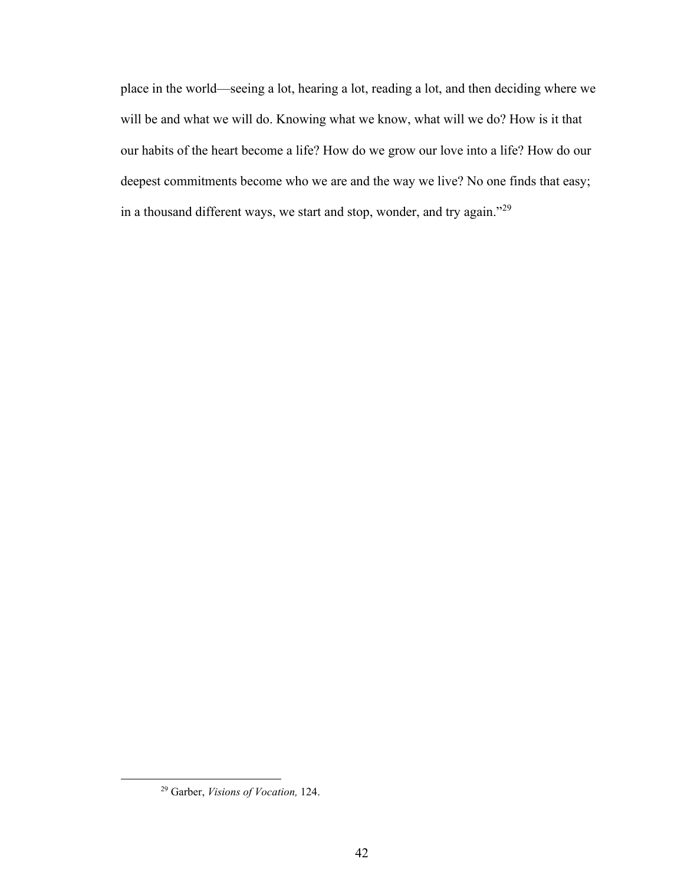place in the world—seeing a lot, hearing a lot, reading a lot, and then deciding where we will be and what we will do. Knowing what we know, what will we do? How is it that our habits of the heart become a life? How do we grow our love into a life? How do our deepest commitments become who we are and the way we live? No one finds that easy; in a thousand different ways, we start and stop, wonder, and try again."[29]

---

[29] Garber, *Visions of Vocation,* 124.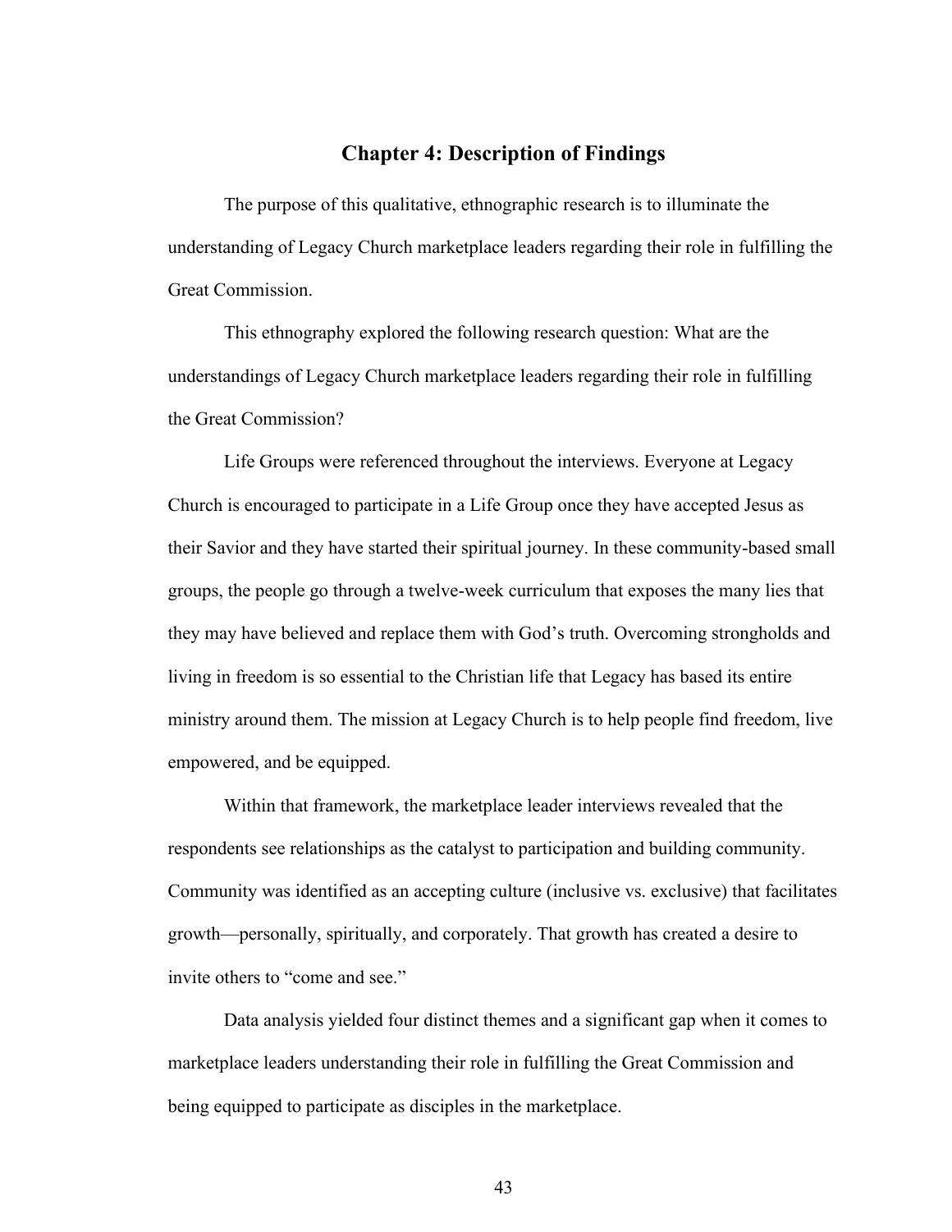# Chapter 4: Description of Findings

The purpose of this qualitative, ethnographic research is to illuminate the understanding of Legacy Church marketplace leaders regarding their role in fulfilling the Great Commission.

This ethnography explored the following research question: What are the understandings of Legacy Church marketplace leaders regarding their role in fulfilling the Great Commission?

Life Groups were referenced throughout the interviews. Everyone at Legacy Church is encouraged to participate in a Life Group once they have accepted Jesus as their Savior and they have started their spiritual journey. In these community-based small groups, the people go through a twelve-week curriculum that exposes the many lies that they may have believed and replace them with God's truth. Overcoming strongholds and living in freedom is so essential to the Christian life that Legacy has based its entire ministry around them. The mission at Legacy Church is to help people find freedom, live empowered, and be equipped.

Within that framework, the marketplace leader interviews revealed that the respondents see relationships as the catalyst to participation and building community. Community was identified as an accepting culture (inclusive vs. exclusive) that facilitates growth—personally, spiritually, and corporately. That growth has created a desire to invite others to "come and see."

Data analysis yielded four distinct themes and a significant gap when it comes to marketplace leaders understanding their role in fulfilling the Great Commission and being equipped to participate as disciples in the marketplace.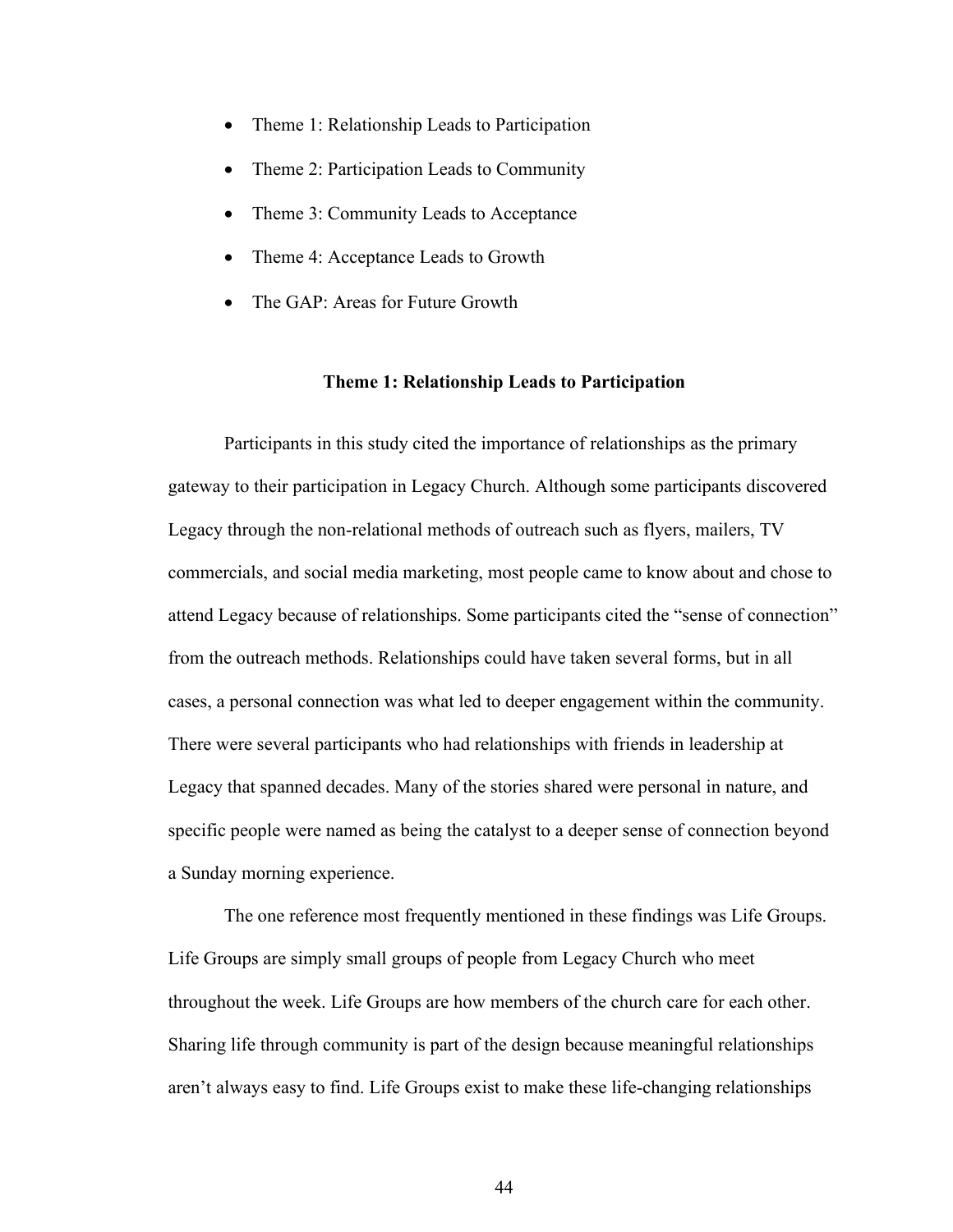- Theme 1: Relationship Leads to Participation
- Theme 2: Participation Leads to Community
- Theme 3: Community Leads to Acceptance
- Theme 4: Acceptance Leads to Growth
- The GAP: Areas for Future Growth

### Theme 1: Relationship Leads to Participation

Participants in this study cited the importance of relationships as the primary gateway to their participation in Legacy Church. Although some participants discovered Legacy through the non-relational methods of outreach such as flyers, mailers, TV commercials, and social media marketing, most people came to know about and chose to attend Legacy because of relationships. Some participants cited the "sense of connection" from the outreach methods. Relationships could have taken several forms, but in all cases, a personal connection was what led to deeper engagement within the community. There were several participants who had relationships with friends in leadership at Legacy that spanned decades. Many of the stories shared were personal in nature, and specific people were named as being the catalyst to a deeper sense of connection beyond a Sunday morning experience.

The one reference most frequently mentioned in these findings was Life Groups. Life Groups are simply small groups of people from Legacy Church who meet throughout the week. Life Groups are how members of the church care for each other. Sharing life through community is part of the design because meaningful relationships aren't always easy to find. Life Groups exist to make these life-changing relationships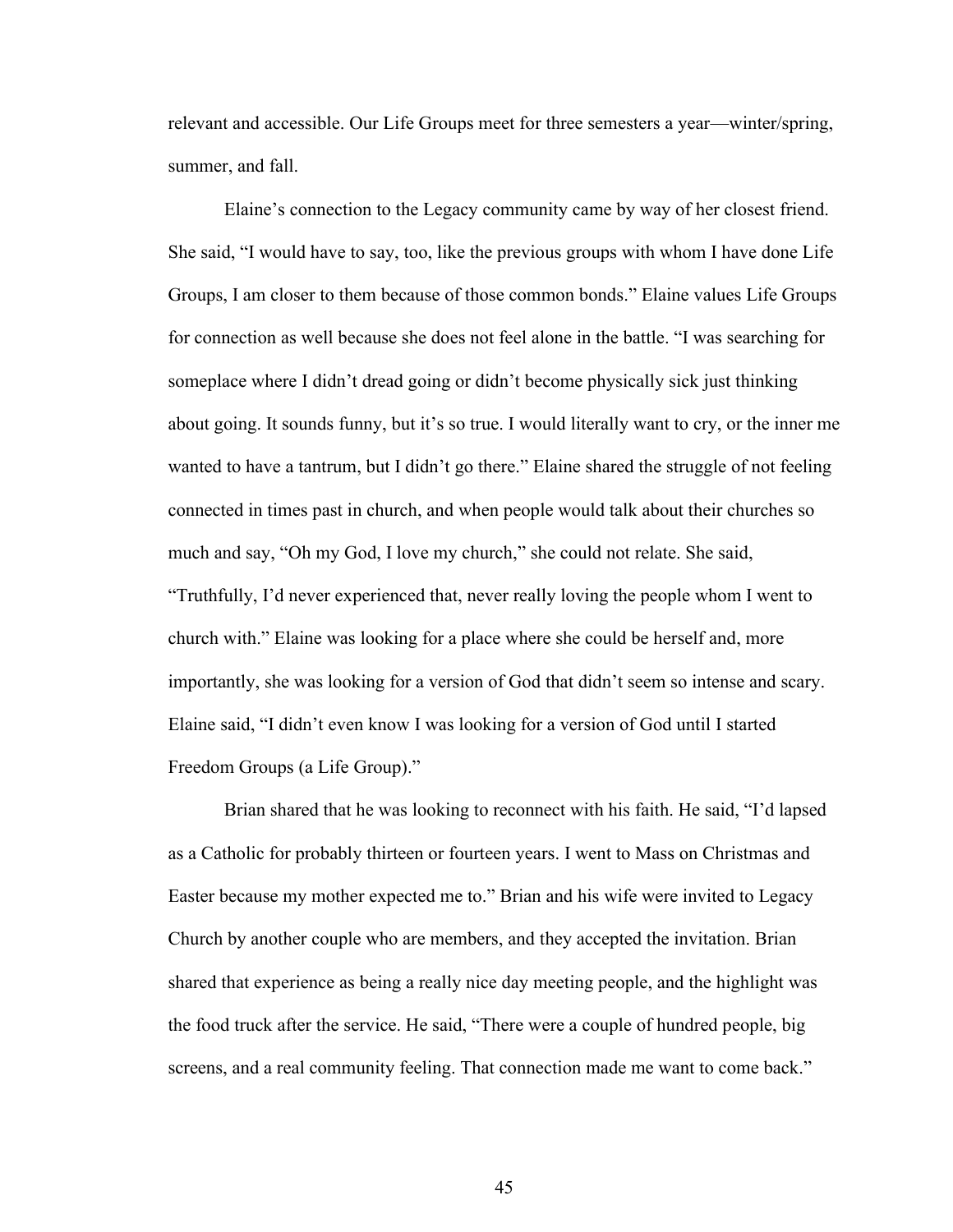relevant and accessible. Our Life Groups meet for three semesters a year—winter/spring, summer, and fall.

Elaine's connection to the Legacy community came by way of her closest friend. She said, "I would have to say, too, like the previous groups with whom I have done Life Groups, I am closer to them because of those common bonds." Elaine values Life Groups for connection as well because she does not feel alone in the battle. "I was searching for someplace where I didn't dread going or didn't become physically sick just thinking about going. It sounds funny, but it's so true. I would literally want to cry, or the inner me wanted to have a tantrum, but I didn't go there." Elaine shared the struggle of not feeling connected in times past in church, and when people would talk about their churches so much and say, "Oh my God, I love my church," she could not relate. She said, "Truthfully, I'd never experienced that, never really loving the people whom I went to church with." Elaine was looking for a place where she could be herself and, more importantly, she was looking for a version of God that didn't seem so intense and scary. Elaine said, "I didn't even know I was looking for a version of God until I started Freedom Groups (a Life Group)."

Brian shared that he was looking to reconnect with his faith. He said, "I'd lapsed as a Catholic for probably thirteen or fourteen years. I went to Mass on Christmas and Easter because my mother expected me to." Brian and his wife were invited to Legacy Church by another couple who are members, and they accepted the invitation. Brian shared that experience as being a really nice day meeting people, and the highlight was the food truck after the service. He said, "There were a couple of hundred people, big screens, and a real community feeling. That connection made me want to come back."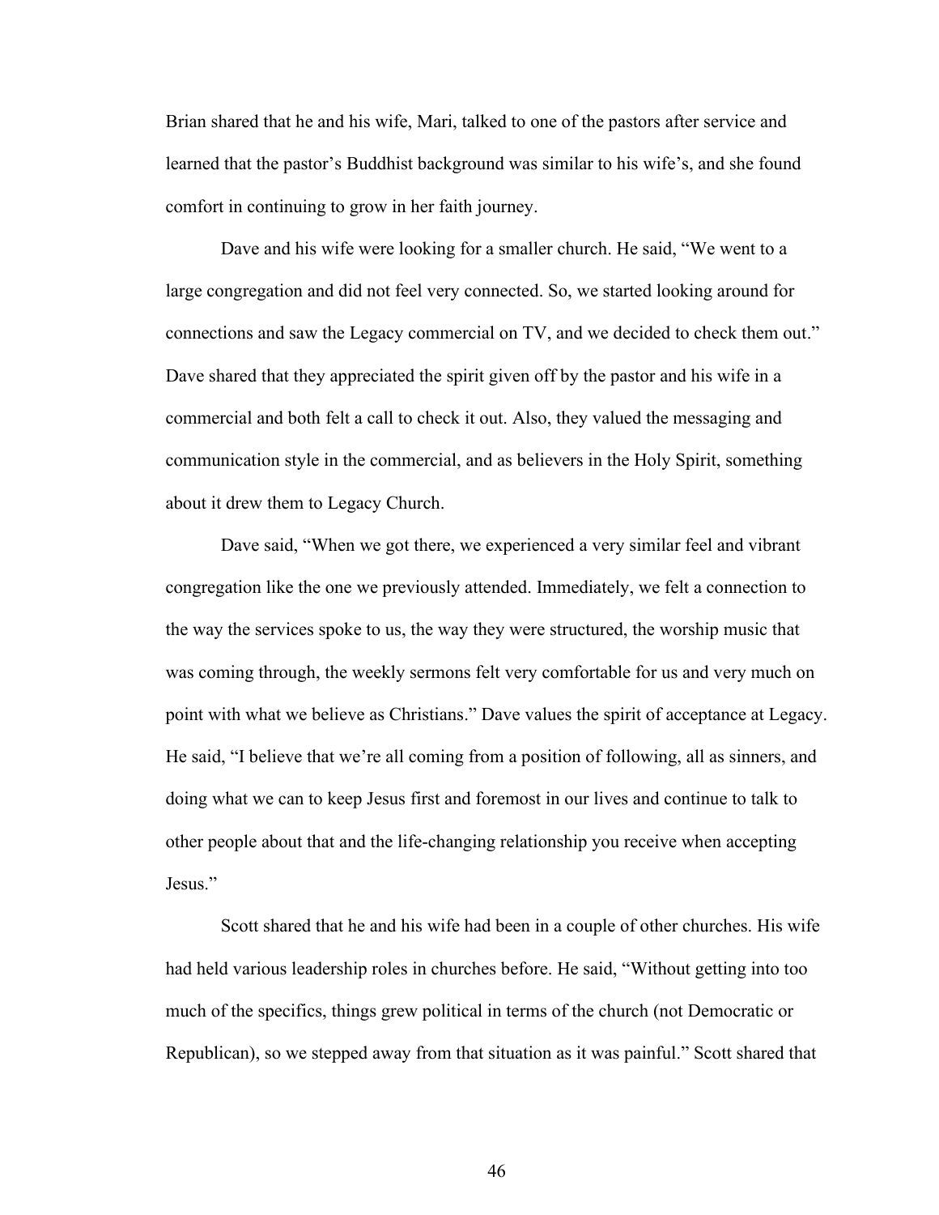Brian shared that he and his wife, Mari, talked to one of the pastors after service and learned that the pastor's Buddhist background was similar to his wife's, and she found comfort in continuing to grow in her faith journey.

Dave and his wife were looking for a smaller church. He said, "We went to a large congregation and did not feel very connected. So, we started looking around for connections and saw the Legacy commercial on TV, and we decided to check them out." Dave shared that they appreciated the spirit given off by the pastor and his wife in a commercial and both felt a call to check it out. Also, they valued the messaging and communication style in the commercial, and as believers in the Holy Spirit, something about it drew them to Legacy Church.

Dave said, "When we got there, we experienced a very similar feel and vibrant congregation like the one we previously attended. Immediately, we felt a connection to the way the services spoke to us, the way they were structured, the worship music that was coming through, the weekly sermons felt very comfortable for us and very much on point with what we believe as Christians." Dave values the spirit of acceptance at Legacy. He said, "I believe that we're all coming from a position of following, all as sinners, and doing what we can to keep Jesus first and foremost in our lives and continue to talk to other people about that and the life-changing relationship you receive when accepting Jesus."

Scott shared that he and his wife had been in a couple of other churches. His wife had held various leadership roles in churches before. He said, "Without getting into too much of the specifics, things grew political in terms of the church (not Democratic or Republican), so we stepped away from that situation as it was painful." Scott shared that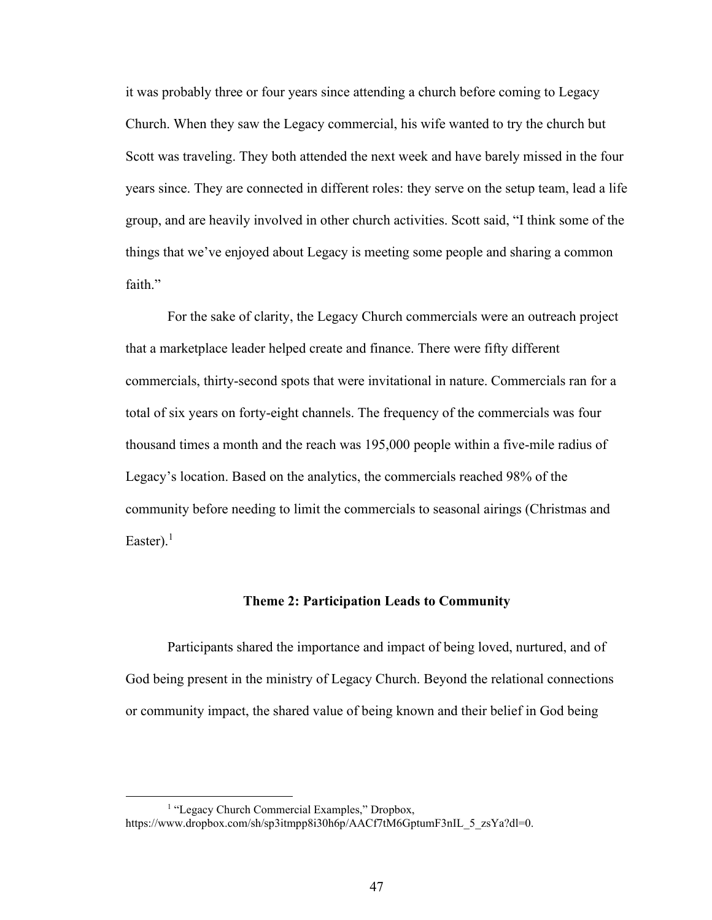it was probably three or four years since attending a church before coming to Legacy Church. When they saw the Legacy commercial, his wife wanted to try the church but Scott was traveling. They both attended the next week and have barely missed in the four years since. They are connected in different roles: they serve on the setup team, lead a life group, and are heavily involved in other church activities. Scott said, "I think some of the things that we've enjoyed about Legacy is meeting some people and sharing a common faith."

For the sake of clarity, the Legacy Church commercials were an outreach project that a marketplace leader helped create and finance. There were fifty different commercials, thirty-second spots that were invitational in nature. Commercials ran for a total of six years on forty-eight channels. The frequency of the commercials was four thousand times a month and the reach was 195,000 people within a five-mile radius of Legacy's location. Based on the analytics, the commercials reached 98% of the community before needing to limit the commercials to seasonal airings (Christmas and Easter).[1]

### Theme 2: Participation Leads to Community

Participants shared the importance and impact of being loved, nurtured, and of God being present in the ministry of Legacy Church. Beyond the relational connections or community impact, the shared value of being known and their belief in God being

---

[1] "Legacy Church Commercial Examples," Dropbox, https://www.dropbox.com/sh/sp3itmpp8i30h6p/AACf7tM6GptumF3nIL_5_zsYa?dl=0.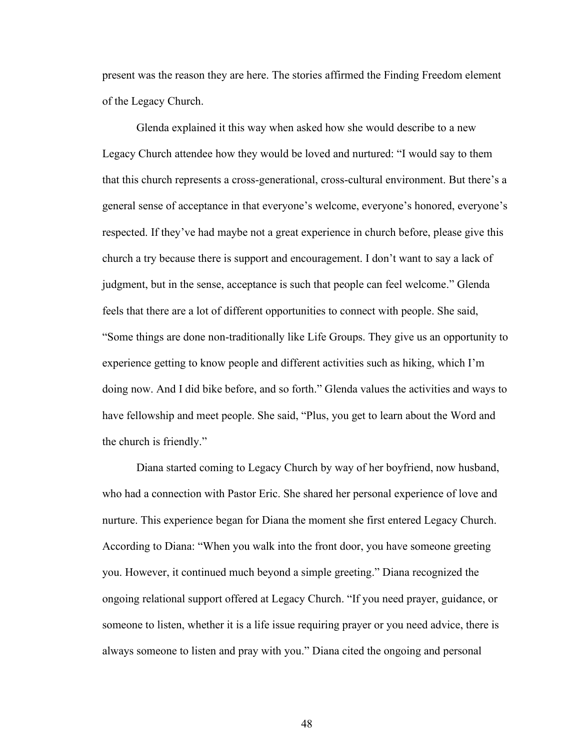present was the reason they are here. The stories affirmed the Finding Freedom element of the Legacy Church.

Glenda explained it this way when asked how she would describe to a new Legacy Church attendee how they would be loved and nurtured: "I would say to them that this church represents a cross-generational, cross-cultural environment. But there's a general sense of acceptance in that everyone's welcome, everyone's honored, everyone's respected. If they've had maybe not a great experience in church before, please give this church a try because there is support and encouragement. I don't want to say a lack of judgment, but in the sense, acceptance is such that people can feel welcome." Glenda feels that there are a lot of different opportunities to connect with people. She said, "Some things are done non-traditionally like Life Groups. They give us an opportunity to experience getting to know people and different activities such as hiking, which I'm doing now. And I did bike before, and so forth." Glenda values the activities and ways to have fellowship and meet people. She said, "Plus, you get to learn about the Word and the church is friendly."

Diana started coming to Legacy Church by way of her boyfriend, now husband, who had a connection with Pastor Eric. She shared her personal experience of love and nurture. This experience began for Diana the moment she first entered Legacy Church. According to Diana: "When you walk into the front door, you have someone greeting you. However, it continued much beyond a simple greeting." Diana recognized the ongoing relational support offered at Legacy Church. "If you need prayer, guidance, or someone to listen, whether it is a life issue requiring prayer or you need advice, there is always someone to listen and pray with you." Diana cited the ongoing and personal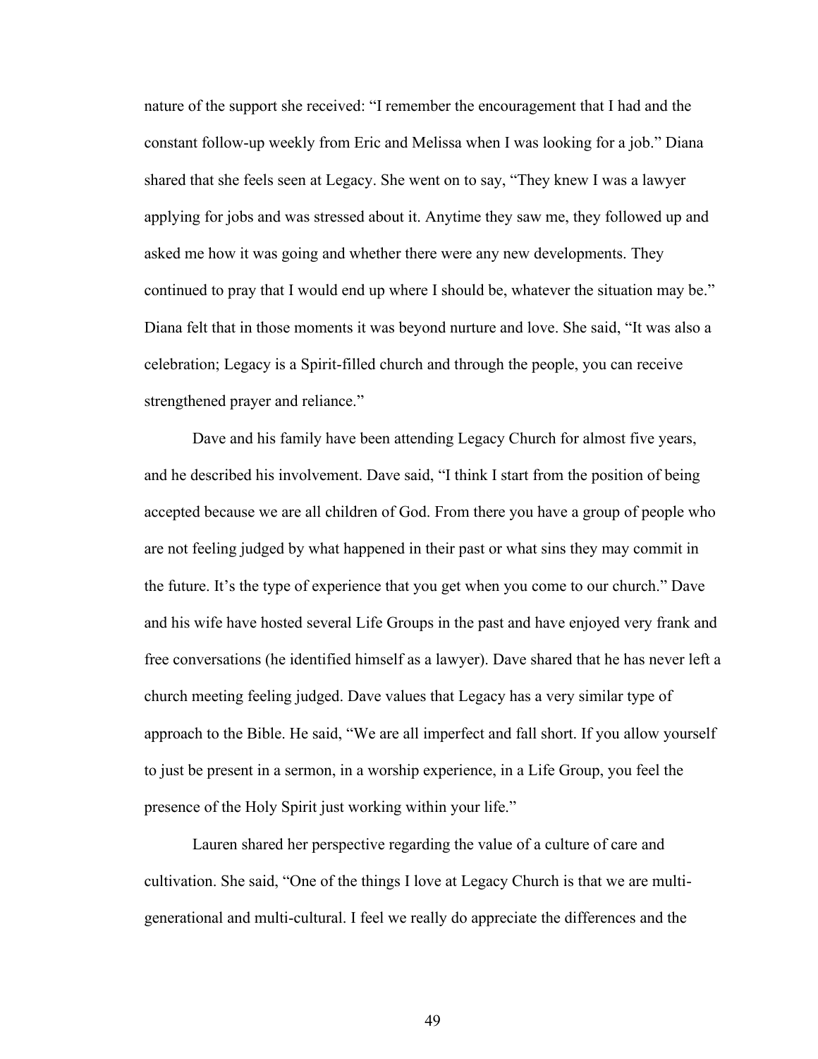nature of the support she received: "I remember the encouragement that I had and the constant follow-up weekly from Eric and Melissa when I was looking for a job." Diana shared that she feels seen at Legacy. She went on to say, "They knew I was a lawyer applying for jobs and was stressed about it. Anytime they saw me, they followed up and asked me how it was going and whether there were any new developments. They continued to pray that I would end up where I should be, whatever the situation may be." Diana felt that in those moments it was beyond nurture and love. She said, "It was also a celebration; Legacy is a Spirit-filled church and through the people, you can receive strengthened prayer and reliance."

Dave and his family have been attending Legacy Church for almost five years, and he described his involvement. Dave said, "I think I start from the position of being accepted because we are all children of God. From there you have a group of people who are not feeling judged by what happened in their past or what sins they may commit in the future. It's the type of experience that you get when you come to our church." Dave and his wife have hosted several Life Groups in the past and have enjoyed very frank and free conversations (he identified himself as a lawyer). Dave shared that he has never left a church meeting feeling judged. Dave values that Legacy has a very similar type of approach to the Bible. He said, "We are all imperfect and fall short. If you allow yourself to just be present in a sermon, in a worship experience, in a Life Group, you feel the presence of the Holy Spirit just working within your life."

Lauren shared her perspective regarding the value of a culture of care and cultivation. She said, "One of the things I love at Legacy Church is that we are multi-generational and multi-cultural. I feel we really do appreciate the differences and the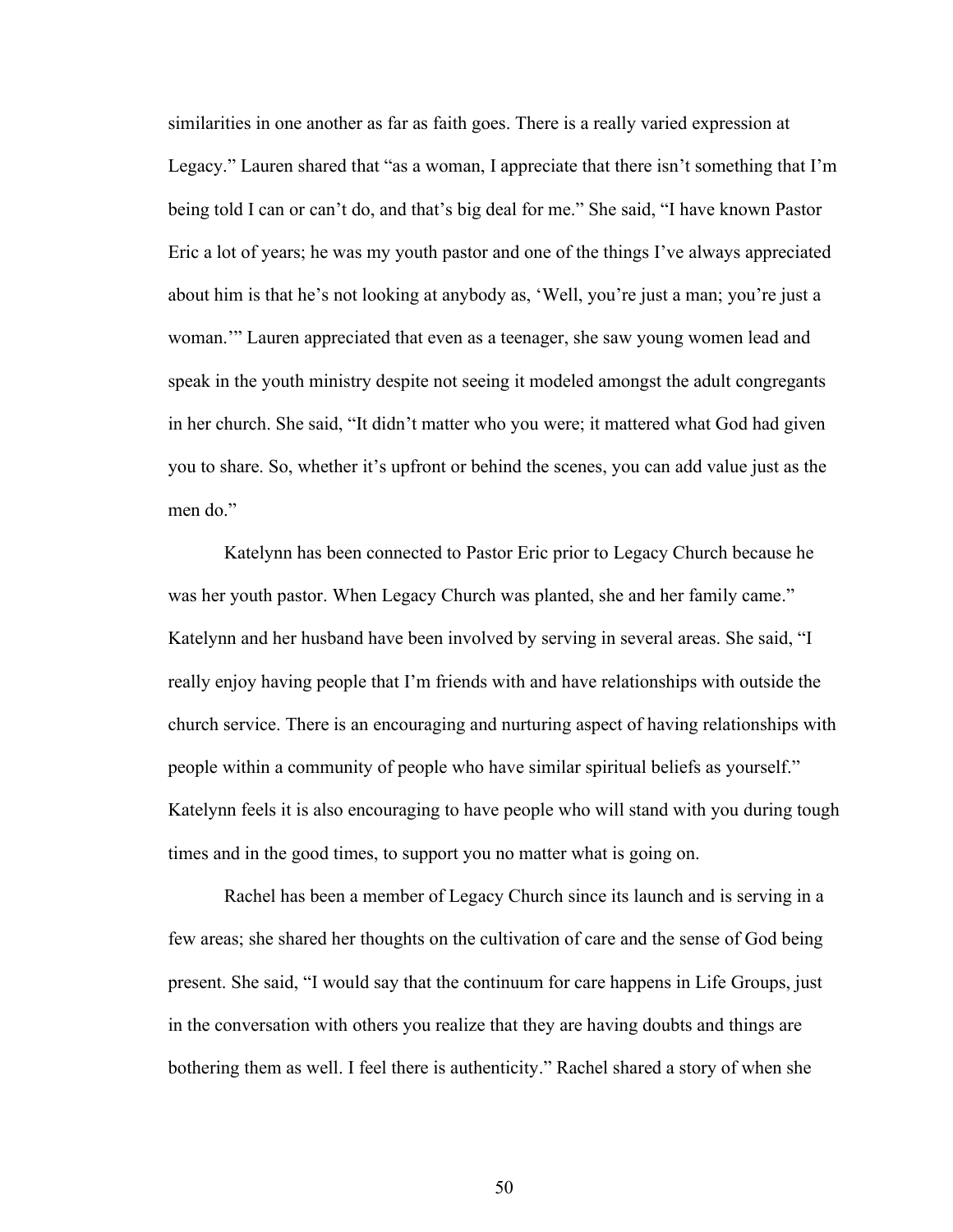similarities in one another as far as faith goes. There is a really varied expression at Legacy." Lauren shared that "as a woman, I appreciate that there isn't something that I'm being told I can or can't do, and that's big deal for me." She said, "I have known Pastor Eric a lot of years; he was my youth pastor and one of the things I've always appreciated about him is that he's not looking at anybody as, 'Well, you're just a man; you're just a woman.'" Lauren appreciated that even as a teenager, she saw young women lead and speak in the youth ministry despite not seeing it modeled amongst the adult congregants in her church. She said, "It didn't matter who you were; it mattered what God had given you to share. So, whether it's upfront or behind the scenes, you can add value just as the men do."

Katelynn has been connected to Pastor Eric prior to Legacy Church because he was her youth pastor. When Legacy Church was planted, she and her family came." Katelynn and her husband have been involved by serving in several areas. She said, "I really enjoy having people that I'm friends with and have relationships with outside the church service. There is an encouraging and nurturing aspect of having relationships with people within a community of people who have similar spiritual beliefs as yourself." Katelynn feels it is also encouraging to have people who will stand with you during tough times and in the good times, to support you no matter what is going on.

Rachel has been a member of Legacy Church since its launch and is serving in a few areas; she shared her thoughts on the cultivation of care and the sense of God being present. She said, "I would say that the continuum for care happens in Life Groups, just in the conversation with others you realize that they are having doubts and things are bothering them as well. I feel there is authenticity." Rachel shared a story of when she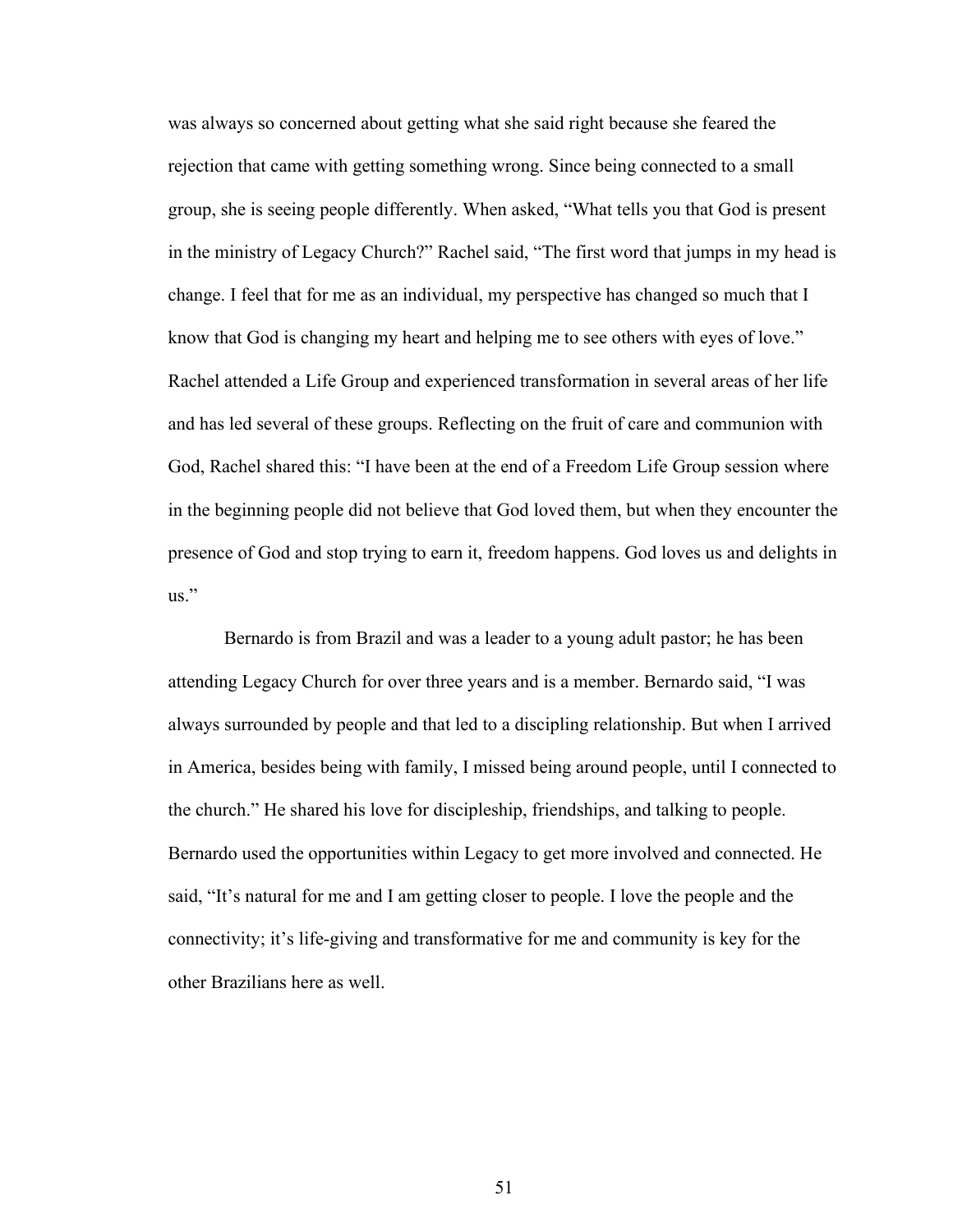was always so concerned about getting what she said right because she feared the rejection that came with getting something wrong. Since being connected to a small group, she is seeing people differently. When asked, "What tells you that God is present in the ministry of Legacy Church?" Rachel said, "The first word that jumps in my head is change. I feel that for me as an individual, my perspective has changed so much that I know that God is changing my heart and helping me to see others with eyes of love." Rachel attended a Life Group and experienced transformation in several areas of her life and has led several of these groups. Reflecting on the fruit of care and communion with God, Rachel shared this: "I have been at the end of a Freedom Life Group session where in the beginning people did not believe that God loved them, but when they encounter the presence of God and stop trying to earn it, freedom happens. God loves us and delights in us."

Bernardo is from Brazil and was a leader to a young adult pastor; he has been attending Legacy Church for over three years and is a member. Bernardo said, "I was always surrounded by people and that led to a discipling relationship. But when I arrived in America, besides being with family, I missed being around people, until I connected to the church." He shared his love for discipleship, friendships, and talking to people. Bernardo used the opportunities within Legacy to get more involved and connected. He said, "It's natural for me and I am getting closer to people. I love the people and the connectivity; it's life-giving and transformative for me and community is key for the other Brazilians here as well.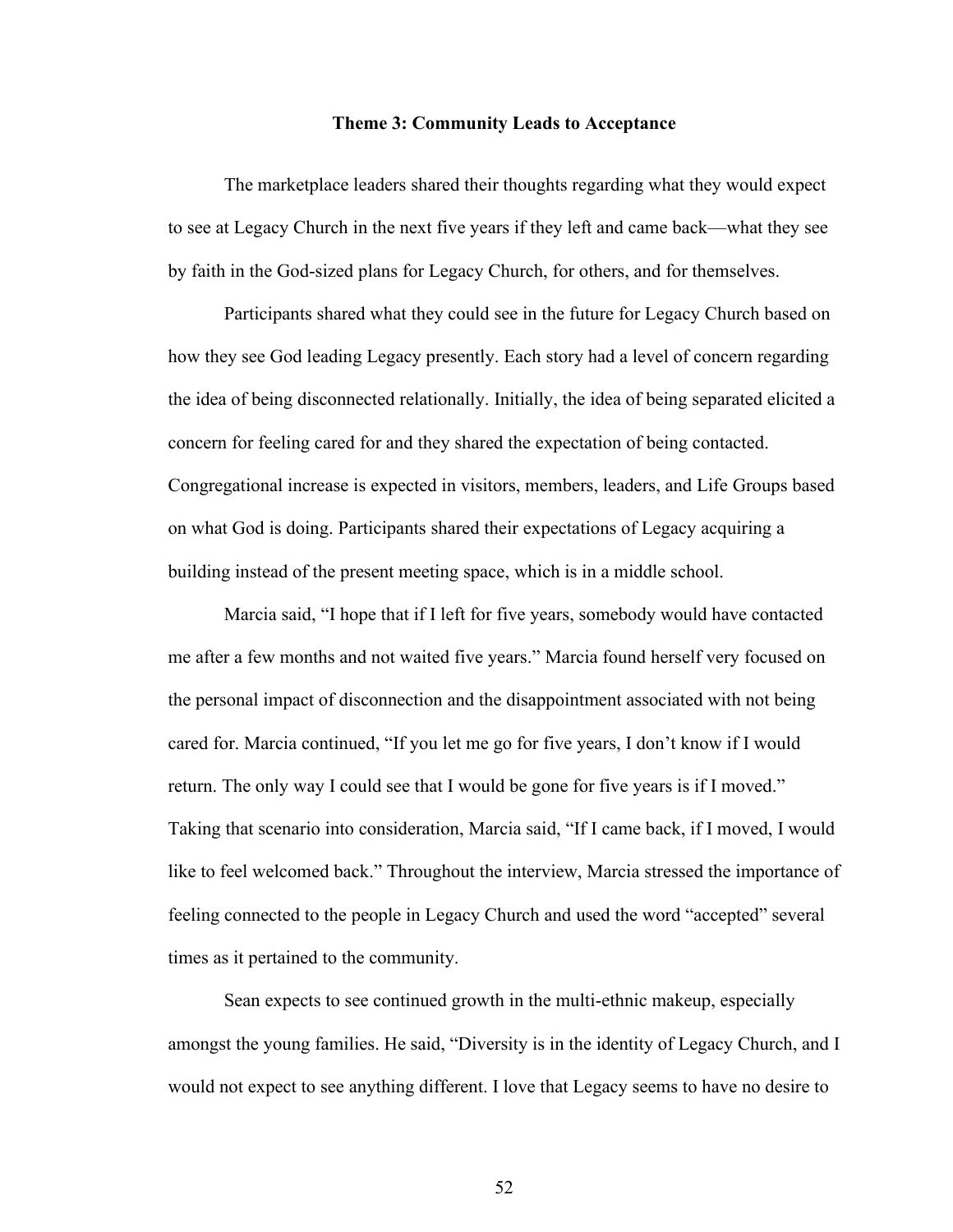### Theme 3: Community Leads to Acceptance

The marketplace leaders shared their thoughts regarding what they would expect to see at Legacy Church in the next five years if they left and came back—what they see by faith in the God-sized plans for Legacy Church, for others, and for themselves.

Participants shared what they could see in the future for Legacy Church based on how they see God leading Legacy presently. Each story had a level of concern regarding the idea of being disconnected relationally. Initially, the idea of being separated elicited a concern for feeling cared for and they shared the expectation of being contacted. Congregational increase is expected in visitors, members, leaders, and Life Groups based on what God is doing. Participants shared their expectations of Legacy acquiring a building instead of the present meeting space, which is in a middle school.

Marcia said, “I hope that if I left for five years, somebody would have contacted me after a few months and not waited five years.” Marcia found herself very focused on the personal impact of disconnection and the disappointment associated with not being cared for. Marcia continued, “If you let me go for five years, I don’t know if I would return. The only way I could see that I would be gone for five years is if I moved.” Taking that scenario into consideration, Marcia said, “If I came back, if I moved, I would like to feel welcomed back.” Throughout the interview, Marcia stressed the importance of feeling connected to the people in Legacy Church and used the word “accepted” several times as it pertained to the community.

Sean expects to see continued growth in the multi-ethnic makeup, especially amongst the young families. He said, “Diversity is in the identity of Legacy Church, and I would not expect to see anything different. I love that Legacy seems to have no desire to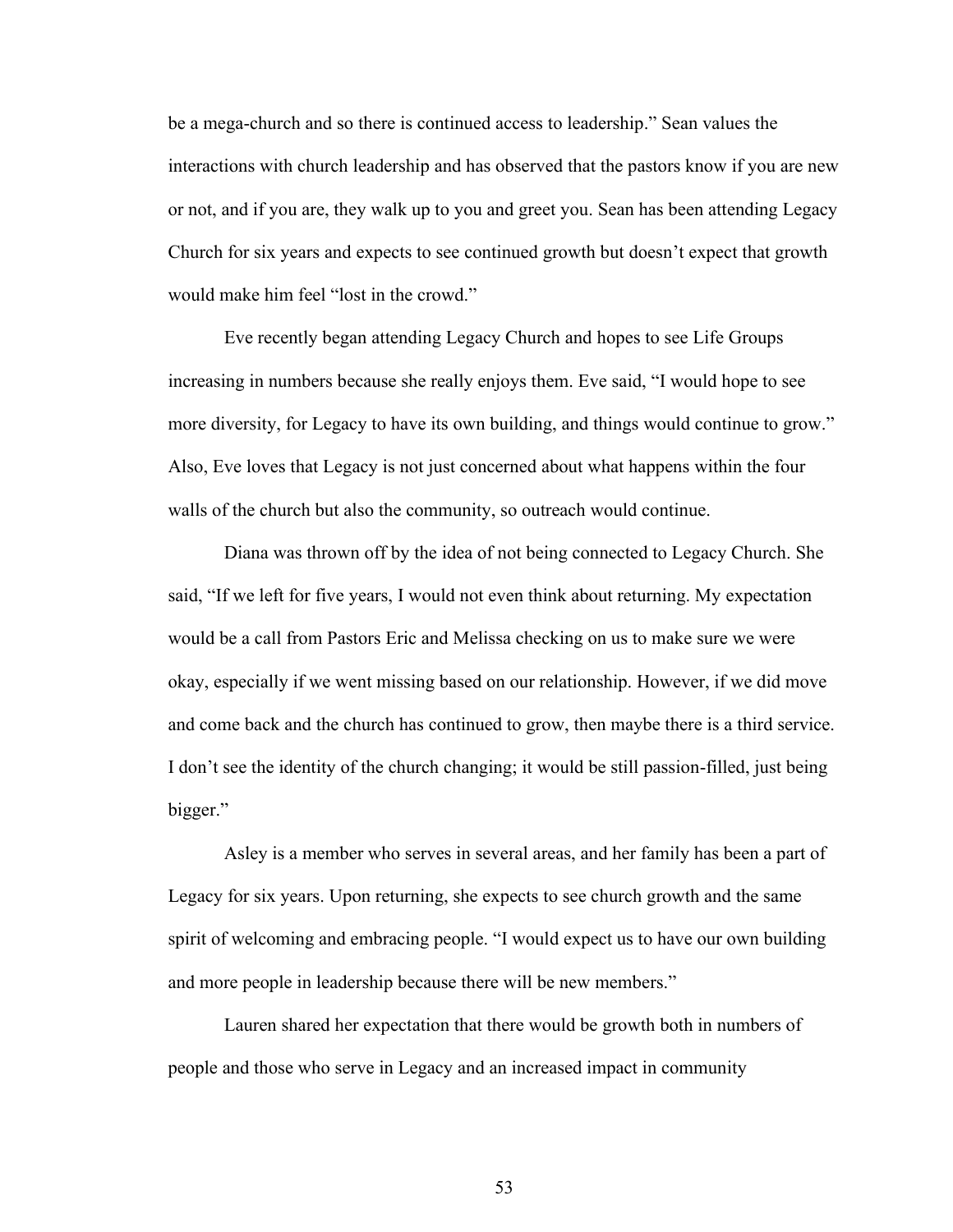be a mega-church and so there is continued access to leadership." Sean values the interactions with church leadership and has observed that the pastors know if you are new or not, and if you are, they walk up to you and greet you. Sean has been attending Legacy Church for six years and expects to see continued growth but doesn't expect that growth would make him feel "lost in the crowd."

Eve recently began attending Legacy Church and hopes to see Life Groups increasing in numbers because she really enjoys them. Eve said, "I would hope to see more diversity, for Legacy to have its own building, and things would continue to grow." Also, Eve loves that Legacy is not just concerned about what happens within the four walls of the church but also the community, so outreach would continue.

Diana was thrown off by the idea of not being connected to Legacy Church. She said, "If we left for five years, I would not even think about returning. My expectation would be a call from Pastors Eric and Melissa checking on us to make sure we were okay, especially if we went missing based on our relationship. However, if we did move and come back and the church has continued to grow, then maybe there is a third service. I don't see the identity of the church changing; it would be still passion-filled, just being bigger."

Asley is a member who serves in several areas, and her family has been a part of Legacy for six years. Upon returning, she expects to see church growth and the same spirit of welcoming and embracing people. "I would expect us to have our own building and more people in leadership because there will be new members."

Lauren shared her expectation that there would be growth both in numbers of people and those who serve in Legacy and an increased impact in community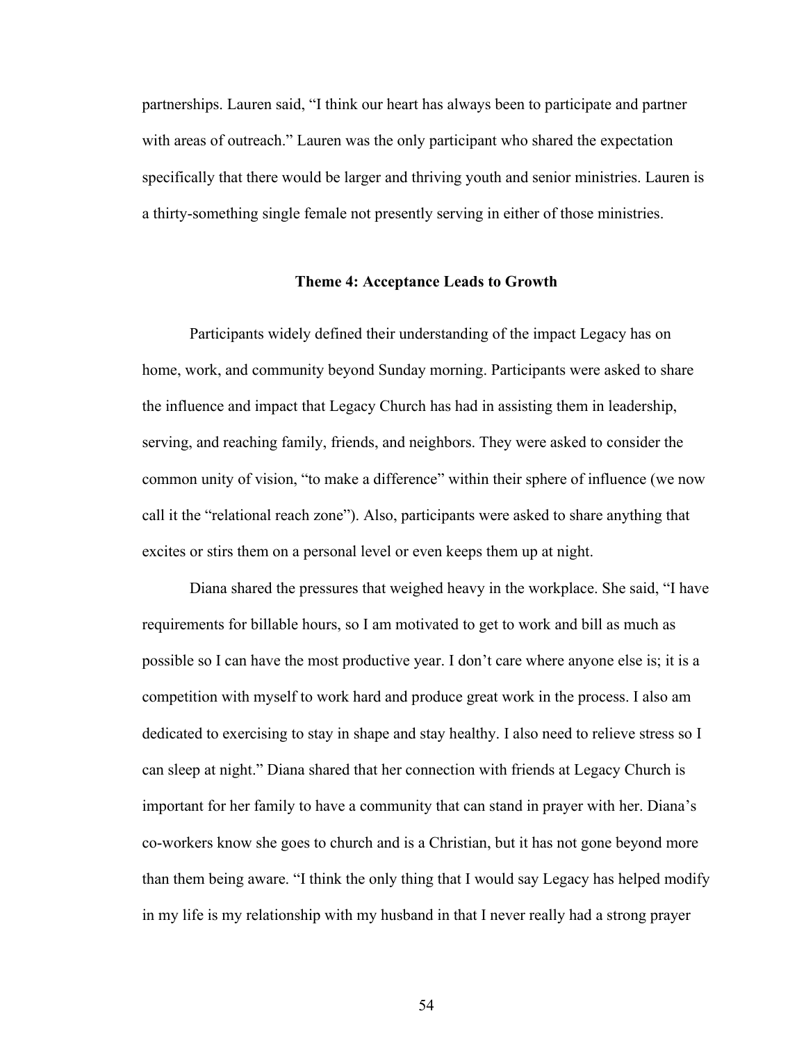partnerships. Lauren said, “I think our heart has always been to participate and partner with areas of outreach.” Lauren was the only participant who shared the expectation specifically that there would be larger and thriving youth and senior ministries. Lauren is a thirty-something single female not presently serving in either of those ministries.

### Theme 4: Acceptance Leads to Growth

Participants widely defined their understanding of the impact Legacy has on home, work, and community beyond Sunday morning. Participants were asked to share the influence and impact that Legacy Church has had in assisting them in leadership, serving, and reaching family, friends, and neighbors. They were asked to consider the common unity of vision, “to make a difference” within their sphere of influence (we now call it the “relational reach zone”). Also, participants were asked to share anything that excites or stirs them on a personal level or even keeps them up at night.

Diana shared the pressures that weighed heavy in the workplace. She said, “I have requirements for billable hours, so I am motivated to get to work and bill as much as possible so I can have the most productive year. I don’t care where anyone else is; it is a competition with myself to work hard and produce great work in the process. I also am dedicated to exercising to stay in shape and stay healthy. I also need to relieve stress so I can sleep at night.” Diana shared that her connection with friends at Legacy Church is important for her family to have a community that can stand in prayer with her. Diana’s co-workers know she goes to church and is a Christian, but it has not gone beyond more than them being aware. “I think the only thing that I would say Legacy has helped modify in my life is my relationship with my husband in that I never really had a strong prayer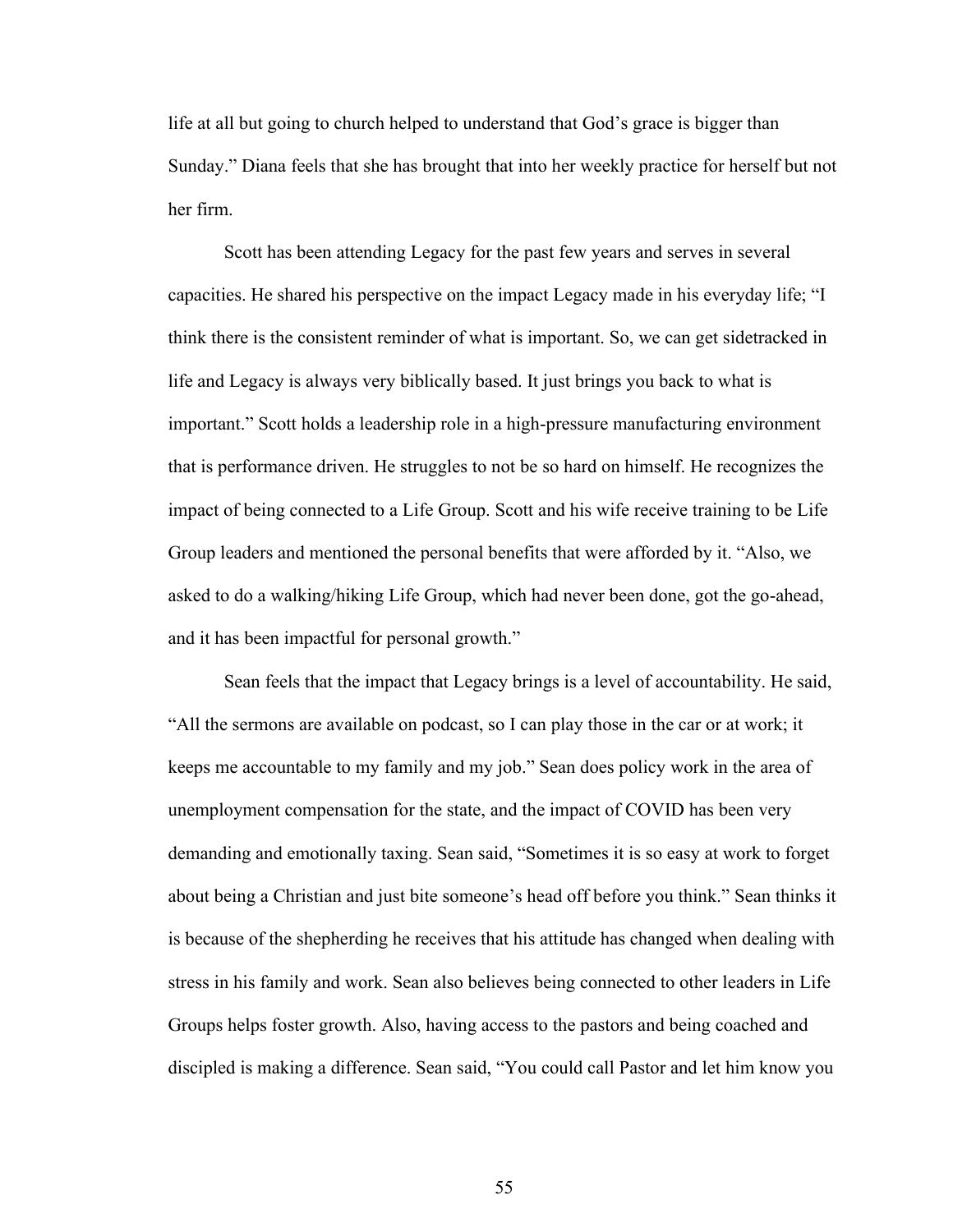life at all but going to church helped to understand that God's grace is bigger than Sunday." Diana feels that she has brought that into her weekly practice for herself but not her firm.

Scott has been attending Legacy for the past few years and serves in several capacities. He shared his perspective on the impact Legacy made in his everyday life; "I think there is the consistent reminder of what is important. So, we can get sidetracked in life and Legacy is always very biblically based. It just brings you back to what is important." Scott holds a leadership role in a high-pressure manufacturing environment that is performance driven. He struggles to not be so hard on himself. He recognizes the impact of being connected to a Life Group. Scott and his wife receive training to be Life Group leaders and mentioned the personal benefits that were afforded by it. "Also, we asked to do a walking/hiking Life Group, which had never been done, got the go-ahead, and it has been impactful for personal growth."

Sean feels that the impact that Legacy brings is a level of accountability. He said, "All the sermons are available on podcast, so I can play those in the car or at work; it keeps me accountable to my family and my job." Sean does policy work in the area of unemployment compensation for the state, and the impact of COVID has been very demanding and emotionally taxing. Sean said, "Sometimes it is so easy at work to forget about being a Christian and just bite someone's head off before you think." Sean thinks it is because of the shepherding he receives that his attitude has changed when dealing with stress in his family and work. Sean also believes being connected to other leaders in Life Groups helps foster growth. Also, having access to the pastors and being coached and discipled is making a difference. Sean said, "You could call Pastor and let him know you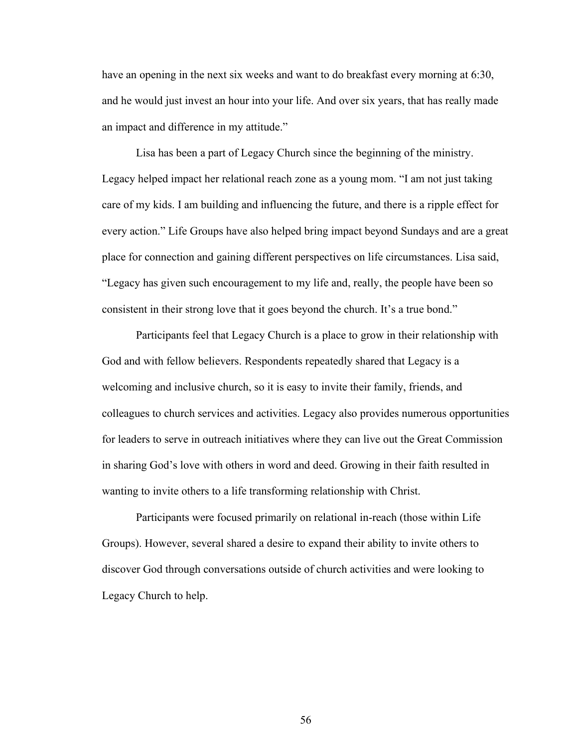have an opening in the next six weeks and want to do breakfast every morning at 6:30, and he would just invest an hour into your life. And over six years, that has really made an impact and difference in my attitude."

Lisa has been a part of Legacy Church since the beginning of the ministry. Legacy helped impact her relational reach zone as a young mom. "I am not just taking care of my kids. I am building and influencing the future, and there is a ripple effect for every action." Life Groups have also helped bring impact beyond Sundays and are a great place for connection and gaining different perspectives on life circumstances. Lisa said, "Legacy has given such encouragement to my life and, really, the people have been so consistent in their strong love that it goes beyond the church. It's a true bond."

Participants feel that Legacy Church is a place to grow in their relationship with God and with fellow believers. Respondents repeatedly shared that Legacy is a welcoming and inclusive church, so it is easy to invite their family, friends, and colleagues to church services and activities. Legacy also provides numerous opportunities for leaders to serve in outreach initiatives where they can live out the Great Commission in sharing God's love with others in word and deed. Growing in their faith resulted in wanting to invite others to a life transforming relationship with Christ.

Participants were focused primarily on relational in-reach (those within Life Groups). However, several shared a desire to expand their ability to invite others to discover God through conversations outside of church activities and were looking to Legacy Church to help.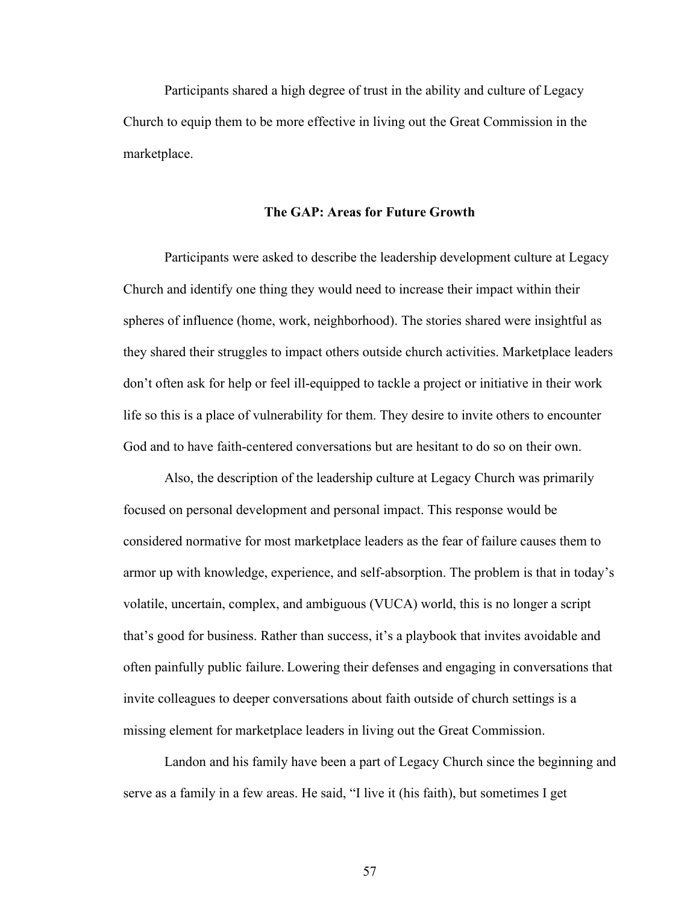Participants shared a high degree of trust in the ability and culture of Legacy Church to equip them to be more effective in living out the Great Commission in the marketplace.

## The GAP: Areas for Future Growth

Participants were asked to describe the leadership development culture at Legacy Church and identify one thing they would need to increase their impact within their spheres of influence (home, work, neighborhood). The stories shared were insightful as they shared their struggles to impact others outside church activities. Marketplace leaders don't often ask for help or feel ill-equipped to tackle a project or initiative in their work life so this is a place of vulnerability for them. They desire to invite others to encounter God and to have faith-centered conversations but are hesitant to do so on their own.

Also, the description of the leadership culture at Legacy Church was primarily focused on personal development and personal impact. This response would be considered normative for most marketplace leaders as the fear of failure causes them to armor up with knowledge, experience, and self-absorption. The problem is that in today's volatile, uncertain, complex, and ambiguous (VUCA) world, this is no longer a script that's good for business. Rather than success, it's a playbook that invites avoidable and often painfully public failure. Lowering their defenses and engaging in conversations that invite colleagues to deeper conversations about faith outside of church settings is a missing element for marketplace leaders in living out the Great Commission.

Landon and his family have been a part of Legacy Church since the beginning and serve as a family in a few areas. He said, "I live it (his faith), but sometimes I get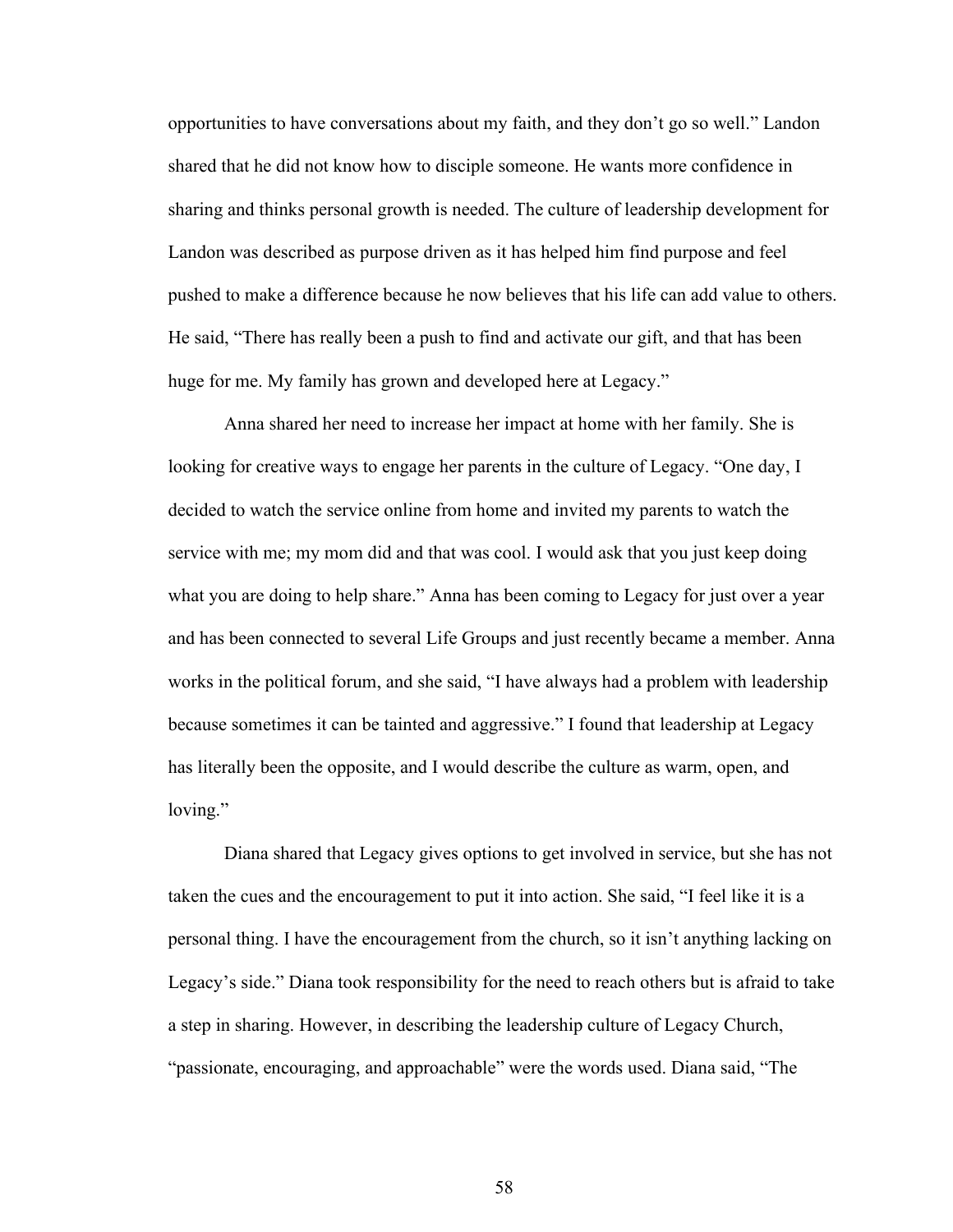opportunities to have conversations about my faith, and they don't go so well." Landon shared that he did not know how to disciple someone. He wants more confidence in sharing and thinks personal growth is needed. The culture of leadership development for Landon was described as purpose driven as it has helped him find purpose and feel pushed to make a difference because he now believes that his life can add value to others. He said, "There has really been a push to find and activate our gift, and that has been huge for me. My family has grown and developed here at Legacy."

Anna shared her need to increase her impact at home with her family. She is looking for creative ways to engage her parents in the culture of Legacy. "One day, I decided to watch the service online from home and invited my parents to watch the service with me; my mom did and that was cool. I would ask that you just keep doing what you are doing to help share." Anna has been coming to Legacy for just over a year and has been connected to several Life Groups and just recently became a member. Anna works in the political forum, and she said, "I have always had a problem with leadership because sometimes it can be tainted and aggressive." I found that leadership at Legacy has literally been the opposite, and I would describe the culture as warm, open, and loving."

Diana shared that Legacy gives options to get involved in service, but she has not taken the cues and the encouragement to put it into action. She said, "I feel like it is a personal thing. I have the encouragement from the church, so it isn't anything lacking on Legacy's side." Diana took responsibility for the need to reach others but is afraid to take a step in sharing. However, in describing the leadership culture of Legacy Church, "passionate, encouraging, and approachable" were the words used. Diana said, "The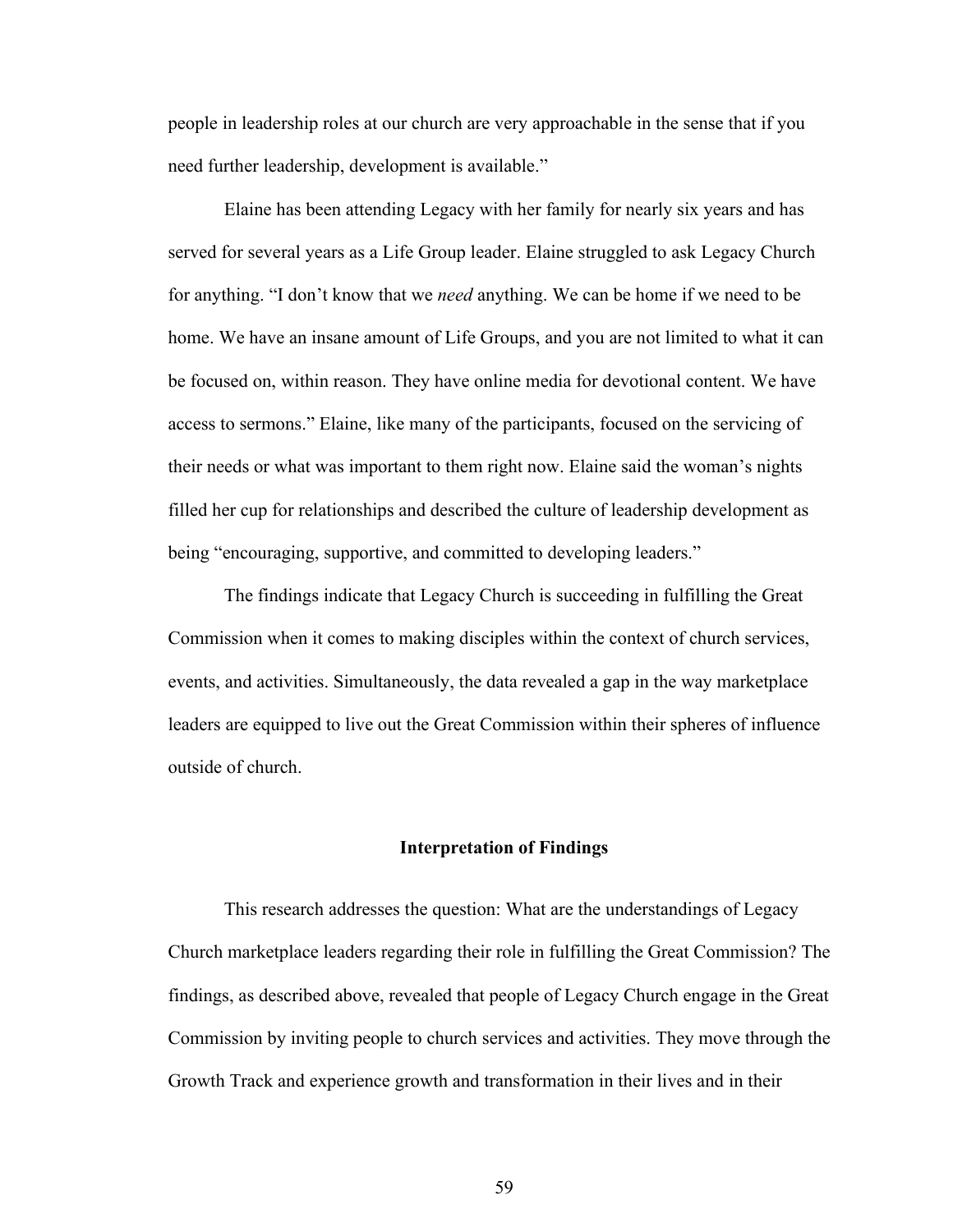people in leadership roles at our church are very approachable in the sense that if you need further leadership, development is available."

Elaine has been attending Legacy with her family for nearly six years and has served for several years as a Life Group leader. Elaine struggled to ask Legacy Church for anything. "I don't know that we *need* anything. We can be home if we need to be home. We have an insane amount of Life Groups, and you are not limited to what it can be focused on, within reason. They have online media for devotional content. We have access to sermons." Elaine, like many of the participants, focused on the servicing of their needs or what was important to them right now. Elaine said the woman's nights filled her cup for relationships and described the culture of leadership development as being "encouraging, supportive, and committed to developing leaders."

The findings indicate that Legacy Church is succeeding in fulfilling the Great Commission when it comes to making disciples within the context of church services, events, and activities. Simultaneously, the data revealed a gap in the way marketplace leaders are equipped to live out the Great Commission within their spheres of influence outside of church.

## Interpretation of Findings

This research addresses the question: What are the understandings of Legacy Church marketplace leaders regarding their role in fulfilling the Great Commission? The findings, as described above, revealed that people of Legacy Church engage in the Great Commission by inviting people to church services and activities. They move through the Growth Track and experience growth and transformation in their lives and in their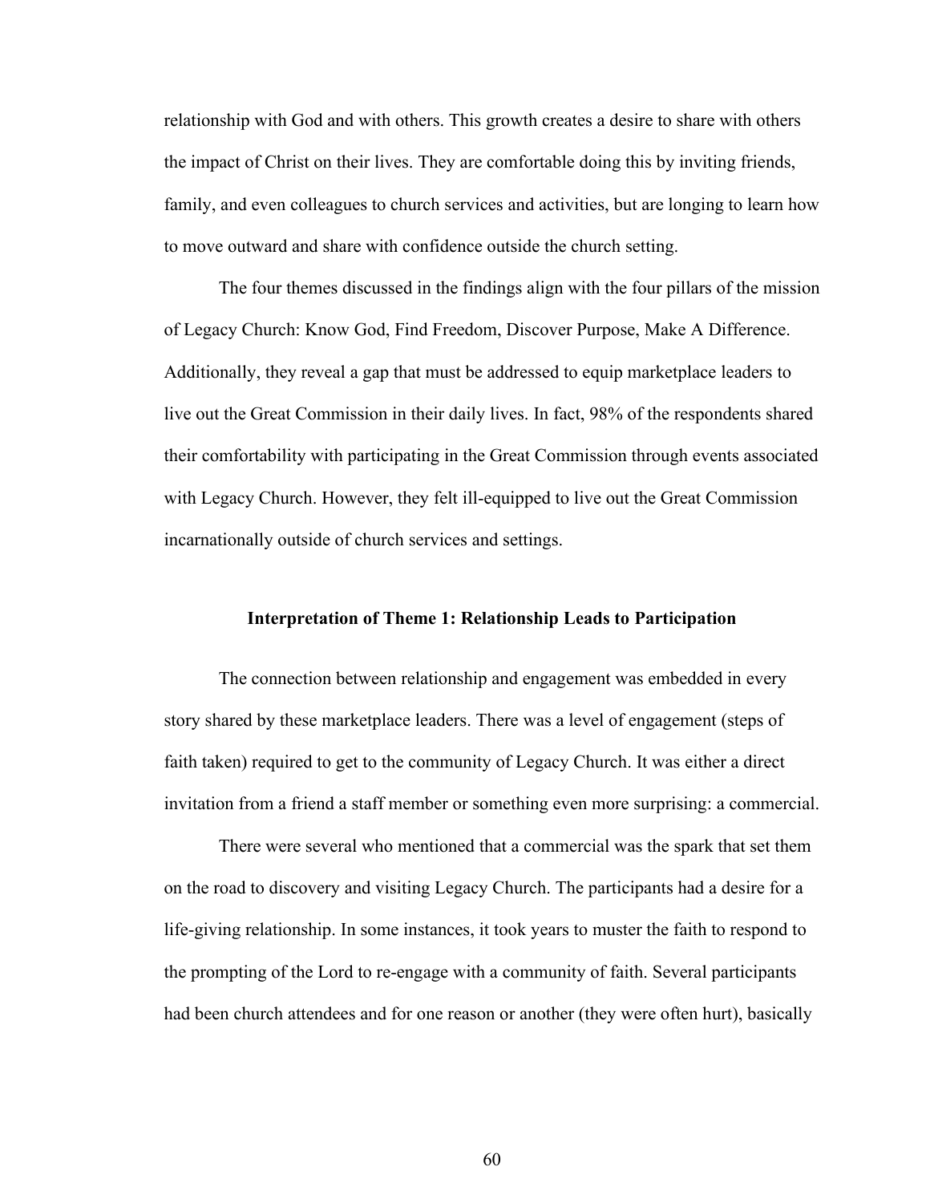relationship with God and with others. This growth creates a desire to share with others the impact of Christ on their lives. They are comfortable doing this by inviting friends, family, and even colleagues to church services and activities, but are longing to learn how to move outward and share with confidence outside the church setting.

The four themes discussed in the findings align with the four pillars of the mission of Legacy Church: Know God, Find Freedom, Discover Purpose, Make A Difference. Additionally, they reveal a gap that must be addressed to equip marketplace leaders to live out the Great Commission in their daily lives. In fact, 98% of the respondents shared their comfortability with participating in the Great Commission through events associated with Legacy Church. However, they felt ill-equipped to live out the Great Commission incarnationally outside of church services and settings.

### Interpretation of Theme 1: Relationship Leads to Participation

The connection between relationship and engagement was embedded in every story shared by these marketplace leaders. There was a level of engagement (steps of faith taken) required to get to the community of Legacy Church. It was either a direct invitation from a friend a staff member or something even more surprising: a commercial.

There were several who mentioned that a commercial was the spark that set them on the road to discovery and visiting Legacy Church. The participants had a desire for a life-giving relationship. In some instances, it took years to muster the faith to respond to the prompting of the Lord to re-engage with a community of faith. Several participants had been church attendees and for one reason or another (they were often hurt), basically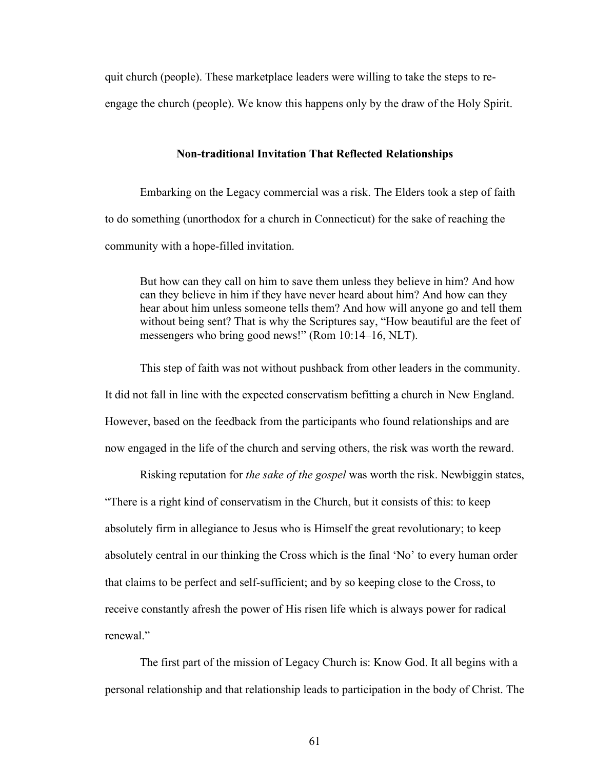quit church (people). These marketplace leaders were willing to take the steps to re-engage the church (people). We know this happens only by the draw of the Holy Spirit.

### Non-traditional Invitation That Reflected Relationships

Embarking on the Legacy commercial was a risk. The Elders took a step of faith to do something (unorthodox for a church in Connecticut) for the sake of reaching the community with a hope-filled invitation.

> But how can they call on him to save them unless they believe in him? And how can they believe in him if they have never heard about him? And how can they hear about him unless someone tells them? And how will anyone go and tell them without being sent? That is why the Scriptures say, "How beautiful are the feet of messengers who bring good news!" (Rom 10:14–16, NLT).

This step of faith was not without pushback from other leaders in the community. It did not fall in line with the expected conservatism befitting a church in New England. However, based on the feedback from the participants who found relationships and are now engaged in the life of the church and serving others, the risk was worth the reward.

Risking reputation for *the sake of the gospel* was worth the risk. Newbiggin states, "There is a right kind of conservatism in the Church, but it consists of this: to keep absolutely firm in allegiance to Jesus who is Himself the great revolutionary; to keep absolutely central in our thinking the Cross which is the final 'No' to every human order that claims to be perfect and self-sufficient; and by so keeping close to the Cross, to receive constantly afresh the power of His risen life which is always power for radical renewal."

The first part of the mission of Legacy Church is: Know God. It all begins with a personal relationship and that relationship leads to participation in the body of Christ. The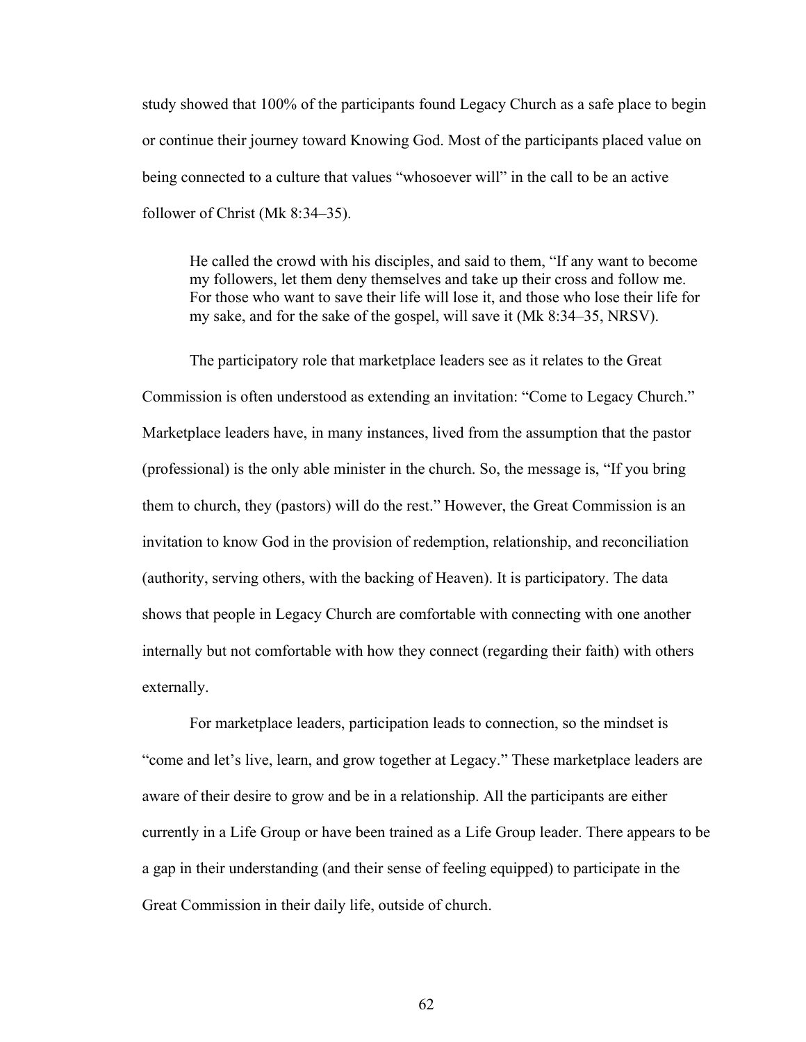study showed that 100% of the participants found Legacy Church as a safe place to begin or continue their journey toward Knowing God. Most of the participants placed value on being connected to a culture that values "whosoever will" in the call to be an active follower of Christ (Mk 8:34–35).

> He called the crowd with his disciples, and said to them, "If any want to become my followers, let them deny themselves and take up their cross and follow me. For those who want to save their life will lose it, and those who lose their life for my sake, and for the sake of the gospel, will save it (Mk 8:34–35, NRSV).

The participatory role that marketplace leaders see as it relates to the Great Commission is often understood as extending an invitation: "Come to Legacy Church." Marketplace leaders have, in many instances, lived from the assumption that the pastor (professional) is the only able minister in the church. So, the message is, "If you bring them to church, they (pastors) will do the rest." However, the Great Commission is an invitation to know God in the provision of redemption, relationship, and reconciliation (authority, serving others, with the backing of Heaven). It is participatory. The data shows that people in Legacy Church are comfortable with connecting with one another internally but not comfortable with how they connect (regarding their faith) with others externally.

For marketplace leaders, participation leads to connection, so the mindset is "come and let's live, learn, and grow together at Legacy." These marketplace leaders are aware of their desire to grow and be in a relationship. All the participants are either currently in a Life Group or have been trained as a Life Group leader. There appears to be a gap in their understanding (and their sense of feeling equipped) to participate in the Great Commission in their daily life, outside of church.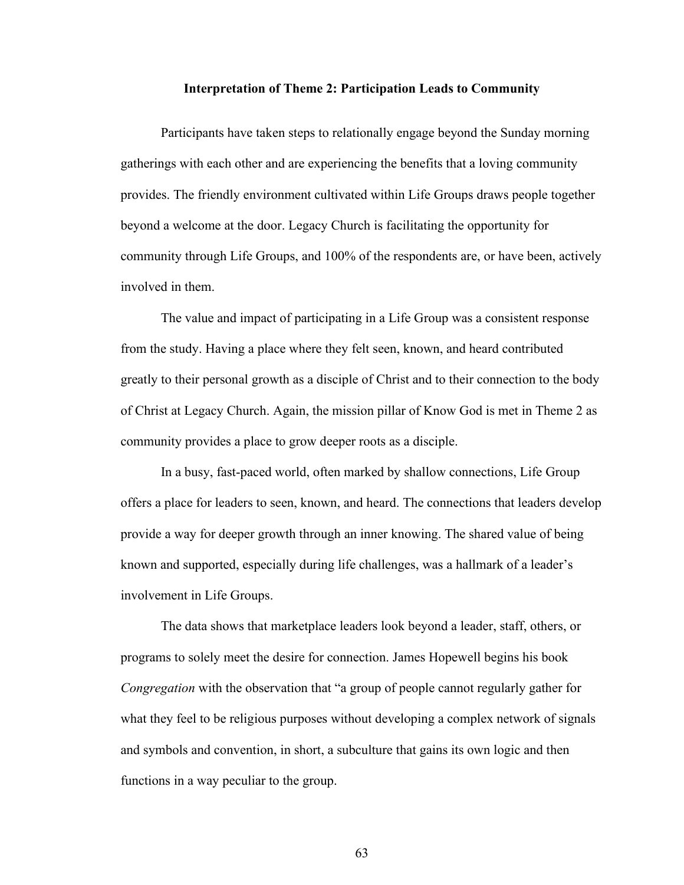### Interpretation of Theme 2: Participation Leads to Community

Participants have taken steps to relationally engage beyond the Sunday morning gatherings with each other and are experiencing the benefits that a loving community provides. The friendly environment cultivated within Life Groups draws people together beyond a welcome at the door. Legacy Church is facilitating the opportunity for community through Life Groups, and 100% of the respondents are, or have been, actively involved in them.

The value and impact of participating in a Life Group was a consistent response from the study. Having a place where they felt seen, known, and heard contributed greatly to their personal growth as a disciple of Christ and to their connection to the body of Christ at Legacy Church. Again, the mission pillar of Know God is met in Theme 2 as community provides a place to grow deeper roots as a disciple.

In a busy, fast-paced world, often marked by shallow connections, Life Group offers a place for leaders to seen, known, and heard. The connections that leaders develop provide a way for deeper growth through an inner knowing. The shared value of being known and supported, especially during life challenges, was a hallmark of a leader's involvement in Life Groups.

The data shows that marketplace leaders look beyond a leader, staff, others, or programs to solely meet the desire for connection. James Hopewell begins his book *Congregation* with the observation that "a group of people cannot regularly gather for what they feel to be religious purposes without developing a complex network of signals and symbols and convention, in short, a subculture that gains its own logic and then functions in a way peculiar to the group.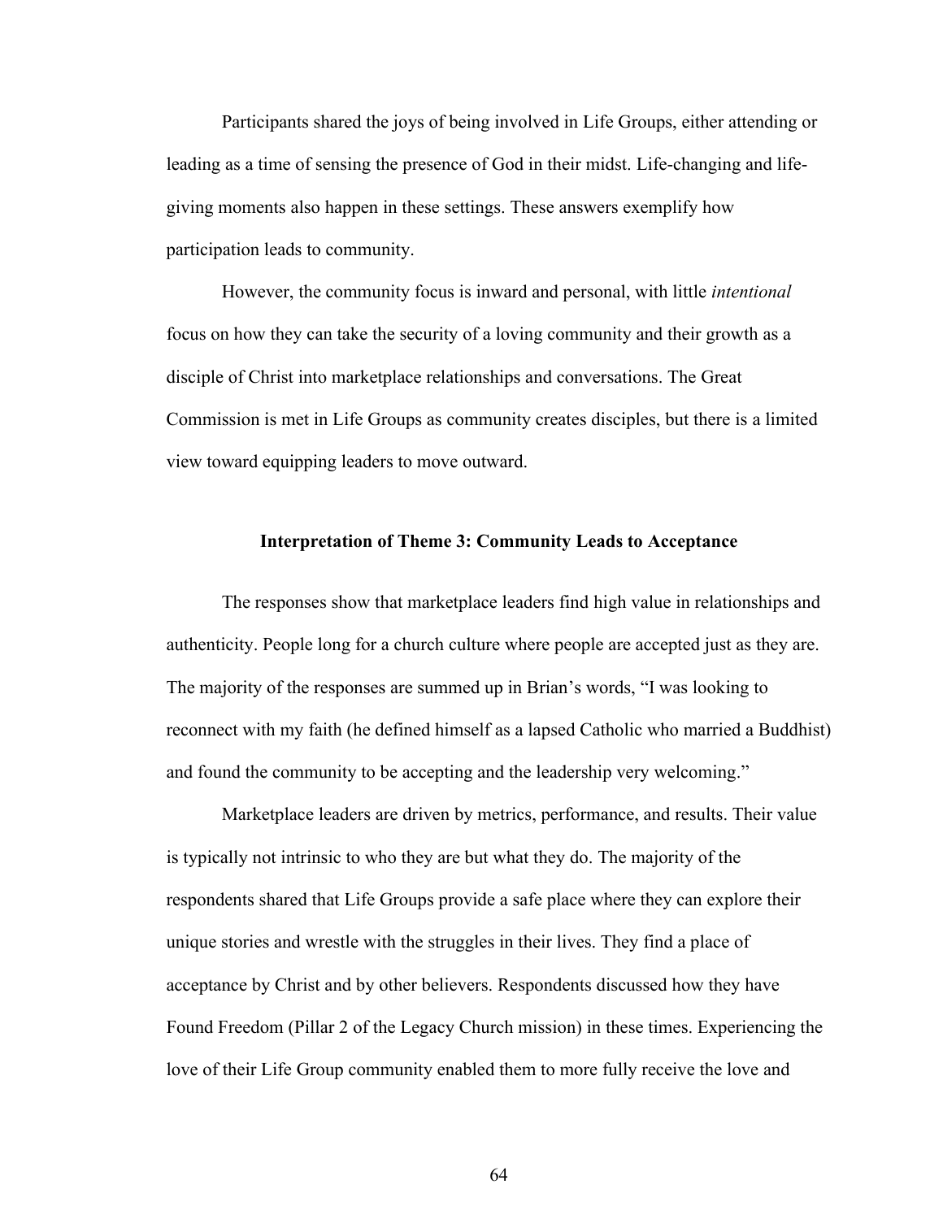Participants shared the joys of being involved in Life Groups, either attending or leading as a time of sensing the presence of God in their midst. Life-changing and life-giving moments also happen in these settings. These answers exemplify how participation leads to community.

However, the community focus is inward and personal, with little *intentional* focus on how they can take the security of a loving community and their growth as a disciple of Christ into marketplace relationships and conversations. The Great Commission is met in Life Groups as community creates disciples, but there is a limited view toward equipping leaders to move outward.

### Interpretation of Theme 3: Community Leads to Acceptance

The responses show that marketplace leaders find high value in relationships and authenticity. People long for a church culture where people are accepted just as they are. The majority of the responses are summed up in Brian's words, "I was looking to reconnect with my faith (he defined himself as a lapsed Catholic who married a Buddhist) and found the community to be accepting and the leadership very welcoming."

Marketplace leaders are driven by metrics, performance, and results. Their value is typically not intrinsic to who they are but what they do. The majority of the respondents shared that Life Groups provide a safe place where they can explore their unique stories and wrestle with the struggles in their lives. They find a place of acceptance by Christ and by other believers. Respondents discussed how they have Found Freedom (Pillar 2 of the Legacy Church mission) in these times. Experiencing the love of their Life Group community enabled them to more fully receive the love and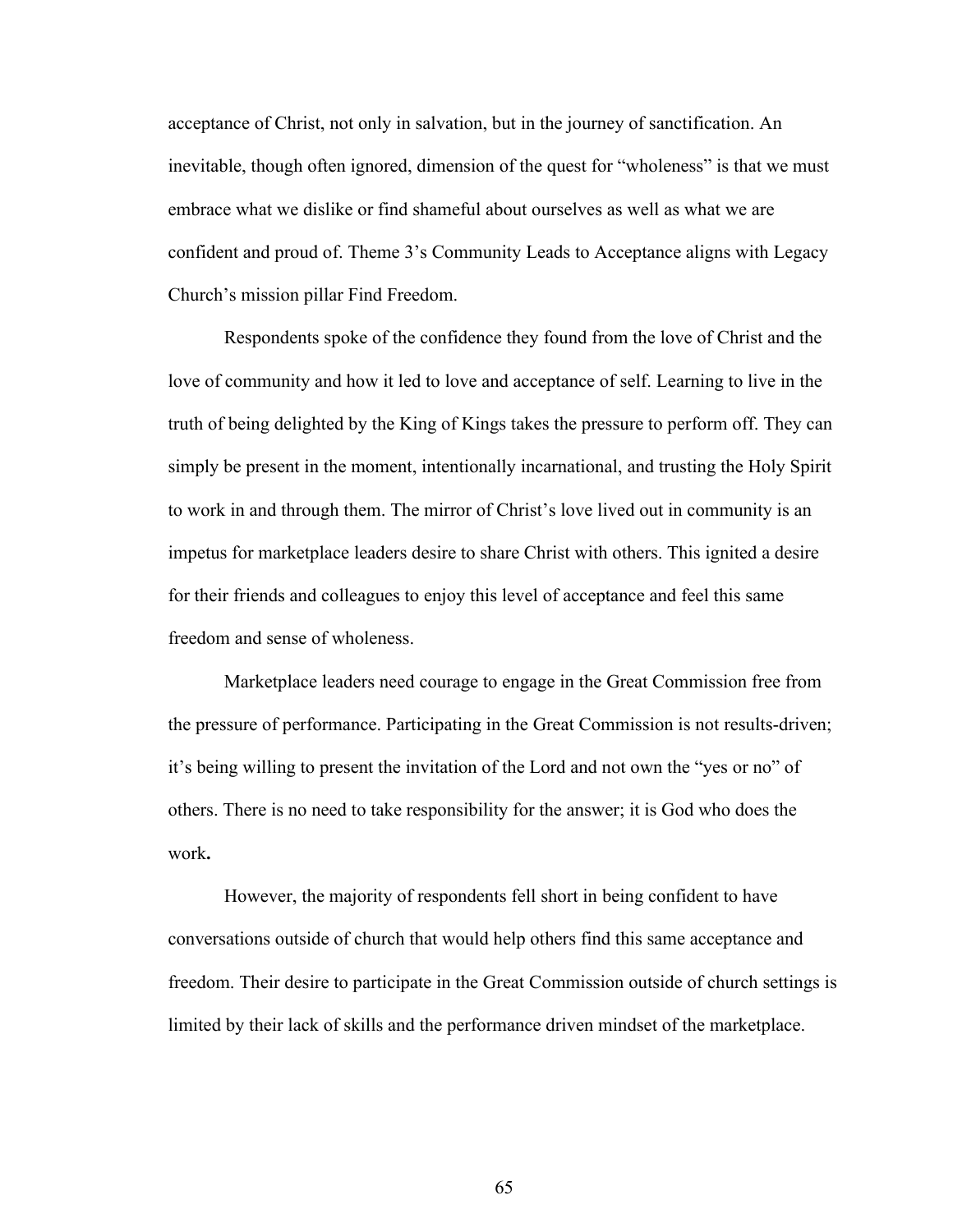acceptance of Christ, not only in salvation, but in the journey of sanctification. An inevitable, though often ignored, dimension of the quest for "wholeness" is that we must embrace what we dislike or find shameful about ourselves as well as what we are confident and proud of. Theme 3's Community Leads to Acceptance aligns with Legacy Church's mission pillar Find Freedom.

Respondents spoke of the confidence they found from the love of Christ and the love of community and how it led to love and acceptance of self. Learning to live in the truth of being delighted by the King of Kings takes the pressure to perform off. They can simply be present in the moment, intentionally incarnational, and trusting the Holy Spirit to work in and through them. The mirror of Christ's love lived out in community is an impetus for marketplace leaders desire to share Christ with others. This ignited a desire for their friends and colleagues to enjoy this level of acceptance and feel this same freedom and sense of wholeness.

Marketplace leaders need courage to engage in the Great Commission free from the pressure of performance. Participating in the Great Commission is not results-driven; it's being willing to present the invitation of the Lord and not own the "yes or no" of others. There is no need to take responsibility for the answer; it is God who does the work**.**

However, the majority of respondents fell short in being confident to have conversations outside of church that would help others find this same acceptance and freedom. Their desire to participate in the Great Commission outside of church settings is limited by their lack of skills and the performance driven mindset of the marketplace.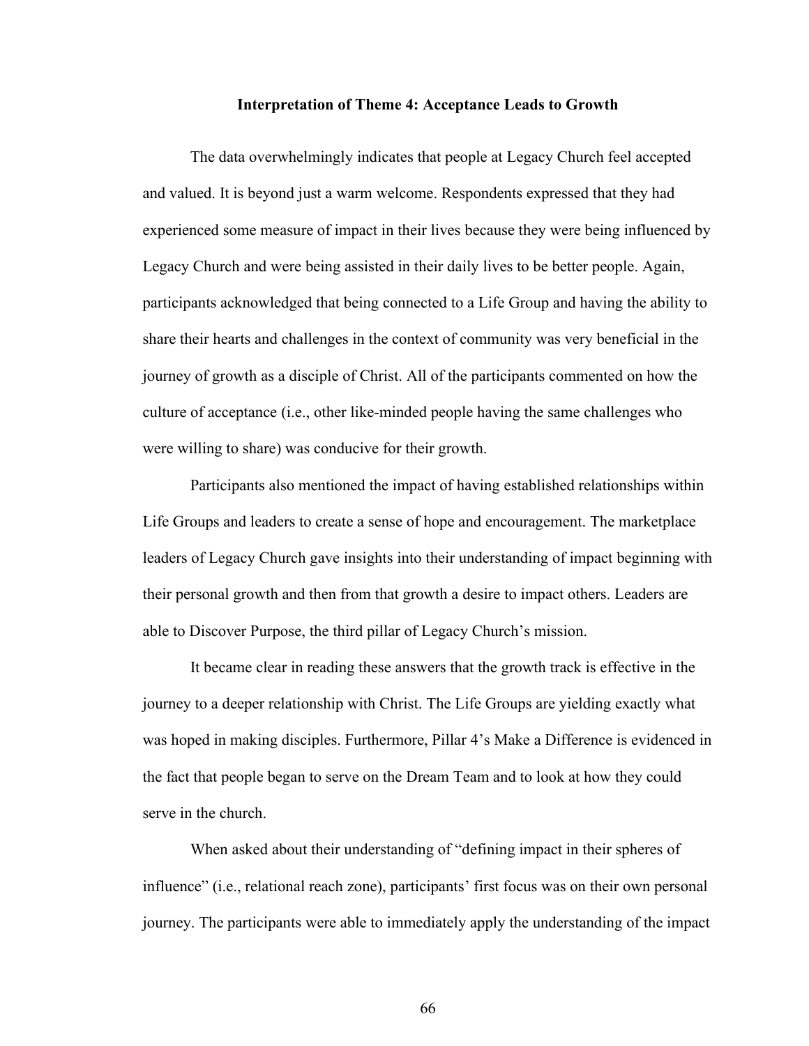### Interpretation of Theme 4: Acceptance Leads to Growth

The data overwhelmingly indicates that people at Legacy Church feel accepted and valued. It is beyond just a warm welcome. Respondents expressed that they had experienced some measure of impact in their lives because they were being influenced by Legacy Church and were being assisted in their daily lives to be better people. Again, participants acknowledged that being connected to a Life Group and having the ability to share their hearts and challenges in the context of community was very beneficial in the journey of growth as a disciple of Christ. All of the participants commented on how the culture of acceptance (i.e., other like-minded people having the same challenges who were willing to share) was conducive for their growth.

Participants also mentioned the impact of having established relationships within Life Groups and leaders to create a sense of hope and encouragement. The marketplace leaders of Legacy Church gave insights into their understanding of impact beginning with their personal growth and then from that growth a desire to impact others. Leaders are able to Discover Purpose, the third pillar of Legacy Church's mission.

It became clear in reading these answers that the growth track is effective in the journey to a deeper relationship with Christ. The Life Groups are yielding exactly what was hoped in making disciples. Furthermore, Pillar 4's Make a Difference is evidenced in the fact that people began to serve on the Dream Team and to look at how they could serve in the church.

When asked about their understanding of "defining impact in their spheres of influence" (i.e., relational reach zone), participants' first focus was on their own personal journey. The participants were able to immediately apply the understanding of the impact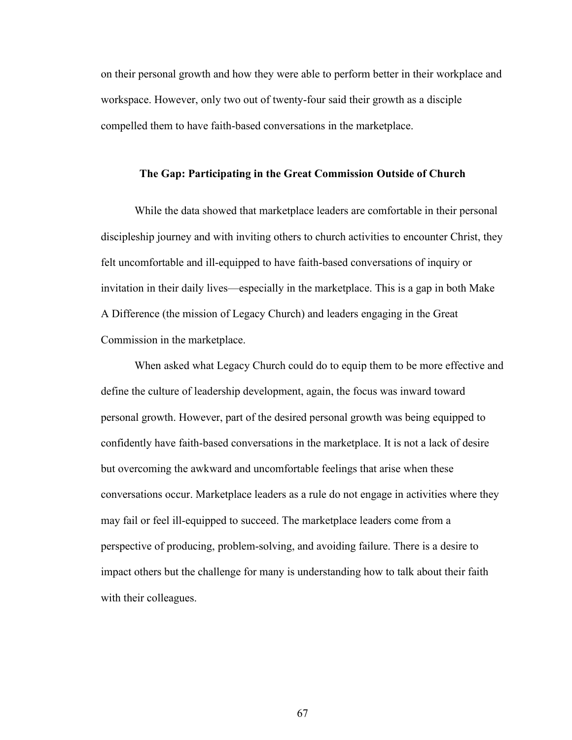on their personal growth and how they were able to perform better in their workplace and workspace. However, only two out of twenty-four said their growth as a disciple compelled them to have faith-based conversations in the marketplace.

### The Gap: Participating in the Great Commission Outside of Church

While the data showed that marketplace leaders are comfortable in their personal discipleship journey and with inviting others to church activities to encounter Christ, they felt uncomfortable and ill-equipped to have faith-based conversations of inquiry or invitation in their daily lives—especially in the marketplace. This is a gap in both Make A Difference (the mission of Legacy Church) and leaders engaging in the Great Commission in the marketplace.

When asked what Legacy Church could do to equip them to be more effective and define the culture of leadership development, again, the focus was inward toward personal growth. However, part of the desired personal growth was being equipped to confidently have faith-based conversations in the marketplace. It is not a lack of desire but overcoming the awkward and uncomfortable feelings that arise when these conversations occur. Marketplace leaders as a rule do not engage in activities where they may fail or feel ill-equipped to succeed. The marketplace leaders come from a perspective of producing, problem-solving, and avoiding failure. There is a desire to impact others but the challenge for many is understanding how to talk about their faith with their colleagues.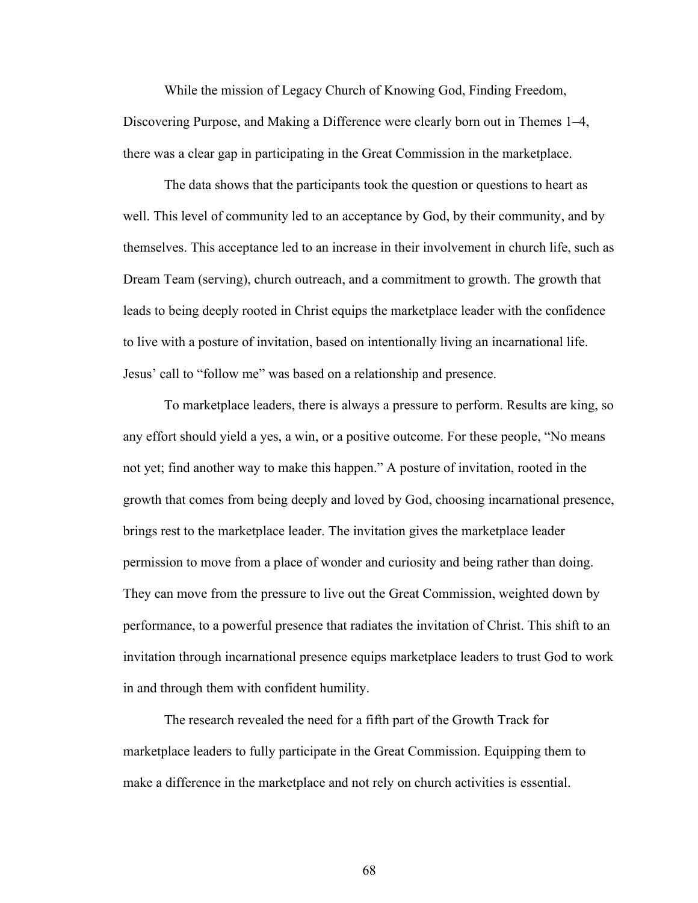While the mission of Legacy Church of Knowing God, Finding Freedom, Discovering Purpose, and Making a Difference were clearly born out in Themes 1–4, there was a clear gap in participating in the Great Commission in the marketplace.

The data shows that the participants took the question or questions to heart as well. This level of community led to an acceptance by God, by their community, and by themselves. This acceptance led to an increase in their involvement in church life, such as Dream Team (serving), church outreach, and a commitment to growth. The growth that leads to being deeply rooted in Christ equips the marketplace leader with the confidence to live with a posture of invitation, based on intentionally living an incarnational life. Jesus' call to "follow me" was based on a relationship and presence.

To marketplace leaders, there is always a pressure to perform. Results are king, so any effort should yield a yes, a win, or a positive outcome. For these people, "No means not yet; find another way to make this happen." A posture of invitation, rooted in the growth that comes from being deeply and loved by God, choosing incarnational presence, brings rest to the marketplace leader. The invitation gives the marketplace leader permission to move from a place of wonder and curiosity and being rather than doing. They can move from the pressure to live out the Great Commission, weighted down by performance, to a powerful presence that radiates the invitation of Christ. This shift to an invitation through incarnational presence equips marketplace leaders to trust God to work in and through them with confident humility.

The research revealed the need for a fifth part of the Growth Track for marketplace leaders to fully participate in the Great Commission. Equipping them to make a difference in the marketplace and not rely on church activities is essential.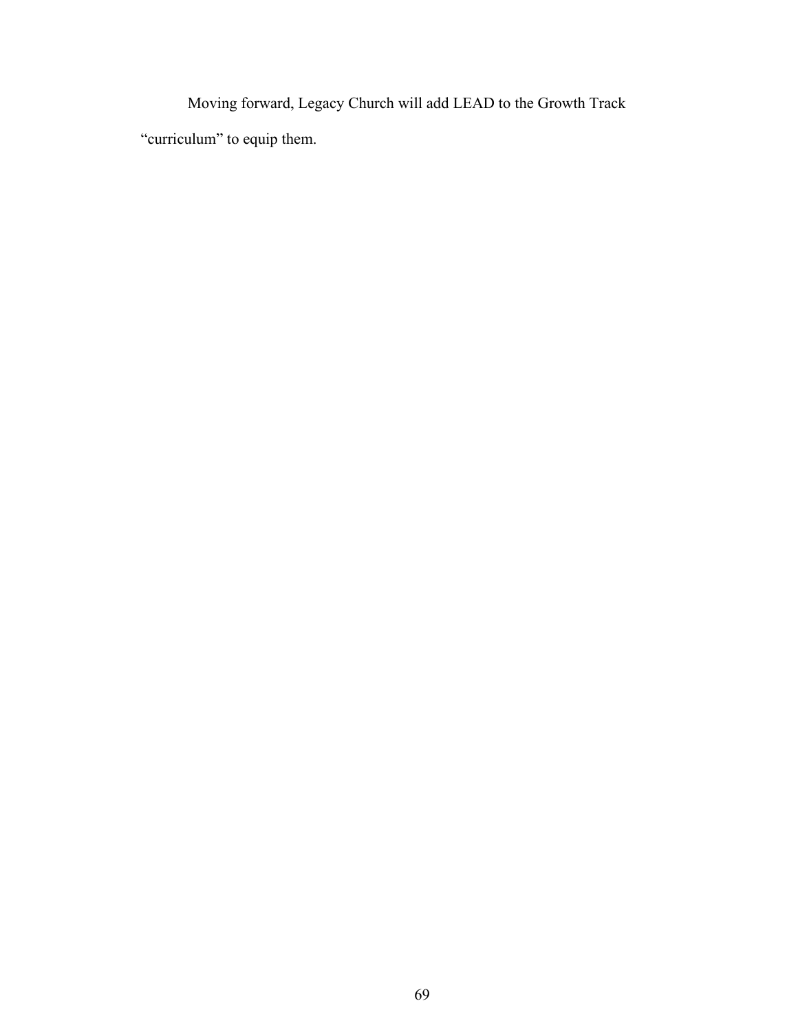Moving forward, Legacy Church will add LEAD to the Growth Track "curriculum" to equip them.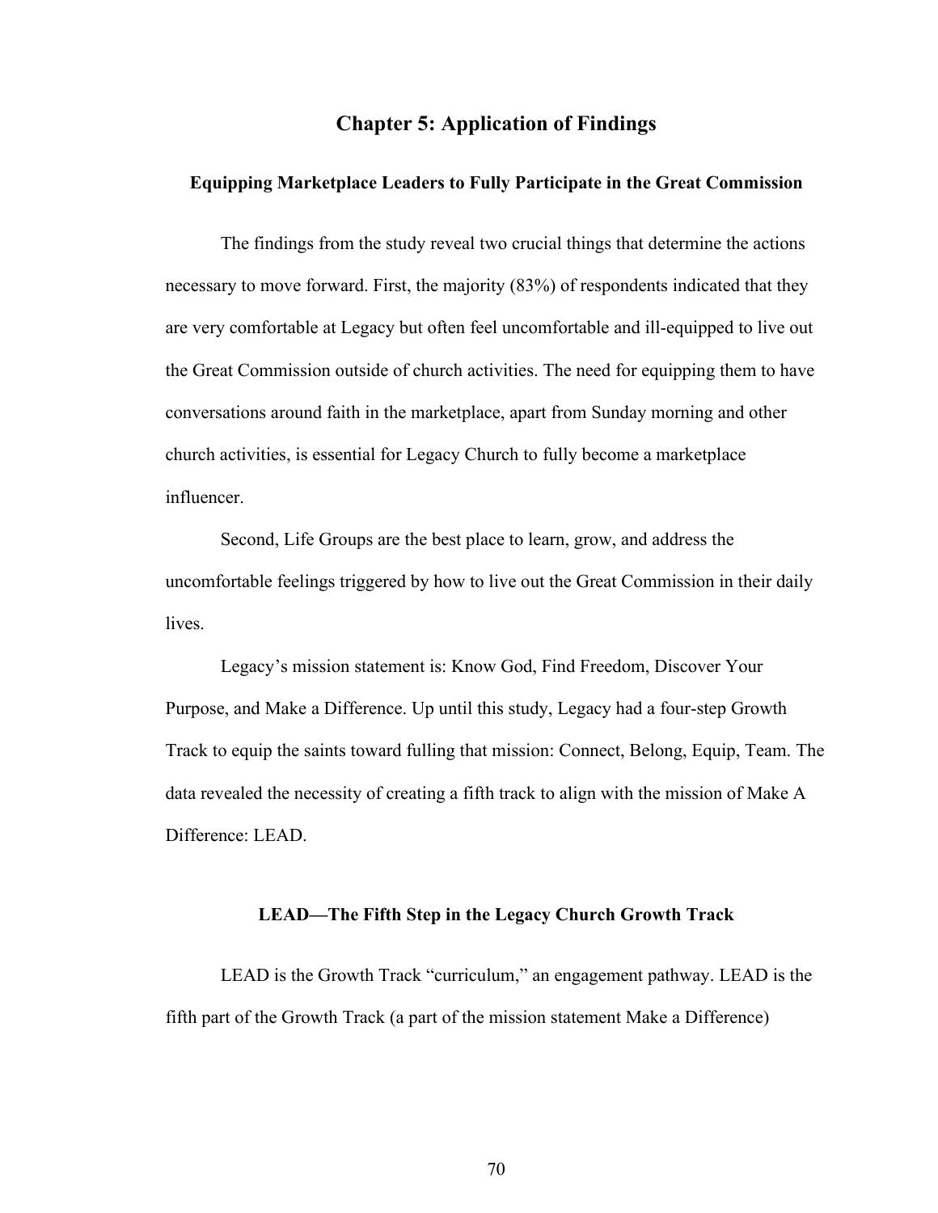# Chapter 5: Application of Findings

## Equipping Marketplace Leaders to Fully Participate in the Great Commission

The findings from the study reveal two crucial things that determine the actions necessary to move forward. First, the majority (83%) of respondents indicated that they are very comfortable at Legacy but often feel uncomfortable and ill-equipped to live out the Great Commission outside of church activities. The need for equipping them to have conversations around faith in the marketplace, apart from Sunday morning and other church activities, is essential for Legacy Church to fully become a marketplace influencer.

Second, Life Groups are the best place to learn, grow, and address the uncomfortable feelings triggered by how to live out the Great Commission in their daily lives.

Legacy's mission statement is: Know God, Find Freedom, Discover Your Purpose, and Make a Difference. Up until this study, Legacy had a four-step Growth Track to equip the saints toward fulling that mission: Connect, Belong, Equip, Team. The data revealed the necessity of creating a fifth track to align with the mission of Make A Difference: LEAD.

## LEAD—The Fifth Step in the Legacy Church Growth Track

LEAD is the Growth Track "curriculum," an engagement pathway. LEAD is the fifth part of the Growth Track (a part of the mission statement Make a Difference)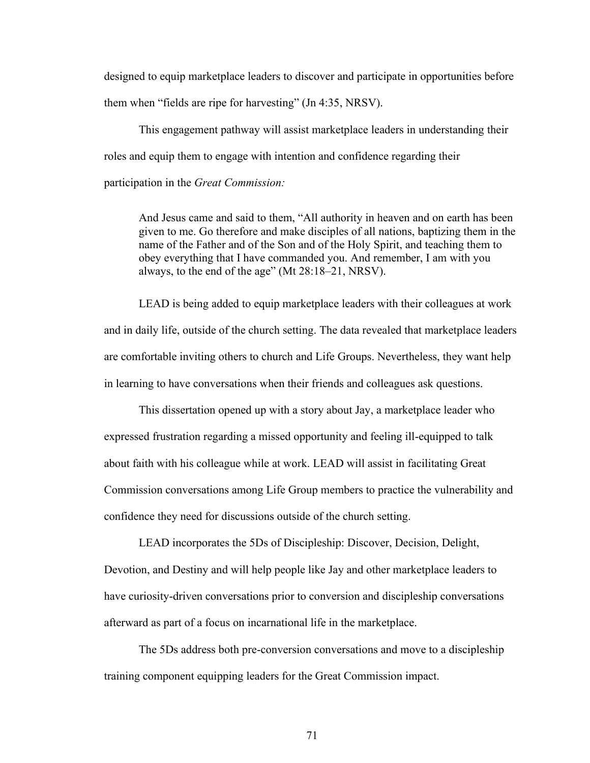designed to equip marketplace leaders to discover and participate in opportunities before them when "fields are ripe for harvesting" (Jn 4:35, NRSV).

This engagement pathway will assist marketplace leaders in understanding their roles and equip them to engage with intention and confidence regarding their participation in the *Great Commission:*

> And Jesus came and said to them, "All authority in heaven and on earth has been given to me. Go therefore and make disciples of all nations, baptizing them in the name of the Father and of the Son and of the Holy Spirit, and teaching them to obey everything that I have commanded you. And remember, I am with you always, to the end of the age" (Mt 28:18–21, NRSV).

LEAD is being added to equip marketplace leaders with their colleagues at work and in daily life, outside of the church setting. The data revealed that marketplace leaders are comfortable inviting others to church and Life Groups. Nevertheless, they want help in learning to have conversations when their friends and colleagues ask questions.

This dissertation opened up with a story about Jay, a marketplace leader who expressed frustration regarding a missed opportunity and feeling ill-equipped to talk about faith with his colleague while at work. LEAD will assist in facilitating Great Commission conversations among Life Group members to practice the vulnerability and confidence they need for discussions outside of the church setting.

LEAD incorporates the 5Ds of Discipleship: Discover, Decision, Delight, Devotion, and Destiny and will help people like Jay and other marketplace leaders to have curiosity-driven conversations prior to conversion and discipleship conversations afterward as part of a focus on incarnational life in the marketplace.

The 5Ds address both pre-conversion conversations and move to a discipleship training component equipping leaders for the Great Commission impact.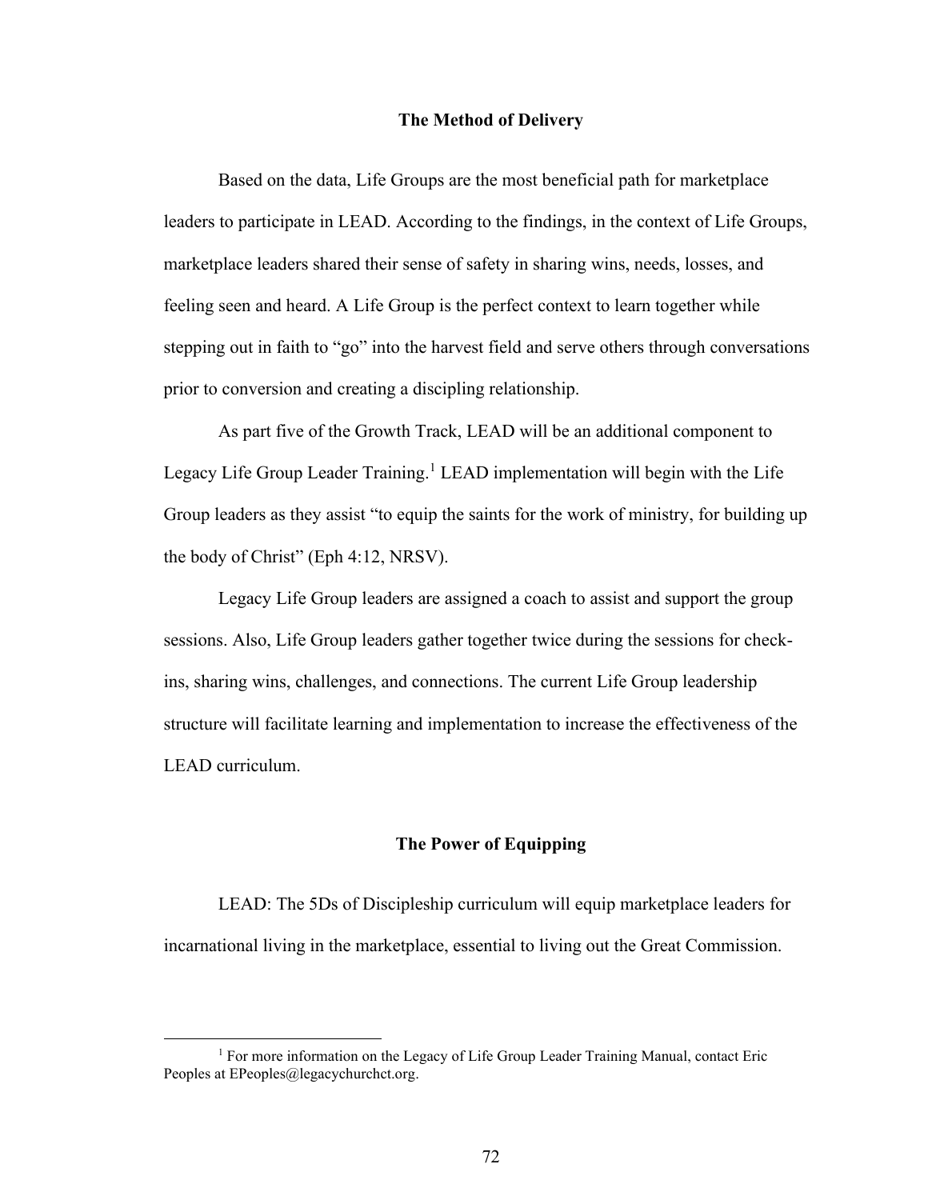## The Method of Delivery

Based on the data, Life Groups are the most beneficial path for marketplace leaders to participate in LEAD. According to the findings, in the context of Life Groups, marketplace leaders shared their sense of safety in sharing wins, needs, losses, and feeling seen and heard. A Life Group is the perfect context to learn together while stepping out in faith to "go" into the harvest field and serve others through conversations prior to conversion and creating a discipling relationship.

As part five of the Growth Track, LEAD will be an additional component to Legacy Life Group Leader Training.[1] LEAD implementation will begin with the Life Group leaders as they assist "to equip the saints for the work of ministry, for building up the body of Christ" (Eph 4:12, NRSV).

Legacy Life Group leaders are assigned a coach to assist and support the group sessions. Also, Life Group leaders gather together twice during the sessions for check-ins, sharing wins, challenges, and connections. The current Life Group leadership structure will facilitate learning and implementation to increase the effectiveness of the LEAD curriculum.

## The Power of Equipping

LEAD: The 5Ds of Discipleship curriculum will equip marketplace leaders for incarnational living in the marketplace, essential to living out the Great Commission.

---

[1] For more information on the Legacy of Life Group Leader Training Manual, contact Eric Peoples at EPeoples@legacychurchct.org.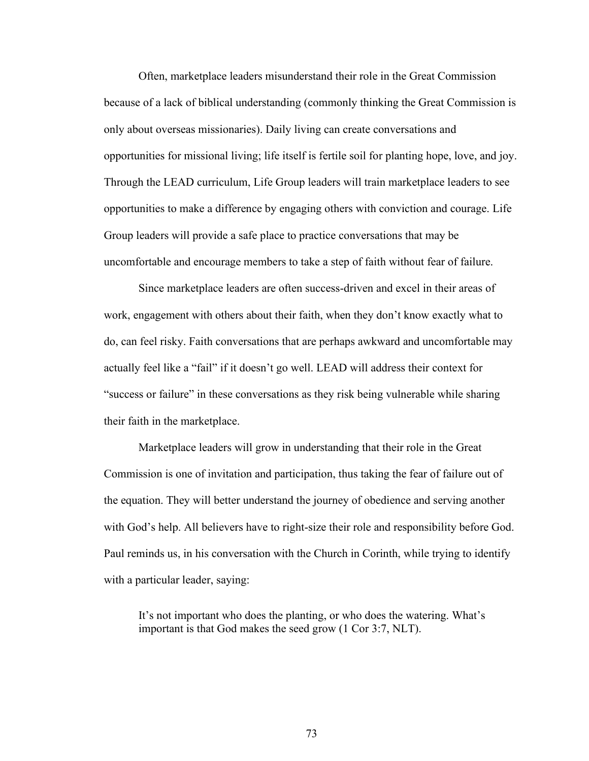Often, marketplace leaders misunderstand their role in the Great Commission because of a lack of biblical understanding (commonly thinking the Great Commission is only about overseas missionaries). Daily living can create conversations and opportunities for missional living; life itself is fertile soil for planting hope, love, and joy. Through the LEAD curriculum, Life Group leaders will train marketplace leaders to see opportunities to make a difference by engaging others with conviction and courage. Life Group leaders will provide a safe place to practice conversations that may be uncomfortable and encourage members to take a step of faith without fear of failure.

Since marketplace leaders are often success-driven and excel in their areas of work, engagement with others about their faith, when they don't know exactly what to do, can feel risky. Faith conversations that are perhaps awkward and uncomfortable may actually feel like a "fail" if it doesn't go well. LEAD will address their context for "success or failure" in these conversations as they risk being vulnerable while sharing their faith in the marketplace.

Marketplace leaders will grow in understanding that their role in the Great Commission is one of invitation and participation, thus taking the fear of failure out of the equation. They will better understand the journey of obedience and serving another with God's help. All believers have to right-size their role and responsibility before God. Paul reminds us, in his conversation with the Church in Corinth, while trying to identify with a particular leader, saying:

> It's not important who does the planting, or who does the watering. What's important is that God makes the seed grow (1 Cor 3:7, NLT).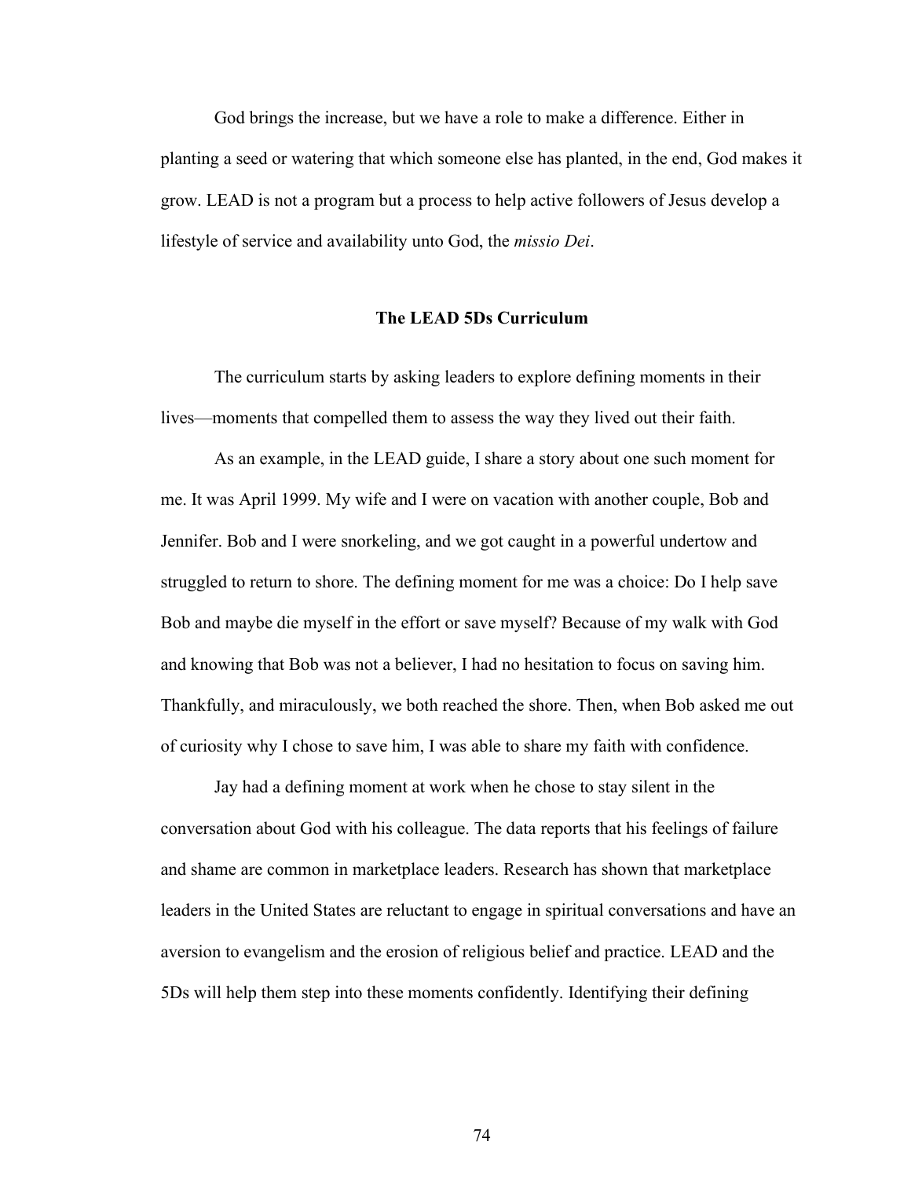God brings the increase, but we have a role to make a difference. Either in planting a seed or watering that which someone else has planted, in the end, God makes it grow. LEAD is not a program but a process to help active followers of Jesus develop a lifestyle of service and availability unto God, the *missio Dei*.

### The LEAD 5Ds Curriculum

The curriculum starts by asking leaders to explore defining moments in their lives—moments that compelled them to assess the way they lived out their faith.

As an example, in the LEAD guide, I share a story about one such moment for me. It was April 1999. My wife and I were on vacation with another couple, Bob and Jennifer. Bob and I were snorkeling, and we got caught in a powerful undertow and struggled to return to shore. The defining moment for me was a choice: Do I help save Bob and maybe die myself in the effort or save myself? Because of my walk with God and knowing that Bob was not a believer, I had no hesitation to focus on saving him. Thankfully, and miraculously, we both reached the shore. Then, when Bob asked me out of curiosity why I chose to save him, I was able to share my faith with confidence.

Jay had a defining moment at work when he chose to stay silent in the conversation about God with his colleague. The data reports that his feelings of failure and shame are common in marketplace leaders. Research has shown that marketplace leaders in the United States are reluctant to engage in spiritual conversations and have an aversion to evangelism and the erosion of religious belief and practice. LEAD and the 5Ds will help them step into these moments confidently. Identifying their defining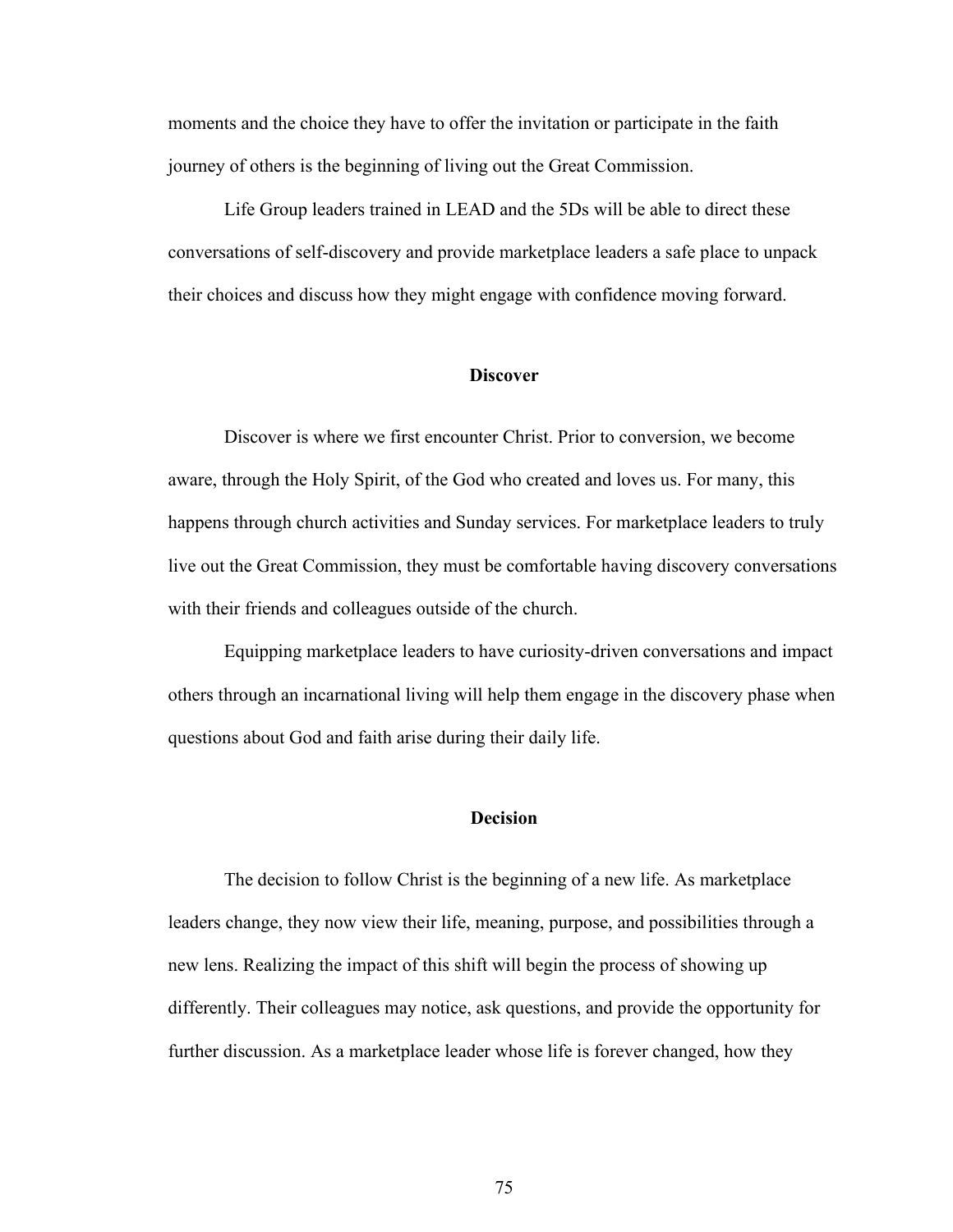moments and the choice they have to offer the invitation or participate in the faith journey of others is the beginning of living out the Great Commission.

Life Group leaders trained in LEAD and the 5Ds will be able to direct these conversations of self-discovery and provide marketplace leaders a safe place to unpack their choices and discuss how they might engage with confidence moving forward.

### Discover

Discover is where we first encounter Christ. Prior to conversion, we become aware, through the Holy Spirit, of the God who created and loves us. For many, this happens through church activities and Sunday services. For marketplace leaders to truly live out the Great Commission, they must be comfortable having discovery conversations with their friends and colleagues outside of the church.

Equipping marketplace leaders to have curiosity-driven conversations and impact others through an incarnational living will help them engage in the discovery phase when questions about God and faith arise during their daily life.

### Decision

The decision to follow Christ is the beginning of a new life. As marketplace leaders change, they now view their life, meaning, purpose, and possibilities through a new lens. Realizing the impact of this shift will begin the process of showing up differently. Their colleagues may notice, ask questions, and provide the opportunity for further discussion. As a marketplace leader whose life is forever changed, how they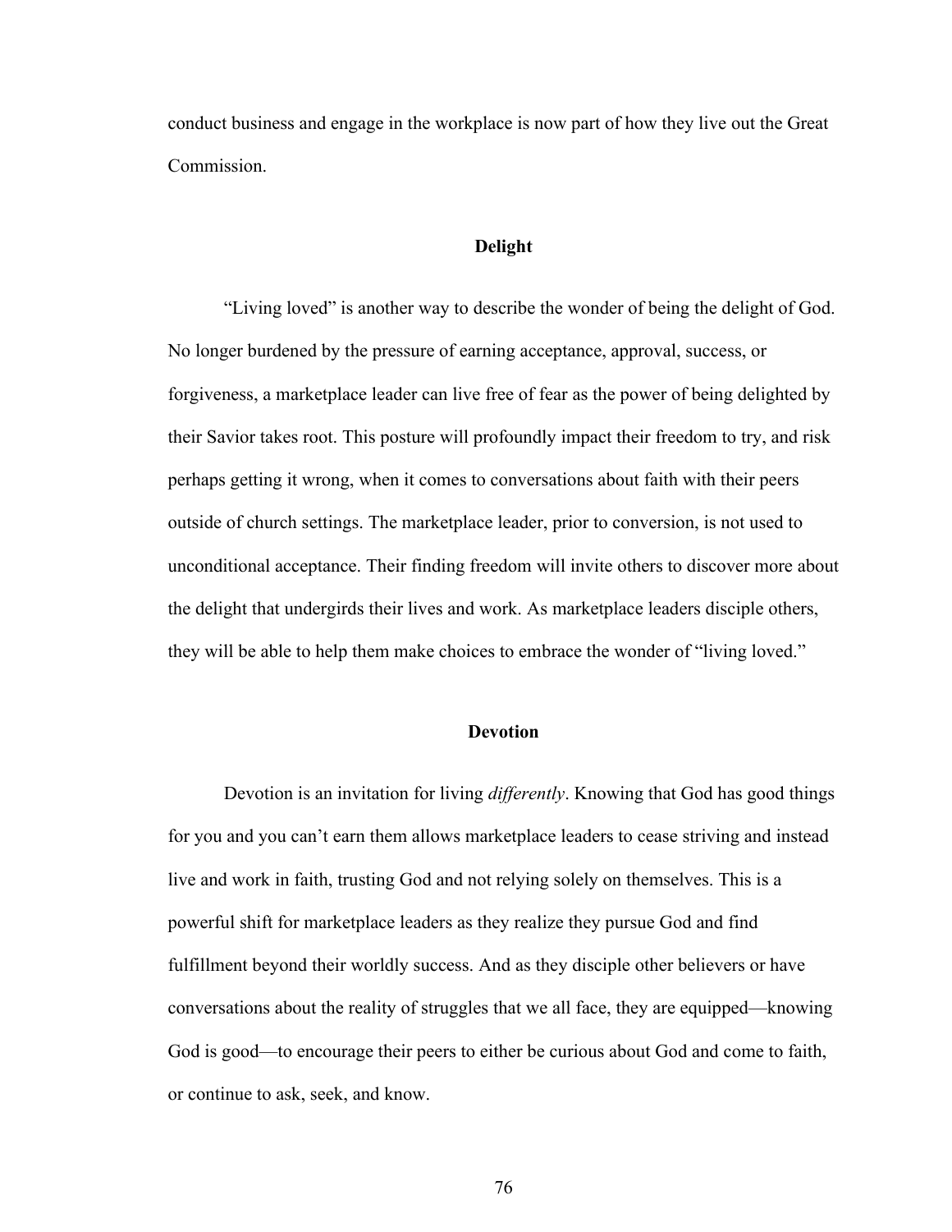conduct business and engage in the workplace is now part of how they live out the Great Commission.

### Delight

"Living loved" is another way to describe the wonder of being the delight of God. No longer burdened by the pressure of earning acceptance, approval, success, or forgiveness, a marketplace leader can live free of fear as the power of being delighted by their Savior takes root. This posture will profoundly impact their freedom to try, and risk perhaps getting it wrong, when it comes to conversations about faith with their peers outside of church settings. The marketplace leader, prior to conversion, is not used to unconditional acceptance. Their finding freedom will invite others to discover more about the delight that undergirds their lives and work. As marketplace leaders disciple others, they will be able to help them make choices to embrace the wonder of "living loved."

### Devotion

Devotion is an invitation for living *differently*. Knowing that God has good things for you and you can't earn them allows marketplace leaders to cease striving and instead live and work in faith, trusting God and not relying solely on themselves. This is a powerful shift for marketplace leaders as they realize they pursue God and find fulfillment beyond their worldly success. And as they disciple other believers or have conversations about the reality of struggles that we all face, they are equipped—knowing God is good—to encourage their peers to either be curious about God and come to faith, or continue to ask, seek, and know.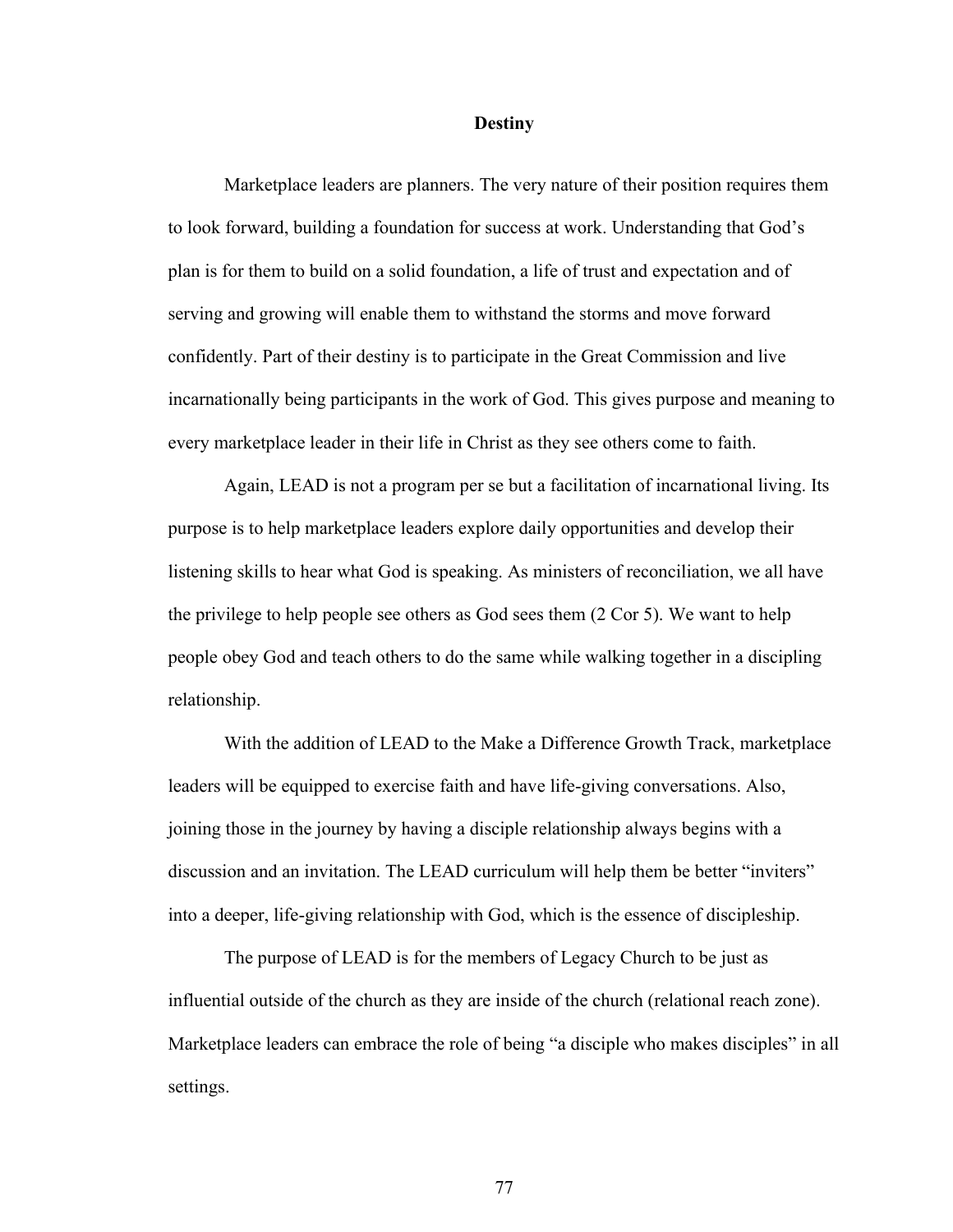## Destiny

Marketplace leaders are planners. The very nature of their position requires them to look forward, building a foundation for success at work. Understanding that God's plan is for them to build on a solid foundation, a life of trust and expectation and of serving and growing will enable them to withstand the storms and move forward confidently. Part of their destiny is to participate in the Great Commission and live incarnationally being participants in the work of God. This gives purpose and meaning to every marketplace leader in their life in Christ as they see others come to faith.

Again, LEAD is not a program per se but a facilitation of incarnational living. Its purpose is to help marketplace leaders explore daily opportunities and develop their listening skills to hear what God is speaking. As ministers of reconciliation, we all have the privilege to help people see others as God sees them (2 Cor 5). We want to help people obey God and teach others to do the same while walking together in a discipling relationship.

With the addition of LEAD to the Make a Difference Growth Track, marketplace leaders will be equipped to exercise faith and have life-giving conversations. Also, joining those in the journey by having a disciple relationship always begins with a discussion and an invitation. The LEAD curriculum will help them be better "inviters" into a deeper, life-giving relationship with God, which is the essence of discipleship.

The purpose of LEAD is for the members of Legacy Church to be just as influential outside of the church as they are inside of the church (relational reach zone). Marketplace leaders can embrace the role of being "a disciple who makes disciples" in all settings.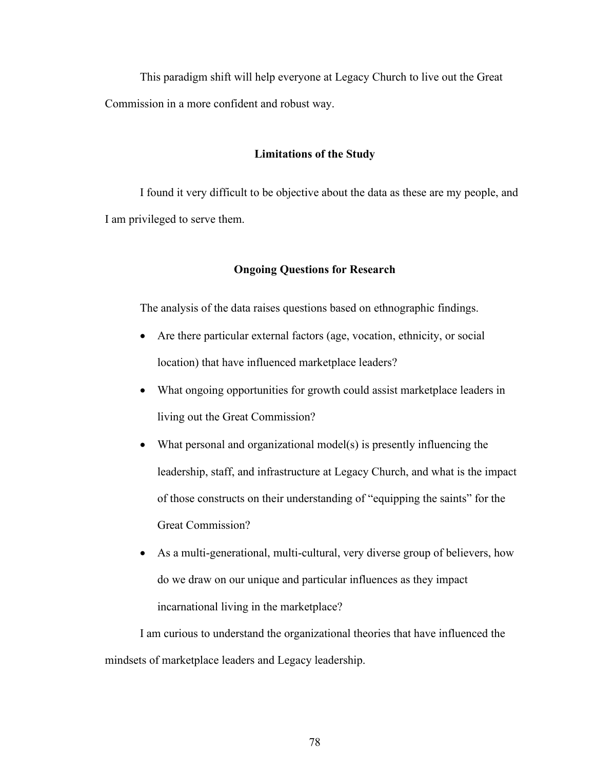This paradigm shift will help everyone at Legacy Church to live out the Great Commission in a more confident and robust way.

## Limitations of the Study

I found it very difficult to be objective about the data as these are my people, and I am privileged to serve them.

## Ongoing Questions for Research

The analysis of the data raises questions based on ethnographic findings.

- Are there particular external factors (age, vocation, ethnicity, or social location) that have influenced marketplace leaders?
- What ongoing opportunities for growth could assist marketplace leaders in living out the Great Commission?
- What personal and organizational model(s) is presently influencing the leadership, staff, and infrastructure at Legacy Church, and what is the impact of those constructs on their understanding of "equipping the saints" for the Great Commission?
- As a multi-generational, multi-cultural, very diverse group of believers, how do we draw on our unique and particular influences as they impact incarnational living in the marketplace?

I am curious to understand the organizational theories that have influenced the mindsets of marketplace leaders and Legacy leadership.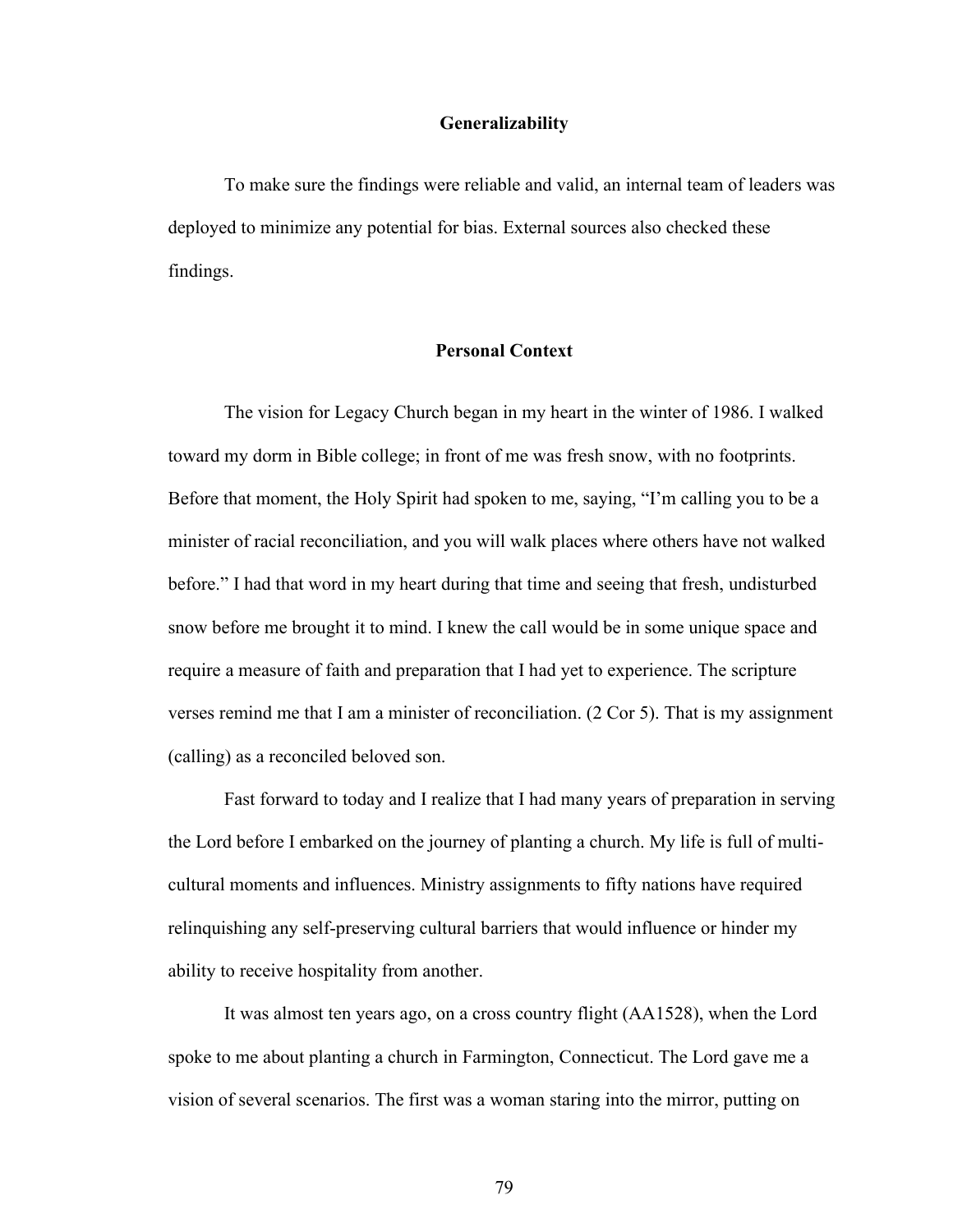## Generalizability

To make sure the findings were reliable and valid, an internal team of leaders was deployed to minimize any potential for bias. External sources also checked these findings.

## Personal Context

The vision for Legacy Church began in my heart in the winter of 1986. I walked toward my dorm in Bible college; in front of me was fresh snow, with no footprints. Before that moment, the Holy Spirit had spoken to me, saying, "I'm calling you to be a minister of racial reconciliation, and you will walk places where others have not walked before." I had that word in my heart during that time and seeing that fresh, undisturbed snow before me brought it to mind. I knew the call would be in some unique space and require a measure of faith and preparation that I had yet to experience. The scripture verses remind me that I am a minister of reconciliation. (2 Cor 5). That is my assignment (calling) as a reconciled beloved son.

Fast forward to today and I realize that I had many years of preparation in serving the Lord before I embarked on the journey of planting a church. My life is full of multi-cultural moments and influences. Ministry assignments to fifty nations have required relinquishing any self-preserving cultural barriers that would influence or hinder my ability to receive hospitality from another.

It was almost ten years ago, on a cross country flight (AA1528), when the Lord spoke to me about planting a church in Farmington, Connecticut. The Lord gave me a vision of several scenarios. The first was a woman staring into the mirror, putting on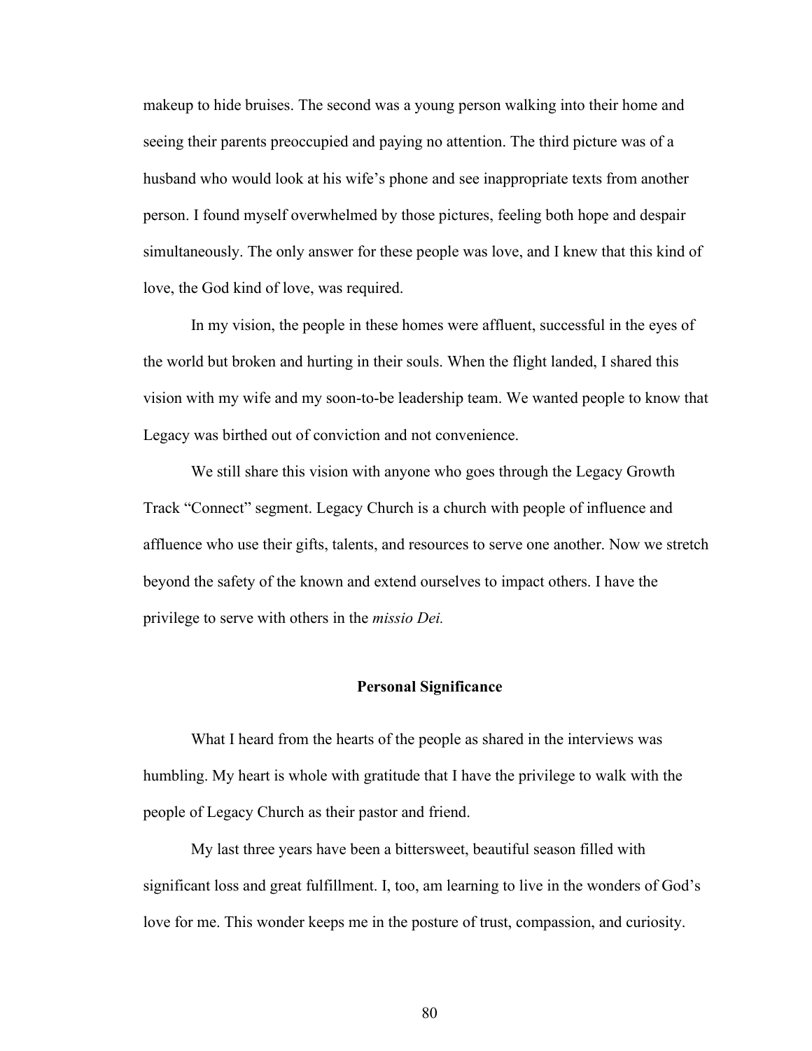makeup to hide bruises. The second was a young person walking into their home and seeing their parents preoccupied and paying no attention. The third picture was of a husband who would look at his wife's phone and see inappropriate texts from another person. I found myself overwhelmed by those pictures, feeling both hope and despair simultaneously. The only answer for these people was love, and I knew that this kind of love, the God kind of love, was required.

In my vision, the people in these homes were affluent, successful in the eyes of the world but broken and hurting in their souls. When the flight landed, I shared this vision with my wife and my soon-to-be leadership team. We wanted people to know that Legacy was birthed out of conviction and not convenience.

We still share this vision with anyone who goes through the Legacy Growth Track "Connect" segment. Legacy Church is a church with people of influence and affluence who use their gifts, talents, and resources to serve one another. Now we stretch beyond the safety of the known and extend ourselves to impact others. I have the privilege to serve with others in the *missio Dei.*

## Personal Significance

What I heard from the hearts of the people as shared in the interviews was humbling. My heart is whole with gratitude that I have the privilege to walk with the people of Legacy Church as their pastor and friend.

My last three years have been a bittersweet, beautiful season filled with significant loss and great fulfillment. I, too, am learning to live in the wonders of God's love for me. This wonder keeps me in the posture of trust, compassion, and curiosity.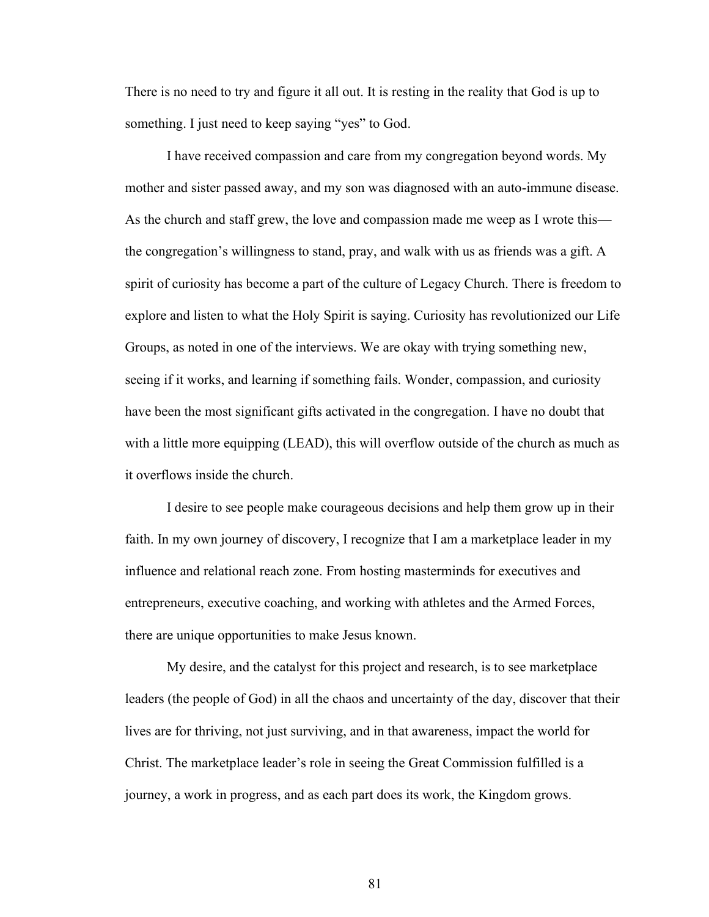There is no need to try and figure it all out. It is resting in the reality that God is up to something. I just need to keep saying "yes" to God.

I have received compassion and care from my congregation beyond words. My mother and sister passed away, and my son was diagnosed with an auto-immune disease. As the church and staff grew, the love and compassion made me weep as I wrote this—the congregation's willingness to stand, pray, and walk with us as friends was a gift. A spirit of curiosity has become a part of the culture of Legacy Church. There is freedom to explore and listen to what the Holy Spirit is saying. Curiosity has revolutionized our Life Groups, as noted in one of the interviews. We are okay with trying something new, seeing if it works, and learning if something fails. Wonder, compassion, and curiosity have been the most significant gifts activated in the congregation. I have no doubt that with a little more equipping (LEAD), this will overflow outside of the church as much as it overflows inside the church.

I desire to see people make courageous decisions and help them grow up in their faith. In my own journey of discovery, I recognize that I am a marketplace leader in my influence and relational reach zone. From hosting masterminds for executives and entrepreneurs, executive coaching, and working with athletes and the Armed Forces, there are unique opportunities to make Jesus known.

My desire, and the catalyst for this project and research, is to see marketplace leaders (the people of God) in all the chaos and uncertainty of the day, discover that their lives are for thriving, not just surviving, and in that awareness, impact the world for Christ. The marketplace leader's role in seeing the Great Commission fulfilled is a journey, a work in progress, and as each part does its work, the Kingdom grows.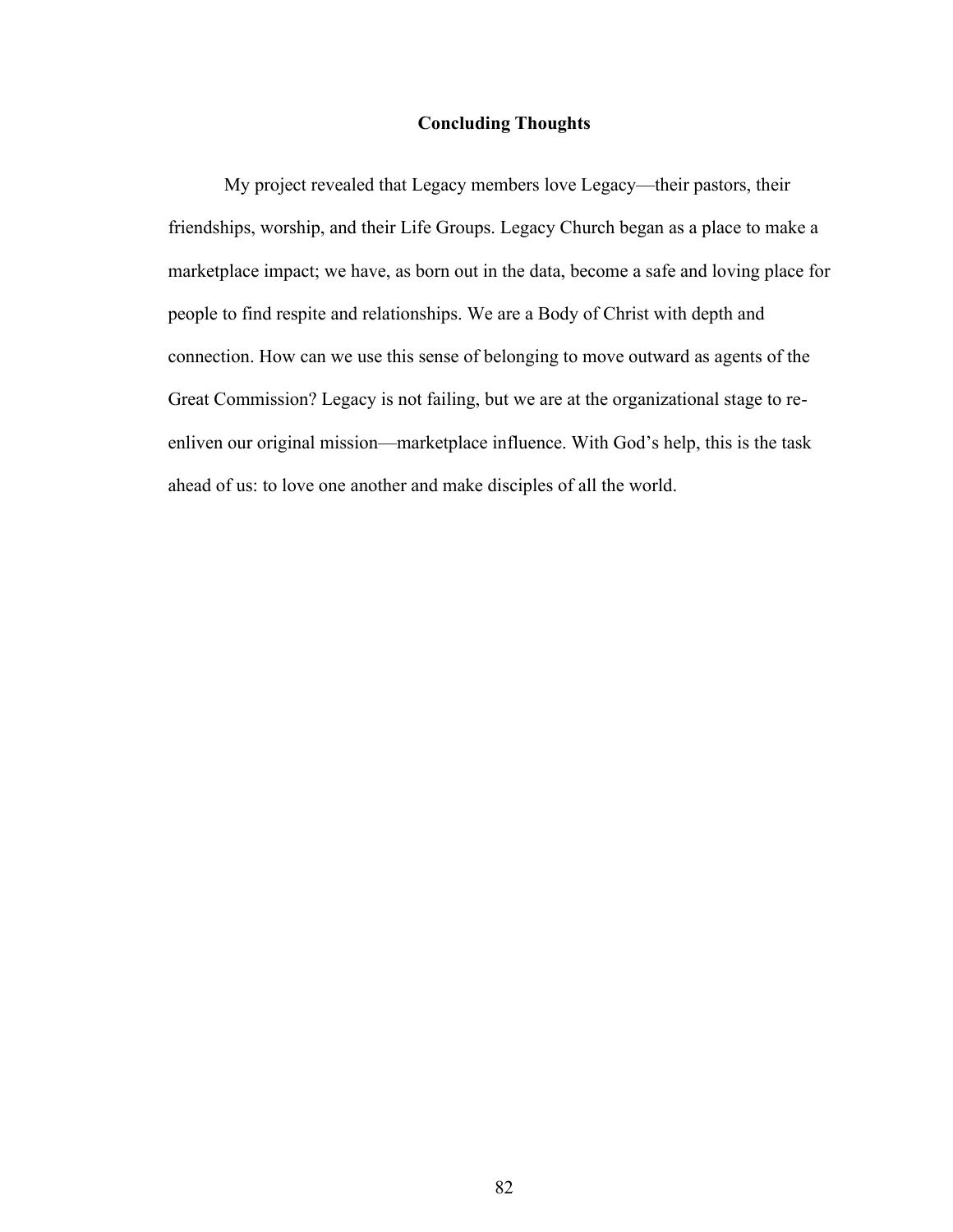## Concluding Thoughts

My project revealed that Legacy members love Legacy—their pastors, their friendships, worship, and their Life Groups. Legacy Church began as a place to make a marketplace impact; we have, as born out in the data, become a safe and loving place for people to find respite and relationships. We are a Body of Christ with depth and connection. How can we use this sense of belonging to move outward as agents of the Great Commission? Legacy is not failing, but we are at the organizational stage to re-enliven our original mission—marketplace influence. With God's help, this is the task ahead of us: to love one another and make disciples of all the world.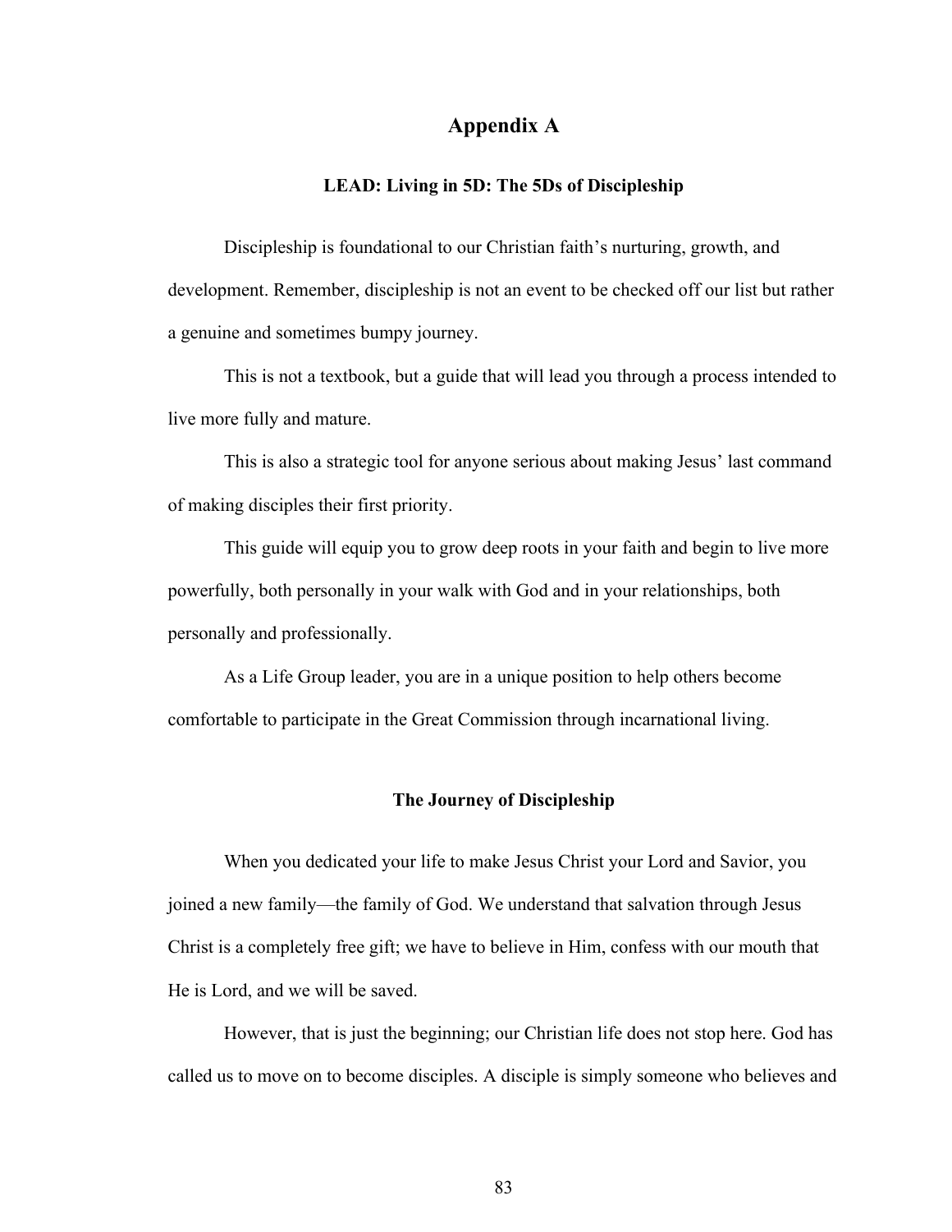# Appendix A

## LEAD: Living in 5D: The 5Ds of Discipleship

Discipleship is foundational to our Christian faith's nurturing, growth, and development. Remember, discipleship is not an event to be checked off our list but rather a genuine and sometimes bumpy journey.

This is not a textbook, but a guide that will lead you through a process intended to live more fully and mature.

This is also a strategic tool for anyone serious about making Jesus' last command of making disciples their first priority.

This guide will equip you to grow deep roots in your faith and begin to live more powerfully, both personally in your walk with God and in your relationships, both personally and professionally.

As a Life Group leader, you are in a unique position to help others become comfortable to participate in the Great Commission through incarnational living.

## The Journey of Discipleship

When you dedicated your life to make Jesus Christ your Lord and Savior, you joined a new family—the family of God. We understand that salvation through Jesus Christ is a completely free gift; we have to believe in Him, confess with our mouth that He is Lord, and we will be saved.

However, that is just the beginning; our Christian life does not stop here. God has called us to move on to become disciples. A disciple is simply someone who believes and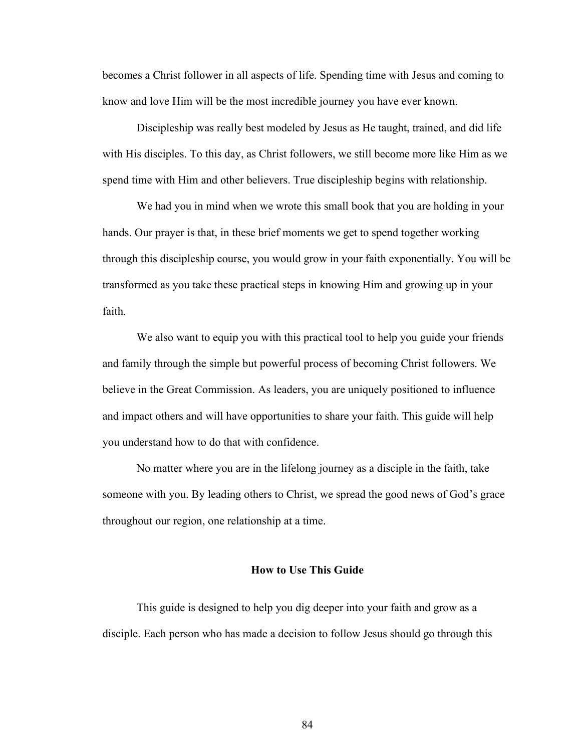becomes a Christ follower in all aspects of life. Spending time with Jesus and coming to know and love Him will be the most incredible journey you have ever known.

Discipleship was really best modeled by Jesus as He taught, trained, and did life with His disciples. To this day, as Christ followers, we still become more like Him as we spend time with Him and other believers. True discipleship begins with relationship.

We had you in mind when we wrote this small book that you are holding in your hands. Our prayer is that, in these brief moments we get to spend together working through this discipleship course, you would grow in your faith exponentially. You will be transformed as you take these practical steps in knowing Him and growing up in your faith.

We also want to equip you with this practical tool to help you guide your friends and family through the simple but powerful process of becoming Christ followers. We believe in the Great Commission. As leaders, you are uniquely positioned to influence and impact others and will have opportunities to share your faith. This guide will help you understand how to do that with confidence.

No matter where you are in the lifelong journey as a disciple in the faith, take someone with you. By leading others to Christ, we spread the good news of God's grace throughout our region, one relationship at a time.

## How to Use This Guide

This guide is designed to help you dig deeper into your faith and grow as a disciple. Each person who has made a decision to follow Jesus should go through this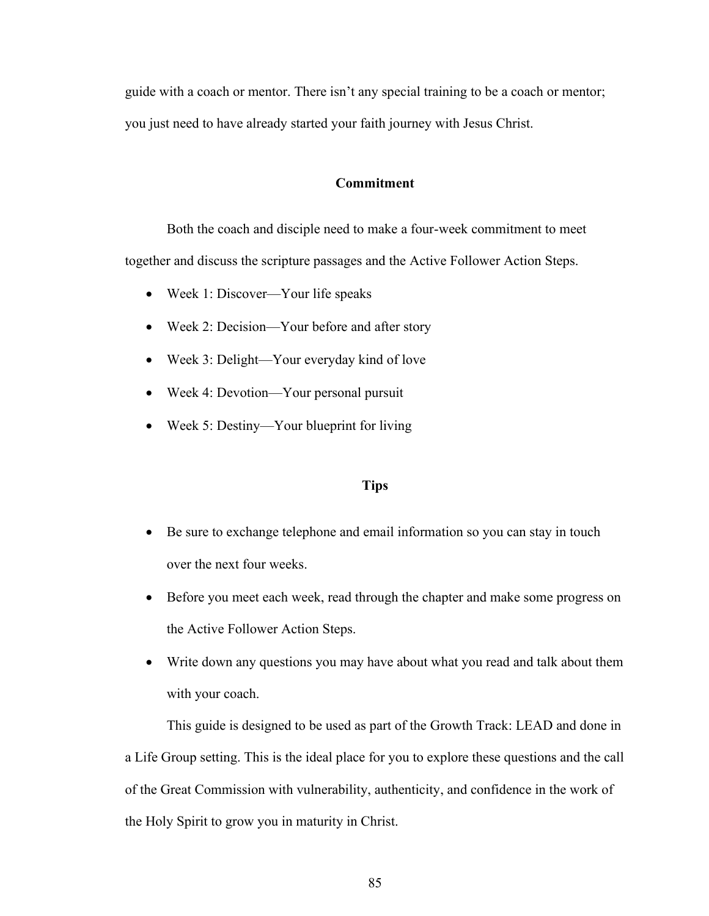guide with a coach or mentor. There isn't any special training to be a coach or mentor; you just need to have already started your faith journey with Jesus Christ.

### Commitment

Both the coach and disciple need to make a four-week commitment to meet together and discuss the scripture passages and the Active Follower Action Steps.

- Week 1: Discover—Your life speaks
- Week 2: Decision—Your before and after story
- Week 3: Delight—Your everyday kind of love
- Week 4: Devotion—Your personal pursuit
- Week 5: Destiny—Your blueprint for living

### Tips

- Be sure to exchange telephone and email information so you can stay in touch over the next four weeks.
- Before you meet each week, read through the chapter and make some progress on the Active Follower Action Steps.
- Write down any questions you may have about what you read and talk about them with your coach.

This guide is designed to be used as part of the Growth Track: LEAD and done in a Life Group setting. This is the ideal place for you to explore these questions and the call of the Great Commission with vulnerability, authenticity, and confidence in the work of the Holy Spirit to grow you in maturity in Christ.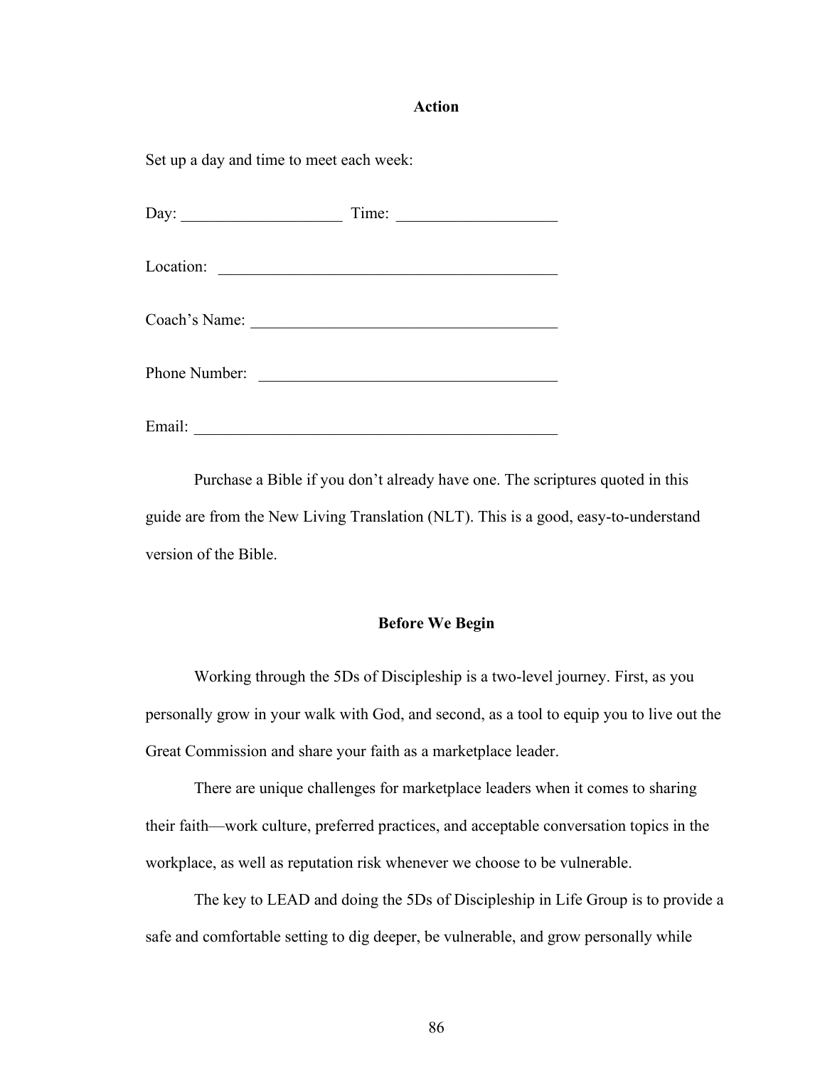### Action

Set up a day and time to meet each week:

Day: ____________________ Time: ____________________

Location: ___________________________________________

Coach's Name: _______________________________________

Phone Number: ______________________________________

Email: ______________________________________________

Purchase a Bible if you don't already have one. The scriptures quoted in this guide are from the New Living Translation (NLT). This is a good, easy-to-understand version of the Bible.

### Before We Begin

Working through the 5Ds of Discipleship is a two-level journey. First, as you personally grow in your walk with God, and second, as a tool to equip you to live out the Great Commission and share your faith as a marketplace leader.

There are unique challenges for marketplace leaders when it comes to sharing their faith—work culture, preferred practices, and acceptable conversation topics in the workplace, as well as reputation risk whenever we choose to be vulnerable.

The key to LEAD and doing the 5Ds of Discipleship in Life Group is to provide a safe and comfortable setting to dig deeper, be vulnerable, and grow personally while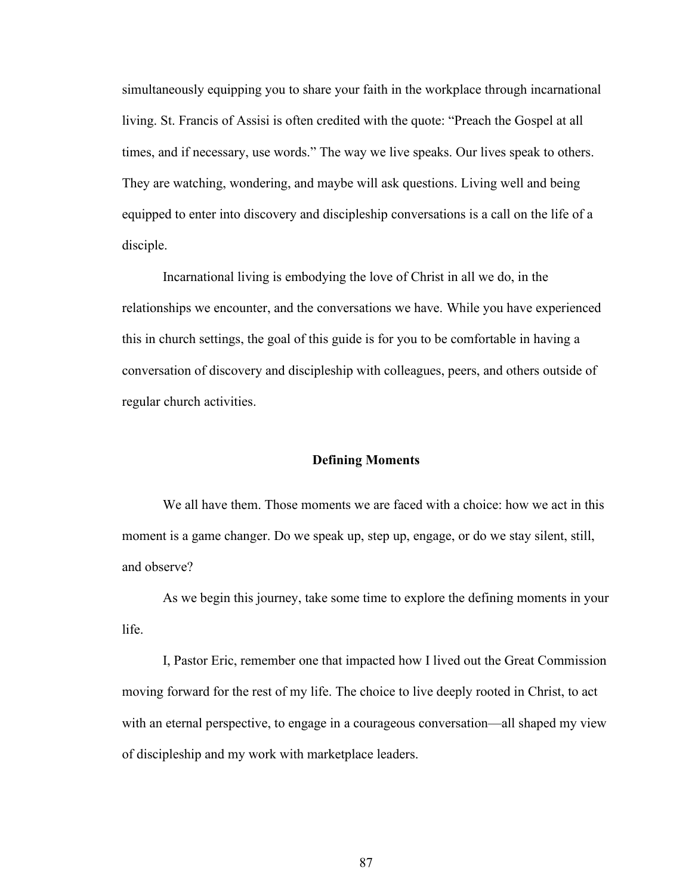simultaneously equipping you to share your faith in the workplace through incarnational living. St. Francis of Assisi is often credited with the quote: "Preach the Gospel at all times, and if necessary, use words." The way we live speaks. Our lives speak to others. They are watching, wondering, and maybe will ask questions. Living well and being equipped to enter into discovery and discipleship conversations is a call on the life of a disciple.

Incarnational living is embodying the love of Christ in all we do, in the relationships we encounter, and the conversations we have. While you have experienced this in church settings, the goal of this guide is for you to be comfortable in having a conversation of discovery and discipleship with colleagues, peers, and others outside of regular church activities.

## Defining Moments

We all have them. Those moments we are faced with a choice: how we act in this moment is a game changer. Do we speak up, step up, engage, or do we stay silent, still, and observe?

As we begin this journey, take some time to explore the defining moments in your life.

I, Pastor Eric, remember one that impacted how I lived out the Great Commission moving forward for the rest of my life. The choice to live deeply rooted in Christ, to act with an eternal perspective, to engage in a courageous conversation—all shaped my view of discipleship and my work with marketplace leaders.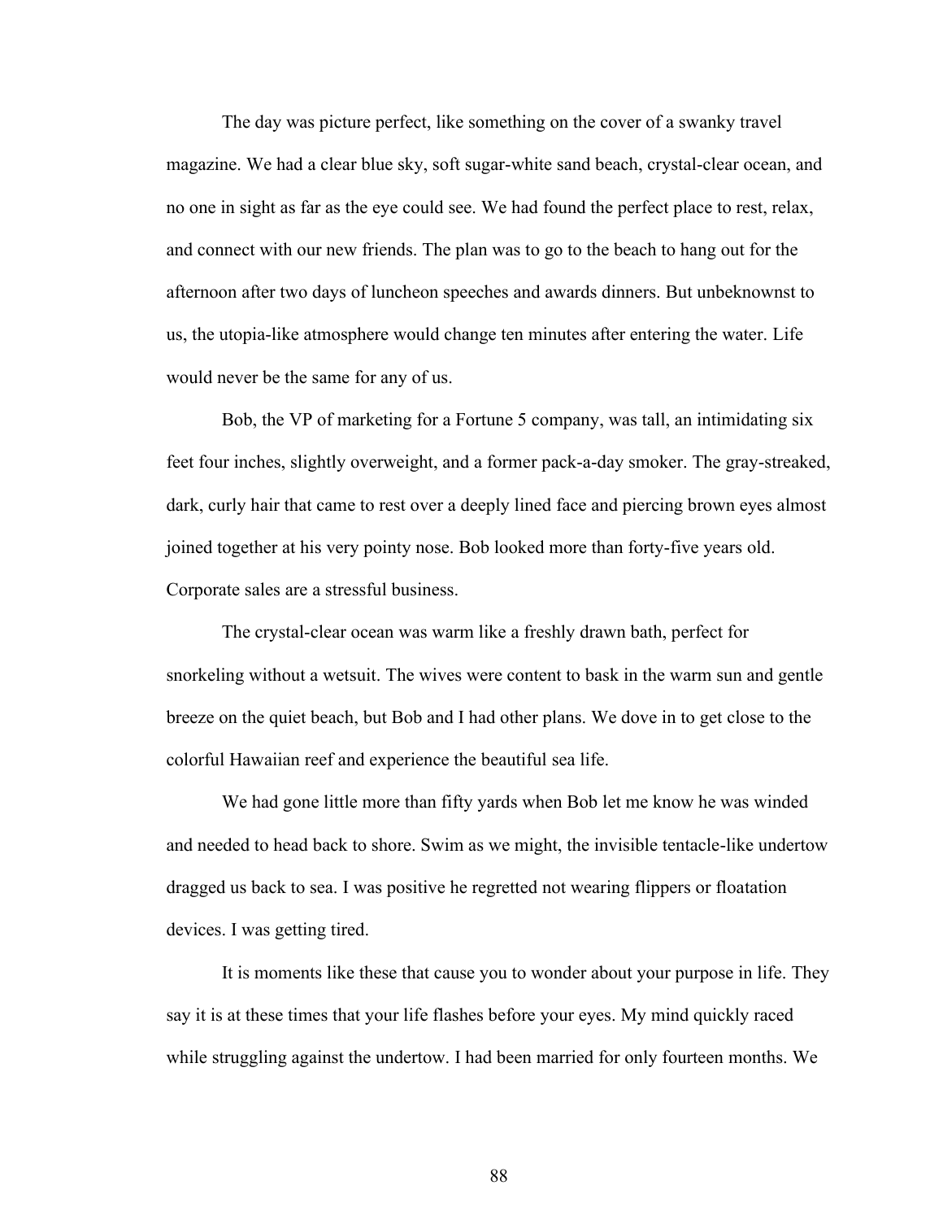The day was picture perfect, like something on the cover of a swanky travel magazine. We had a clear blue sky, soft sugar-white sand beach, crystal-clear ocean, and no one in sight as far as the eye could see. We had found the perfect place to rest, relax, and connect with our new friends. The plan was to go to the beach to hang out for the afternoon after two days of luncheon speeches and awards dinners. But unbeknownst to us, the utopia-like atmosphere would change ten minutes after entering the water. Life would never be the same for any of us.

Bob, the VP of marketing for a Fortune 5 company, was tall, an intimidating six feet four inches, slightly overweight, and a former pack-a-day smoker. The gray-streaked, dark, curly hair that came to rest over a deeply lined face and piercing brown eyes almost joined together at his very pointy nose. Bob looked more than forty-five years old. Corporate sales are a stressful business.

The crystal-clear ocean was warm like a freshly drawn bath, perfect for snorkeling without a wetsuit. The wives were content to bask in the warm sun and gentle breeze on the quiet beach, but Bob and I had other plans. We dove in to get close to the colorful Hawaiian reef and experience the beautiful sea life.

We had gone little more than fifty yards when Bob let me know he was winded and needed to head back to shore. Swim as we might, the invisible tentacle-like undertow dragged us back to sea. I was positive he regretted not wearing flippers or floatation devices. I was getting tired.

It is moments like these that cause you to wonder about your purpose in life. They say it is at these times that your life flashes before your eyes. My mind quickly raced while struggling against the undertow. I had been married for only fourteen months. We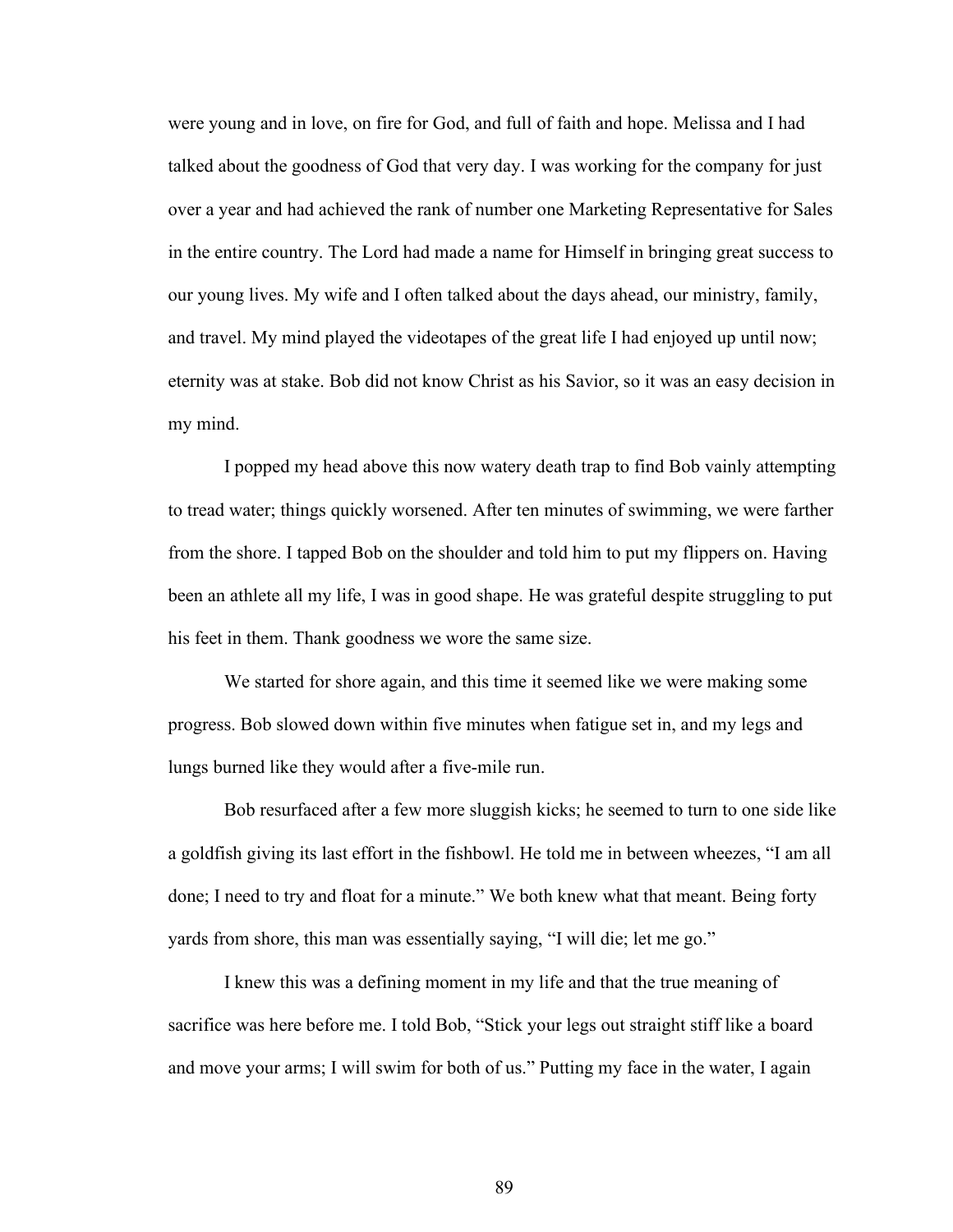were young and in love, on fire for God, and full of faith and hope. Melissa and I had talked about the goodness of God that very day. I was working for the company for just over a year and had achieved the rank of number one Marketing Representative for Sales in the entire country. The Lord had made a name for Himself in bringing great success to our young lives. My wife and I often talked about the days ahead, our ministry, family, and travel. My mind played the videotapes of the great life I had enjoyed up until now; eternity was at stake. Bob did not know Christ as his Savior, so it was an easy decision in my mind.

I popped my head above this now watery death trap to find Bob vainly attempting to tread water; things quickly worsened. After ten minutes of swimming, we were farther from the shore. I tapped Bob on the shoulder and told him to put my flippers on. Having been an athlete all my life, I was in good shape. He was grateful despite struggling to put his feet in them. Thank goodness we wore the same size.

We started for shore again, and this time it seemed like we were making some progress. Bob slowed down within five minutes when fatigue set in, and my legs and lungs burned like they would after a five-mile run.

Bob resurfaced after a few more sluggish kicks; he seemed to turn to one side like a goldfish giving its last effort in the fishbowl. He told me in between wheezes, "I am all done; I need to try and float for a minute." We both knew what that meant. Being forty yards from shore, this man was essentially saying, "I will die; let me go."

I knew this was a defining moment in my life and that the true meaning of sacrifice was here before me. I told Bob, "Stick your legs out straight stiff like a board and move your arms; I will swim for both of us." Putting my face in the water, I again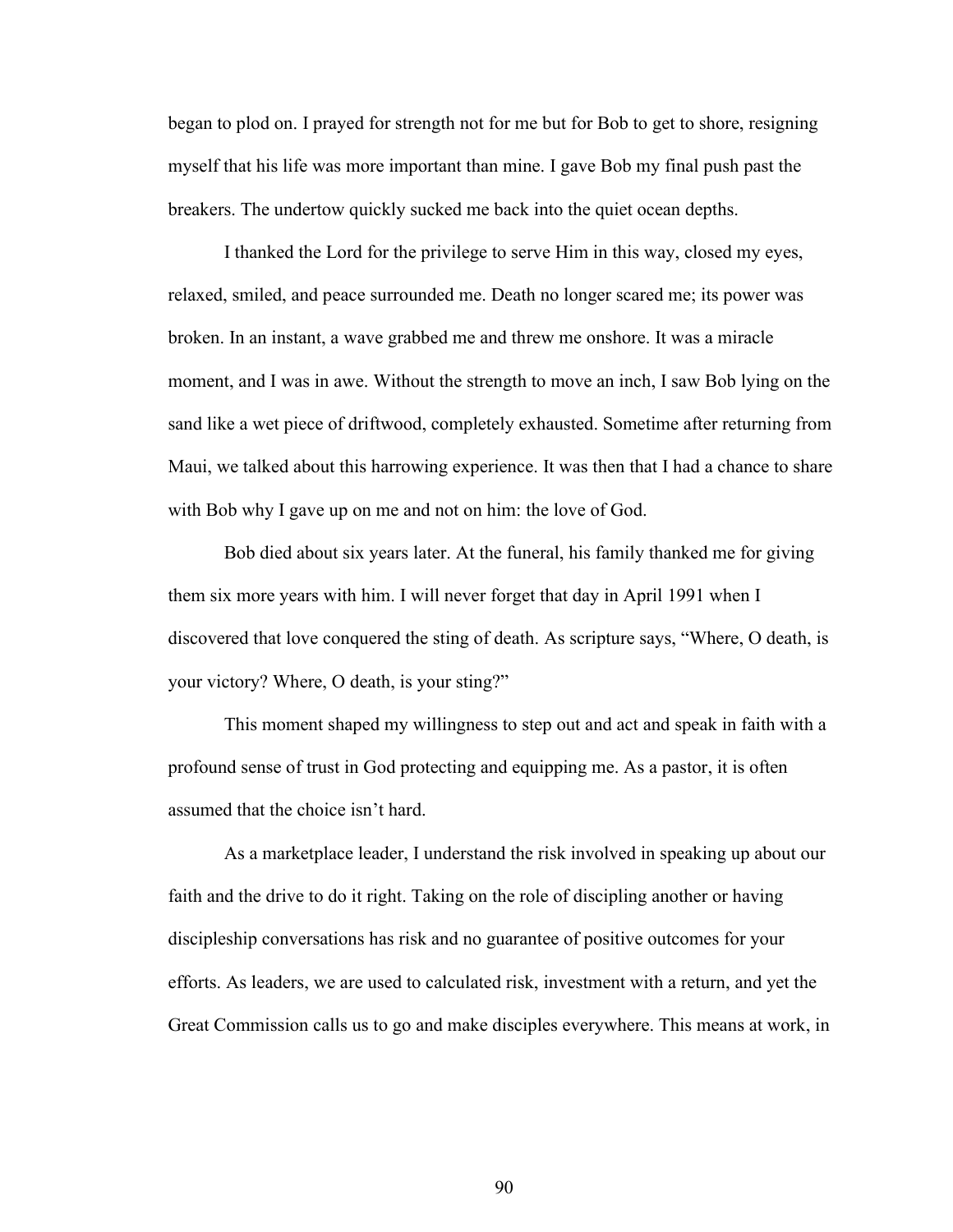began to plod on. I prayed for strength not for me but for Bob to get to shore, resigning myself that his life was more important than mine. I gave Bob my final push past the breakers. The undertow quickly sucked me back into the quiet ocean depths.

I thanked the Lord for the privilege to serve Him in this way, closed my eyes, relaxed, smiled, and peace surrounded me. Death no longer scared me; its power was broken. In an instant, a wave grabbed me and threw me onshore. It was a miracle moment, and I was in awe. Without the strength to move an inch, I saw Bob lying on the sand like a wet piece of driftwood, completely exhausted. Sometime after returning from Maui, we talked about this harrowing experience. It was then that I had a chance to share with Bob why I gave up on me and not on him: the love of God.

Bob died about six years later. At the funeral, his family thanked me for giving them six more years with him. I will never forget that day in April 1991 when I discovered that love conquered the sting of death. As scripture says, "Where, O death, is your victory? Where, O death, is your sting?"

This moment shaped my willingness to step out and act and speak in faith with a profound sense of trust in God protecting and equipping me. As a pastor, it is often assumed that the choice isn't hard.

As a marketplace leader, I understand the risk involved in speaking up about our faith and the drive to do it right. Taking on the role of discipling another or having discipleship conversations has risk and no guarantee of positive outcomes for your efforts. As leaders, we are used to calculated risk, investment with a return, and yet the Great Commission calls us to go and make disciples everywhere. This means at work, in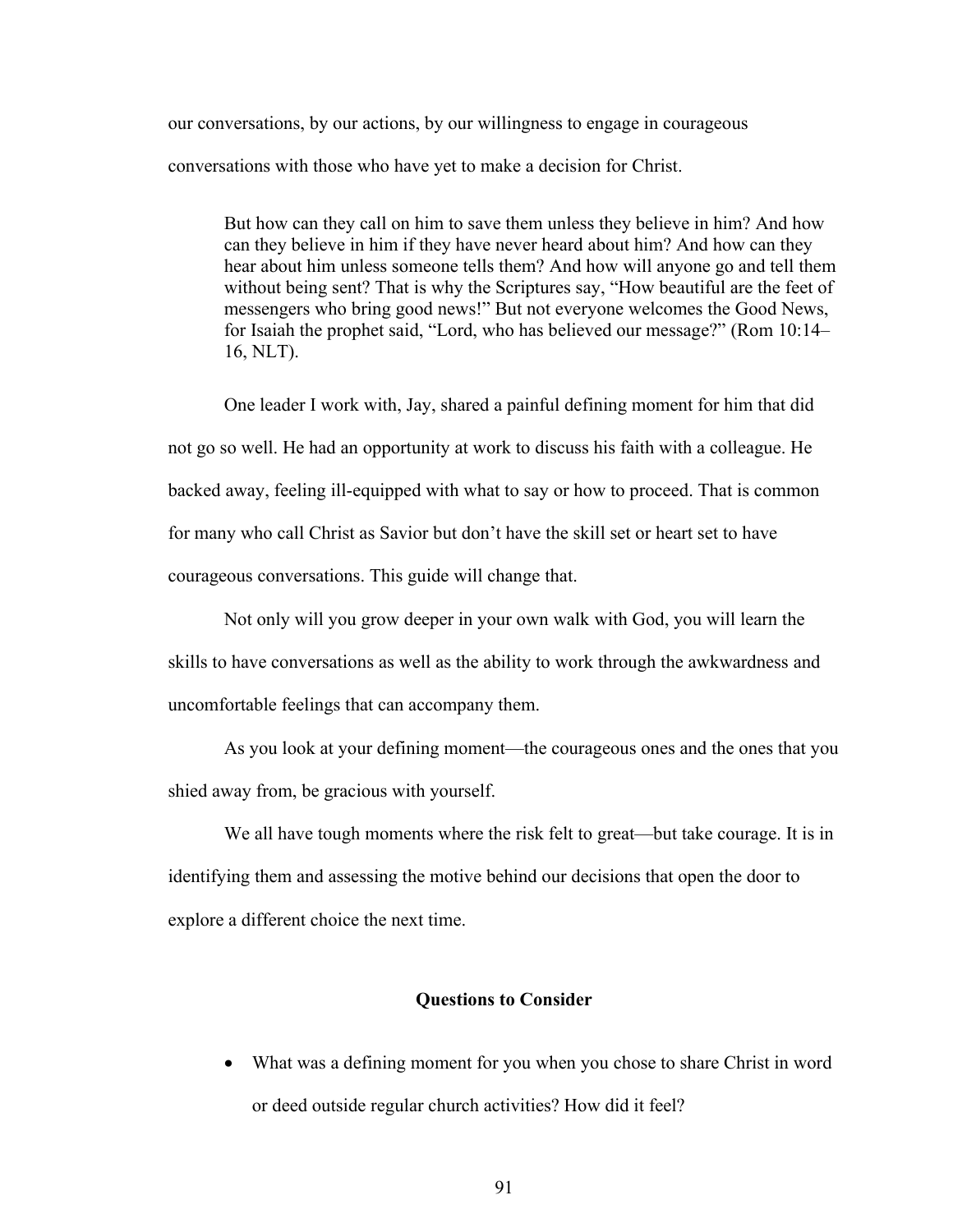our conversations, by our actions, by our willingness to engage in courageous conversations with those who have yet to make a decision for Christ.

> But how can they call on him to save them unless they believe in him? And how can they believe in him if they have never heard about him? And how can they hear about him unless someone tells them? And how will anyone go and tell them without being sent? That is why the Scriptures say, "How beautiful are the feet of messengers who bring good news!" But not everyone welcomes the Good News, for Isaiah the prophet said, "Lord, who has believed our message?" (Rom 10:14–16, NLT).

One leader I work with, Jay, shared a painful defining moment for him that did not go so well. He had an opportunity at work to discuss his faith with a colleague. He backed away, feeling ill-equipped with what to say or how to proceed. That is common for many who call Christ as Savior but don't have the skill set or heart set to have courageous conversations. This guide will change that.

Not only will you grow deeper in your own walk with God, you will learn the skills to have conversations as well as the ability to work through the awkwardness and uncomfortable feelings that can accompany them.

As you look at your defining moment—the courageous ones and the ones that you shied away from, be gracious with yourself.

We all have tough moments where the risk felt to great—but take courage. It is in identifying them and assessing the motive behind our decisions that open the door to explore a different choice the next time.

### Questions to Consider

- What was a defining moment for you when you chose to share Christ in word or deed outside regular church activities? How did it feel?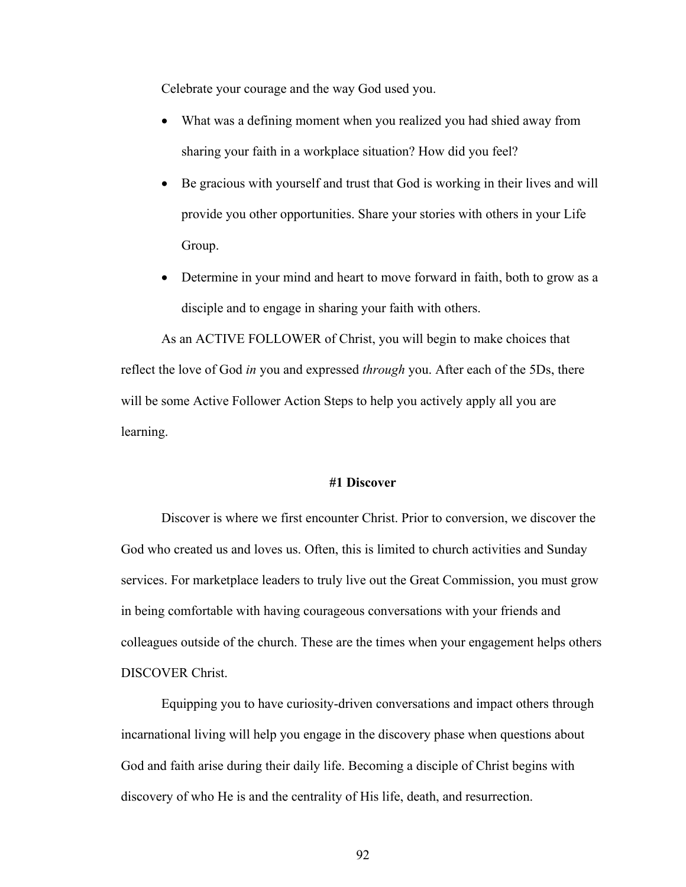Celebrate your courage and the way God used you.

- What was a defining moment when you realized you had shied away from sharing your faith in a workplace situation? How did you feel?
- Be gracious with yourself and trust that God is working in their lives and will provide you other opportunities. Share your stories with others in your Life Group.
- Determine in your mind and heart to move forward in faith, both to grow as a disciple and to engage in sharing your faith with others.

As an ACTIVE FOLLOWER of Christ, you will begin to make choices that reflect the love of God *in* you and expressed *through* you. After each of the 5Ds, there will be some Active Follower Action Steps to help you actively apply all you are learning.

**#1 Discover**

Discover is where we first encounter Christ. Prior to conversion, we discover the God who created us and loves us. Often, this is limited to church activities and Sunday services. For marketplace leaders to truly live out the Great Commission, you must grow in being comfortable with having courageous conversations with your friends and colleagues outside of the church. These are the times when your engagement helps others DISCOVER Christ.

Equipping you to have curiosity-driven conversations and impact others through incarnational living will help you engage in the discovery phase when questions about God and faith arise during their daily life. Becoming a disciple of Christ begins with discovery of who He is and the centrality of His life, death, and resurrection.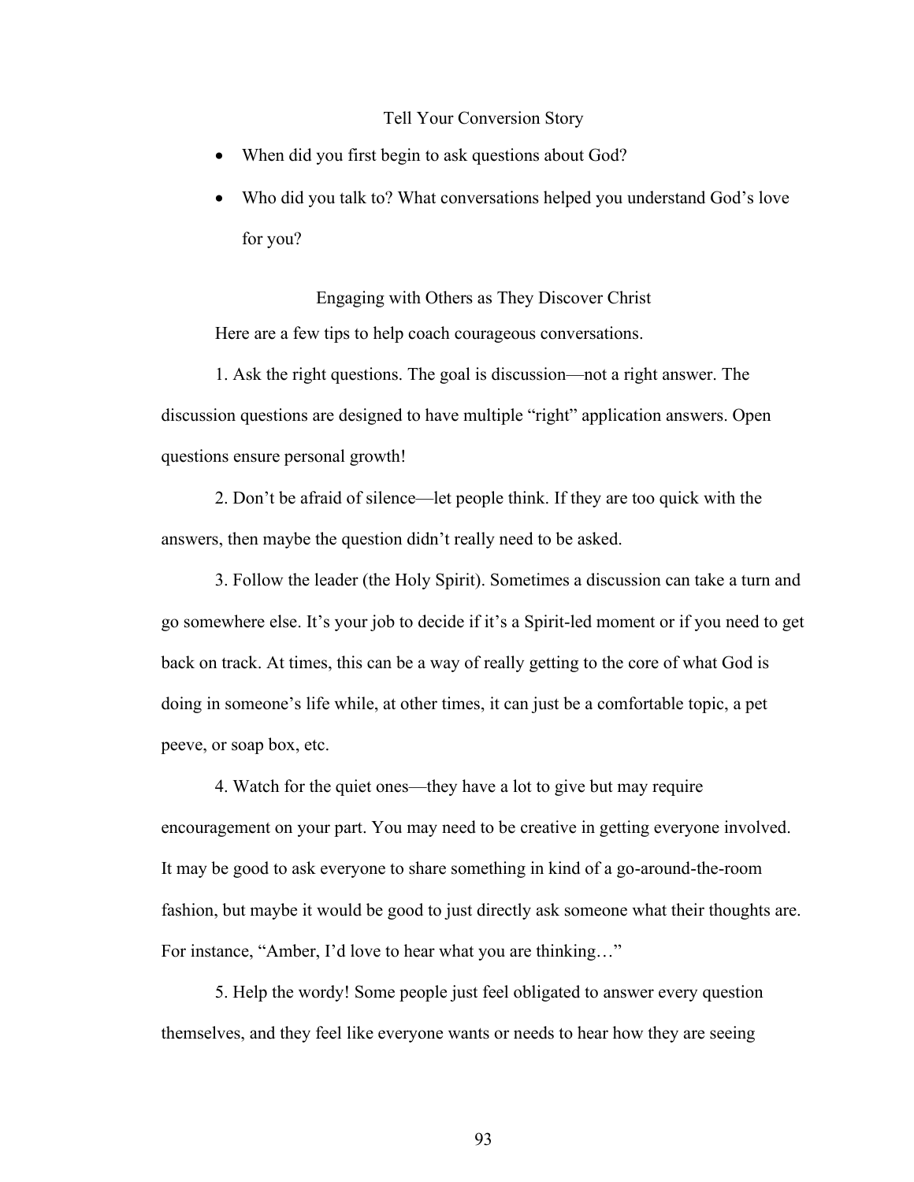## Tell Your Conversion Story

- When did you first begin to ask questions about God?
- Who did you talk to? What conversations helped you understand God's love for you?

## Engaging with Others as They Discover Christ

Here are a few tips to help coach courageous conversations.

1. Ask the right questions. The goal is discussion—not a right answer. The discussion questions are designed to have multiple "right" application answers. Open questions ensure personal growth!

2. Don't be afraid of silence—let people think. If they are too quick with the answers, then maybe the question didn't really need to be asked.

3. Follow the leader (the Holy Spirit). Sometimes a discussion can take a turn and go somewhere else. It's your job to decide if it's a Spirit-led moment or if you need to get back on track. At times, this can be a way of really getting to the core of what God is doing in someone's life while, at other times, it can just be a comfortable topic, a pet peeve, or soap box, etc.

4. Watch for the quiet ones—they have a lot to give but may require encouragement on your part. You may need to be creative in getting everyone involved. It may be good to ask everyone to share something in kind of a go-around-the-room fashion, but maybe it would be good to just directly ask someone what their thoughts are. For instance, "Amber, I'd love to hear what you are thinking…"

5. Help the wordy! Some people just feel obligated to answer every question themselves, and they feel like everyone wants or needs to hear how they are seeing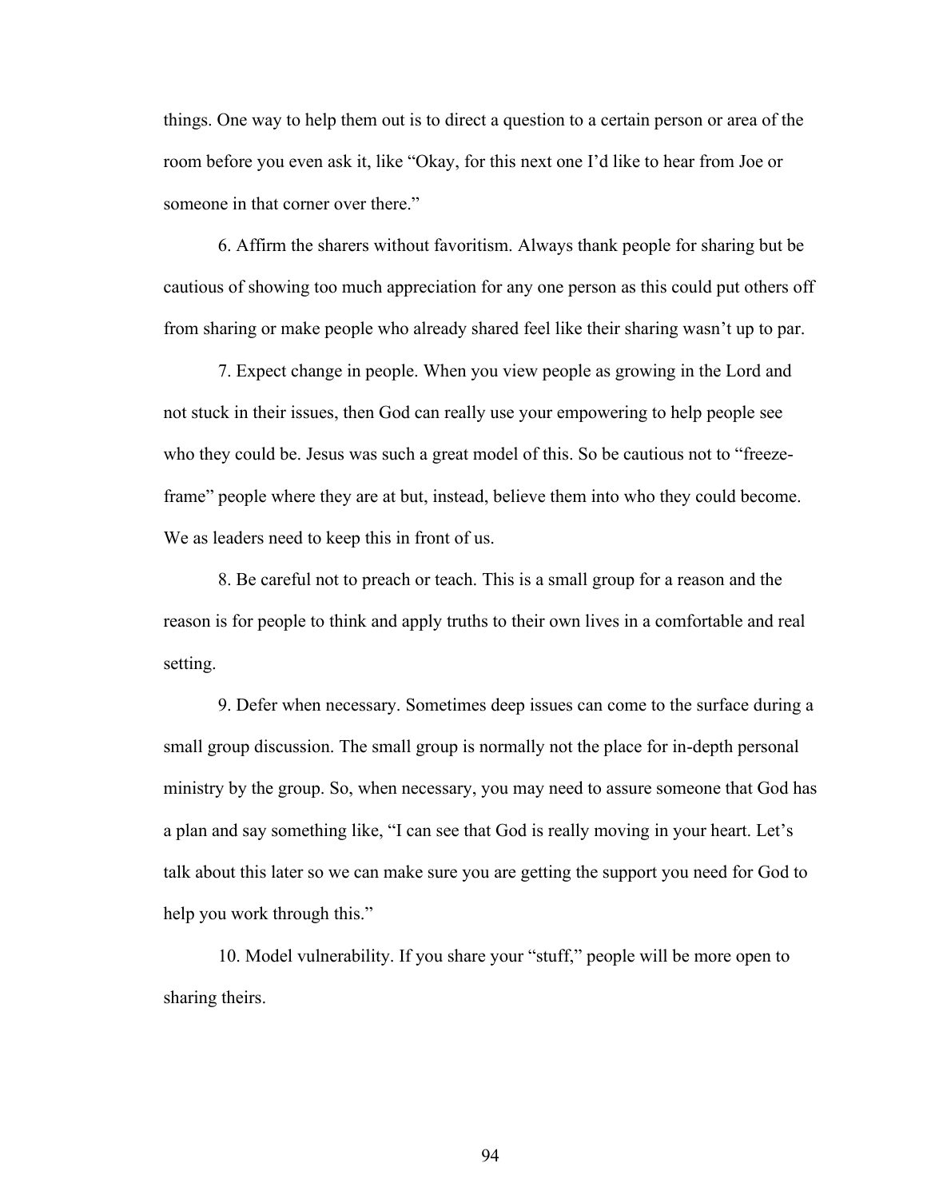things. One way to help them out is to direct a question to a certain person or area of the room before you even ask it, like "Okay, for this next one I'd like to hear from Joe or someone in that corner over there."

6. Affirm the sharers without favoritism. Always thank people for sharing but be cautious of showing too much appreciation for any one person as this could put others off from sharing or make people who already shared feel like their sharing wasn't up to par.

7. Expect change in people. When you view people as growing in the Lord and not stuck in their issues, then God can really use your empowering to help people see who they could be. Jesus was such a great model of this. So be cautious not to "freeze-frame" people where they are at but, instead, believe them into who they could become. We as leaders need to keep this in front of us.

8. Be careful not to preach or teach. This is a small group for a reason and the reason is for people to think and apply truths to their own lives in a comfortable and real setting.

9. Defer when necessary. Sometimes deep issues can come to the surface during a small group discussion. The small group is normally not the place for in-depth personal ministry by the group. So, when necessary, you may need to assure someone that God has a plan and say something like, "I can see that God is really moving in your heart. Let's talk about this later so we can make sure you are getting the support you need for God to help you work through this."

10. Model vulnerability. If you share your "stuff," people will be more open to sharing theirs.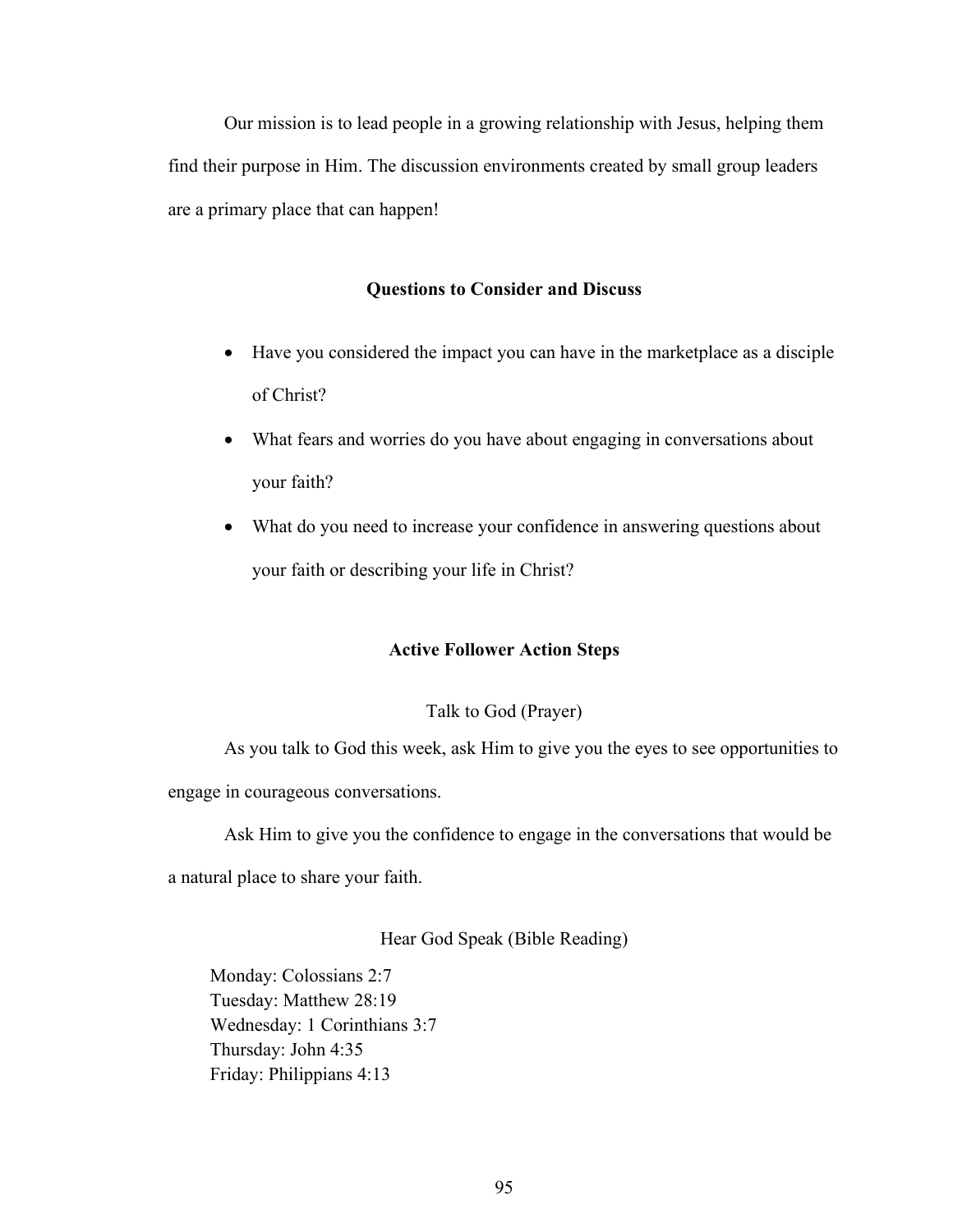Our mission is to lead people in a growing relationship with Jesus, helping them find their purpose in Him. The discussion environments created by small group leaders are a primary place that can happen!

## Questions to Consider and Discuss

- Have you considered the impact you can have in the marketplace as a disciple of Christ?
- What fears and worries do you have about engaging in conversations about your faith?
- What do you need to increase your confidence in answering questions about your faith or describing your life in Christ?

## Active Follower Action Steps

### Talk to God (Prayer)

As you talk to God this week, ask Him to give you the eyes to see opportunities to engage in courageous conversations.

Ask Him to give you the confidence to engage in the conversations that would be a natural place to share your faith.

### Hear God Speak (Bible Reading)

Monday: Colossians 2:7
Tuesday: Matthew 28:19
Wednesday: 1 Corinthians 3:7
Thursday: John 4:35
Friday: Philippians 4:13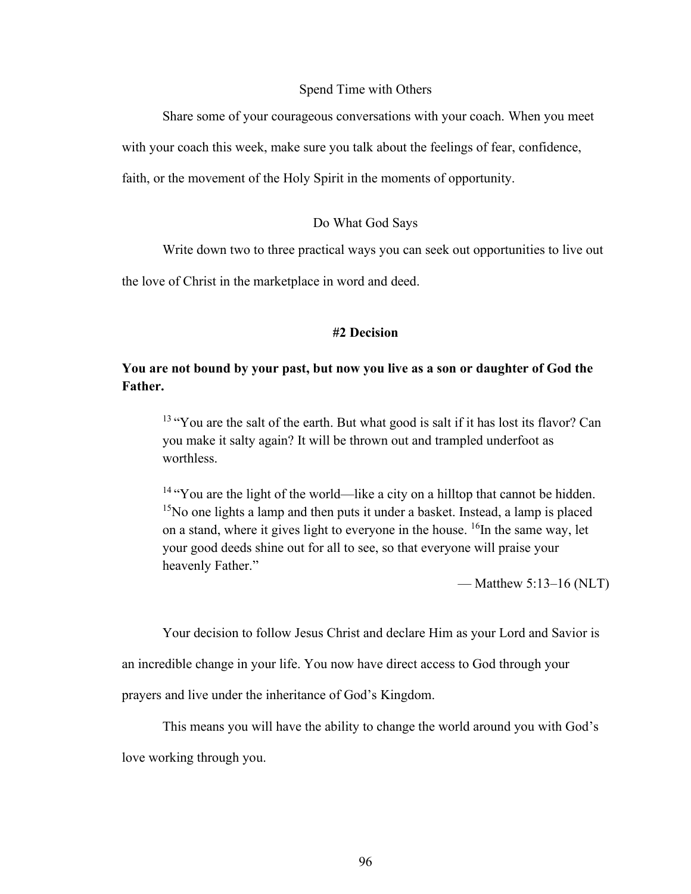### Spend Time with Others

Share some of your courageous conversations with your coach. When you meet with your coach this week, make sure you talk about the feelings of fear, confidence, faith, or the movement of the Holy Spirit in the moments of opportunity.

### Do What God Says

Write down two to three practical ways you can seek out opportunities to live out the love of Christ in the marketplace in word and deed.

## #2 Decision

**You are not bound by your past, but now you live as a son or daughter of God the Father.**

> [13] "You are the salt of the earth. But what good is salt if it has lost its flavor? Can you make it salty again? It will be thrown out and trampled underfoot as worthless.
>
> [14] "You are the light of the world—like a city on a hilltop that cannot be hidden. [15]No one lights a lamp and then puts it under a basket. Instead, a lamp is placed on a stand, where it gives light to everyone in the house. [16]In the same way, let your good deeds shine out for all to see, so that everyone will praise your heavenly Father."
>
> — Matthew 5:13–16 (NLT)

Your decision to follow Jesus Christ and declare Him as your Lord and Savior is an incredible change in your life. You now have direct access to God through your prayers and live under the inheritance of God's Kingdom.

This means you will have the ability to change the world around you with God's love working through you.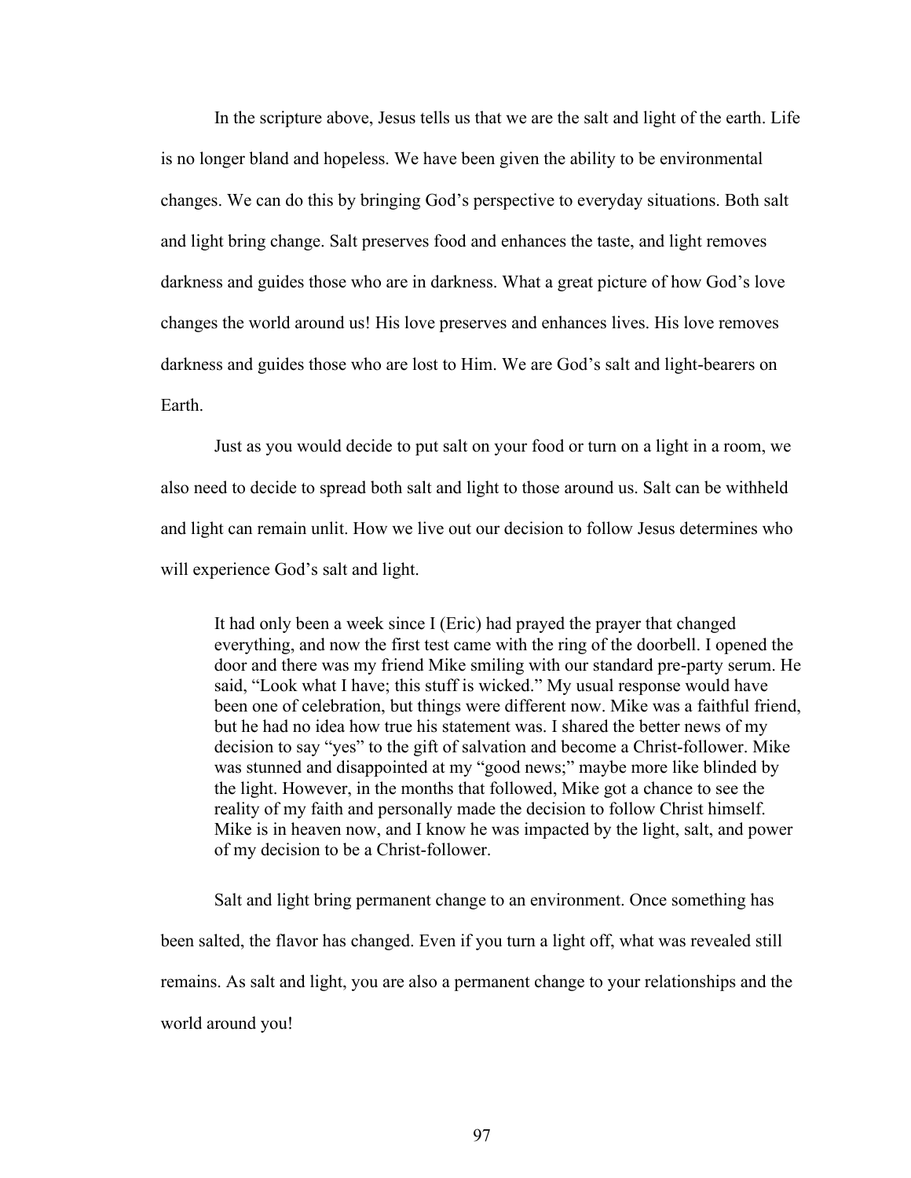In the scripture above, Jesus tells us that we are the salt and light of the earth. Life is no longer bland and hopeless. We have been given the ability to be environmental changes. We can do this by bringing God's perspective to everyday situations. Both salt and light bring change. Salt preserves food and enhances the taste, and light removes darkness and guides those who are in darkness. What a great picture of how God's love changes the world around us! His love preserves and enhances lives. His love removes darkness and guides those who are lost to Him. We are God's salt and light-bearers on Earth.

Just as you would decide to put salt on your food or turn on a light in a room, we also need to decide to spread both salt and light to those around us. Salt can be withheld and light can remain unlit. How we live out our decision to follow Jesus determines who will experience God's salt and light.

> It had only been a week since I (Eric) had prayed the prayer that changed everything, and now the first test came with the ring of the doorbell. I opened the door and there was my friend Mike smiling with our standard pre-party serum. He said, "Look what I have; this stuff is wicked." My usual response would have been one of celebration, but things were different now. Mike was a faithful friend, but he had no idea how true his statement was. I shared the better news of my decision to say "yes" to the gift of salvation and become a Christ-follower. Mike was stunned and disappointed at my "good news;" maybe more like blinded by the light. However, in the months that followed, Mike got a chance to see the reality of my faith and personally made the decision to follow Christ himself. Mike is in heaven now, and I know he was impacted by the light, salt, and power of my decision to be a Christ-follower.

Salt and light bring permanent change to an environment. Once something has been salted, the flavor has changed. Even if you turn a light off, what was revealed still remains. As salt and light, you are also a permanent change to your relationships and the world around you!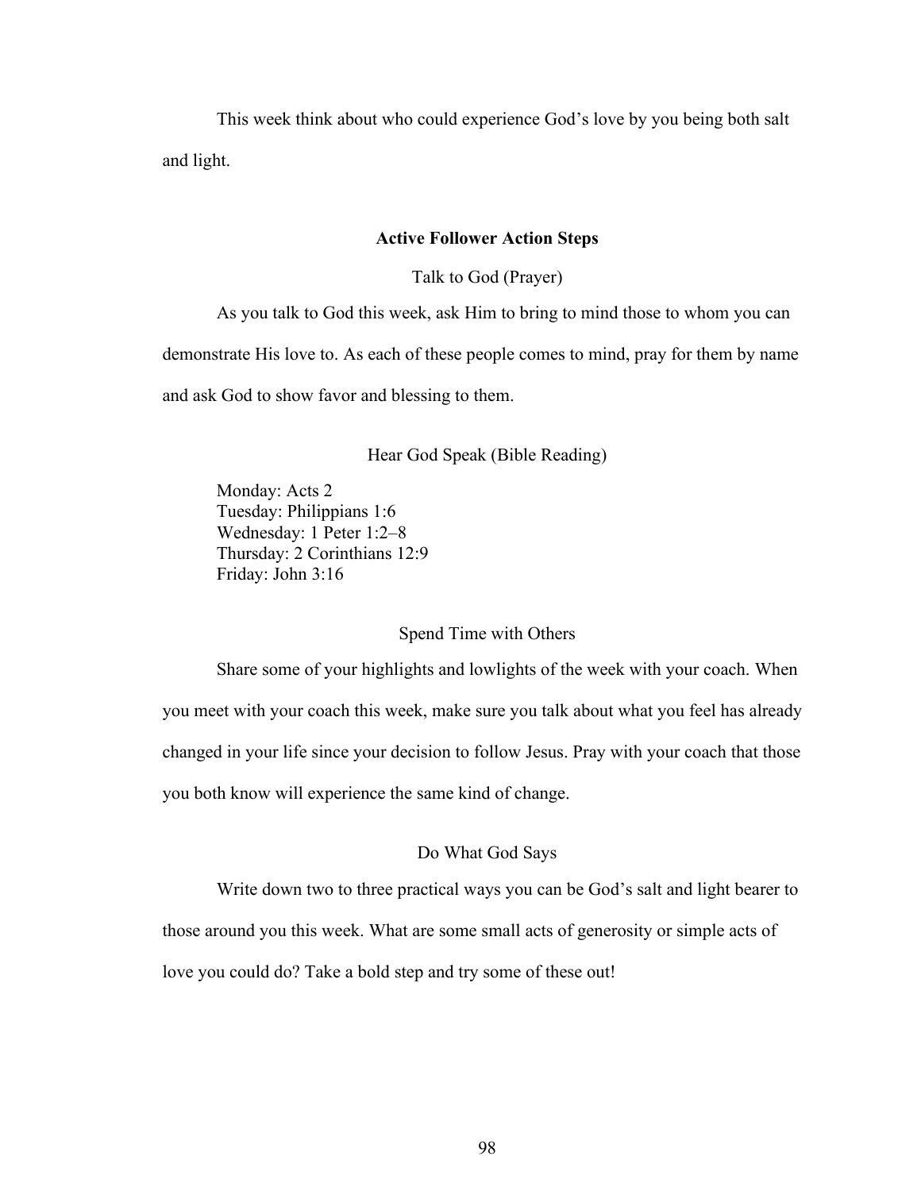This week think about who could experience God's love by you being both salt and light.

### Active Follower Action Steps

#### Talk to God (Prayer)

As you talk to God this week, ask Him to bring to mind those to whom you can demonstrate His love to. As each of these people comes to mind, pray for them by name and ask God to show favor and blessing to them.

#### Hear God Speak (Bible Reading)

Monday: Acts 2
Tuesday: Philippians 1:6
Wednesday: 1 Peter 1:2–8
Thursday: 2 Corinthians 12:9
Friday: John 3:16

#### Spend Time with Others

Share some of your highlights and lowlights of the week with your coach. When you meet with your coach this week, make sure you talk about what you feel has already changed in your life since your decision to follow Jesus. Pray with your coach that those you both know will experience the same kind of change.

#### Do What God Says

Write down two to three practical ways you can be God's salt and light bearer to those around you this week. What are some small acts of generosity or simple acts of love you could do? Take a bold step and try some of these out!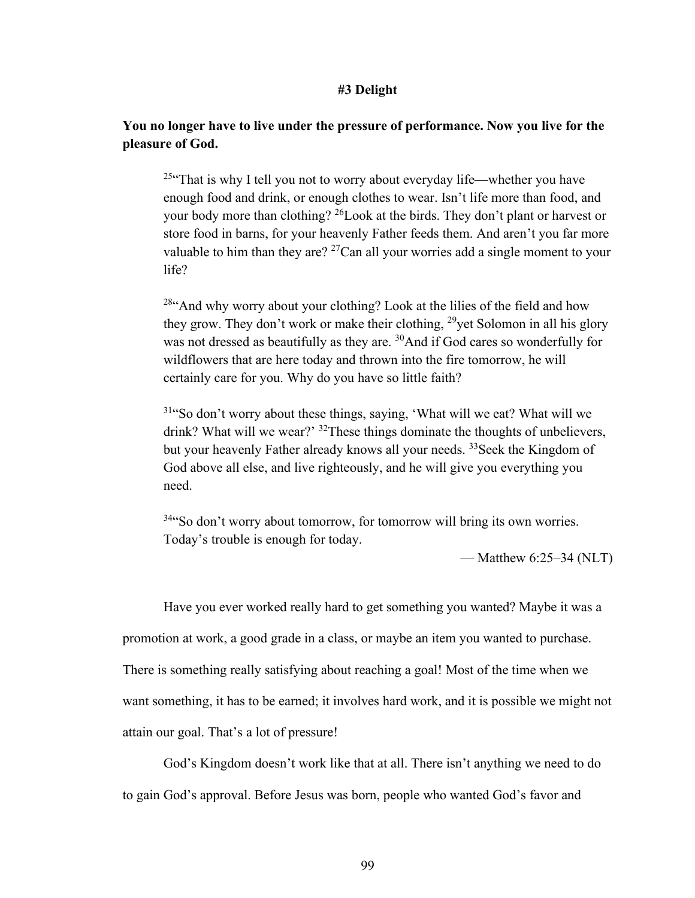### #3 Delight

**You no longer have to live under the pressure of performance. Now you live for the pleasure of God.**

> [25]"That is why I tell you not to worry about everyday life—whether you have enough food and drink, or enough clothes to wear. Isn't life more than food, and your body more than clothing? [26]Look at the birds. They don't plant or harvest or store food in barns, for your heavenly Father feeds them. And aren't you far more valuable to him than they are? [27]Can all your worries add a single moment to your life?
>
> [28]"And why worry about your clothing? Look at the lilies of the field and how they grow. They don't work or make their clothing, [29]yet Solomon in all his glory was not dressed as beautifully as they are. [30]And if God cares so wonderfully for wildflowers that are here today and thrown into the fire tomorrow, he will certainly care for you. Why do you have so little faith?
>
> [31]"So don't worry about these things, saying, 'What will we eat? What will we drink? What will we wear?' [32]These things dominate the thoughts of unbelievers, but your heavenly Father already knows all your needs. [33]Seek the Kingdom of God above all else, and live righteously, and he will give you everything you need.
>
> [34]"So don't worry about tomorrow, for tomorrow will bring its own worries. Today's trouble is enough for today.
>
> — Matthew 6:25–34 (NLT)

Have you ever worked really hard to get something you wanted? Maybe it was a promotion at work, a good grade in a class, or maybe an item you wanted to purchase. There is something really satisfying about reaching a goal! Most of the time when we want something, it has to be earned; it involves hard work, and it is possible we might not attain our goal. That's a lot of pressure!

God's Kingdom doesn't work like that at all. There isn't anything we need to do to gain God's approval. Before Jesus was born, people who wanted God's favor and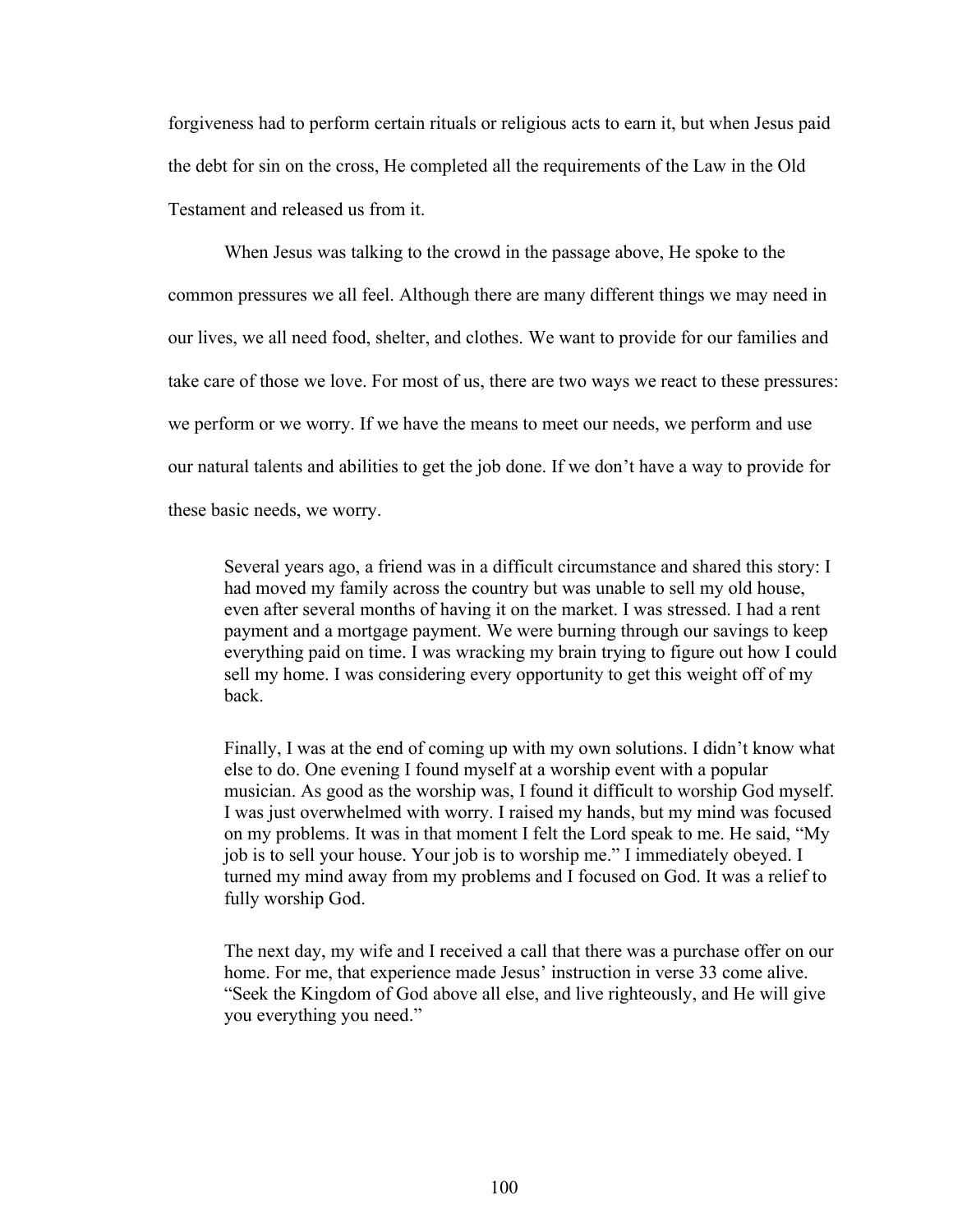forgiveness had to perform certain rituals or religious acts to earn it, but when Jesus paid the debt for sin on the cross, He completed all the requirements of the Law in the Old Testament and released us from it.

When Jesus was talking to the crowd in the passage above, He spoke to the common pressures we all feel. Although there are many different things we may need in our lives, we all need food, shelter, and clothes. We want to provide for our families and take care of those we love. For most of us, there are two ways we react to these pressures: we perform or we worry. If we have the means to meet our needs, we perform and use our natural talents and abilities to get the job done. If we don't have a way to provide for these basic needs, we worry.

> Several years ago, a friend was in a difficult circumstance and shared this story: I had moved my family across the country but was unable to sell my old house, even after several months of having it on the market. I was stressed. I had a rent payment and a mortgage payment. We were burning through our savings to keep everything paid on time. I was wracking my brain trying to figure out how I could sell my home. I was considering every opportunity to get this weight off of my back.
>
> Finally, I was at the end of coming up with my own solutions. I didn't know what else to do. One evening I found myself at a worship event with a popular musician. As good as the worship was, I found it difficult to worship God myself. I was just overwhelmed with worry. I raised my hands, but my mind was focused on my problems. It was in that moment I felt the Lord speak to me. He said, "My job is to sell your house. Your job is to worship me." I immediately obeyed. I turned my mind away from my problems and I focused on God. It was a relief to fully worship God.
>
> The next day, my wife and I received a call that there was a purchase offer on our home. For me, that experience made Jesus' instruction in verse 33 come alive. "Seek the Kingdom of God above all else, and live righteously, and He will give you everything you need."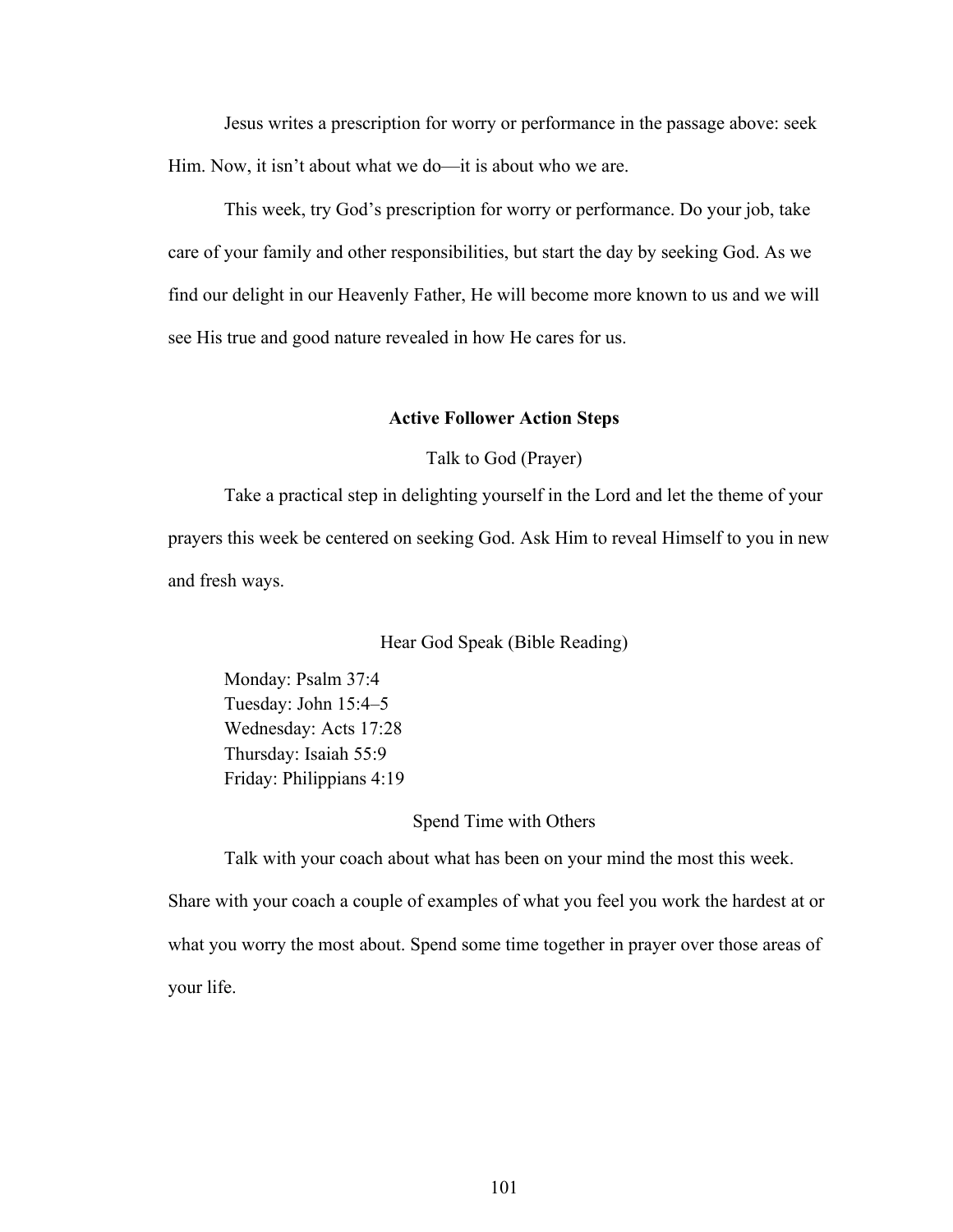Jesus writes a prescription for worry or performance in the passage above: seek Him. Now, it isn't about what we do—it is about who we are.

This week, try God's prescription for worry or performance. Do your job, take care of your family and other responsibilities, but start the day by seeking God. As we find our delight in our Heavenly Father, He will become more known to us and we will see His true and good nature revealed in how He cares for us.

### Active Follower Action Steps

#### Talk to God (Prayer)

Take a practical step in delighting yourself in the Lord and let the theme of your prayers this week be centered on seeking God. Ask Him to reveal Himself to you in new and fresh ways.

#### Hear God Speak (Bible Reading)

Monday: Psalm 37:4
Tuesday: John 15:4–5
Wednesday: Acts 17:28
Thursday: Isaiah 55:9
Friday: Philippians 4:19

#### Spend Time with Others

Talk with your coach about what has been on your mind the most this week. Share with your coach a couple of examples of what you feel you work the hardest at or what you worry the most about. Spend some time together in prayer over those areas of your life.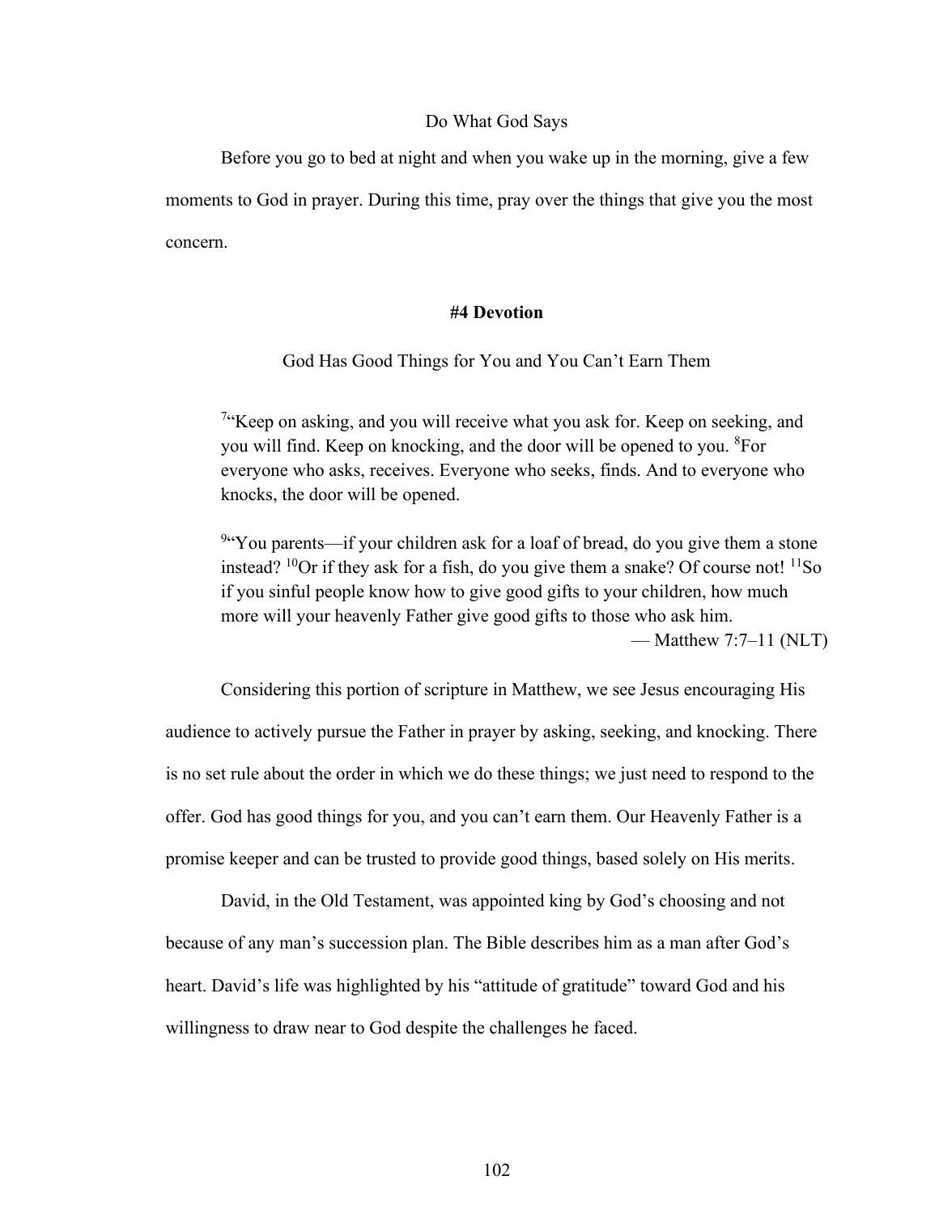Do What God Says

Before you go to bed at night and when you wake up in the morning, give a few moments to God in prayer. During this time, pray over the things that give you the most concern.

## #4 Devotion

God Has Good Things for You and You Can't Earn Them

> [7]"Keep on asking, and you will receive what you ask for. Keep on seeking, and you will find. Keep on knocking, and the door will be opened to you. [8]For everyone who asks, receives. Everyone who seeks, finds. And to everyone who knocks, the door will be opened.
>
> [9]"You parents—if your children ask for a loaf of bread, do you give them a stone instead? [10]Or if they ask for a fish, do you give them a snake? Of course not! [11]So if you sinful people know how to give good gifts to your children, how much more will your heavenly Father give good gifts to those who ask him.
>
> — Matthew 7:7–11 (NLT)

Considering this portion of scripture in Matthew, we see Jesus encouraging His audience to actively pursue the Father in prayer by asking, seeking, and knocking. There is no set rule about the order in which we do these things; we just need to respond to the offer. God has good things for you, and you can't earn them. Our Heavenly Father is a promise keeper and can be trusted to provide good things, based solely on His merits.

David, in the Old Testament, was appointed king by God's choosing and not because of any man's succession plan. The Bible describes him as a man after God's heart. David's life was highlighted by his "attitude of gratitude" toward God and his willingness to draw near to God despite the challenges he faced.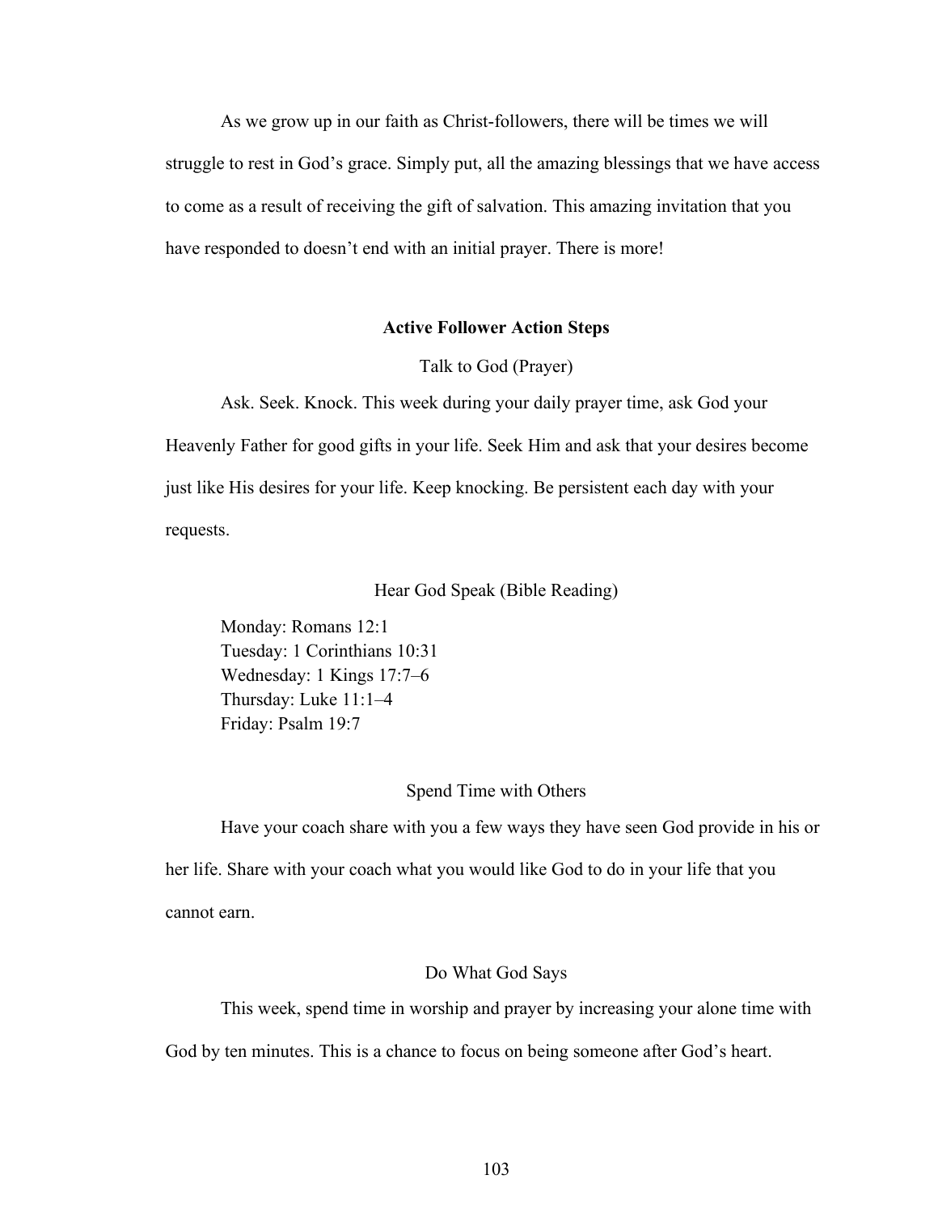As we grow up in our faith as Christ-followers, there will be times we will struggle to rest in God's grace. Simply put, all the amazing blessings that we have access to come as a result of receiving the gift of salvation. This amazing invitation that you have responded to doesn't end with an initial prayer. There is more!

## Active Follower Action Steps

### Talk to God (Prayer)

Ask. Seek. Knock. This week during your daily prayer time, ask God your Heavenly Father for good gifts in your life. Seek Him and ask that your desires become just like His desires for your life. Keep knocking. Be persistent each day with your requests.

### Hear God Speak (Bible Reading)

Monday: Romans 12:1
Tuesday: 1 Corinthians 10:31
Wednesday: 1 Kings 17:7–6
Thursday: Luke 11:1–4
Friday: Psalm 19:7

### Spend Time with Others

Have your coach share with you a few ways they have seen God provide in his or her life. Share with your coach what you would like God to do in your life that you cannot earn.

### Do What God Says

This week, spend time in worship and prayer by increasing your alone time with God by ten minutes. This is a chance to focus on being someone after God's heart.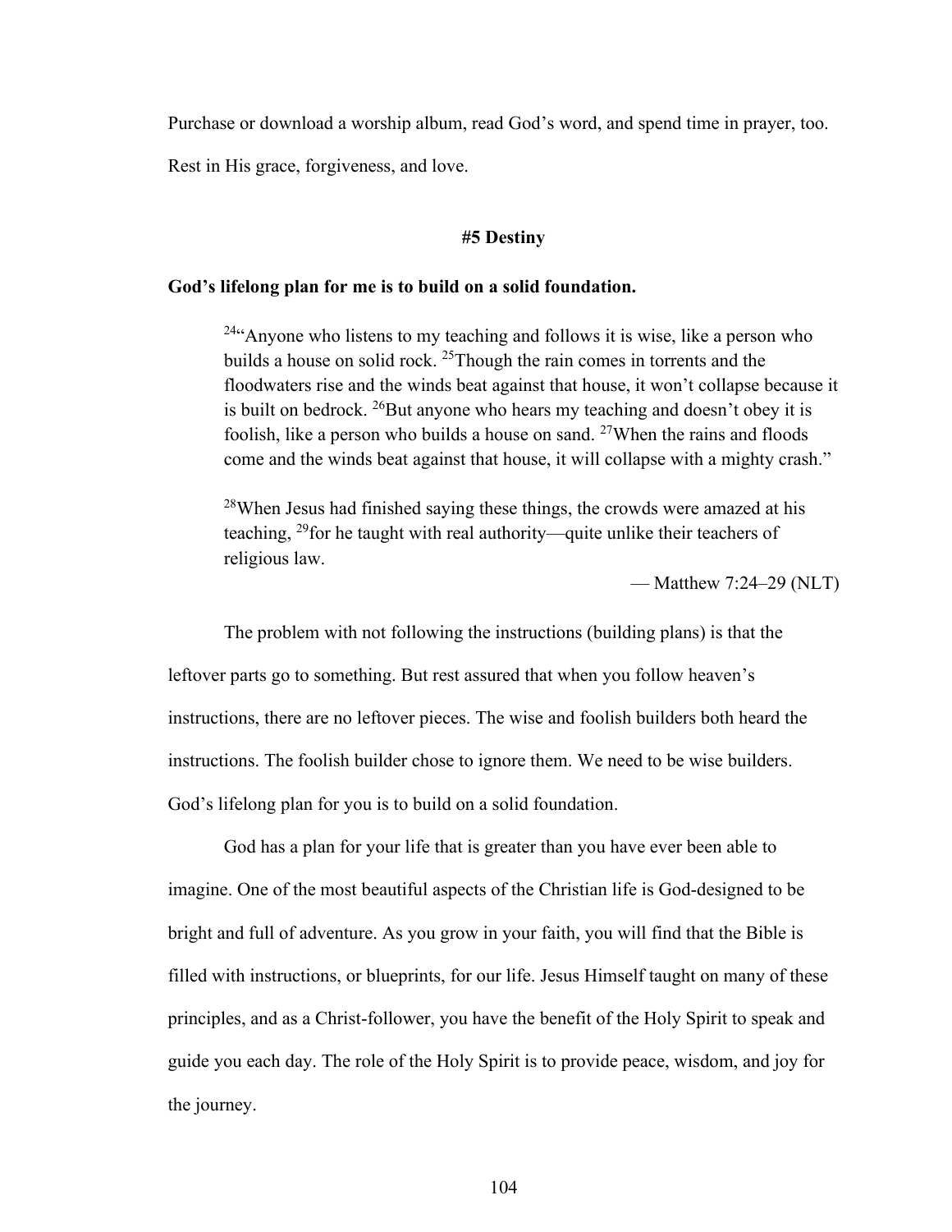Purchase or download a worship album, read God's word, and spend time in prayer, too. Rest in His grace, forgiveness, and love.

### #5 Destiny

**God's lifelong plan for me is to build on a solid foundation.**

> [24]"Anyone who listens to my teaching and follows it is wise, like a person who builds a house on solid rock. [25]Though the rain comes in torrents and the floodwaters rise and the winds beat against that house, it won't collapse because it is built on bedrock. [26]But anyone who hears my teaching and doesn't obey it is foolish, like a person who builds a house on sand. [27]When the rains and floods come and the winds beat against that house, it will collapse with a mighty crash."
>
> [28]When Jesus had finished saying these things, the crowds were amazed at his teaching, [29]for he taught with real authority—quite unlike their teachers of religious law.
>
> — Matthew 7:24–29 (NLT)

The problem with not following the instructions (building plans) is that the leftover parts go to something. But rest assured that when you follow heaven's instructions, there are no leftover pieces. The wise and foolish builders both heard the instructions. The foolish builder chose to ignore them. We need to be wise builders. God's lifelong plan for you is to build on a solid foundation.

God has a plan for your life that is greater than you have ever been able to imagine. One of the most beautiful aspects of the Christian life is God-designed to be bright and full of adventure. As you grow in your faith, you will find that the Bible is filled with instructions, or blueprints, for our life. Jesus Himself taught on many of these principles, and as a Christ-follower, you have the benefit of the Holy Spirit to speak and guide you each day. The role of the Holy Spirit is to provide peace, wisdom, and joy for the journey.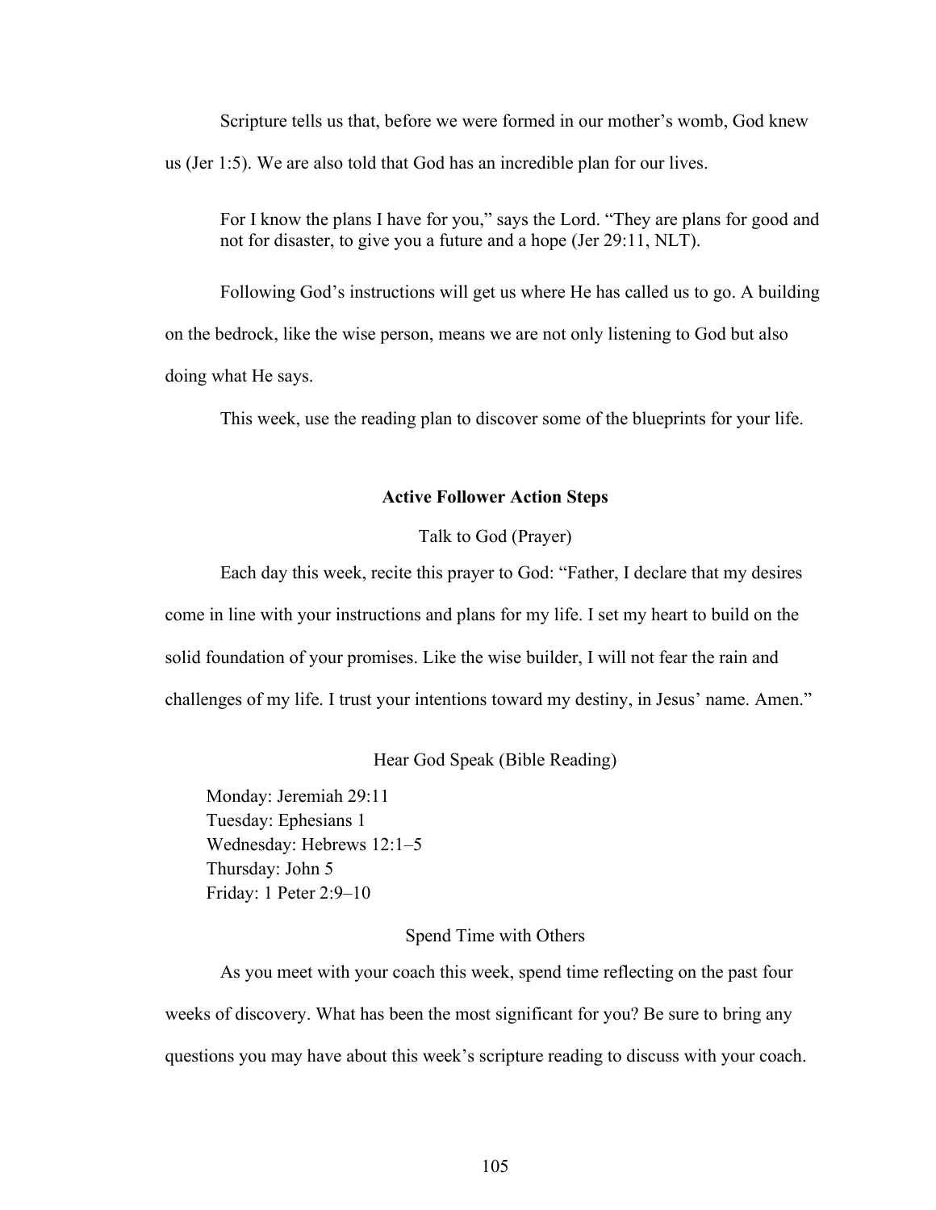Scripture tells us that, before we were formed in our mother's womb, God knew us (Jer 1:5). We are also told that God has an incredible plan for our lives.

> For I know the plans I have for you," says the Lord. "They are plans for good and not for disaster, to give you a future and a hope (Jer 29:11, NLT).

Following God's instructions will get us where He has called us to go. A building on the bedrock, like the wise person, means we are not only listening to God but also doing what He says.

This week, use the reading plan to discover some of the blueprints for your life.

**Active Follower Action Steps**

Talk to God (Prayer)

Each day this week, recite this prayer to God: "Father, I declare that my desires come in line with your instructions and plans for my life. I set my heart to build on the solid foundation of your promises. Like the wise builder, I will not fear the rain and challenges of my life. I trust your intentions toward my destiny, in Jesus' name. Amen."

Hear God Speak (Bible Reading)

Monday: Jeremiah 29:11
Tuesday: Ephesians 1
Wednesday: Hebrews 12:1–5
Thursday: John 5
Friday: 1 Peter 2:9–10

Spend Time with Others

As you meet with your coach this week, spend time reflecting on the past four weeks of discovery. What has been the most significant for you? Be sure to bring any questions you may have about this week's scripture reading to discuss with your coach.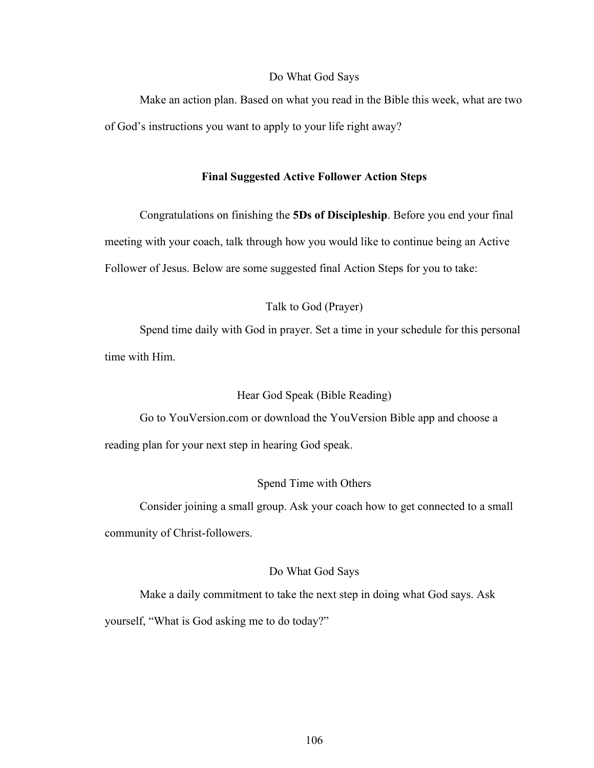### Do What God Says

Make an action plan. Based on what you read in the Bible this week, what are two of God's instructions you want to apply to your life right away?

## Final Suggested Active Follower Action Steps

Congratulations on finishing the **5Ds of Discipleship**. Before you end your final meeting with your coach, talk through how you would like to continue being an Active Follower of Jesus. Below are some suggested final Action Steps for you to take:

### Talk to God (Prayer)

Spend time daily with God in prayer. Set a time in your schedule for this personal time with Him.

### Hear God Speak (Bible Reading)

Go to YouVersion.com or download the YouVersion Bible app and choose a reading plan for your next step in hearing God speak.

### Spend Time with Others

Consider joining a small group. Ask your coach how to get connected to a small community of Christ-followers.

### Do What God Says

Make a daily commitment to take the next step in doing what God says. Ask yourself, "What is God asking me to do today?"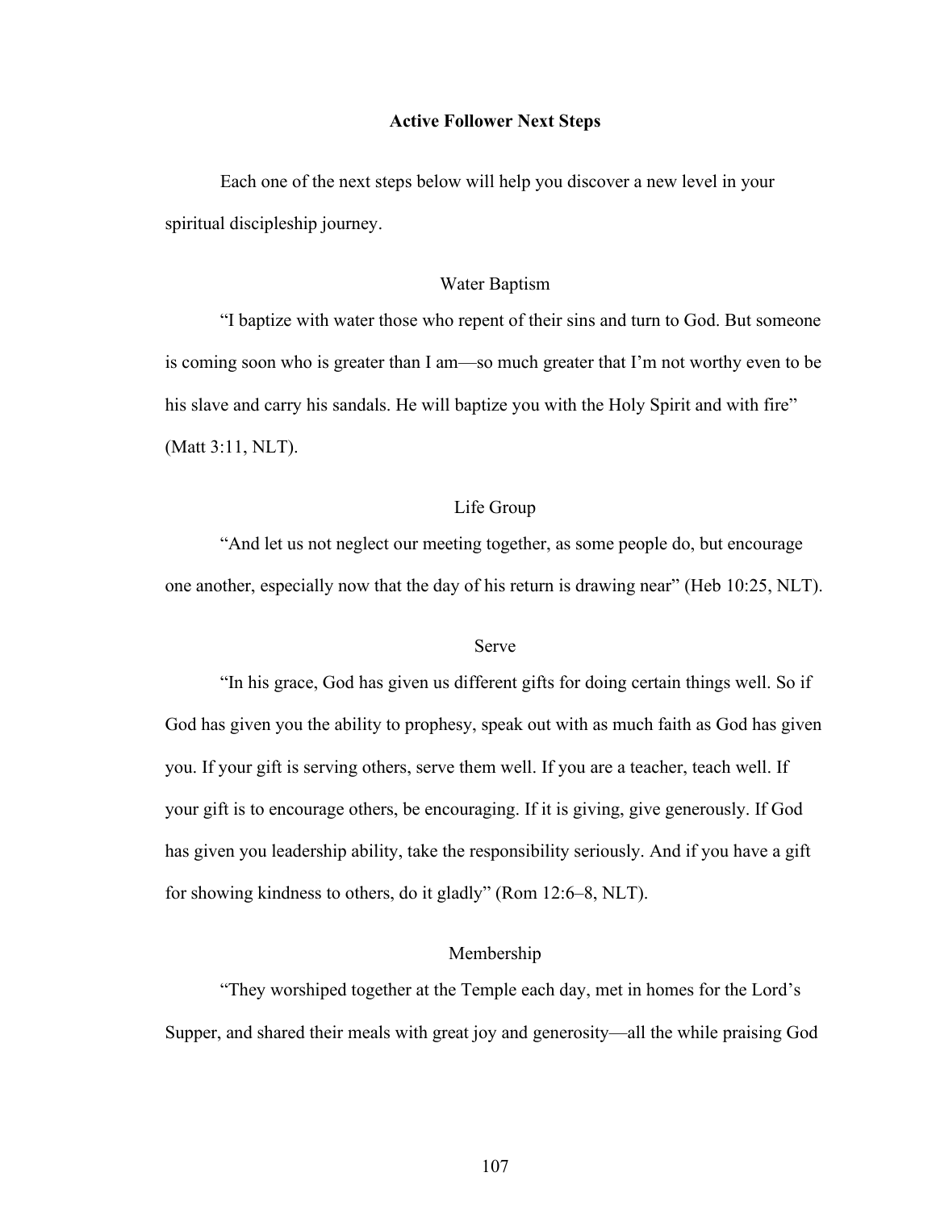## Active Follower Next Steps

Each one of the next steps below will help you discover a new level in your spiritual discipleship journey.

### Water Baptism

"I baptize with water those who repent of their sins and turn to God. But someone is coming soon who is greater than I am—so much greater that I'm not worthy even to be his slave and carry his sandals. He will baptize you with the Holy Spirit and with fire" (Matt 3:11, NLT).

### Life Group

"And let us not neglect our meeting together, as some people do, but encourage one another, especially now that the day of his return is drawing near" (Heb 10:25, NLT).

### Serve

"In his grace, God has given us different gifts for doing certain things well. So if God has given you the ability to prophesy, speak out with as much faith as God has given you. If your gift is serving others, serve them well. If you are a teacher, teach well. If your gift is to encourage others, be encouraging. If it is giving, give generously. If God has given you leadership ability, take the responsibility seriously. And if you have a gift for showing kindness to others, do it gladly" (Rom 12:6–8, NLT).

### Membership

"They worshiped together at the Temple each day, met in homes for the Lord's Supper, and shared their meals with great joy and generosity—all the while praising God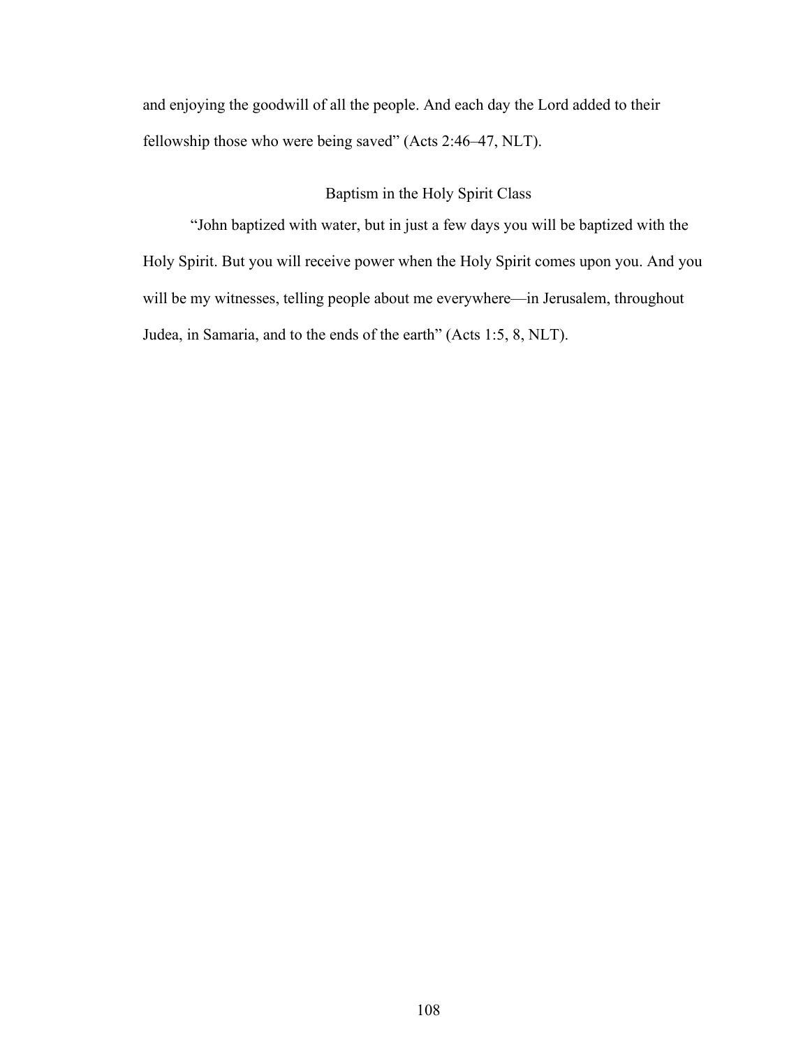and enjoying the goodwill of all the people. And each day the Lord added to their fellowship those who were being saved" (Acts 2:46–47, NLT).

## Baptism in the Holy Spirit Class

"John baptized with water, but in just a few days you will be baptized with the Holy Spirit. But you will receive power when the Holy Spirit comes upon you. And you will be my witnesses, telling people about me everywhere—in Jerusalem, throughout Judea, in Samaria, and to the ends of the earth" (Acts 1:5, 8, NLT).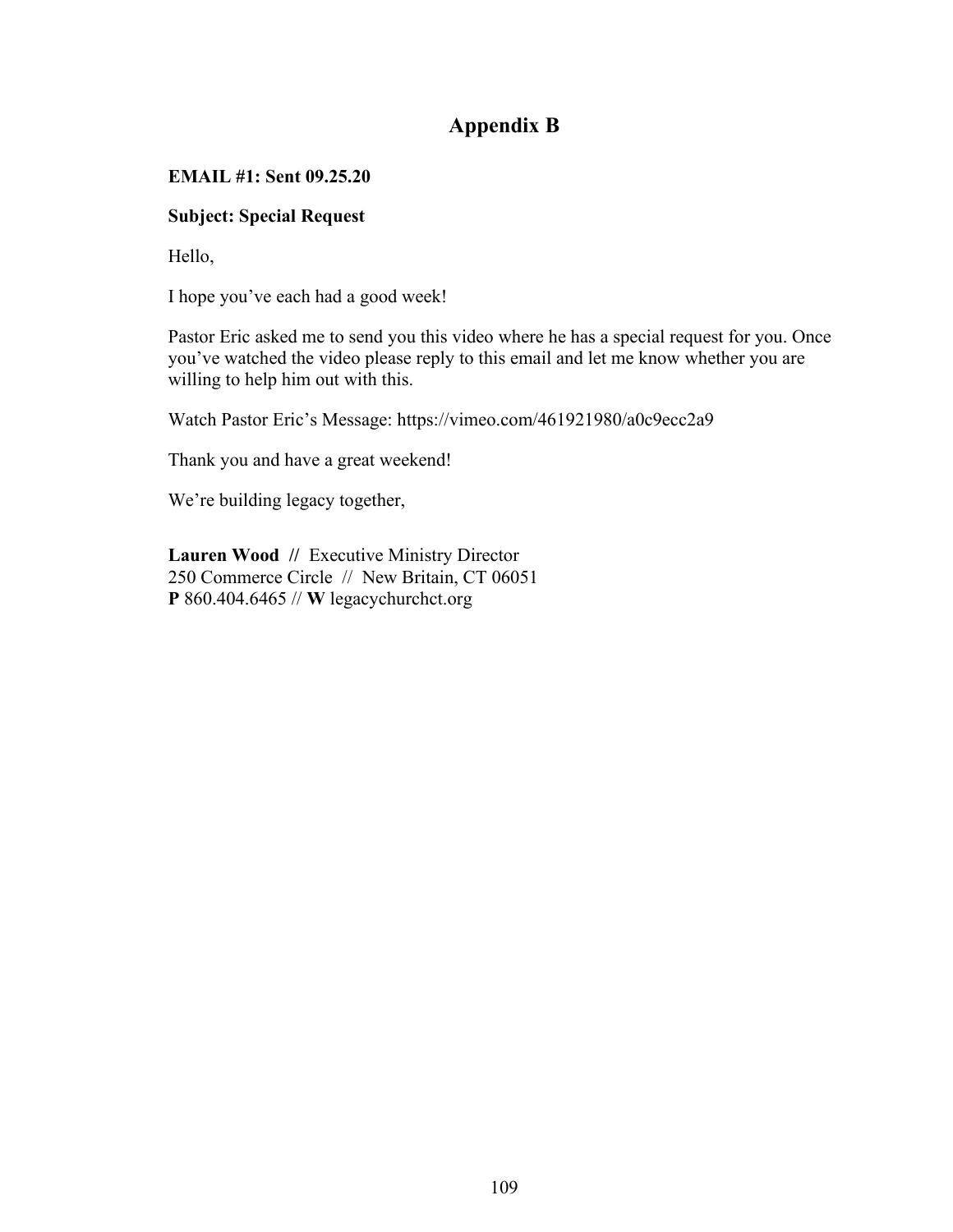# Appendix B

**EMAIL #1: Sent 09.25.20**

**Subject: Special Request**

Hello,

I hope you've each had a good week!

Pastor Eric asked me to send you this video where he has a special request for you. Once you've watched the video please reply to this email and let me know whether you are willing to help him out with this.

Watch Pastor Eric's Message: https://vimeo.com/461921980/a0c9ecc2a9

Thank you and have a great weekend!

We're building legacy together,

**Lauren Wood //** Executive Ministry Director
250 Commerce Circle // New Britain, CT 06051
**P** 860.404.6465 // **W** legacychurchct.org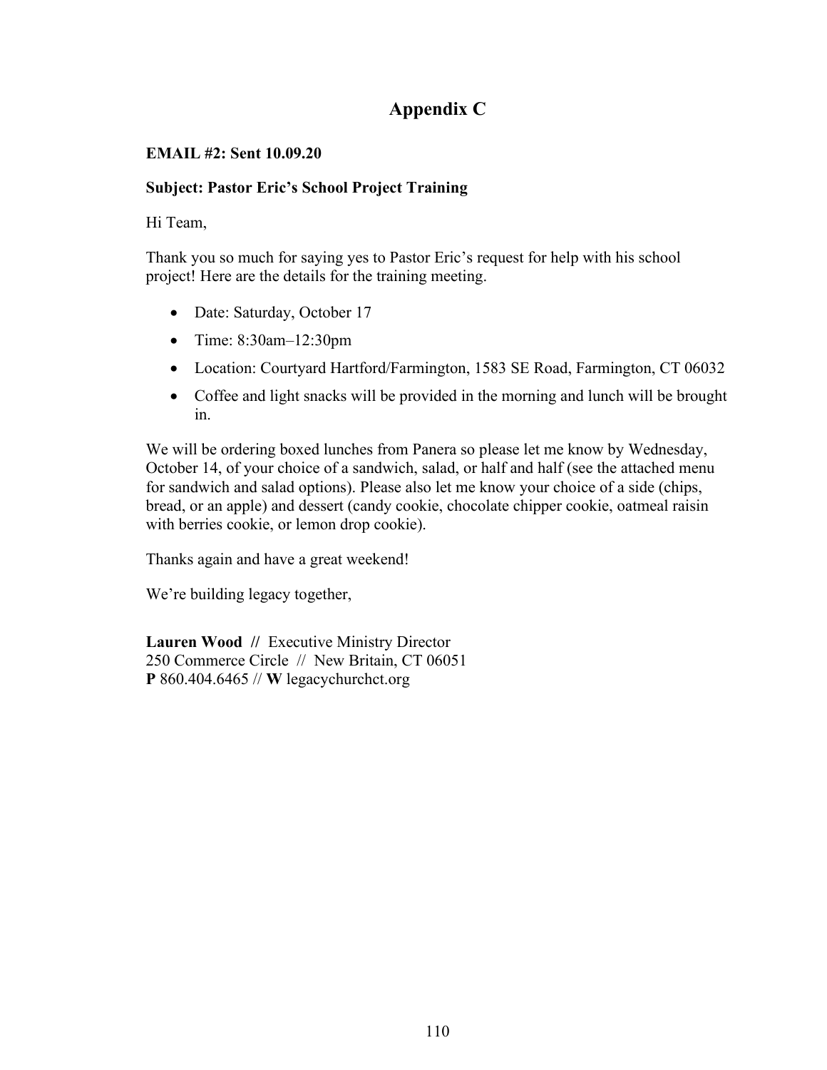# Appendix C

**EMAIL #2: Sent 10.09.20**

**Subject: Pastor Eric's School Project Training**

Hi Team,

Thank you so much for saying yes to Pastor Eric's request for help with his school project! Here are the details for the training meeting.

- Date: Saturday, October 17
- Time: 8:30am–12:30pm
- Location: Courtyard Hartford/Farmington, 1583 SE Road, Farmington, CT 06032
- Coffee and light snacks will be provided in the morning and lunch will be brought in.

We will be ordering boxed lunches from Panera so please let me know by Wednesday, October 14, of your choice of a sandwich, salad, or half and half (see the attached menu for sandwich and salad options). Please also let me know your choice of a side (chips, bread, or an apple) and dessert (candy cookie, chocolate chipper cookie, oatmeal raisin with berries cookie, or lemon drop cookie).

Thanks again and have a great weekend!

We're building legacy together,

**Lauren Wood //** Executive Ministry Director
250 Commerce Circle // New Britain, CT 06051
**P** 860.404.6465 // **W** legacychurchct.org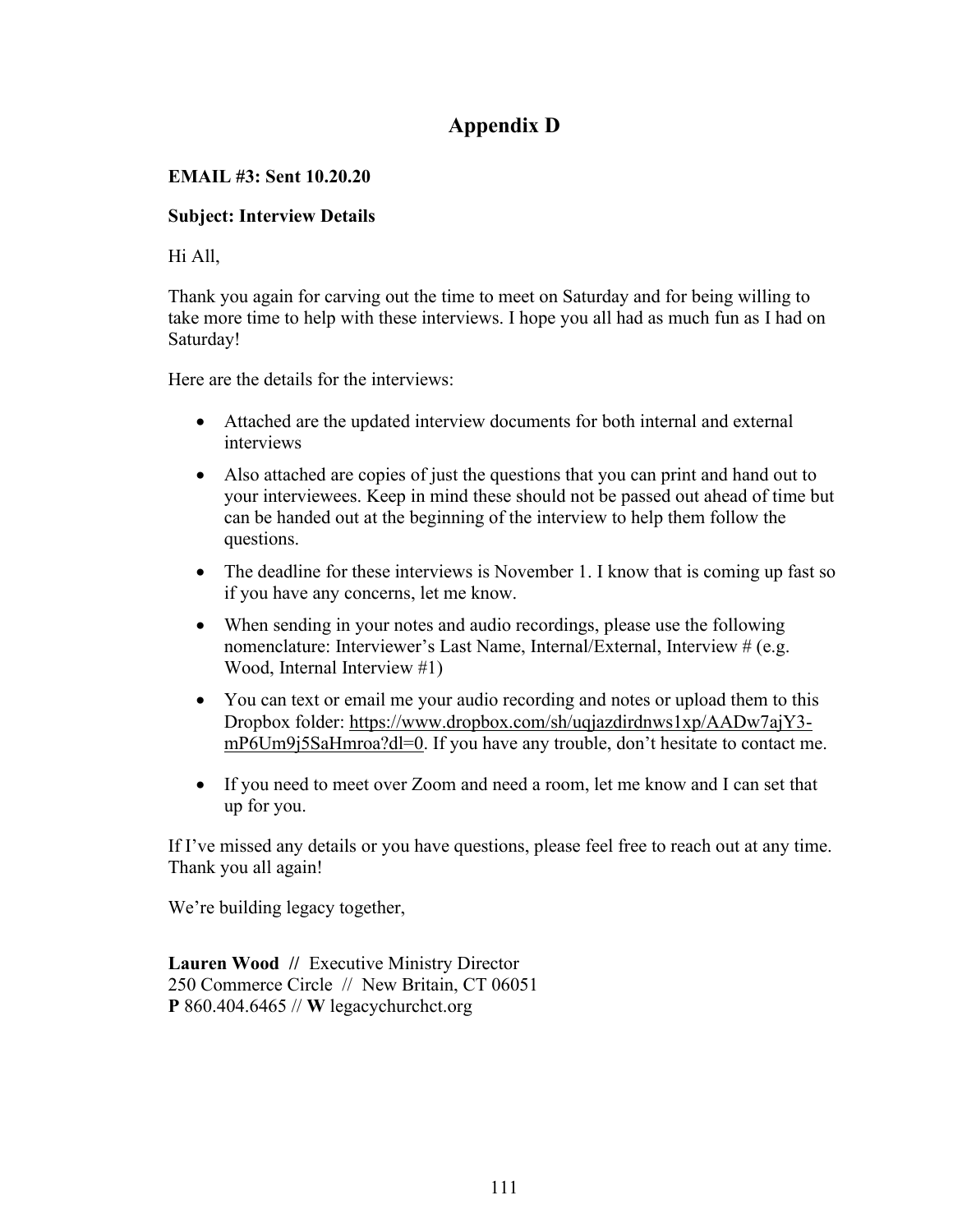# Appendix D

**EMAIL #3: Sent 10.20.20**

**Subject: Interview Details**

Hi All,

Thank you again for carving out the time to meet on Saturday and for being willing to take more time to help with these interviews. I hope you all had as much fun as I had on Saturday!

Here are the details for the interviews:

- Attached are the updated interview documents for both internal and external interviews
- Also attached are copies of just the questions that you can print and hand out to your interviewees. Keep in mind these should not be passed out ahead of time but can be handed out at the beginning of the interview to help them follow the questions.
- The deadline for these interviews is November 1. I know that is coming up fast so if you have any concerns, let me know.
- When sending in your notes and audio recordings, please use the following nomenclature: Interviewer's Last Name, Internal/External, Interview # (e.g. Wood, Internal Interview #1)
- You can text or email me your audio recording and notes or upload them to this Dropbox folder: https://www.dropbox.com/sh/uqjazdirdnws1xp/AADw7ajY3-mP6Um9j5SaHmroa?dl=0. If you have any trouble, don't hesitate to contact me.
- If you need to meet over Zoom and need a room, let me know and I can set that up for you.

If I've missed any details or you have questions, please feel free to reach out at any time. Thank you all again!

We're building legacy together,

**Lauren Wood //** Executive Ministry Director
250 Commerce Circle // New Britain, CT 06051
**P** 860.404.6465 // **W** legacychurchct.org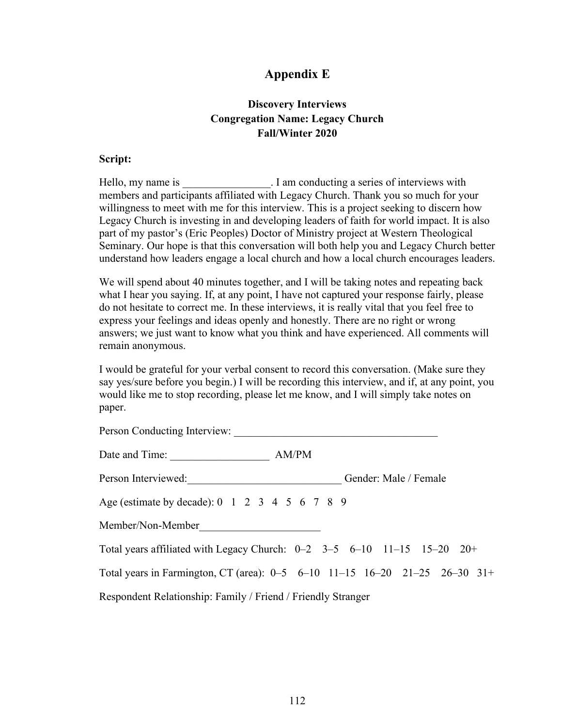# Appendix E

## Discovery Interviews
## Congregation Name: Legacy Church
## Fall/Winter 2020

**Script:**

Hello, my name is ________________. I am conducting a series of interviews with members and participants affiliated with Legacy Church. Thank you so much for your willingness to meet with me for this interview. This is a project seeking to discern how Legacy Church is investing in and developing leaders of faith for world impact. It is also part of my pastor's (Eric Peoples) Doctor of Ministry project at Western Theological Seminary. Our hope is that this conversation will both help you and Legacy Church better understand how leaders engage a local church and how a local church encourages leaders.

We will spend about 40 minutes together, and I will be taking notes and repeating back what I hear you saying. If, at any point, I have not captured your response fairly, please do not hesitate to correct me. In these interviews, it is really vital that you feel free to express your feelings and ideas openly and honestly. There are no right or wrong answers; we just want to know what you think and have experienced. All comments will remain anonymous.

I would be grateful for your verbal consent to record this conversation. (Make sure they say yes/sure before you begin.) I will be recording this interview, and if, at any point, you would like me to stop recording, please let me know, and I will simply take notes on paper.

Person Conducting Interview: ______________________________________

Date and Time: __________________ AM/PM

Person Interviewed:____________________________ Gender: Male / Female

Age (estimate by decade): 0 1 2 3 4 5 6 7 8 9

Member/Non-Member______________________

Total years affiliated with Legacy Church: 0–2 3–5 6–10 11–15 15–20 20+

Total years in Farmington, CT (area): 0–5 6–10 11–15 16–20 21–25 26–30 31+

Respondent Relationship: Family / Friend / Friendly Stranger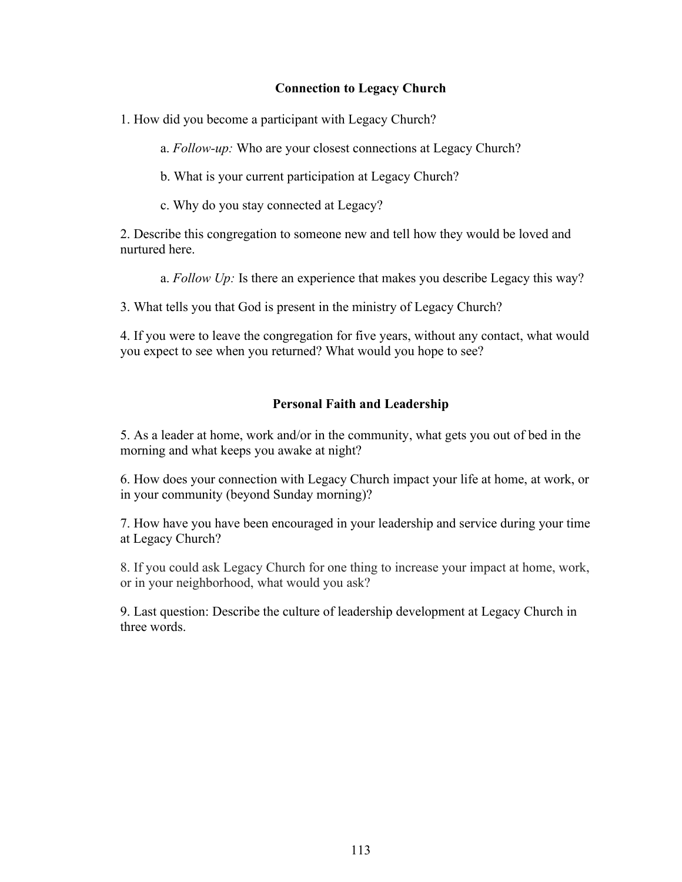## Connection to Legacy Church

1. How did you become a participant with Legacy Church?

   a. *Follow-up:* Who are your closest connections at Legacy Church?

   b. What is your current participation at Legacy Church?

   c. Why do you stay connected at Legacy?

2. Describe this congregation to someone new and tell how they would be loved and nurtured here.

   a. *Follow Up:* Is there an experience that makes you describe Legacy this way?

3. What tells you that God is present in the ministry of Legacy Church?

4. If you were to leave the congregation for five years, without any contact, what would you expect to see when you returned? What would you hope to see?

## Personal Faith and Leadership

5. As a leader at home, work and/or in the community, what gets you out of bed in the morning and what keeps you awake at night?

6. How does your connection with Legacy Church impact your life at home, at work, or in your community (beyond Sunday morning)?

7. How have you have been encouraged in your leadership and service during your time at Legacy Church?

8. If you could ask Legacy Church for one thing to increase your impact at home, work, or in your neighborhood, what would you ask?

9. Last question: Describe the culture of leadership development at Legacy Church in three words.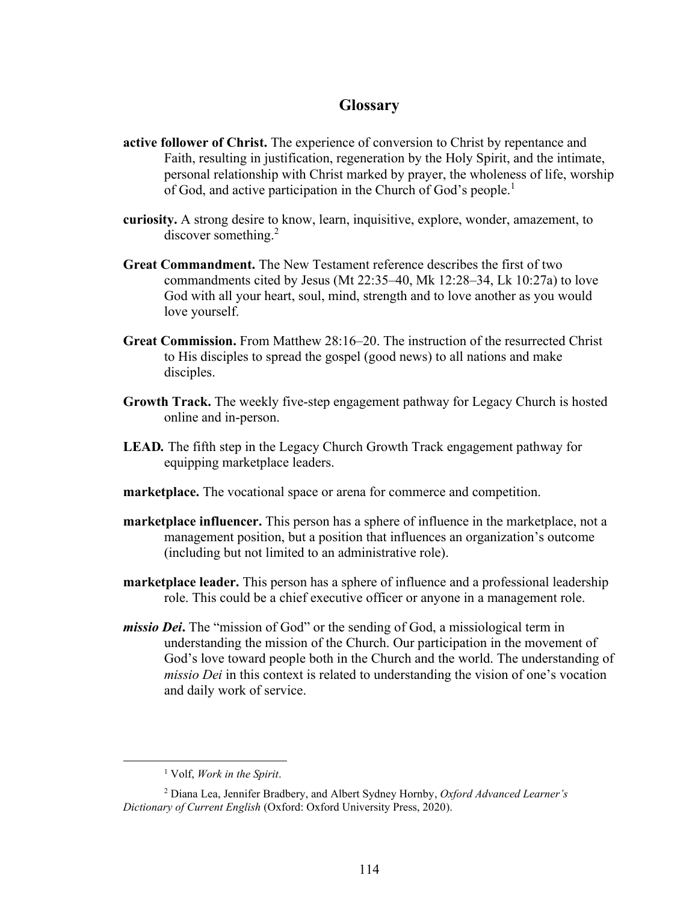## Glossary

**active follower of Christ.** The experience of conversion to Christ by repentance and Faith, resulting in justification, regeneration by the Holy Spirit, and the intimate, personal relationship with Christ marked by prayer, the wholeness of life, worship of God, and active participation in the Church of God's people.[1]

**curiosity.** A strong desire to know, learn, inquisitive, explore, wonder, amazement, to discover something.[2]

**Great Commandment.** The New Testament reference describes the first of two commandments cited by Jesus (Mt 22:35–40, Mk 12:28–34, Lk 10:27a) to love God with all your heart, soul, mind, strength and to love another as you would love yourself.

**Great Commission.** From Matthew 28:16–20. The instruction of the resurrected Christ to His disciples to spread the gospel (good news) to all nations and make disciples.

**Growth Track.** The weekly five-step engagement pathway for Legacy Church is hosted online and in-person.

**LEAD.** The fifth step in the Legacy Church Growth Track engagement pathway for equipping marketplace leaders.

**marketplace.** The vocational space or arena for commerce and competition.

**marketplace influencer.** This person has a sphere of influence in the marketplace, not a management position, but a position that influences an organization's outcome (including but not limited to an administrative role).

**marketplace leader.** This person has a sphere of influence and a professional leadership role. This could be a chief executive officer or anyone in a management role.

***missio Dei*.** The "mission of God" or the sending of God, a missiological term in understanding the mission of the Church. Our participation in the movement of God's love toward people both in the Church and the world. The understanding of *missio Dei* in this context is related to understanding the vision of one's vocation and daily work of service.

---

[1] Volf, *Work in the Spirit*.

[2] Diana Lea, Jennifer Bradbery, and Albert Sydney Hornby, *Oxford Advanced Learner's Dictionary of Current English* (Oxford: Oxford University Press, 2020).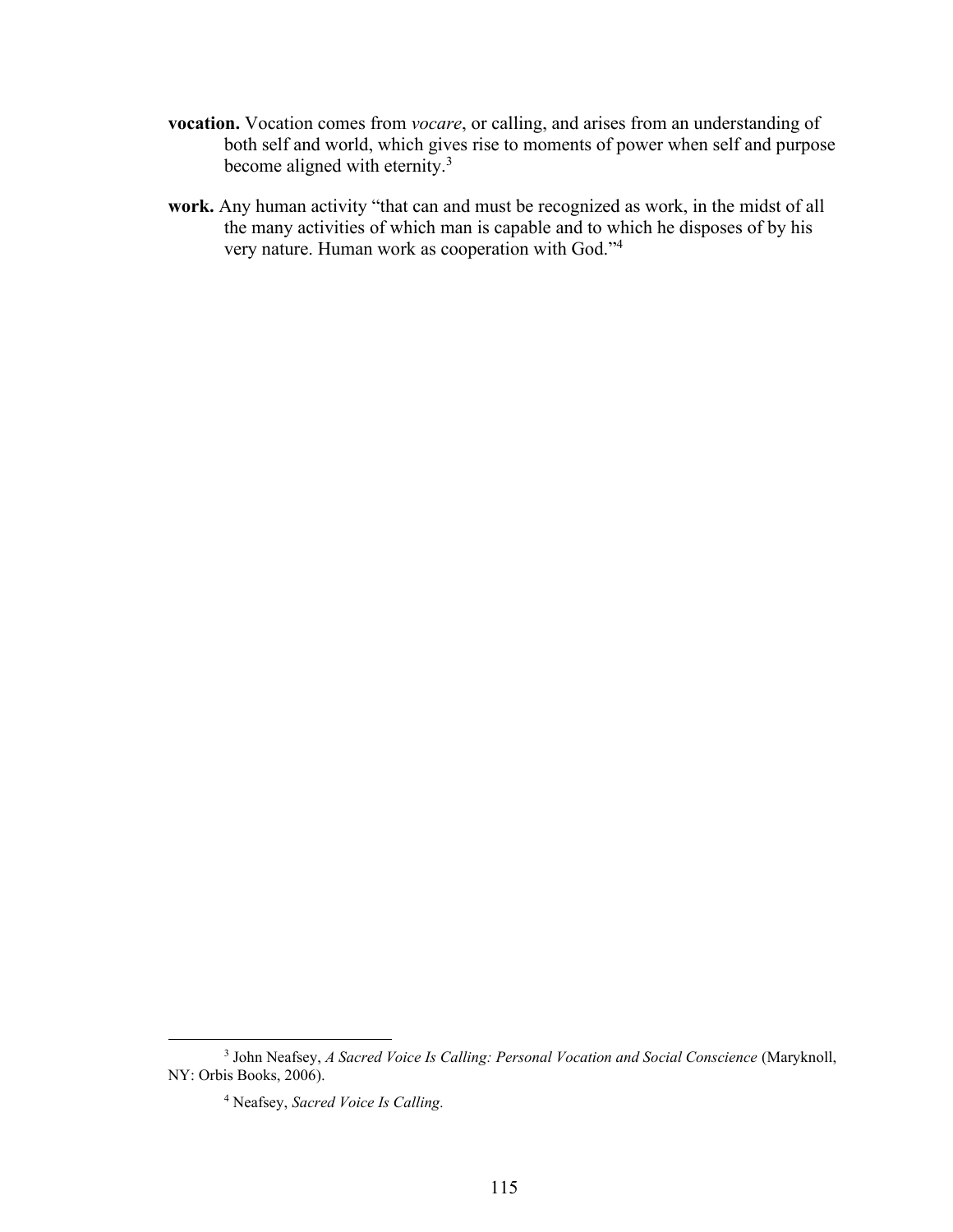**vocation.** Vocation comes from *vocare*, or calling, and arises from an understanding of both self and world, which gives rise to moments of power when self and purpose become aligned with eternity.[3]

**work.** Any human activity "that can and must be recognized as work, in the midst of all the many activities of which man is capable and to which he disposes of by his very nature. Human work as cooperation with God."[4]

---

[3] John Neafsey, *A Sacred Voice Is Calling: Personal Vocation and Social Conscience* (Maryknoll, NY: Orbis Books, 2006).

[4] Neafsey, *Sacred Voice Is Calling.*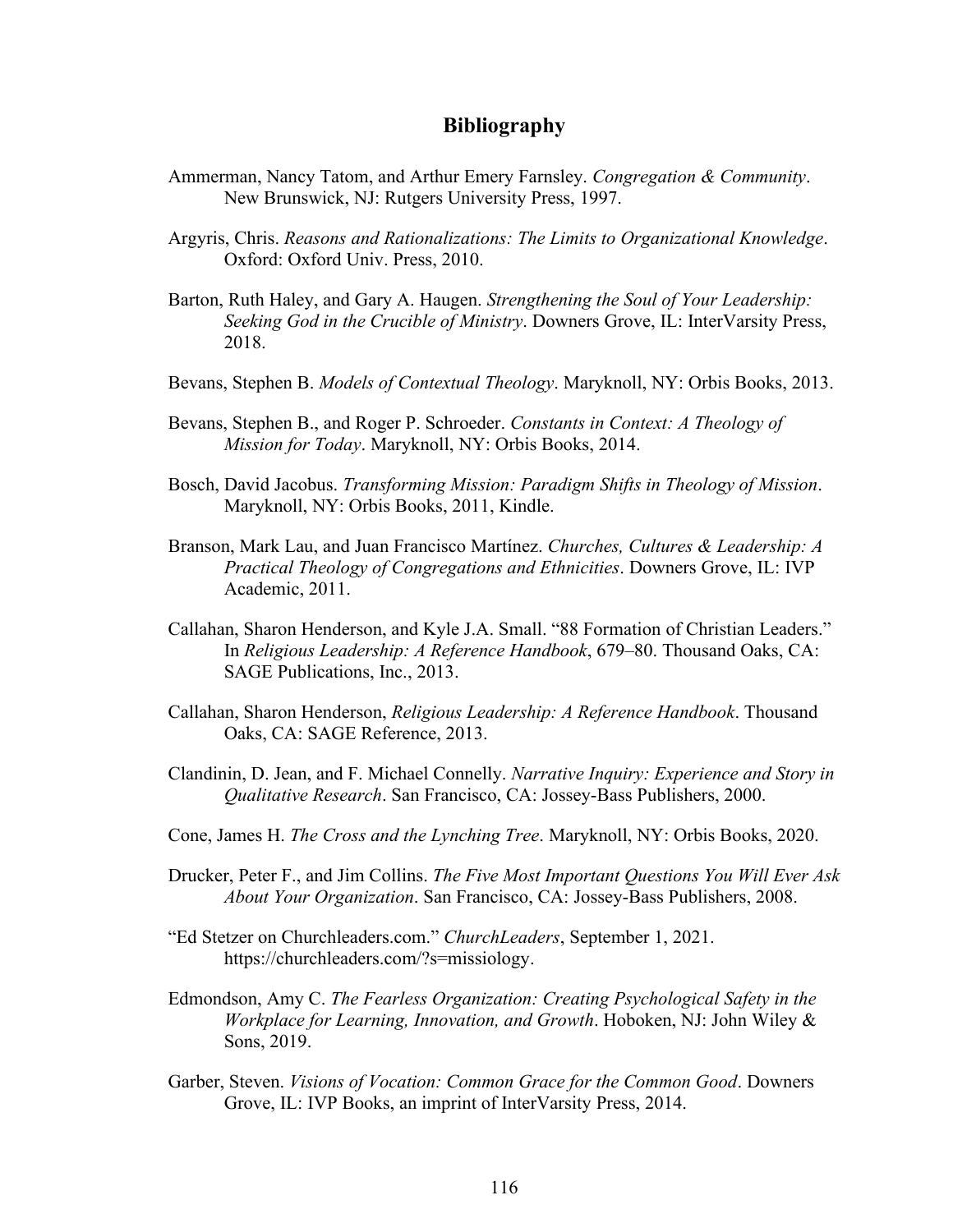# Bibliography

Ammerman, Nancy Tatom, and Arthur Emery Farnsley. *Congregation & Community*. New Brunswick, NJ: Rutgers University Press, 1997.

Argyris, Chris. *Reasons and Rationalizations: The Limits to Organizational Knowledge*. Oxford: Oxford Univ. Press, 2010.

Barton, Ruth Haley, and Gary A. Haugen. *Strengthening the Soul of Your Leadership: Seeking God in the Crucible of Ministry*. Downers Grove, IL: InterVarsity Press, 2018.

Bevans, Stephen B. *Models of Contextual Theology*. Maryknoll, NY: Orbis Books, 2013.

Bevans, Stephen B., and Roger P. Schroeder. *Constants in Context: A Theology of Mission for Today*. Maryknoll, NY: Orbis Books, 2014.

Bosch, David Jacobus. *Transforming Mission: Paradigm Shifts in Theology of Mission*. Maryknoll, NY: Orbis Books, 2011, Kindle.

Branson, Mark Lau, and Juan Francisco Martínez. *Churches, Cultures & Leadership: A Practical Theology of Congregations and Ethnicities*. Downers Grove, IL: IVP Academic, 2011.

Callahan, Sharon Henderson, and Kyle J.A. Small. "88 Formation of Christian Leaders." In *Religious Leadership: A Reference Handbook*, 679–80. Thousand Oaks, CA: SAGE Publications, Inc., 2013.

Callahan, Sharon Henderson, *Religious Leadership: A Reference Handbook*. Thousand Oaks, CA: SAGE Reference, 2013.

Clandinin, D. Jean, and F. Michael Connelly. *Narrative Inquiry: Experience and Story in Qualitative Research*. San Francisco, CA: Jossey-Bass Publishers, 2000.

Cone, James H. *The Cross and the Lynching Tree*. Maryknoll, NY: Orbis Books, 2020.

Drucker, Peter F., and Jim Collins. *The Five Most Important Questions You Will Ever Ask About Your Organization*. San Francisco, CA: Jossey-Bass Publishers, 2008.

"Ed Stetzer on Churchleaders.com." *ChurchLeaders*, September 1, 2021. https://churchleaders.com/?s=missiology.

Edmondson, Amy C. *The Fearless Organization: Creating Psychological Safety in the Workplace for Learning, Innovation, and Growth*. Hoboken, NJ: John Wiley & Sons, 2019.

Garber, Steven. *Visions of Vocation: Common Grace for the Common Good*. Downers Grove, IL: IVP Books, an imprint of InterVarsity Press, 2014.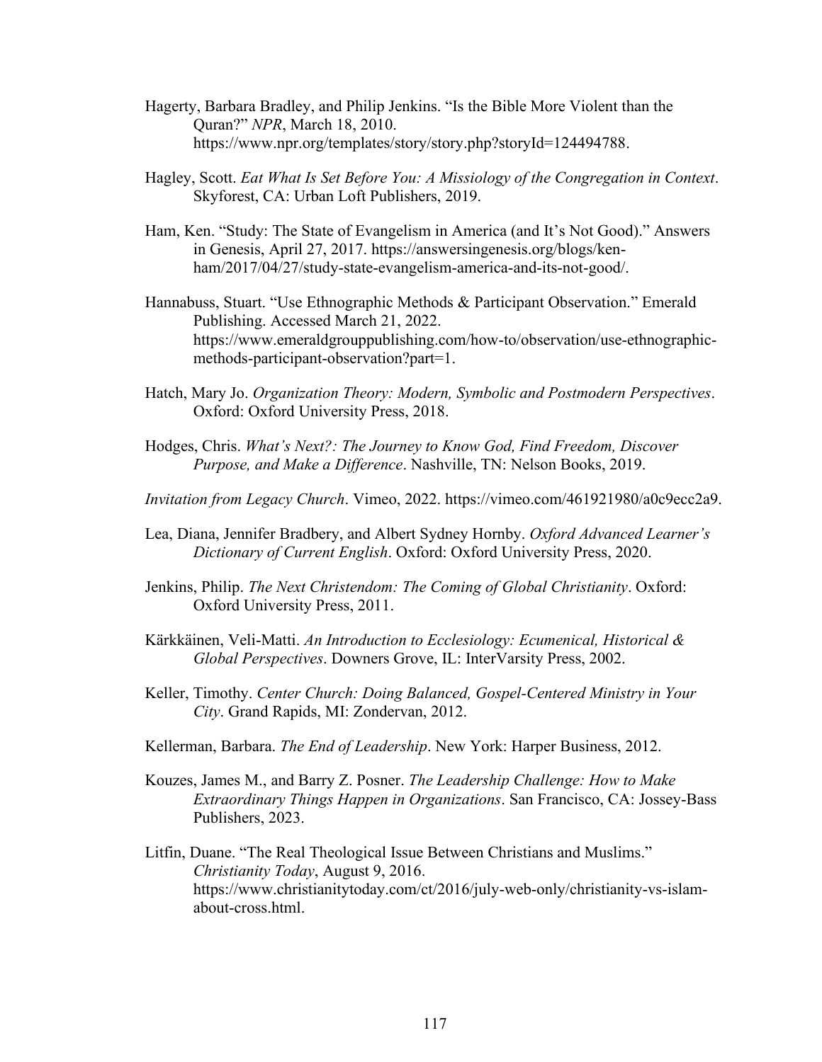Hagerty, Barbara Bradley, and Philip Jenkins. "Is the Bible More Violent than the Quran?" *NPR*, March 18, 2010. https://www.npr.org/templates/story/story.php?storyId=124494788.

Hagley, Scott. *Eat What Is Set Before You: A Missiology of the Congregation in Context*. Skyforest, CA: Urban Loft Publishers, 2019.

Ham, Ken. "Study: The State of Evangelism in America (and It's Not Good)." Answers in Genesis, April 27, 2017. https://answersingenesis.org/blogs/ken-ham/2017/04/27/study-state-evangelism-america-and-its-not-good/.

Hannabuss, Stuart. "Use Ethnographic Methods & Participant Observation." Emerald Publishing. Accessed March 21, 2022. https://www.emeraldgrouppublishing.com/how-to/observation/use-ethnographic-methods-participant-observation?part=1.

Hatch, Mary Jo. *Organization Theory: Modern, Symbolic and Postmodern Perspectives*. Oxford: Oxford University Press, 2018.

Hodges, Chris. *What's Next?: The Journey to Know God, Find Freedom, Discover Purpose, and Make a Difference*. Nashville, TN: Nelson Books, 2019.

*Invitation from Legacy Church*. Vimeo, 2022. https://vimeo.com/461921980/a0c9ecc2a9.

Lea, Diana, Jennifer Bradbery, and Albert Sydney Hornby. *Oxford Advanced Learner's Dictionary of Current English*. Oxford: Oxford University Press, 2020.

Jenkins, Philip. *The Next Christendom: The Coming of Global Christianity*. Oxford: Oxford University Press, 2011.

Kärkkäinen, Veli-Matti. *An Introduction to Ecclesiology: Ecumenical, Historical & Global Perspectives*. Downers Grove, IL: InterVarsity Press, 2002.

Keller, Timothy. *Center Church: Doing Balanced, Gospel-Centered Ministry in Your City*. Grand Rapids, MI: Zondervan, 2012.

Kellerman, Barbara. *The End of Leadership*. New York: Harper Business, 2012.

Kouzes, James M., and Barry Z. Posner. *The Leadership Challenge: How to Make Extraordinary Things Happen in Organizations*. San Francisco, CA: Jossey-Bass Publishers, 2023.

Litfin, Duane. "The Real Theological Issue Between Christians and Muslims." *Christianity Today*, August 9, 2016. https://www.christianitytoday.com/ct/2016/july-web-only/christianity-vs-islam-about-cross.html.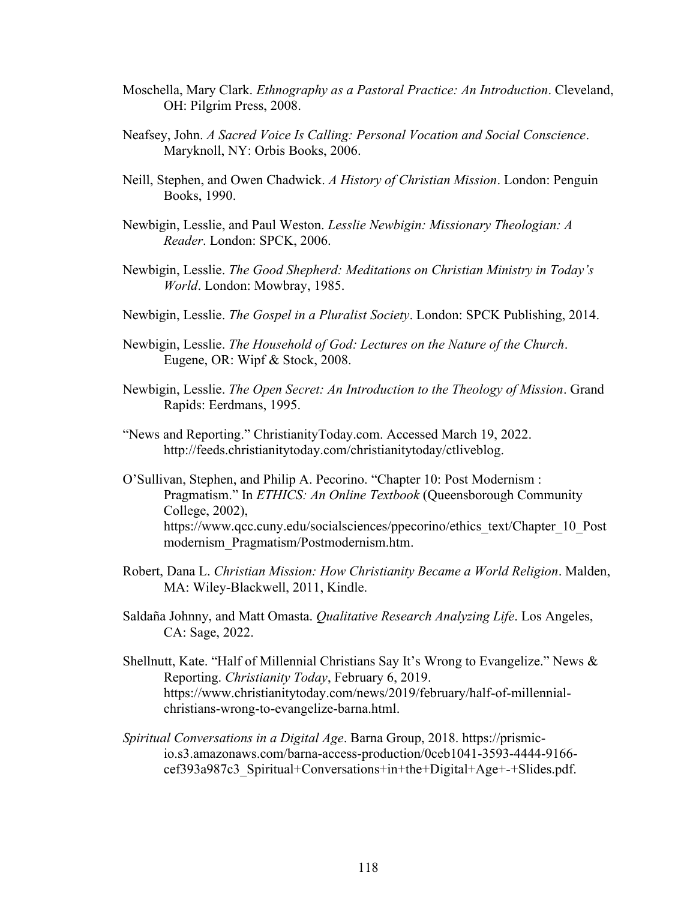Moschella, Mary Clark. *Ethnography as a Pastoral Practice: An Introduction*. Cleveland, OH: Pilgrim Press, 2008.

Neafsey, John. *A Sacred Voice Is Calling: Personal Vocation and Social Conscience*. Maryknoll, NY: Orbis Books, 2006.

Neill, Stephen, and Owen Chadwick. *A History of Christian Mission*. London: Penguin Books, 1990.

Newbigin, Lesslie, and Paul Weston. *Lesslie Newbigin: Missionary Theologian: A Reader*. London: SPCK, 2006.

Newbigin, Lesslie. *The Good Shepherd: Meditations on Christian Ministry in Today's World*. London: Mowbray, 1985.

Newbigin, Lesslie. *The Gospel in a Pluralist Society*. London: SPCK Publishing, 2014.

Newbigin, Lesslie. *The Household of God: Lectures on the Nature of the Church*. Eugene, OR: Wipf & Stock, 2008.

Newbigin, Lesslie. *The Open Secret: An Introduction to the Theology of Mission*. Grand Rapids: Eerdmans, 1995.

"News and Reporting." ChristianityToday.com. Accessed March 19, 2022. http://feeds.christianitytoday.com/christianitytoday/ctliveblog.

O'Sullivan, Stephen, and Philip A. Pecorino. "Chapter 10: Post Modernism : Pragmatism." In *ETHICS: An Online Textbook* (Queensborough Community College, 2002), https://www.qcc.cuny.edu/socialsciences/ppecorino/ethics_text/Chapter_10_Postmodernism_Pragmatism/Postmodernism.htm.

Robert, Dana L. *Christian Mission: How Christianity Became a World Religion*. Malden, MA: Wiley-Blackwell, 2011, Kindle.

Saldaña Johnny, and Matt Omasta. *Qualitative Research Analyzing Life*. Los Angeles, CA: Sage, 2022.

Shellnutt, Kate. "Half of Millennial Christians Say It's Wrong to Evangelize." News & Reporting. *Christianity Today*, February 6, 2019. https://www.christianitytoday.com/news/2019/february/half-of-millennial-christians-wrong-to-evangelize-barna.html.

*Spiritual Conversations in a Digital Age*. Barna Group, 2018. https://prismic-io.s3.amazonaws.com/barna-access-production/0ceb1041-3593-4444-9166-cef393a987c3_Spiritual+Conversations+in+the+Digital+Age+-+Slides.pdf.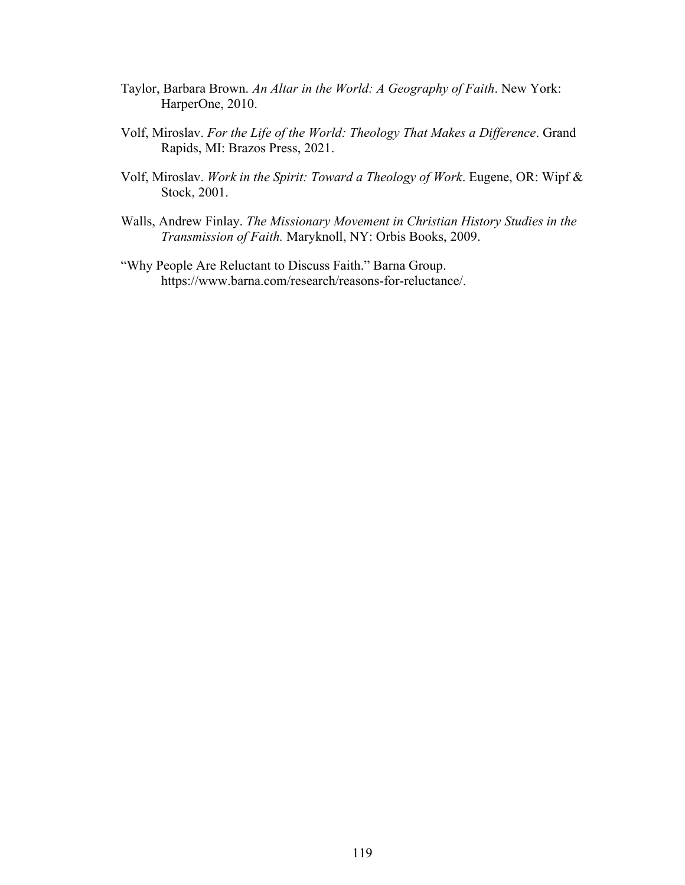Taylor, Barbara Brown. *An Altar in the World: A Geography of Faith*. New York: HarperOne, 2010.

Volf, Miroslav. *For the Life of the World: Theology That Makes a Difference*. Grand Rapids, MI: Brazos Press, 2021.

Volf, Miroslav. *Work in the Spirit: Toward a Theology of Work*. Eugene, OR: Wipf & Stock, 2001.

Walls, Andrew Finlay. *The Missionary Movement in Christian History Studies in the Transmission of Faith.* Maryknoll, NY: Orbis Books, 2009.

"Why People Are Reluctant to Discuss Faith." Barna Group. https://www.barna.com/research/reasons-for-reluctance/.